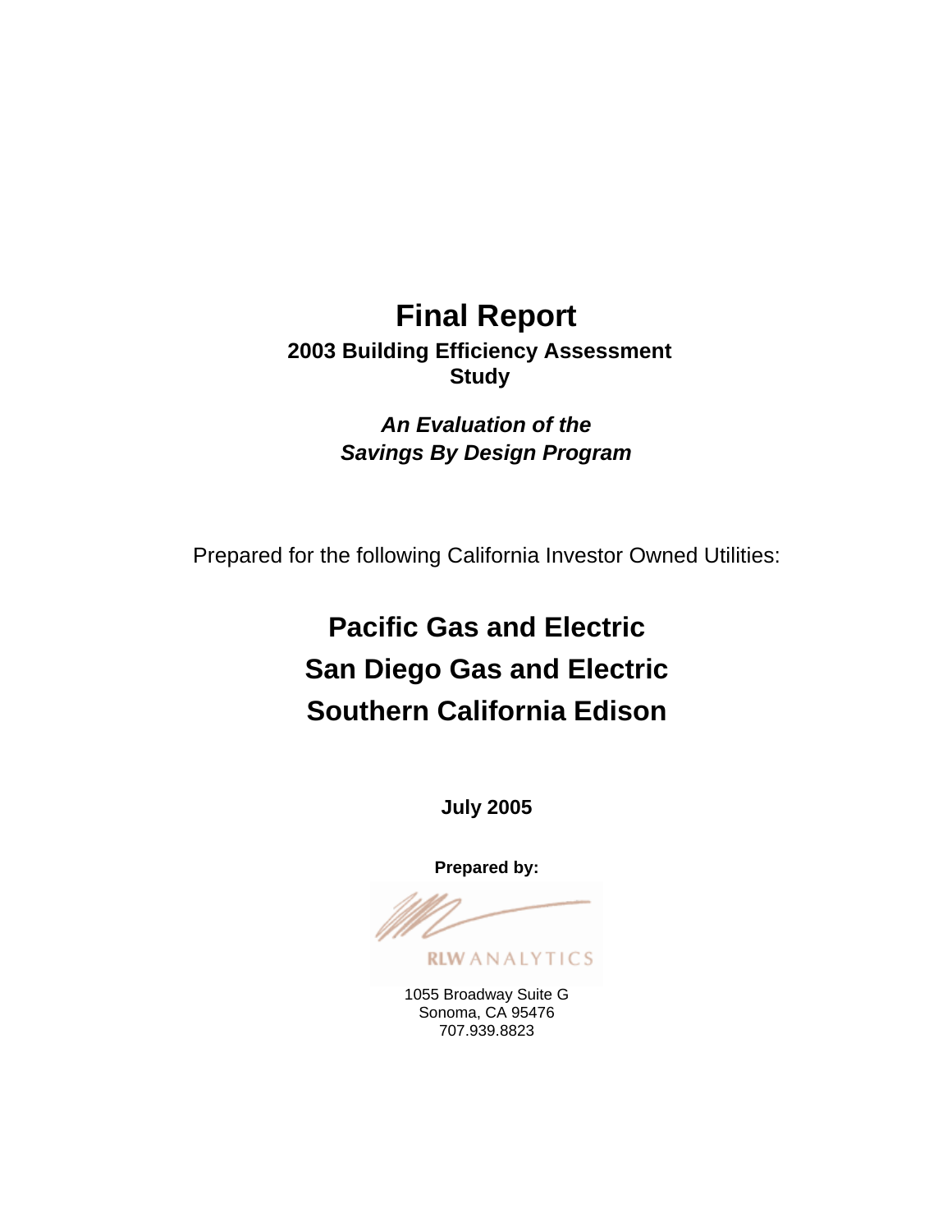# Final Report

**2003 Building Efficiency Assessment Study**

***An Evaluation of the Savings By Design Program***

Prepared for the following California Investor Owned Utilities:

## Pacific Gas and Electric
## San Diego Gas and Electric
## Southern California Edison

**July 2005**

**Prepared by:**

RLW ANALYTICS

1055 Broadway Suite G
Sonoma, CA 95476
707.939.8823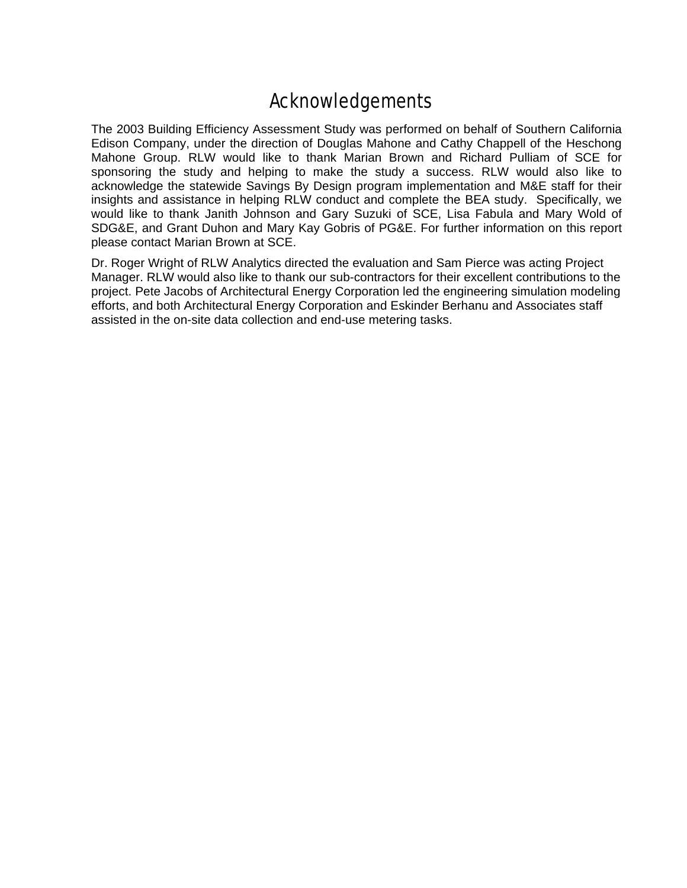# Acknowledgements

The 2003 Building Efficiency Assessment Study was performed on behalf of Southern California Edison Company, under the direction of Douglas Mahone and Cathy Chappell of the Heschong Mahone Group. RLW would like to thank Marian Brown and Richard Pulliam of SCE for sponsoring the study and helping to make the study a success. RLW would also like to acknowledge the statewide Savings By Design program implementation and M&E staff for their insights and assistance in helping RLW conduct and complete the BEA study. Specifically, we would like to thank Janith Johnson and Gary Suzuki of SCE, Lisa Fabula and Mary Wold of SDG&E, and Grant Duhon and Mary Kay Gobris of PG&E. For further information on this report please contact Marian Brown at SCE.

Dr. Roger Wright of RLW Analytics directed the evaluation and Sam Pierce was acting Project Manager. RLW would also like to thank our sub-contractors for their excellent contributions to the project. Pete Jacobs of Architectural Energy Corporation led the engineering simulation modeling efforts, and both Architectural Energy Corporation and Eskinder Berhanu and Associates staff assisted in the on-site data collection and end-use metering tasks.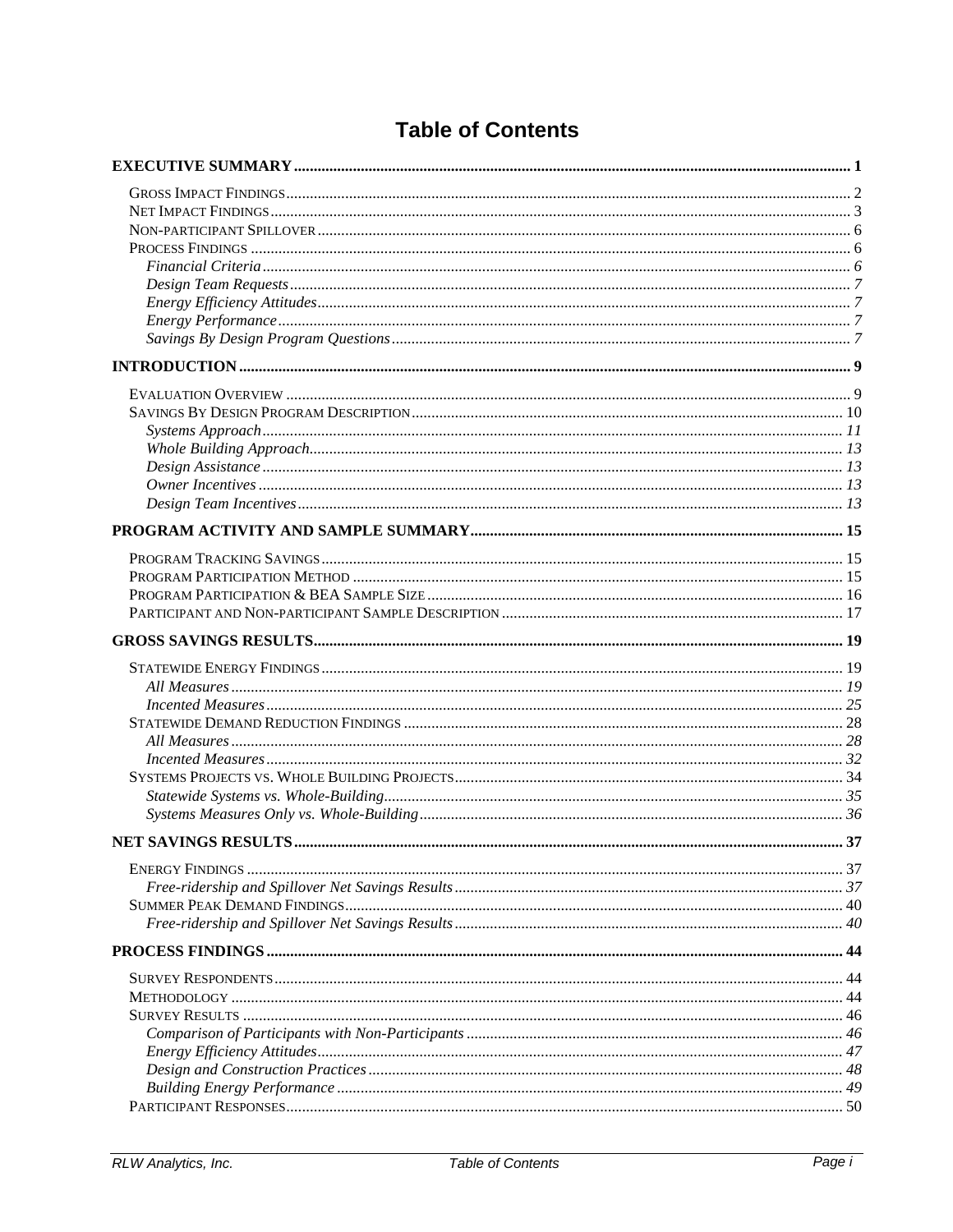# Table of Contents

**EXECUTIVE SUMMARY** ........ 1

- GROSS IMPACT FINDINGS ........ 2
- NET IMPACT FINDINGS ........ 3
- NON-PARTICIPANT SPILLOVER ........ 6
- PROCESS FINDINGS ........ 6
  - *Financial Criteria* ........ *6*
  - *Design Team Requests* ........ *7*
  - *Energy Efficiency Attitudes* ........ *7*
  - *Energy Performance* ........ *7*
  - *Savings By Design Program Questions* ........ *7*

**INTRODUCTION** ........ 9

- EVALUATION OVERVIEW ........ 9
- SAVINGS BY DESIGN PROGRAM DESCRIPTION ........ 10
  - *Systems Approach* ........ *11*
  - *Whole Building Approach* ........ *13*
  - *Design Assistance* ........ *13*
  - *Owner Incentives* ........ *13*
  - *Design Team Incentives* ........ *13*

**PROGRAM ACTIVITY AND SAMPLE SUMMARY** ........ 15

- PROGRAM TRACKING SAVINGS ........ 15
- PROGRAM PARTICIPATION METHOD ........ 15
- PROGRAM PARTICIPATION & BEA SAMPLE SIZE ........ 16
- PARTICIPANT AND NON-PARTICIPANT SAMPLE DESCRIPTION ........ 17

**GROSS SAVINGS RESULTS** ........ 19

- STATEWIDE ENERGY FINDINGS ........ 19
  - *All Measures* ........ *19*
  - *Incented Measures* ........ *25*
- STATEWIDE DEMAND REDUCTION FINDINGS ........ 28
  - *All Measures* ........ *28*
  - *Incented Measures* ........ *32*
- SYSTEMS PROJECTS VS. WHOLE BUILDING PROJECTS ........ 34
  - *Statewide Systems vs. Whole-Building* ........ *35*
  - *Systems Measures Only vs. Whole-Building* ........ *36*

**NET SAVINGS RESULTS** ........ 37

- ENERGY FINDINGS ........ 37
  - *Free-ridership and Spillover Net Savings Results* ........ *37*
- SUMMER PEAK DEMAND FINDINGS ........ 40
  - *Free-ridership and Spillover Net Savings Results* ........ *40*

**PROCESS FINDINGS** ........ 44

- SURVEY RESPONDENTS ........ 44
- METHODOLOGY ........ 44
- SURVEY RESULTS ........ 46
  - *Comparison of Participants with Non-Participants* ........ *46*
  - *Energy Efficiency Attitudes* ........ *47*
  - *Design and Construction Practices* ........ *48*
  - *Building Energy Performance* ........ *49*
- PARTICIPANT RESPONSES ........ 50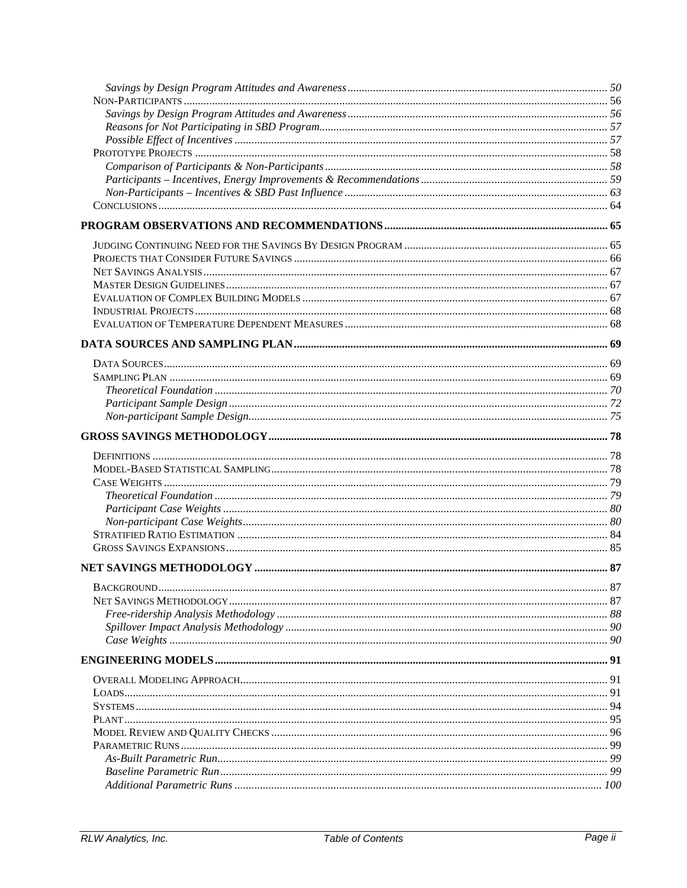*Savings by Design Program Attitudes and Awareness* ........ 50
Non-Participants ........ 56
*Savings by Design Program Attitudes and Awareness* ........ 56
*Reasons for Not Participating in SBD Program* ........ 57
*Possible Effect of Incentives* ........ 57
Prototype Projects ........ 58
*Comparison of Participants & Non-Participants* ........ 58
*Participants – Incentives, Energy Improvements & Recommendations* ........ 59
*Non-Participants – Incentives & SBD Past Influence* ........ 63
Conclusions ........ 64

**PROGRAM OBSERVATIONS AND RECOMMENDATIONS** ........ **65**

Judging Continuing Need for the Savings By Design Program ........ 65
Projects that Consider Future Savings ........ 66
Net Savings Analysis ........ 67
Master Design Guidelines ........ 67
Evaluation of Complex Building Models ........ 67
Industrial Projects ........ 68
Evaluation of Temperature Dependent Measures ........ 68

**DATA SOURCES AND SAMPLING PLAN** ........ **69**

Data Sources ........ 69
Sampling Plan ........ 69
*Theoretical Foundation* ........ 70
*Participant Sample Design* ........ 72
*Non-participant Sample Design* ........ 75

**GROSS SAVINGS METHODOLOGY** ........ **78**

Definitions ........ 78
Model-Based Statistical Sampling ........ 78
Case Weights ........ 79
*Theoretical Foundation* ........ 79
*Participant Case Weights* ........ 80
*Non-participant Case Weights* ........ 80
Stratified Ratio Estimation ........ 84
Gross Savings Expansions ........ 85

**NET SAVINGS METHODOLOGY** ........ **87**

Background ........ 87
Net Savings Methodology ........ 87
*Free-ridership Analysis Methodology* ........ 88
*Spillover Impact Analysis Methodology* ........ 90
*Case Weights* ........ 90

**ENGINEERING MODELS** ........ **91**

Overall Modeling Approach ........ 91
Loads ........ 91
Systems ........ 94
Plant ........ 95
Model Review and Quality Checks ........ 96
Parametric Runs ........ 99
*As-Built Parametric Run* ........ 99
*Baseline Parametric Run* ........ 99
*Additional Parametric Runs* ........ 100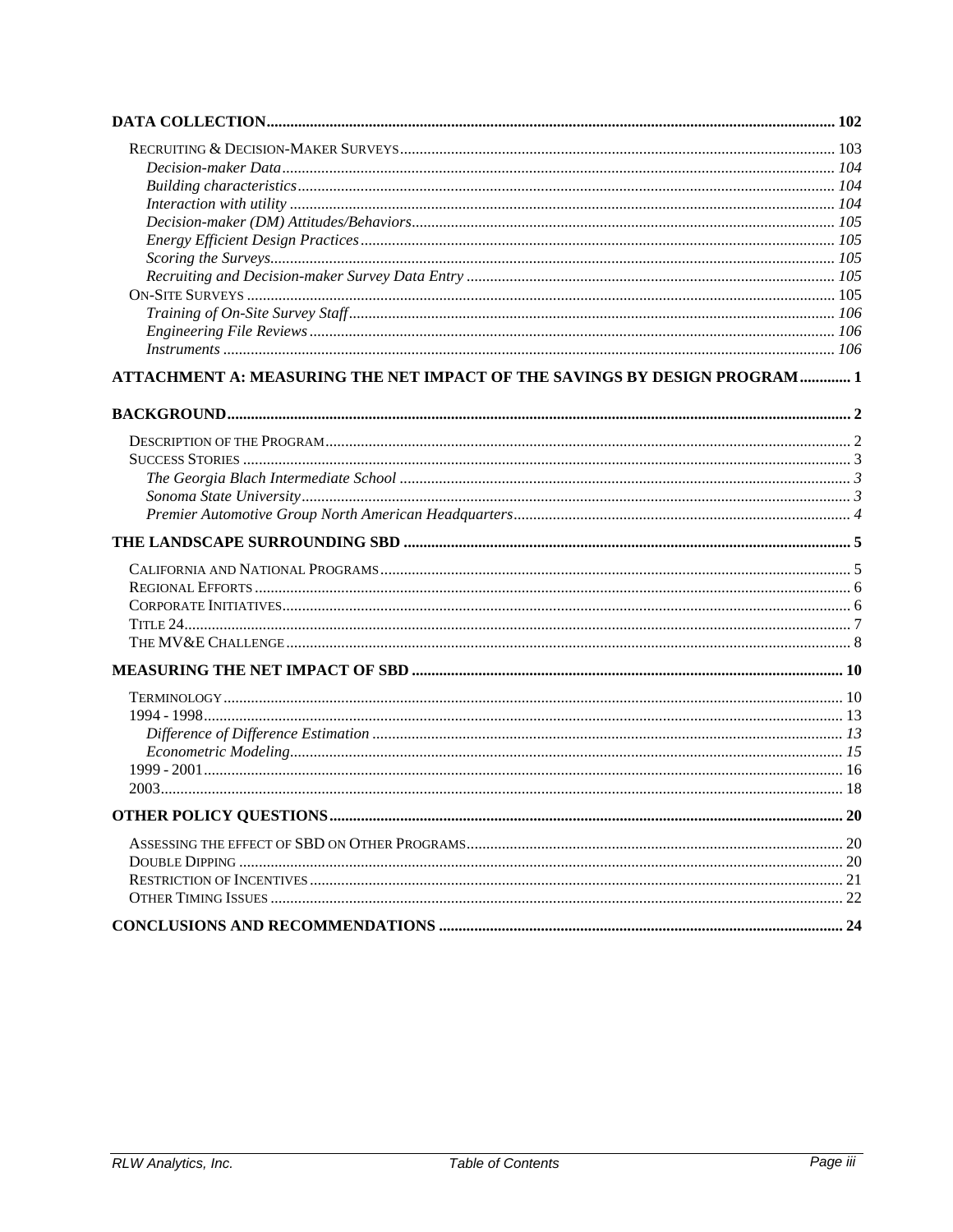**DATA COLLECTION** .......... 102

Recruiting & Decision-Maker Surveys .......... 103

*Decision-maker Data* .......... 104

*Building characteristics* .......... 104

*Interaction with utility* .......... 104

*Decision-maker (DM) Attitudes/Behaviors* .......... 105

*Energy Efficient Design Practices* .......... 105

*Scoring the Surveys* .......... 105

*Recruiting and Decision-maker Survey Data Entry* .......... 105

On-Site Surveys .......... 105

*Training of On-Site Survey Staff* .......... 106

*Engineering File Reviews* .......... 106

*Instruments* .......... 106

**ATTACHMENT A: MEASURING THE NET IMPACT OF THE SAVINGS BY DESIGN PROGRAM** .......... 1

**BACKGROUND** .......... 2

Description of the Program .......... 2

Success Stories .......... 3

*The Georgia Blach Intermediate School* .......... 3

*Sonoma State University* .......... 3

*Premier Automotive Group North American Headquarters* .......... 4

**THE LANDSCAPE SURROUNDING SBD** .......... 5

California and National Programs .......... 5

Regional Efforts .......... 6

Corporate Initiatives .......... 6

Title 24 .......... 7

The MV&E Challenge .......... 8

**MEASURING THE NET IMPACT OF SBD** .......... 10

Terminology .......... 10

1994 - 1998 .......... 13

*Difference of Difference Estimation* .......... 13

*Econometric Modeling* .......... 15

1999 - 2001 .......... 16

2003 .......... 18

**OTHER POLICY QUESTIONS** .......... 20

Assessing the effect of SBD on Other Programs .......... 20

Double Dipping .......... 20

Restriction of Incentives .......... 21

Other Timing Issues .......... 22

**CONCLUSIONS AND RECOMMENDATIONS** .......... 24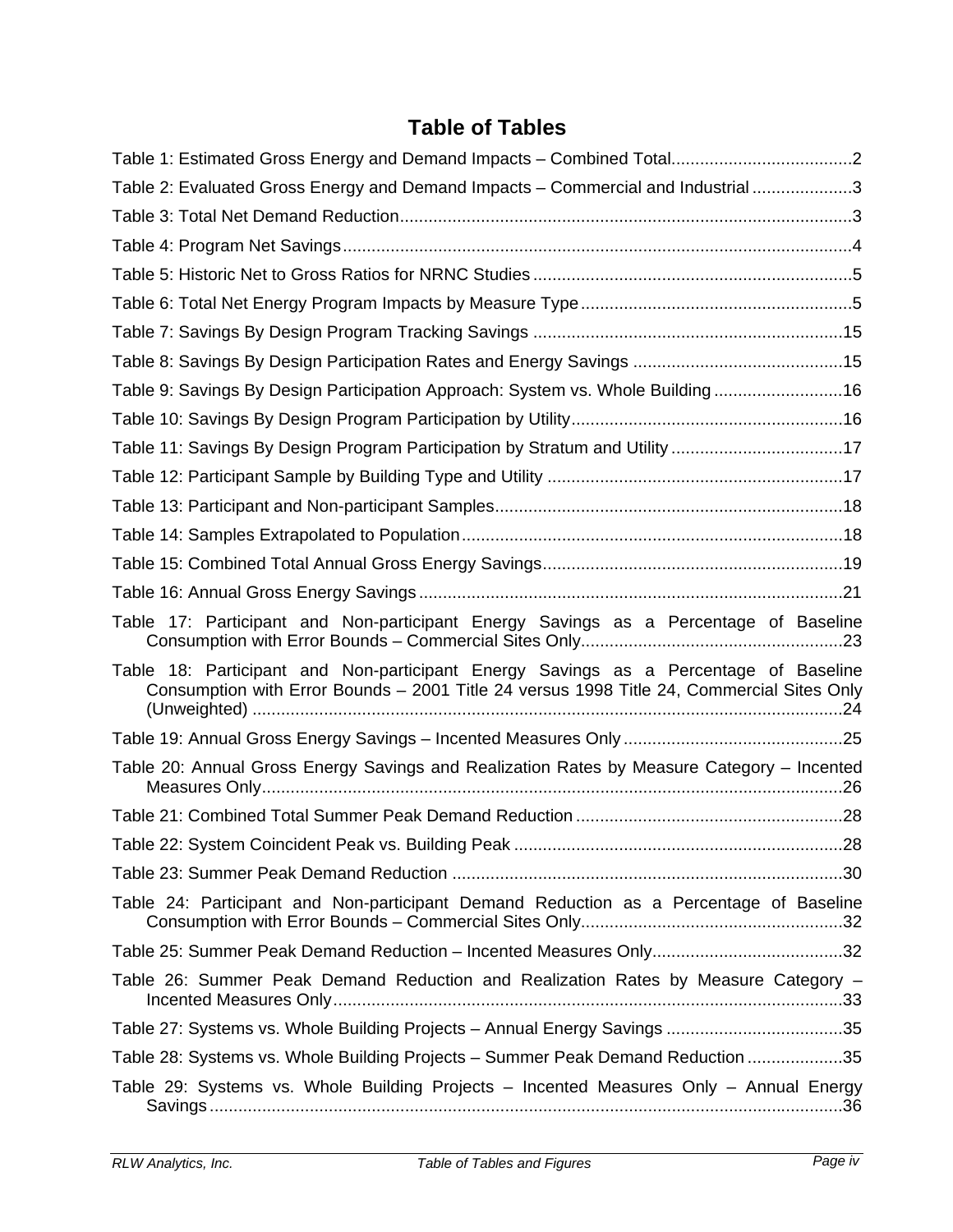# Table of Tables

Table 1: Estimated Gross Energy and Demand Impacts – Combined Total......................................2

Table 2: Evaluated Gross Energy and Demand Impacts – Commercial and Industrial .....................3

Table 3: Total Net Demand Reduction..............................................................................................3

Table 4: Program Net Savings..........................................................................................................4

Table 5: Historic Net to Gross Ratios for NRNC Studies ..................................................................5

Table 6: Total Net Energy Program Impacts by Measure Type.........................................................5

Table 7: Savings By Design Program Tracking Savings ................................................................15

Table 8: Savings By Design Participation Rates and Energy Savings ............................................15

Table 9: Savings By Design Participation Approach: System vs. Whole Building ...........................16

Table 10: Savings By Design Program Participation by Utility.........................................................16

Table 11: Savings By Design Program Participation by Stratum and Utility ....................................17

Table 12: Participant Sample by Building Type and Utility ..............................................................17

Table 13: Participant and Non-participant Samples.........................................................................18

Table 14: Samples Extrapolated to Population................................................................................18

Table 15: Combined Total Annual Gross Energy Savings...............................................................19

Table 16: Annual Gross Energy Savings .........................................................................................21

Table 17: Participant and Non-participant Energy Savings as a Percentage of Baseline Consumption with Error Bounds – Commercial Sites Only.......................................................23

Table 18: Participant and Non-participant Energy Savings as a Percentage of Baseline Consumption with Error Bounds – 2001 Title 24 versus 1998 Title 24, Commercial Sites Only (Unweighted) ...........................................................................................................................24

Table 19: Annual Gross Energy Savings – Incented Measures Only ..............................................25

Table 20: Annual Gross Energy Savings and Realization Rates by Measure Category – Incented Measures Only..........................................................................................................................26

Table 21: Combined Total Summer Peak Demand Reduction ........................................................28

Table 22: System Coincident Peak vs. Building Peak .....................................................................28

Table 23: Summer Peak Demand Reduction .................................................................................30

Table 24: Participant and Non-participant Demand Reduction as a Percentage of Baseline Consumption with Error Bounds – Commercial Sites Only.......................................................32

Table 25: Summer Peak Demand Reduction – Incented Measures Only........................................32

Table 26: Summer Peak Demand Reduction and Realization Rates by Measure Category – Incented Measures Only...........................................................................................................33

Table 27: Systems vs. Whole Building Projects – Annual Energy Savings .....................................35

Table 28: Systems vs. Whole Building Projects – Summer Peak Demand Reduction ....................35

Table 29: Systems vs. Whole Building Projects – Incented Measures Only – Annual Energy Savings.....................................................................................................................................36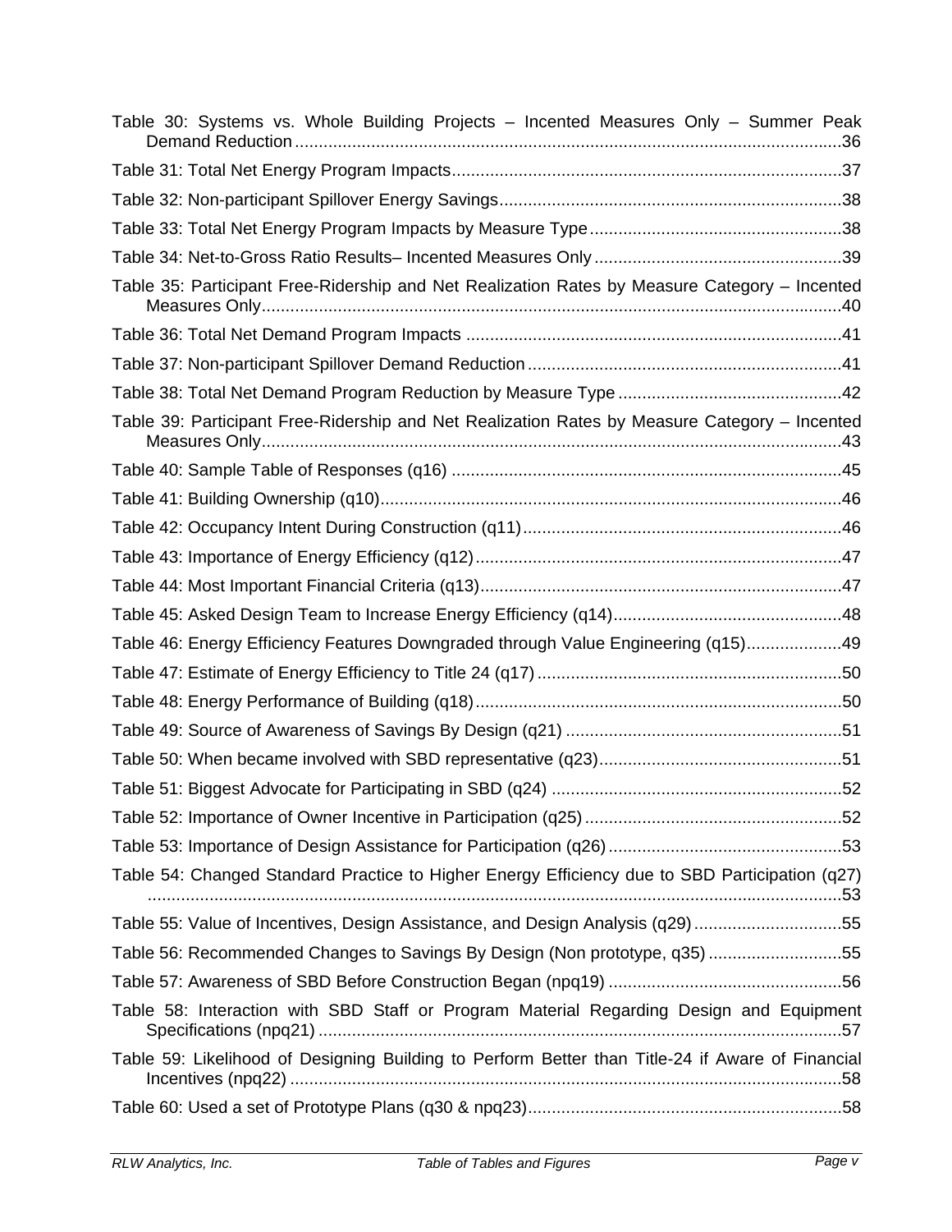Table 30: Systems vs. Whole Building Projects – Incented Measures Only – Summer Peak Demand Reduction .....36

Table 31: Total Net Energy Program Impacts .....37

Table 32: Non-participant Spillover Energy Savings .....38

Table 33: Total Net Energy Program Impacts by Measure Type .....38

Table 34: Net-to-Gross Ratio Results– Incented Measures Only .....39

Table 35: Participant Free-Ridership and Net Realization Rates by Measure Category – Incented Measures Only .....40

Table 36: Total Net Demand Program Impacts .....41

Table 37: Non-participant Spillover Demand Reduction .....41

Table 38: Total Net Demand Program Reduction by Measure Type .....42

Table 39: Participant Free-Ridership and Net Realization Rates by Measure Category – Incented Measures Only .....43

Table 40: Sample Table of Responses (q16) .....45

Table 41: Building Ownership (q10) .....46

Table 42: Occupancy Intent During Construction (q11) .....46

Table 43: Importance of Energy Efficiency (q12) .....47

Table 44: Most Important Financial Criteria (q13) .....47

Table 45: Asked Design Team to Increase Energy Efficiency (q14) .....48

Table 46: Energy Efficiency Features Downgraded through Value Engineering (q15) .....49

Table 47: Estimate of Energy Efficiency to Title 24 (q17) .....50

Table 48: Energy Performance of Building (q18) .....50

Table 49: Source of Awareness of Savings By Design (q21) .....51

Table 50: When became involved with SBD representative (q23) .....51

Table 51: Biggest Advocate for Participating in SBD (q24) .....52

Table 52: Importance of Owner Incentive in Participation (q25) .....52

Table 53: Importance of Design Assistance for Participation (q26) .....53

Table 54: Changed Standard Practice to Higher Energy Efficiency due to SBD Participation (q27) .....53

Table 55: Value of Incentives, Design Assistance, and Design Analysis (q29) .....55

Table 56: Recommended Changes to Savings By Design (Non prototype, q35) .....55

Table 57: Awareness of SBD Before Construction Began (npq19) .....56

Table 58: Interaction with SBD Staff or Program Material Regarding Design and Equipment Specifications (npq21) .....57

Table 59: Likelihood of Designing Building to Perform Better than Title-24 if Aware of Financial Incentives (npq22) .....58

Table 60: Used a set of Prototype Plans (q30 & npq23) .....58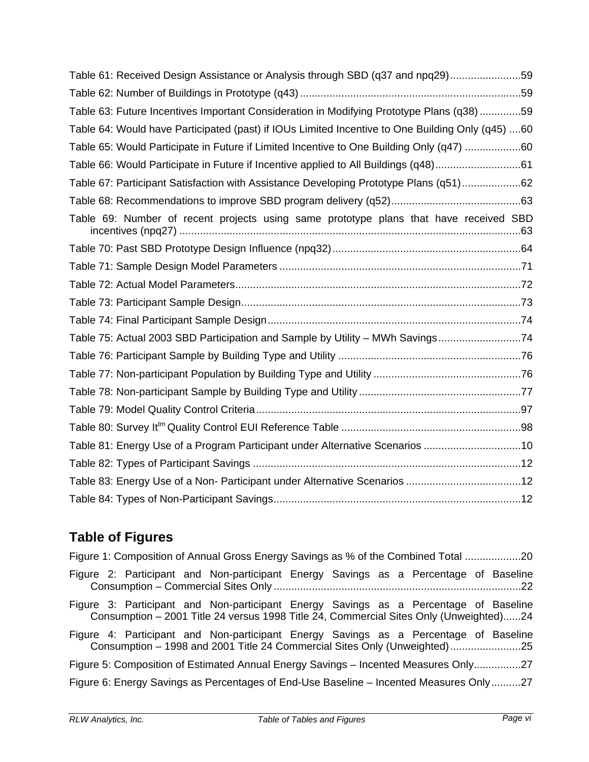Table 61: Received Design Assistance or Analysis through SBD (q37 and npq29)........................59

Table 62: Number of Buildings in Prototype (q43)...........................................................................59

Table 63: Future Incentives Important Consideration in Modifying Prototype Plans (q38)..............59

Table 64: Would have Participated (past) if IOUs Limited Incentive to One Building Only (q45) ....60

Table 65: Would Participate in Future if Limited Incentive to One Building Only (q47) ...................60

Table 66: Would Participate in Future if Incentive applied to All Buildings (q48).............................61

Table 67: Participant Satisfaction with Assistance Developing Prototype Plans (q51)....................62

Table 68: Recommendations to improve SBD program delivery (q52)............................................63

Table 69: Number of recent projects using same prototype plans that have received SBD incentives (npq27) ....................................................................................................................63

Table 70: Past SBD Prototype Design Influence (npq32)................................................................64

Table 71: Sample Design Model Parameters ..................................................................................71

Table 72: Actual Model Parameters.................................................................................................72

Table 73: Participant Sample Design...............................................................................................73

Table 74: Final Participant Sample Design......................................................................................74

Table 75: Actual 2003 SBD Participation and Sample by Utility – MWh Savings............................74

Table 76: Participant Sample by Building Type and Utility ..............................................................76

Table 77: Non-participant Population by Building Type and Utility ..................................................76

Table 78: Non-participant Sample by Building Type and Utility.......................................................77

Table 79: Model Quality Control Criteria...........................................................................................97

Table 80: Survey It[tm] Quality Control EUI Reference Table .............................................................98

Table 81: Energy Use of a Program Participant under Alternative Scenarios .................................10

Table 82: Types of Participant Savings ...........................................................................................12

Table 83: Energy Use of a Non- Participant under Alternative Scenarios .......................................12

Table 84: Types of Non-Participant Savings....................................................................................12

## Table of Figures

Figure 1: Composition of Annual Gross Energy Savings as % of the Combined Total ...................20

Figure 2: Participant and Non-participant Energy Savings as a Percentage of Baseline Consumption – Commercial Sites Only ....................................................................................22

Figure 3: Participant and Non-participant Energy Savings as a Percentage of Baseline Consumption – 2001 Title 24 versus 1998 Title 24, Commercial Sites Only (Unweighted)......24

Figure 4: Participant and Non-participant Energy Savings as a Percentage of Baseline Consumption – 1998 and 2001 Title 24 Commercial Sites Only (Unweighted)........................25

Figure 5: Composition of Estimated Annual Energy Savings – Incented Measures Only................27

Figure 6: Energy Savings as Percentages of End-Use Baseline – Incented Measures Only..........27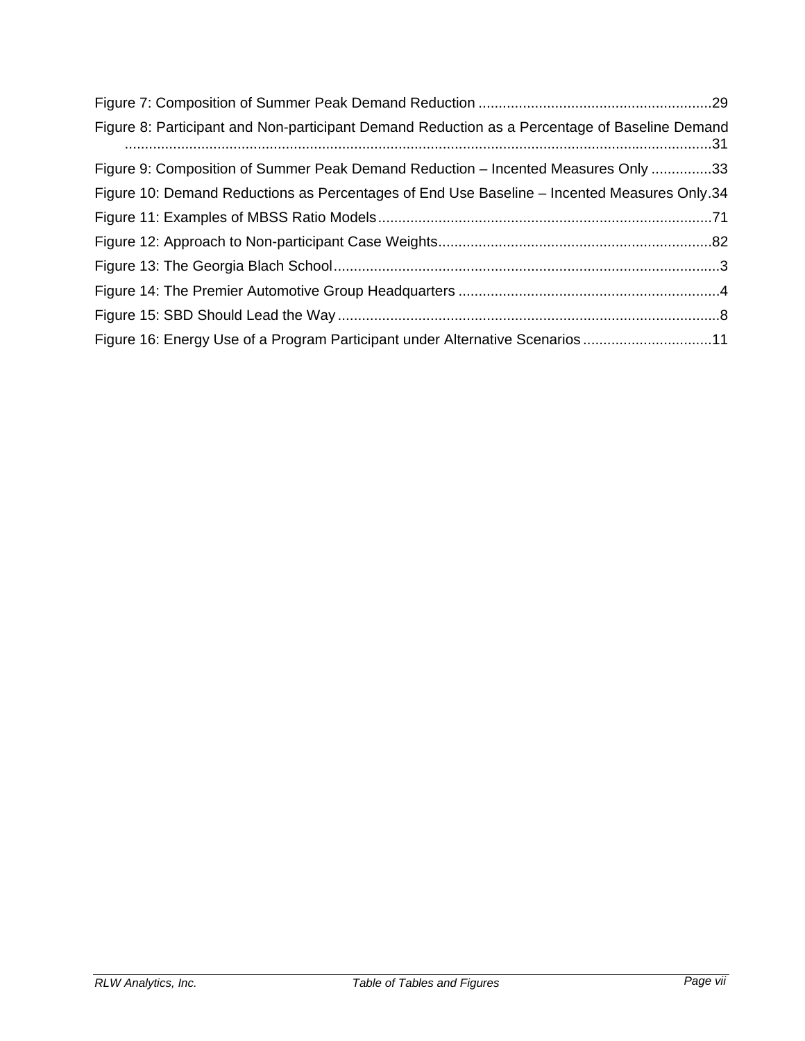Figure 7: Composition of Summer Peak Demand Reduction ..........................................................29

Figure 8: Participant and Non-participant Demand Reduction as a Percentage of Baseline Demand ..................................................................................................................................31

Figure 9: Composition of Summer Peak Demand Reduction – Incented Measures Only ...............33

Figure 10: Demand Reductions as Percentages of End Use Baseline – Incented Measures Only.34

Figure 11: Examples of MBSS Ratio Models...................................................................................71

Figure 12: Approach to Non-participant Case Weights...................................................................82

Figure 13: The Georgia Blach School................................................................................................3

Figure 14: The Premier Automotive Group Headquarters ................................................................4

Figure 15: SBD Should Lead the Way...............................................................................................8

Figure 16: Energy Use of a Program Participant under Alternative Scenarios ................................11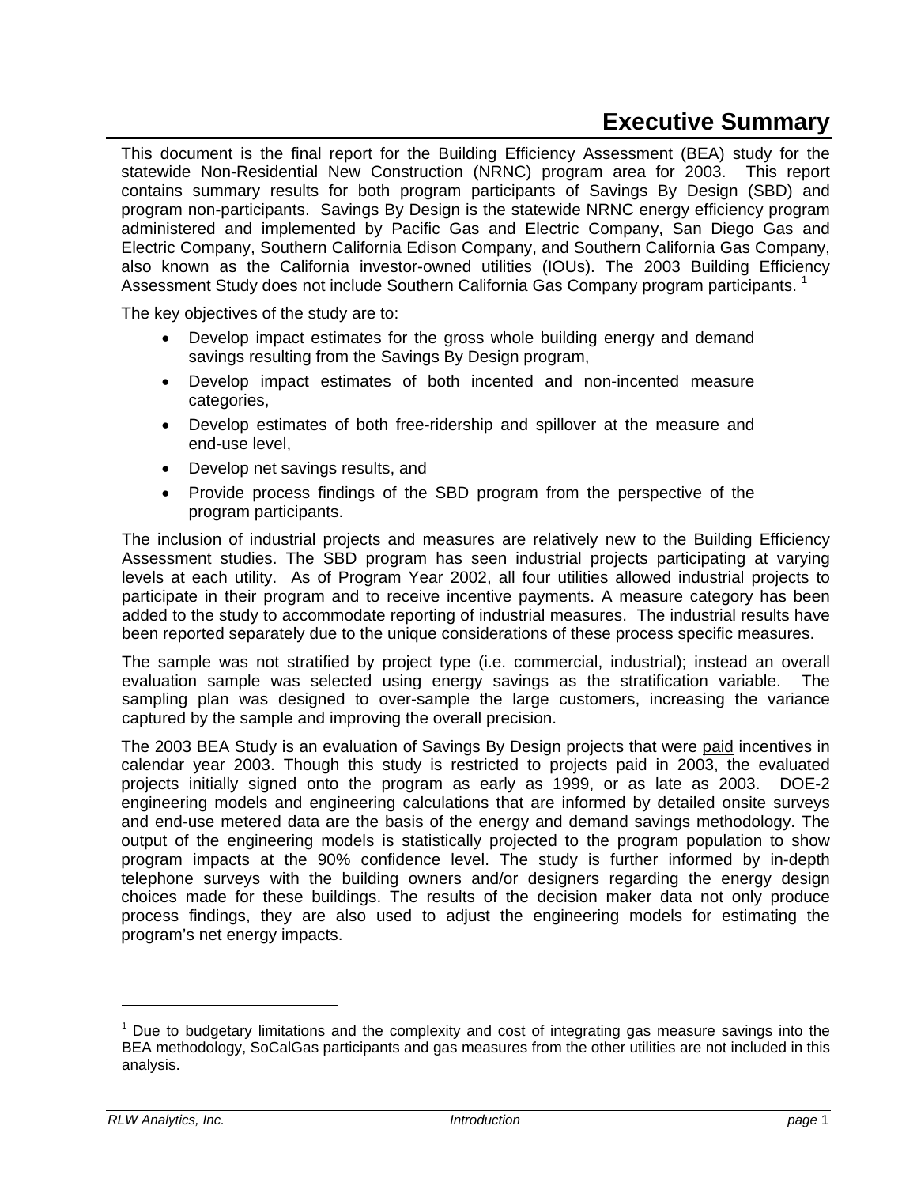# Executive Summary

This document is the final report for the Building Efficiency Assessment (BEA) study for the statewide Non-Residential New Construction (NRNC) program area for 2003. This report contains summary results for both program participants of Savings By Design (SBD) and program non-participants. Savings By Design is the statewide NRNC energy efficiency program administered and implemented by Pacific Gas and Electric Company, San Diego Gas and Electric Company, Southern California Edison Company, and Southern California Gas Company, also known as the California investor-owned utilities (IOUs). The 2003 Building Efficiency Assessment Study does not include Southern California Gas Company program participants. [1]

The key objectives of the study are to:

- Develop impact estimates for the gross whole building energy and demand savings resulting from the Savings By Design program,
- Develop impact estimates of both incented and non-incented measure categories,
- Develop estimates of both free-ridership and spillover at the measure and end-use level,
- Develop net savings results, and
- Provide process findings of the SBD program from the perspective of the program participants.

The inclusion of industrial projects and measures are relatively new to the Building Efficiency Assessment studies. The SBD program has seen industrial projects participating at varying levels at each utility. As of Program Year 2002, all four utilities allowed industrial projects to participate in their program and to receive incentive payments. A measure category has been added to the study to accommodate reporting of industrial measures. The industrial results have been reported separately due to the unique considerations of these process specific measures.

The sample was not stratified by project type (i.e. commercial, industrial); instead an overall evaluation sample was selected using energy savings as the stratification variable. The sampling plan was designed to over-sample the large customers, increasing the variance captured by the sample and improving the overall precision.

The 2003 BEA Study is an evaluation of Savings By Design projects that were paid incentives in calendar year 2003. Though this study is restricted to projects paid in 2003, the evaluated projects initially signed onto the program as early as 1999, or as late as 2003. DOE-2 engineering models and engineering calculations that are informed by detailed onsite surveys and end-use metered data are the basis of the energy and demand savings methodology. The output of the engineering models is statistically projected to the program population to show program impacts at the 90% confidence level. The study is further informed by in-depth telephone surveys with the building owners and/or designers regarding the energy design choices made for these buildings. The results of the decision maker data not only produce process findings, they are also used to adjust the engineering models for estimating the program's net energy impacts.

---

[1] Due to budgetary limitations and the complexity and cost of integrating gas measure savings into the BEA methodology, SoCalGas participants and gas measures from the other utilities are not included in this analysis.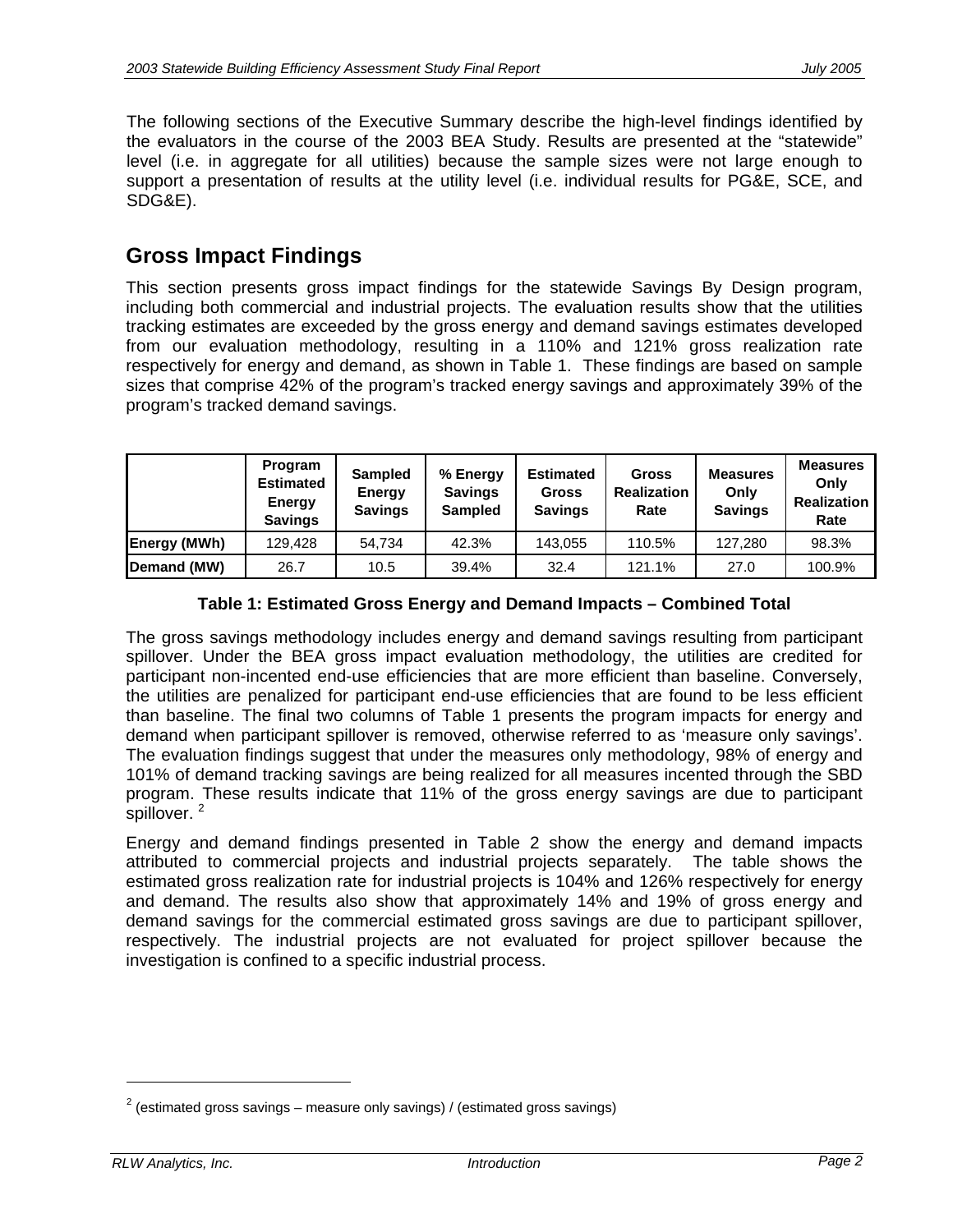The following sections of the Executive Summary describe the high-level findings identified by the evaluators in the course of the 2003 BEA Study. Results are presented at the "statewide" level (i.e. in aggregate for all utilities) because the sample sizes were not large enough to support a presentation of results at the utility level (i.e. individual results for PG&E, SCE, and SDG&E).

## Gross Impact Findings

This section presents gross impact findings for the statewide Savings By Design program, including both commercial and industrial projects. The evaluation results show that the utilities tracking estimates are exceeded by the gross energy and demand savings estimates developed from our evaluation methodology, resulting in a 110% and 121% gross realization rate respectively for energy and demand, as shown in Table 1. These findings are based on sample sizes that comprise 42% of the program's tracked energy savings and approximately 39% of the program's tracked demand savings.

| | Program Estimated Energy Savings | Sampled Energy Savings | % Energy Savings Sampled | Estimated Gross Savings | Gross Realization Rate | Measures Only Savings | Measures Only Realization Rate |
|---|---|---|---|---|---|---|---|
| **Energy (MWh)** | 129,428 | 54,734 | 42.3% | 143,055 | 110.5% | 127,280 | 98.3% |
| **Demand (MW)** | 26.7 | 10.5 | 39.4% | 32.4 | 121.1% | 27.0 | 100.9% |

**Table 1: Estimated Gross Energy and Demand Impacts – Combined Total**

The gross savings methodology includes energy and demand savings resulting from participant spillover. Under the BEA gross impact evaluation methodology, the utilities are credited for participant non-incented end-use efficiencies that are more efficient than baseline. Conversely, the utilities are penalized for participant end-use efficiencies that are found to be less efficient than baseline. The final two columns of Table 1 presents the program impacts for energy and demand when participant spillover is removed, otherwise referred to as 'measure only savings'. The evaluation findings suggest that under the measures only methodology, 98% of energy and 101% of demand tracking savings are being realized for all measures incented through the SBD program. These results indicate that 11% of the gross energy savings are due to participant spillover. [2]

Energy and demand findings presented in Table 2 show the energy and demand impacts attributed to commercial projects and industrial projects separately. The table shows the estimated gross realization rate for industrial projects is 104% and 126% respectively for energy and demand. The results also show that approximately 14% and 19% of gross energy and demand savings for the commercial estimated gross savings are due to participant spillover, respectively. The industrial projects are not evaluated for project spillover because the investigation is confined to a specific industrial process.

---

[2] (estimated gross savings – measure only savings) / (estimated gross savings)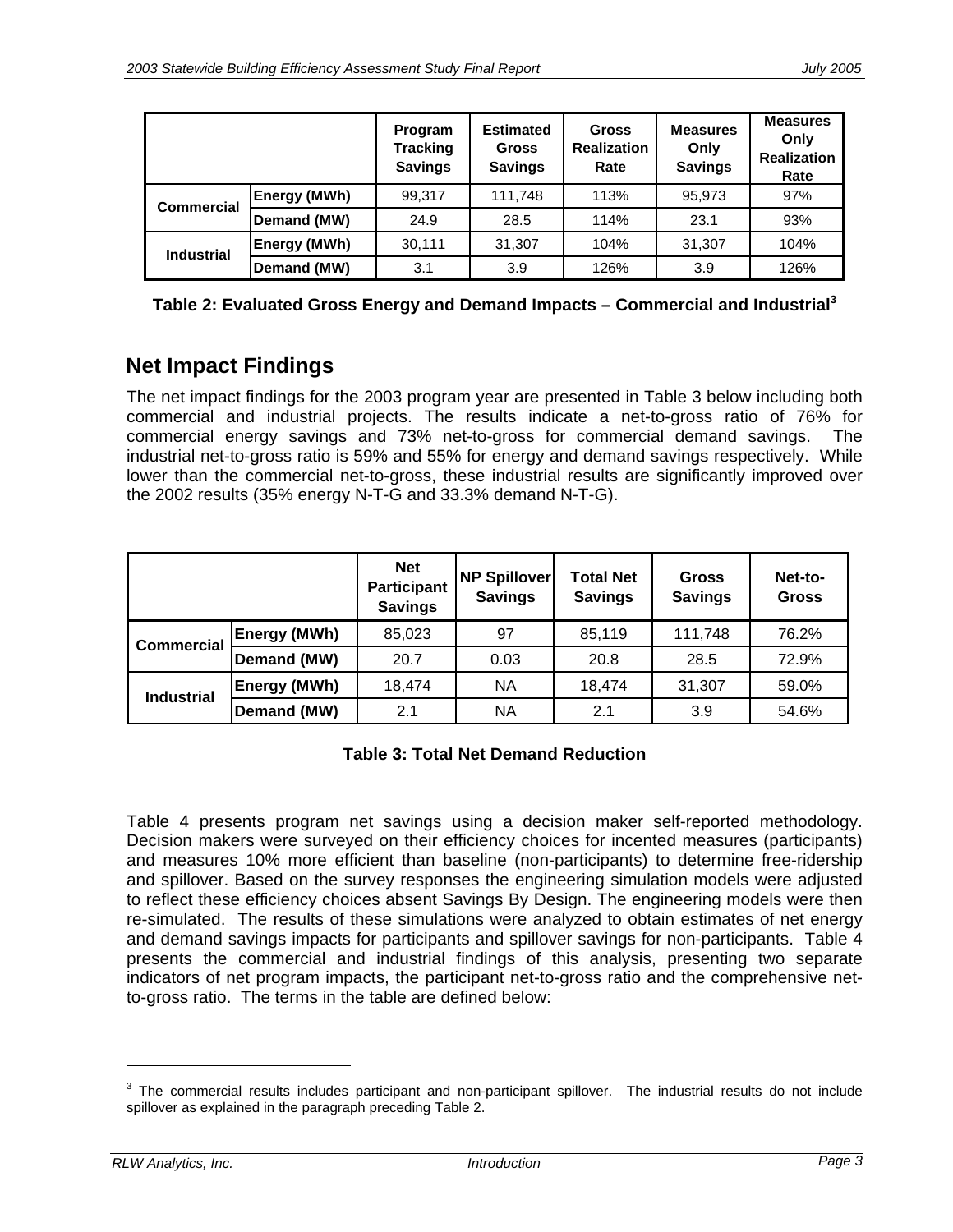| | | Program Tracking Savings | Estimated Gross Savings | Gross Realization Rate | Measures Only Savings | Measures Only Realization Rate |
|---|---|---|---|---|---|---|
| Commercial | Energy (MWh) | 99,317 | 111,748 | 113% | 95,973 | 97% |
| | Demand (MW) | 24.9 | 28.5 | 114% | 23.1 | 93% |
| Industrial | Energy (MWh) | 30,111 | 31,307 | 104% | 31,307 | 104% |
| | Demand (MW) | 3.1 | 3.9 | 126% | 3.9 | 126% |

**Table 2: Evaluated Gross Energy and Demand Impacts – Commercial and Industrial[3]**

## Net Impact Findings

The net impact findings for the 2003 program year are presented in Table 3 below including both commercial and industrial projects. The results indicate a net-to-gross ratio of 76% for commercial energy savings and 73% net-to-gross for commercial demand savings. The industrial net-to-gross ratio is 59% and 55% for energy and demand savings respectively. While lower than the commercial net-to-gross, these industrial results are significantly improved over the 2002 results (35% energy N-T-G and 33.3% demand N-T-G).

| | | Net Participant Savings | NP Spillover Savings | Total Net Savings | Gross Savings | Net-to-Gross |
|---|---|---|---|---|---|---|
| Commercial | Energy (MWh) | 85,023 | 97 | 85,119 | 111,748 | 76.2% |
| | Demand (MW) | 20.7 | 0.03 | 20.8 | 28.5 | 72.9% |
| Industrial | Energy (MWh) | 18,474 | NA | 18,474 | 31,307 | 59.0% |
| | Demand (MW) | 2.1 | NA | 2.1 | 3.9 | 54.6% |

**Table 3: Total Net Demand Reduction**

Table 4 presents program net savings using a decision maker self-reported methodology. Decision makers were surveyed on their efficiency choices for incented measures (participants) and measures 10% more efficient than baseline (non-participants) to determine free-ridership and spillover. Based on the survey responses the engineering simulation models were adjusted to reflect these efficiency choices absent Savings By Design. The engineering models were then re-simulated. The results of these simulations were analyzed to obtain estimates of net energy and demand savings impacts for participants and spillover savings for non-participants. Table 4 presents the commercial and industrial findings of this analysis, presenting two separate indicators of net program impacts, the participant net-to-gross ratio and the comprehensive net-to-gross ratio. The terms in the table are defined below:

[3] The commercial results includes participant and non-participant spillover. The industrial results do not include spillover as explained in the paragraph preceding Table 2.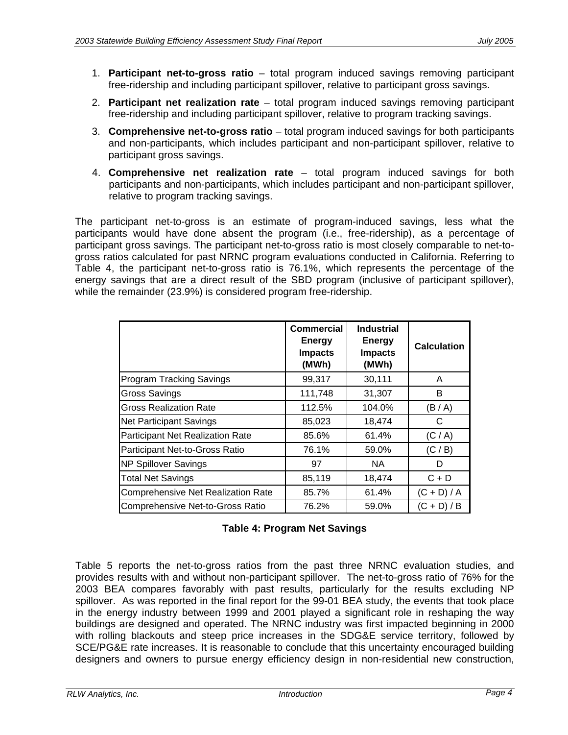1. **Participant net-to-gross ratio** – total program induced savings removing participant free-ridership and including participant spillover, relative to participant gross savings.
2. **Participant net realization rate** – total program induced savings removing participant free-ridership and including participant spillover, relative to program tracking savings.
3. **Comprehensive net-to-gross ratio** – total program induced savings for both participants and non-participants, which includes participant and non-participant spillover, relative to participant gross savings.
4. **Comprehensive net realization rate** – total program induced savings for both participants and non-participants, which includes participant and non-participant spillover, relative to program tracking savings.

The participant net-to-gross is an estimate of program-induced savings, less what the participants would have done absent the program (i.e., free-ridership), as a percentage of participant gross savings. The participant net-to-gross ratio is most closely comparable to net-to-gross ratios calculated for past NRNC program evaluations conducted in California. Referring to Table 4, the participant net-to-gross ratio is 76.1%, which represents the percentage of the energy savings that are a direct result of the SBD program (inclusive of participant spillover), while the remainder (23.9%) is considered program free-ridership.

| | Commercial Energy Impacts (MWh) | Industrial Energy Impacts (MWh) | Calculation |
|---|---|---|---|
| Program Tracking Savings | 99,317 | 30,111 | A |
| Gross Savings | 111,748 | 31,307 | B |
| Gross Realization Rate | 112.5% | 104.0% | (B / A) |
| Net Participant Savings | 85,023 | 18,474 | C |
| Participant Net Realization Rate | 85.6% | 61.4% | (C / A) |
| Participant Net-to-Gross Ratio | 76.1% | 59.0% | (C / B) |
| NP Spillover Savings | 97 | NA | D |
| Total Net Savings | 85,119 | 18,474 | C + D |
| Comprehensive Net Realization Rate | 85.7% | 61.4% | (C + D) / A |
| Comprehensive Net-to-Gross Ratio | 76.2% | 59.0% | (C + D) / B |

**Table 4: Program Net Savings**

Table 5 reports the net-to-gross ratios from the past three NRNC evaluation studies, and provides results with and without non-participant spillover. The net-to-gross ratio of 76% for the 2003 BEA compares favorably with past results, particularly for the results excluding NP spillover. As was reported in the final report for the 99-01 BEA study, the events that took place in the energy industry between 1999 and 2001 played a significant role in reshaping the way buildings are designed and operated. The NRNC industry was first impacted beginning in 2000 with rolling blackouts and steep price increases in the SDG&E service territory, followed by SCE/PG&E rate increases. It is reasonable to conclude that this uncertainty encouraged building designers and owners to pursue energy efficiency design in non-residential new construction,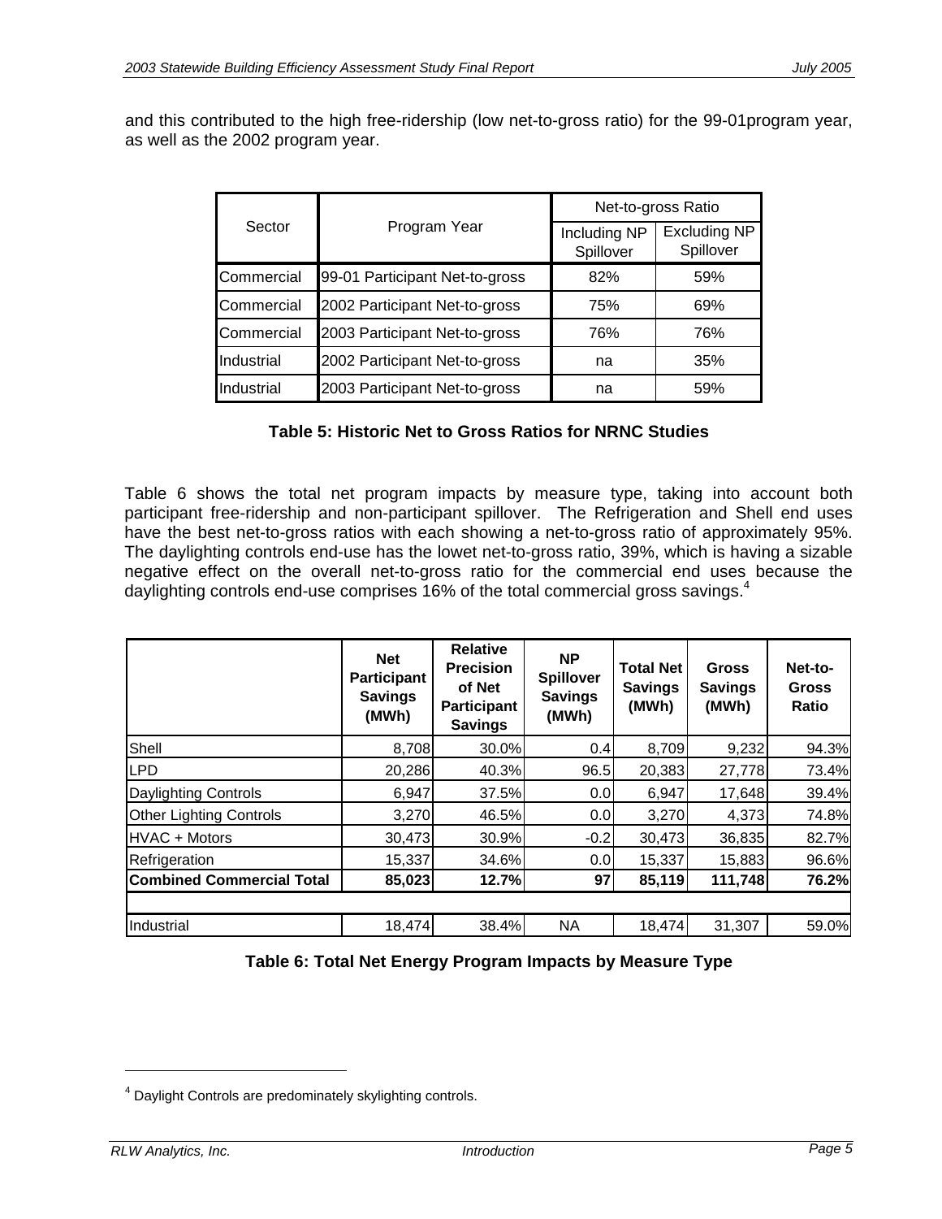and this contributed to the high free-ridership (low net-to-gross ratio) for the 99-01program year, as well as the 2002 program year.

| Sector | Program Year | Net-to-gross Ratio | |
|---|---|---|---|
| | | Including NP Spillover | Excluding NP Spillover |
| Commercial | 99-01 Participant Net-to-gross | 82% | 59% |
| Commercial | 2002 Participant Net-to-gross | 75% | 69% |
| Commercial | 2003 Participant Net-to-gross | 76% | 76% |
| Industrial | 2002 Participant Net-to-gross | na | 35% |
| Industrial | 2003 Participant Net-to-gross | na | 59% |

**Table 5: Historic Net to Gross Ratios for NRNC Studies**

Table 6 shows the total net program impacts by measure type, taking into account both participant free-ridership and non-participant spillover. The Refrigeration and Shell end uses have the best net-to-gross ratios with each showing a net-to-gross ratio of approximately 95%. The daylighting controls end-use has the lowet net-to-gross ratio, 39%, which is having a sizable negative effect on the overall net-to-gross ratio for the commercial end uses because the daylighting controls end-use comprises 16% of the total commercial gross savings.[4]

| | Net Participant Savings (MWh) | Relative Precision of Net Participant Savings | NP Spillover Savings (MWh) | Total Net Savings (MWh) | Gross Savings (MWh) | Net-to-Gross Ratio |
|---|---|---|---|---|---|---|
| Shell | 8,708 | 30.0% | 0.4 | 8,709 | 9,232 | 94.3% |
| LPD | 20,286 | 40.3% | 96.5 | 20,383 | 27,778 | 73.4% |
| Daylighting Controls | 6,947 | 37.5% | 0.0 | 6,947 | 17,648 | 39.4% |
| Other Lighting Controls | 3,270 | 46.5% | 0.0 | 3,270 | 4,373 | 74.8% |
| HVAC + Motors | 30,473 | 30.9% | -0.2 | 30,473 | 36,835 | 82.7% |
| Refrigeration | 15,337 | 34.6% | 0.0 | 15,337 | 15,883 | 96.6% |
| **Combined Commercial Total** | **85,023** | **12.7%** | **97** | **85,119** | **111,748** | **76.2%** |
| | | | | | | |
| Industrial | 18,474 | 38.4% | NA | 18,474 | 31,307 | 59.0% |

**Table 6: Total Net Energy Program Impacts by Measure Type**

[4] Daylight Controls are predominately skylighting controls.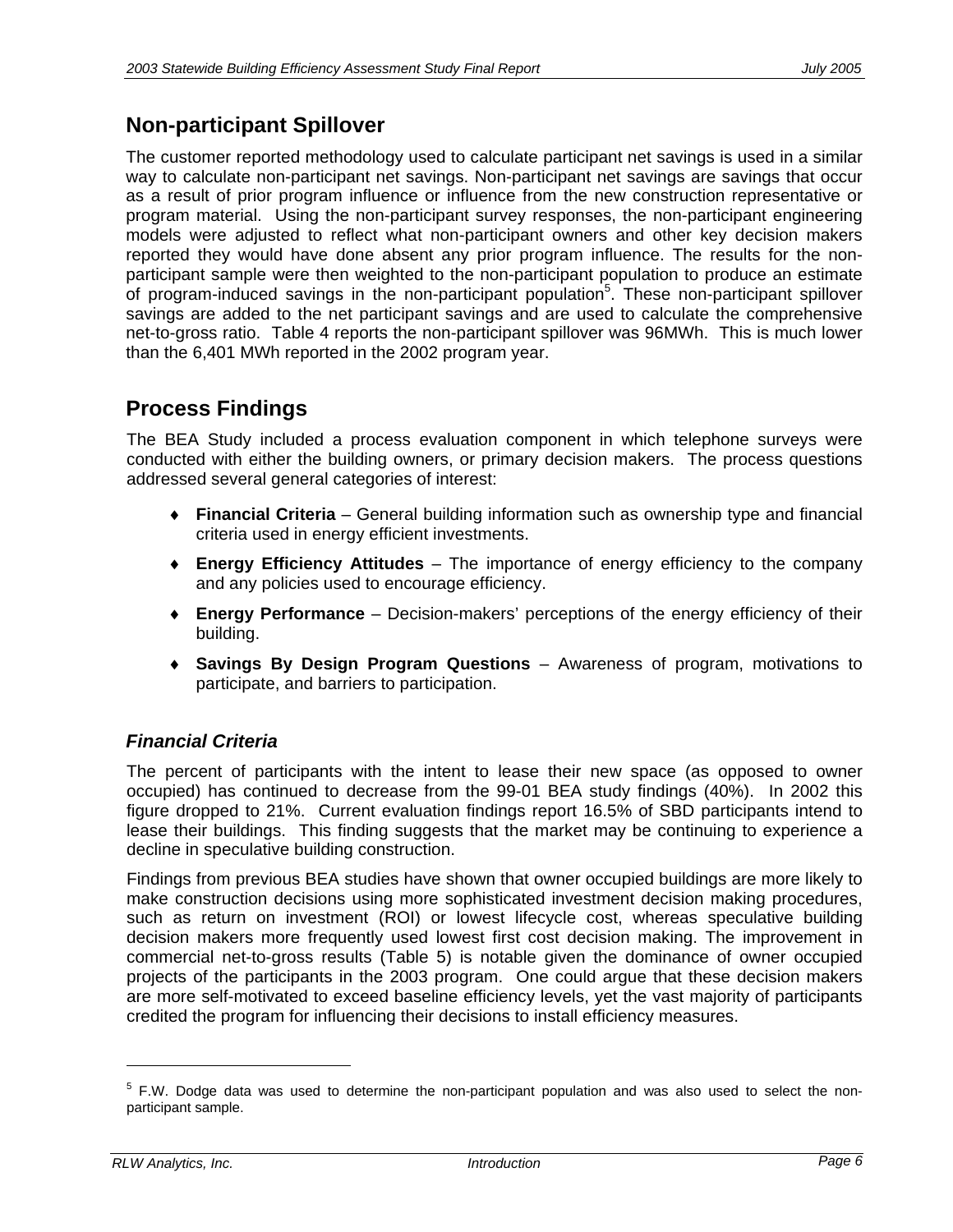## Non-participant Spillover

The customer reported methodology used to calculate participant net savings is used in a similar way to calculate non-participant net savings. Non-participant net savings are savings that occur as a result of prior program influence or influence from the new construction representative or program material. Using the non-participant survey responses, the non-participant engineering models were adjusted to reflect what non-participant owners and other key decision makers reported they would have done absent any prior program influence. The results for the non-participant sample were then weighted to the non-participant population to produce an estimate of program-induced savings in the non-participant population[5]. These non-participant spillover savings are added to the net participant savings and are used to calculate the comprehensive net-to-gross ratio. Table 4 reports the non-participant spillover was 96MWh. This is much lower than the 6,401 MWh reported in the 2002 program year.

## Process Findings

The BEA Study included a process evaluation component in which telephone surveys were conducted with either the building owners, or primary decision makers. The process questions addressed several general categories of interest:

- **Financial Criteria** – General building information such as ownership type and financial criteria used in energy efficient investments.
- **Energy Efficiency Attitudes** – The importance of energy efficiency to the company and any policies used to encourage efficiency.
- **Energy Performance** – Decision-makers' perceptions of the energy efficiency of their building.
- **Savings By Design Program Questions** – Awareness of program, motivations to participate, and barriers to participation.

### *Financial Criteria*

The percent of participants with the intent to lease their new space (as opposed to owner occupied) has continued to decrease from the 99-01 BEA study findings (40%). In 2002 this figure dropped to 21%. Current evaluation findings report 16.5% of SBD participants intend to lease their buildings. This finding suggests that the market may be continuing to experience a decline in speculative building construction.

Findings from previous BEA studies have shown that owner occupied buildings are more likely to make construction decisions using more sophisticated investment decision making procedures, such as return on investment (ROI) or lowest lifecycle cost, whereas speculative building decision makers more frequently used lowest first cost decision making. The improvement in commercial net-to-gross results (Table 5) is notable given the dominance of owner occupied projects of the participants in the 2003 program. One could argue that these decision makers are more self-motivated to exceed baseline efficiency levels, yet the vast majority of participants credited the program for influencing their decisions to install efficiency measures.

[5] F.W. Dodge data was used to determine the non-participant population and was also used to select the non-participant sample.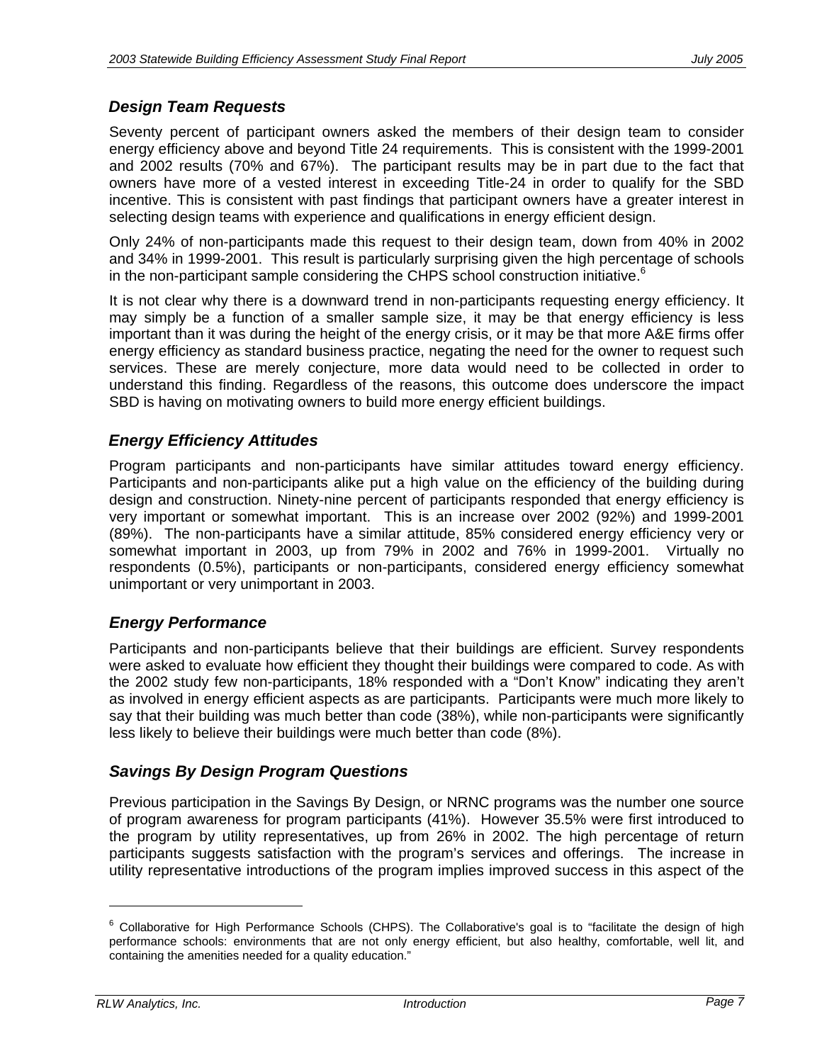### *Design Team Requests*

Seventy percent of participant owners asked the members of their design team to consider energy efficiency above and beyond Title 24 requirements. This is consistent with the 1999-2001 and 2002 results (70% and 67%). The participant results may be in part due to the fact that owners have more of a vested interest in exceeding Title-24 in order to qualify for the SBD incentive. This is consistent with past findings that participant owners have a greater interest in selecting design teams with experience and qualifications in energy efficient design.

Only 24% of non-participants made this request to their design team, down from 40% in 2002 and 34% in 1999-2001. This result is particularly surprising given the high percentage of schools in the non-participant sample considering the CHPS school construction initiative.[6]

It is not clear why there is a downward trend in non-participants requesting energy efficiency. It may simply be a function of a smaller sample size, it may be that energy efficiency is less important than it was during the height of the energy crisis, or it may be that more A&E firms offer energy efficiency as standard business practice, negating the need for the owner to request such services. These are merely conjecture, more data would need to be collected in order to understand this finding. Regardless of the reasons, this outcome does underscore the impact SBD is having on motivating owners to build more energy efficient buildings.

### *Energy Efficiency Attitudes*

Program participants and non-participants have similar attitudes toward energy efficiency. Participants and non-participants alike put a high value on the efficiency of the building during design and construction. Ninety-nine percent of participants responded that energy efficiency is very important or somewhat important. This is an increase over 2002 (92%) and 1999-2001 (89%). The non-participants have a similar attitude, 85% considered energy efficiency very or somewhat important in 2003, up from 79% in 2002 and 76% in 1999-2001. Virtually no respondents (0.5%), participants or non-participants, considered energy efficiency somewhat unimportant or very unimportant in 2003.

### *Energy Performance*

Participants and non-participants believe that their buildings are efficient. Survey respondents were asked to evaluate how efficient they thought their buildings were compared to code. As with the 2002 study few non-participants, 18% responded with a "Don't Know" indicating they aren't as involved in energy efficient aspects as are participants. Participants were much more likely to say that their building was much better than code (38%), while non-participants were significantly less likely to believe their buildings were much better than code (8%).

### *Savings By Design Program Questions*

Previous participation in the Savings By Design, or NRNC programs was the number one source of program awareness for program participants (41%). However 35.5% were first introduced to the program by utility representatives, up from 26% in 2002. The high percentage of return participants suggests satisfaction with the program's services and offerings. The increase in utility representative introductions of the program implies improved success in this aspect of the

---

[6] Collaborative for High Performance Schools (CHPS). The Collaborative's goal is to "facilitate the design of high performance schools: environments that are not only energy efficient, but also healthy, comfortable, well lit, and containing the amenities needed for a quality education."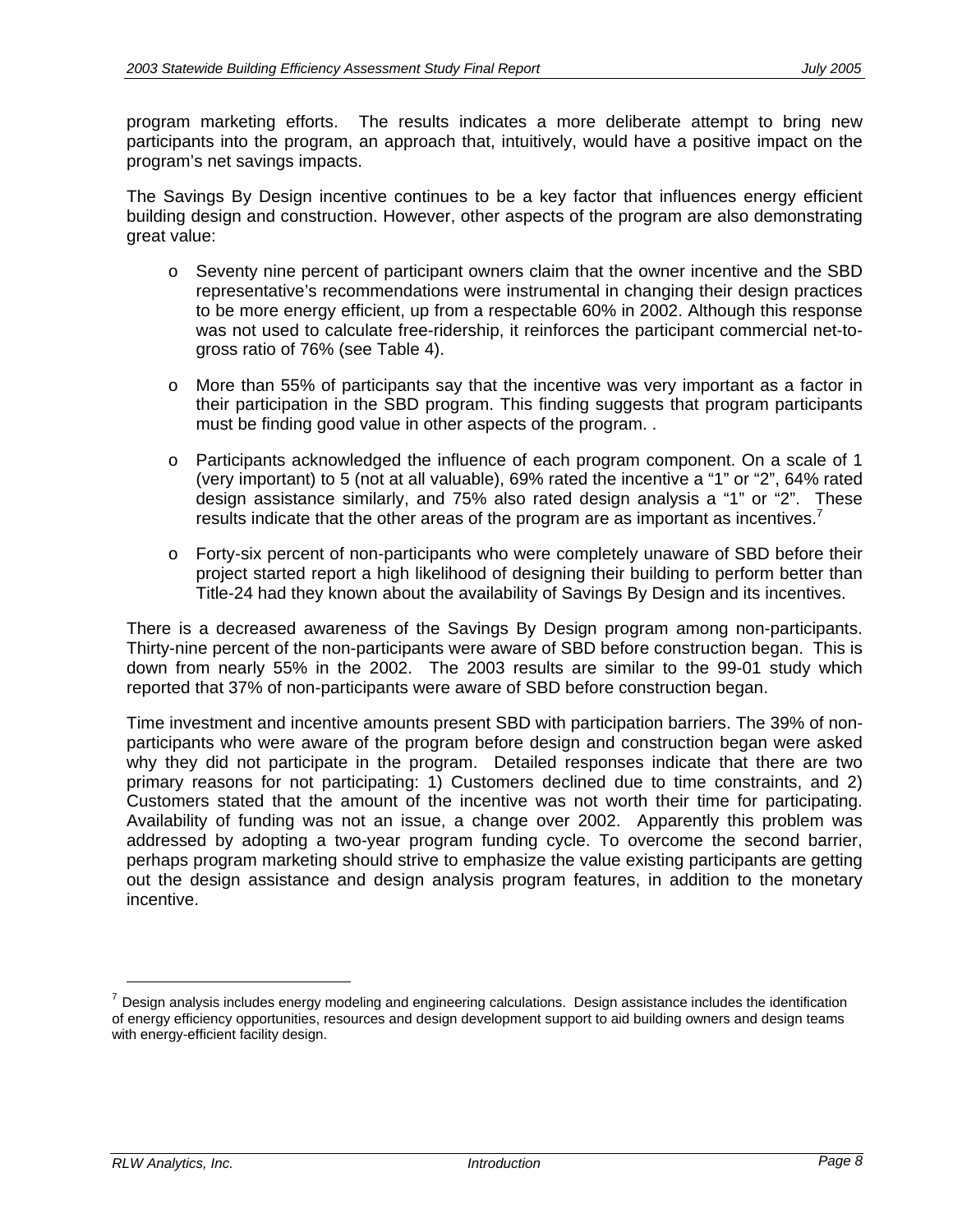program marketing efforts. The results indicates a more deliberate attempt to bring new participants into the program, an approach that, intuitively, would have a positive impact on the program's net savings impacts.

The Savings By Design incentive continues to be a key factor that influences energy efficient building design and construction. However, other aspects of the program are also demonstrating great value:

- Seventy nine percent of participant owners claim that the owner incentive and the SBD representative's recommendations were instrumental in changing their design practices to be more energy efficient, up from a respectable 60% in 2002. Although this response was not used to calculate free-ridership, it reinforces the participant commercial net-to-gross ratio of 76% (see Table 4).
- More than 55% of participants say that the incentive was very important as a factor in their participation in the SBD program. This finding suggests that program participants must be finding good value in other aspects of the program. .
- Participants acknowledged the influence of each program component. On a scale of 1 (very important) to 5 (not at all valuable), 69% rated the incentive a "1" or "2", 64% rated design assistance similarly, and 75% also rated design analysis a "1" or "2". These results indicate that the other areas of the program are as important as incentives.[7]
- Forty-six percent of non-participants who were completely unaware of SBD before their project started report a high likelihood of designing their building to perform better than Title-24 had they known about the availability of Savings By Design and its incentives.

There is a decreased awareness of the Savings By Design program among non-participants. Thirty-nine percent of the non-participants were aware of SBD before construction began. This is down from nearly 55% in the 2002. The 2003 results are similar to the 99-01 study which reported that 37% of non-participants were aware of SBD before construction began.

Time investment and incentive amounts present SBD with participation barriers. The 39% of non-participants who were aware of the program before design and construction began were asked why they did not participate in the program. Detailed responses indicate that there are two primary reasons for not participating: 1) Customers declined due to time constraints, and 2) Customers stated that the amount of the incentive was not worth their time for participating. Availability of funding was not an issue, a change over 2002. Apparently this problem was addressed by adopting a two-year program funding cycle. To overcome the second barrier, perhaps program marketing should strive to emphasize the value existing participants are getting out the design assistance and design analysis program features, in addition to the monetary incentive.

[7] Design analysis includes energy modeling and engineering calculations. Design assistance includes the identification of energy efficiency opportunities, resources and design development support to aid building owners and design teams with energy-efficient facility design.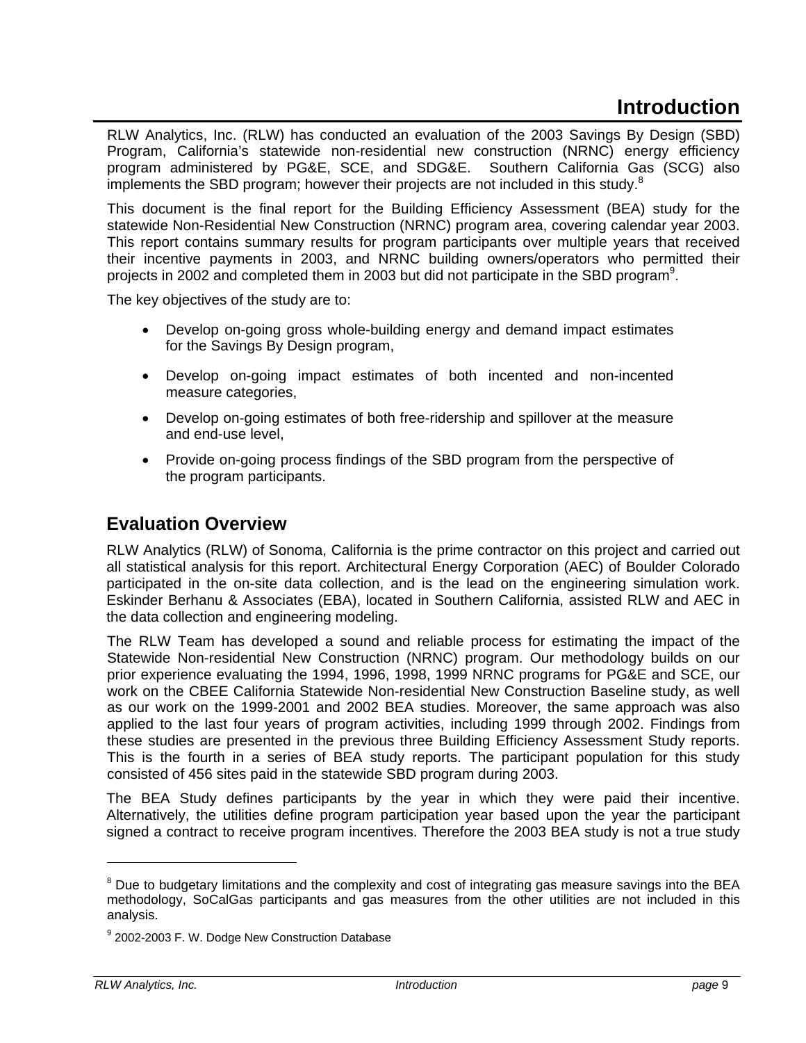# Introduction

RLW Analytics, Inc. (RLW) has conducted an evaluation of the 2003 Savings By Design (SBD) Program, California's statewide non-residential new construction (NRNC) energy efficiency program administered by PG&E, SCE, and SDG&E. Southern California Gas (SCG) also implements the SBD program; however their projects are not included in this study.[8]

This document is the final report for the Building Efficiency Assessment (BEA) study for the statewide Non-Residential New Construction (NRNC) program area, covering calendar year 2003. This report contains summary results for program participants over multiple years that received their incentive payments in 2003, and NRNC building owners/operators who permitted their projects in 2002 and completed them in 2003 but did not participate in the SBD program[9].

The key objectives of the study are to:

- Develop on-going gross whole-building energy and demand impact estimates for the Savings By Design program,
- Develop on-going impact estimates of both incented and non-incented measure categories,
- Develop on-going estimates of both free-ridership and spillover at the measure and end-use level,
- Provide on-going process findings of the SBD program from the perspective of the program participants.

## Evaluation Overview

RLW Analytics (RLW) of Sonoma, California is the prime contractor on this project and carried out all statistical analysis for this report. Architectural Energy Corporation (AEC) of Boulder Colorado participated in the on-site data collection, and is the lead on the engineering simulation work. Eskinder Berhanu & Associates (EBA), located in Southern California, assisted RLW and AEC in the data collection and engineering modeling.

The RLW Team has developed a sound and reliable process for estimating the impact of the Statewide Non-residential New Construction (NRNC) program. Our methodology builds on our prior experience evaluating the 1994, 1996, 1998, 1999 NRNC programs for PG&E and SCE, our work on the CBEE California Statewide Non-residential New Construction Baseline study, as well as our work on the 1999-2001 and 2002 BEA studies. Moreover, the same approach was also applied to the last four years of program activities, including 1999 through 2002. Findings from these studies are presented in the previous three Building Efficiency Assessment Study reports. This is the fourth in a series of BEA study reports. The participant population for this study consisted of 456 sites paid in the statewide SBD program during 2003.

The BEA Study defines participants by the year in which they were paid their incentive. Alternatively, the utilities define program participation year based upon the year the participant signed a contract to receive program incentives. Therefore the 2003 BEA study is not a true study

---

[8] Due to budgetary limitations and the complexity and cost of integrating gas measure savings into the BEA methodology, SoCalGas participants and gas measures from the other utilities are not included in this analysis.

[9] 2002-2003 F. W. Dodge New Construction Database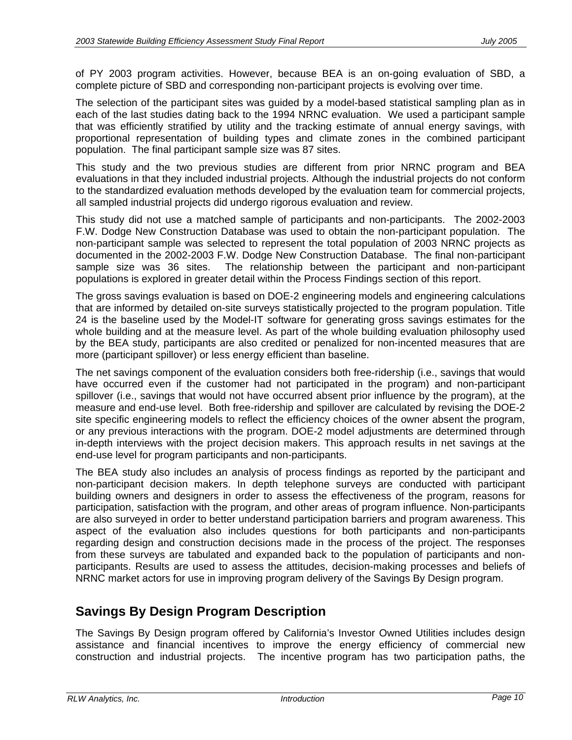of PY 2003 program activities. However, because BEA is an on-going evaluation of SBD, a complete picture of SBD and corresponding non-participant projects is evolving over time.

The selection of the participant sites was guided by a model-based statistical sampling plan as in each of the last studies dating back to the 1994 NRNC evaluation. We used a participant sample that was efficiently stratified by utility and the tracking estimate of annual energy savings, with proportional representation of building types and climate zones in the combined participant population. The final participant sample size was 87 sites.

This study and the two previous studies are different from prior NRNC program and BEA evaluations in that they included industrial projects. Although the industrial projects do not conform to the standardized evaluation methods developed by the evaluation team for commercial projects, all sampled industrial projects did undergo rigorous evaluation and review.

This study did not use a matched sample of participants and non-participants. The 2002-2003 F.W. Dodge New Construction Database was used to obtain the non-participant population. The non-participant sample was selected to represent the total population of 2003 NRNC projects as documented in the 2002-2003 F.W. Dodge New Construction Database. The final non-participant sample size was 36 sites. The relationship between the participant and non-participant populations is explored in greater detail within the Process Findings section of this report.

The gross savings evaluation is based on DOE-2 engineering models and engineering calculations that are informed by detailed on-site surveys statistically projected to the program population. Title 24 is the baseline used by the Model-IT software for generating gross savings estimates for the whole building and at the measure level. As part of the whole building evaluation philosophy used by the BEA study, participants are also credited or penalized for non-incented measures that are more (participant spillover) or less energy efficient than baseline.

The net savings component of the evaluation considers both free-ridership (i.e., savings that would have occurred even if the customer had not participated in the program) and non-participant spillover (i.e., savings that would not have occurred absent prior influence by the program), at the measure and end-use level. Both free-ridership and spillover are calculated by revising the DOE-2 site specific engineering models to reflect the efficiency choices of the owner absent the program, or any previous interactions with the program. DOE-2 model adjustments are determined through in-depth interviews with the project decision makers. This approach results in net savings at the end-use level for program participants and non-participants.

The BEA study also includes an analysis of process findings as reported by the participant and non-participant decision makers. In depth telephone surveys are conducted with participant building owners and designers in order to assess the effectiveness of the program, reasons for participation, satisfaction with the program, and other areas of program influence. Non-participants are also surveyed in order to better understand participation barriers and program awareness. This aspect of the evaluation also includes questions for both participants and non-participants regarding design and construction decisions made in the process of the project. The responses from these surveys are tabulated and expanded back to the population of participants and non-participants. Results are used to assess the attitudes, decision-making processes and beliefs of NRNC market actors for use in improving program delivery of the Savings By Design program.

## Savings By Design Program Description

The Savings By Design program offered by California's Investor Owned Utilities includes design assistance and financial incentives to improve the energy efficiency of commercial new construction and industrial projects. The incentive program has two participation paths, the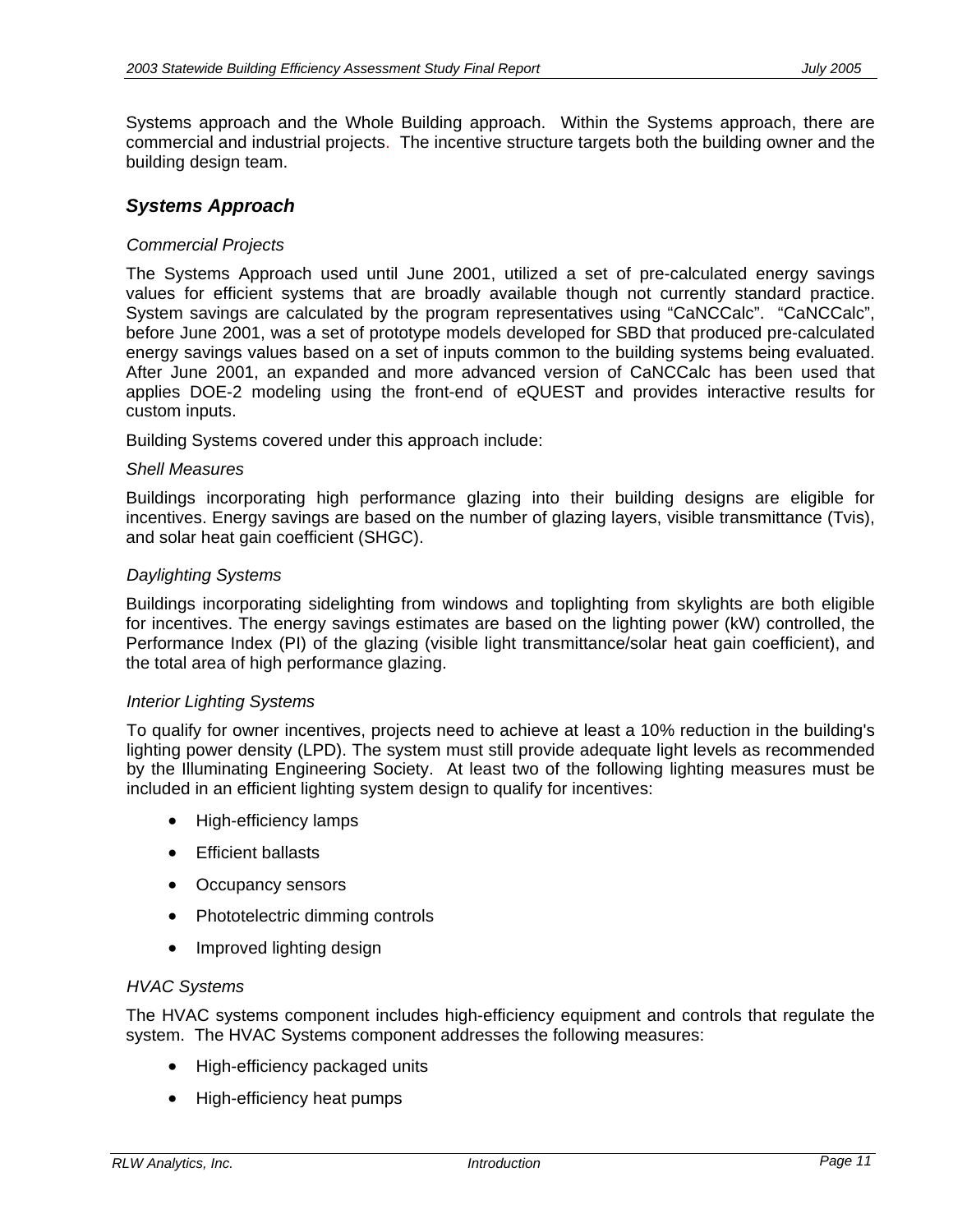Systems approach and the Whole Building approach. Within the Systems approach, there are commercial and industrial projects. The incentive structure targets both the building owner and the building design team.

## *Systems Approach*

*Commercial Projects*

The Systems Approach used until June 2001, utilized a set of pre-calculated energy savings values for efficient systems that are broadly available though not currently standard practice. System savings are calculated by the program representatives using "CaNCCalc". "CaNCCalc", before June 2001, was a set of prototype models developed for SBD that produced pre-calculated energy savings values based on a set of inputs common to the building systems being evaluated. After June 2001, an expanded and more advanced version of CaNCCalc has been used that applies DOE-2 modeling using the front-end of eQUEST and provides interactive results for custom inputs.

Building Systems covered under this approach include:

*Shell Measures*

Buildings incorporating high performance glazing into their building designs are eligible for incentives. Energy savings are based on the number of glazing layers, visible transmittance (Tvis), and solar heat gain coefficient (SHGC).

*Daylighting Systems*

Buildings incorporating sidelighting from windows and toplighting from skylights are both eligible for incentives. The energy savings estimates are based on the lighting power (kW) controlled, the Performance Index (PI) of the glazing (visible light transmittance/solar heat gain coefficient), and the total area of high performance glazing.

*Interior Lighting Systems*

To qualify for owner incentives, projects need to achieve at least a 10% reduction in the building's lighting power density (LPD). The system must still provide adequate light levels as recommended by the Illuminating Engineering Society. At least two of the following lighting measures must be included in an efficient lighting system design to qualify for incentives:

- High-efficiency lamps
- Efficient ballasts
- Occupancy sensors
- Phototelectric dimming controls
- Improved lighting design

*HVAC Systems*

The HVAC systems component includes high-efficiency equipment and controls that regulate the system. The HVAC Systems component addresses the following measures:

- High-efficiency packaged units
- High-efficiency heat pumps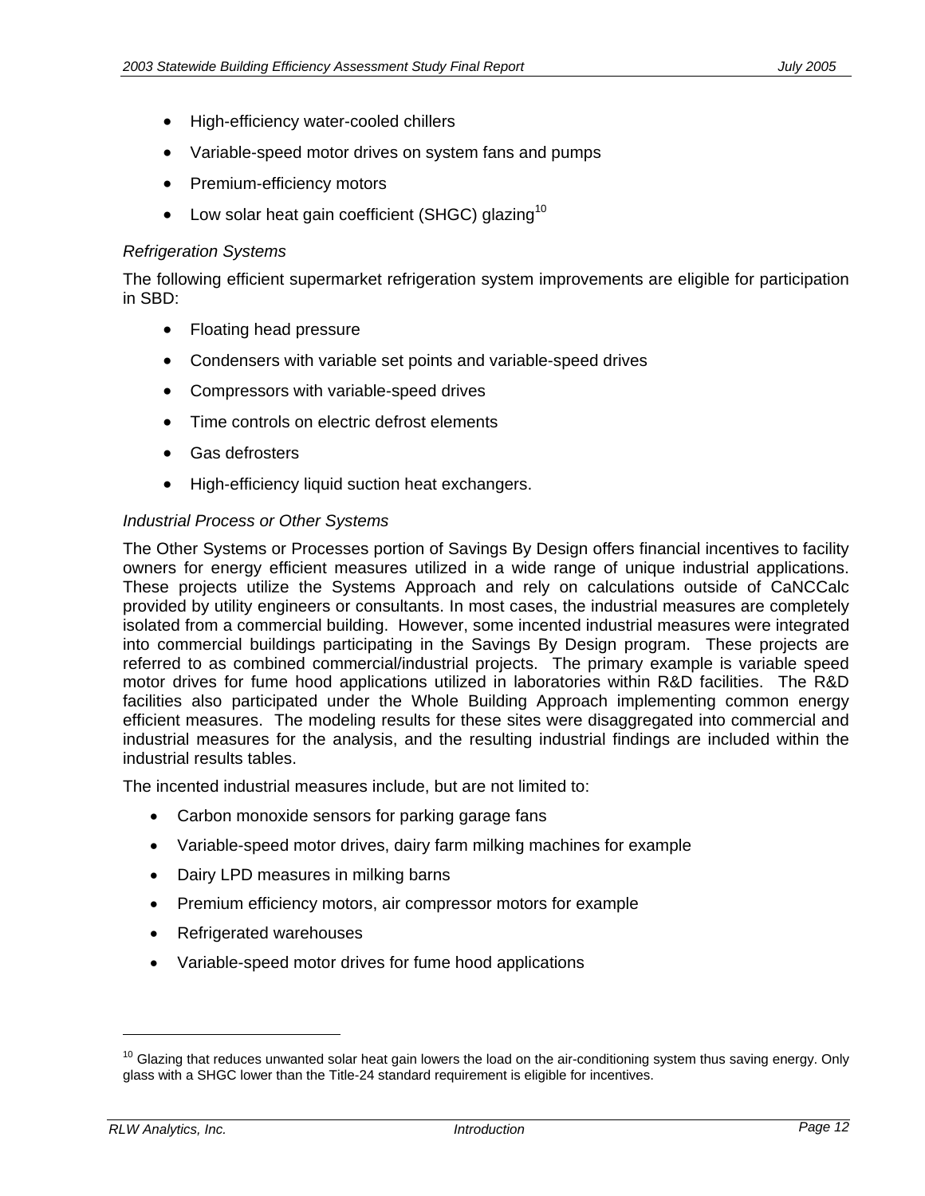- High-efficiency water-cooled chillers
- Variable-speed motor drives on system fans and pumps
- Premium-efficiency motors
- Low solar heat gain coefficient (SHGC) glazing[10]

*Refrigeration Systems*

The following efficient supermarket refrigeration system improvements are eligible for participation in SBD:

- Floating head pressure
- Condensers with variable set points and variable-speed drives
- Compressors with variable-speed drives
- Time controls on electric defrost elements
- Gas defrosters
- High-efficiency liquid suction heat exchangers.

*Industrial Process or Other Systems*

The Other Systems or Processes portion of Savings By Design offers financial incentives to facility owners for energy efficient measures utilized in a wide range of unique industrial applications. These projects utilize the Systems Approach and rely on calculations outside of CaNCCalc provided by utility engineers or consultants. In most cases, the industrial measures are completely isolated from a commercial building. However, some incented industrial measures were integrated into commercial buildings participating in the Savings By Design program. These projects are referred to as combined commercial/industrial projects. The primary example is variable speed motor drives for fume hood applications utilized in laboratories within R&D facilities. The R&D facilities also participated under the Whole Building Approach implementing common energy efficient measures. The modeling results for these sites were disaggregated into commercial and industrial measures for the analysis, and the resulting industrial findings are included within the industrial results tables.

The incented industrial measures include, but are not limited to:

- Carbon monoxide sensors for parking garage fans
- Variable-speed motor drives, dairy farm milking machines for example
- Dairy LPD measures in milking barns
- Premium efficiency motors, air compressor motors for example
- Refrigerated warehouses
- Variable-speed motor drives for fume hood applications

---

[10] Glazing that reduces unwanted solar heat gain lowers the load on the air-conditioning system thus saving energy. Only glass with a SHGC lower than the Title-24 standard requirement is eligible for incentives.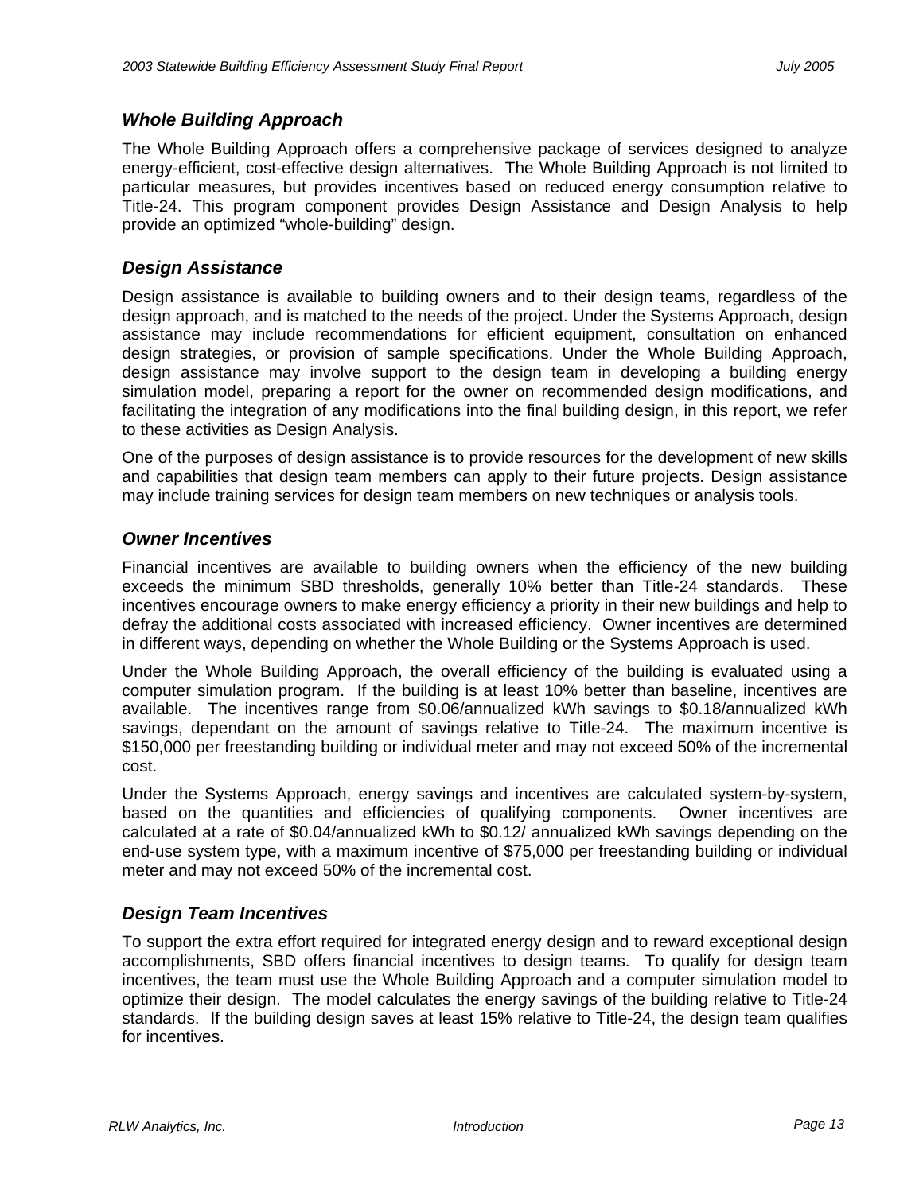### *Whole Building Approach*

The Whole Building Approach offers a comprehensive package of services designed to analyze energy-efficient, cost-effective design alternatives. The Whole Building Approach is not limited to particular measures, but provides incentives based on reduced energy consumption relative to Title-24. This program component provides Design Assistance and Design Analysis to help provide an optimized "whole-building" design.

### *Design Assistance*

Design assistance is available to building owners and to their design teams, regardless of the design approach, and is matched to the needs of the project. Under the Systems Approach, design assistance may include recommendations for efficient equipment, consultation on enhanced design strategies, or provision of sample specifications. Under the Whole Building Approach, design assistance may involve support to the design team in developing a building energy simulation model, preparing a report for the owner on recommended design modifications, and facilitating the integration of any modifications into the final building design, in this report, we refer to these activities as Design Analysis.

One of the purposes of design assistance is to provide resources for the development of new skills and capabilities that design team members can apply to their future projects. Design assistance may include training services for design team members on new techniques or analysis tools.

### *Owner Incentives*

Financial incentives are available to building owners when the efficiency of the new building exceeds the minimum SBD thresholds, generally 10% better than Title-24 standards. These incentives encourage owners to make energy efficiency a priority in their new buildings and help to defray the additional costs associated with increased efficiency. Owner incentives are determined in different ways, depending on whether the Whole Building or the Systems Approach is used.

Under the Whole Building Approach, the overall efficiency of the building is evaluated using a computer simulation program. If the building is at least 10% better than baseline, incentives are available. The incentives range from \$0.06/annualized kWh savings to \$0.18/annualized kWh savings, dependant on the amount of savings relative to Title-24. The maximum incentive is \$150,000 per freestanding building or individual meter and may not exceed 50% of the incremental cost.

Under the Systems Approach, energy savings and incentives are calculated system-by-system, based on the quantities and efficiencies of qualifying components. Owner incentives are calculated at a rate of \$0.04/annualized kWh to \$0.12/ annualized kWh savings depending on the end-use system type, with a maximum incentive of \$75,000 per freestanding building or individual meter and may not exceed 50% of the incremental cost.

### *Design Team Incentives*

To support the extra effort required for integrated energy design and to reward exceptional design accomplishments, SBD offers financial incentives to design teams. To qualify for design team incentives, the team must use the Whole Building Approach and a computer simulation model to optimize their design. The model calculates the energy savings of the building relative to Title-24 standards. If the building design saves at least 15% relative to Title-24, the design team qualifies for incentives.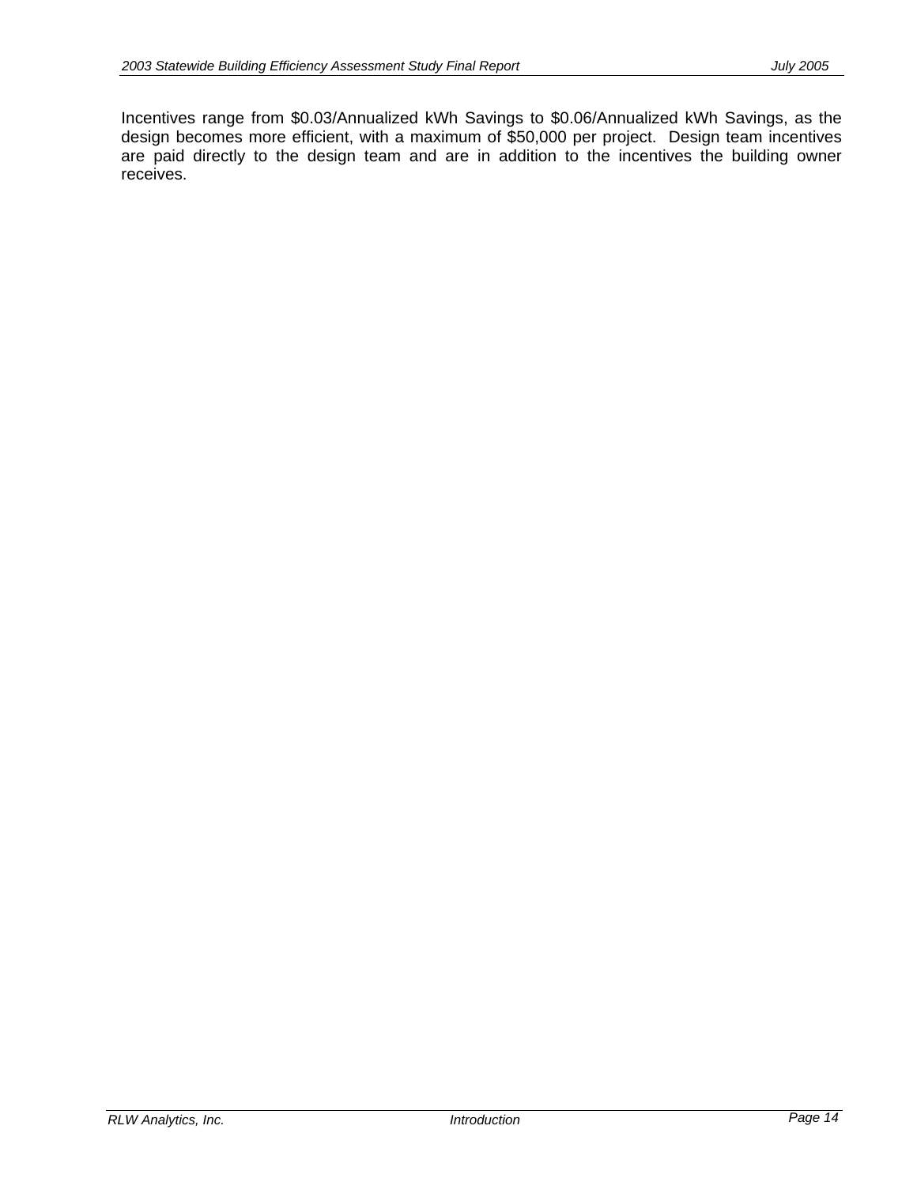Incentives range from $0.03/Annualized kWh Savings to $0.06/Annualized kWh Savings, as the design becomes more efficient, with a maximum of $50,000 per project. Design team incentives are paid directly to the design team and are in addition to the incentives the building owner receives.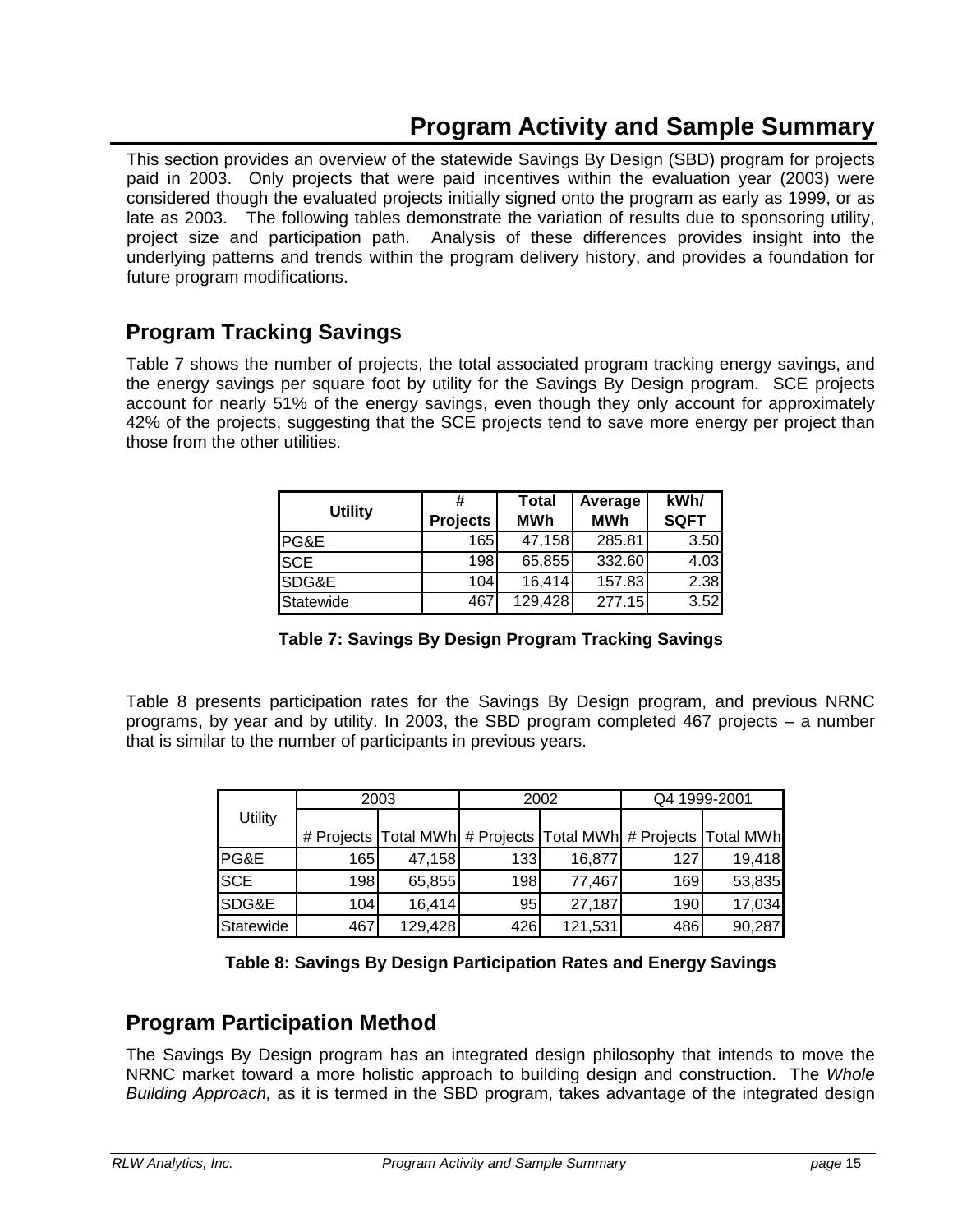# Program Activity and Sample Summary

This section provides an overview of the statewide Savings By Design (SBD) program for projects paid in 2003. Only projects that were paid incentives within the evaluation year (2003) were considered though the evaluated projects initially signed onto the program as early as 1999, or as late as 2003. The following tables demonstrate the variation of results due to sponsoring utility, project size and participation path. Analysis of these differences provides insight into the underlying patterns and trends within the program delivery history, and provides a foundation for future program modifications.

## Program Tracking Savings

Table 7 shows the number of projects, the total associated program tracking energy savings, and the energy savings per square foot by utility for the Savings By Design program. SCE projects account for nearly 51% of the energy savings, even though they only account for approximately 42% of the projects, suggesting that the SCE projects tend to save more energy per project than those from the other utilities.

| Utility | # Projects | Total MWh | Average MWh | kWh/ SQFT |
|---|---|---|---|---|
| PG&E | 165 | 47,158 | 285.81 | 3.50 |
| SCE | 198 | 65,855 | 332.60 | 4.03 |
| SDG&E | 104 | 16,414 | 157.83 | 2.38 |
| Statewide | 467 | 129,428 | 277.15 | 3.52 |

**Table 7: Savings By Design Program Tracking Savings**

Table 8 presents participation rates for the Savings By Design program, and previous NRNC programs, by year and by utility. In 2003, the SBD program completed 467 projects – a number that is similar to the number of participants in previous years.

| Utility | 2003 | | 2002 | | Q4 1999-2001 | |
|---|---|---|---|---|---|---|
| | # Projects | Total MWh | # Projects | Total MWh | # Projects | Total MWh |
| PG&E | 165 | 47,158 | 133 | 16,877 | 127 | 19,418 |
| SCE | 198 | 65,855 | 198 | 77,467 | 169 | 53,835 |
| SDG&E | 104 | 16,414 | 95 | 27,187 | 190 | 17,034 |
| Statewide | 467 | 129,428 | 426 | 121,531 | 486 | 90,287 |

**Table 8: Savings By Design Participation Rates and Energy Savings**

## Program Participation Method

The Savings By Design program has an integrated design philosophy that intends to move the NRNC market toward a more holistic approach to building design and construction. The *Whole Building Approach,* as it is termed in the SBD program, takes advantage of the integrated design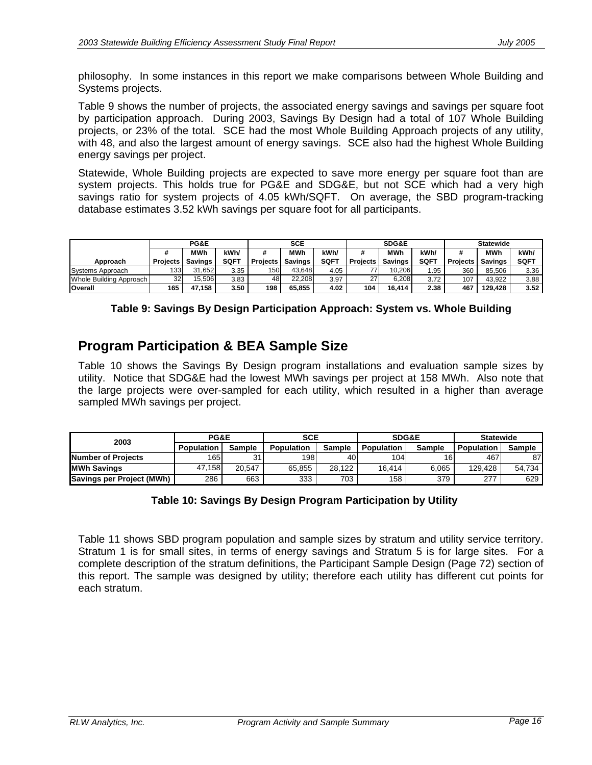philosophy. In some instances in this report we make comparisons between Whole Building and Systems projects.

Table 9 shows the number of projects, the associated energy savings and savings per square foot by participation approach. During 2003, Savings By Design had a total of 107 Whole Building projects, or 23% of the total. SCE had the most Whole Building Approach projects of any utility, with 48, and also the largest amount of energy savings. SCE also had the highest Whole Building energy savings per project.

Statewide, Whole Building projects are expected to save more energy per square foot than are system projects. This holds true for PG&E and SDG&E, but not SCE which had a very high savings ratio for system projects of 4.05 kWh/SQFT. On average, the SBD program-tracking database estimates 3.52 kWh savings per square foot for all participants.

| | PG&E | | | SCE | | | SDG&E | | | Statewide | | |
|---|---|---|---|---|---|---|---|---|---|---|---|---|
| Approach | # Projects | MWh Savings | kWh/ SQFT | # Projects | MWh Savings | kWh/ SQFT | # Projects | MWh Savings | kWh/ SQFT | # Projects | MWh Savings | kWh/ SQFT |
| Systems Approach | 133 | 31,652 | 3.35 | 150 | 43,648 | 4.05 | 77 | 10,206 | 1.95 | 360 | 85,506 | 3.36 |
| Whole Building Approach | 32 | 15,506 | 3.83 | 48 | 22,208 | 3.97 | 27 | 6,208 | 3.72 | 107 | 43,922 | 3.88 |
| **Overall** | **165** | **47,158** | **3.50** | **198** | **65,855** | **4.02** | **104** | **16,414** | **2.38** | **467** | **129,428** | **3.52** |

**Table 9: Savings By Design Participation Approach: System vs. Whole Building**

## Program Participation & BEA Sample Size

Table 10 shows the Savings By Design program installations and evaluation sample sizes by utility. Notice that SDG&E had the lowest MWh savings per project at 158 MWh. Also note that the large projects were over-sampled for each utility, which resulted in a higher than average sampled MWh savings per project.

| 2003 | PG&E | | SCE | | SDG&E | | Statewide | |
|---|---|---|---|---|---|---|---|---|
| | Population | Sample | Population | Sample | Population | Sample | Population | Sample |
| **Number of Projects** | 165 | 31 | 198 | 40 | 104 | 16 | 467 | 87 |
| **MWh Savings** | 47,158 | 20,547 | 65,855 | 28,122 | 16,414 | 6,065 | 129,428 | 54,734 |
| **Savings per Project (MWh)** | 286 | 663 | 333 | 703 | 158 | 379 | 277 | 629 |

**Table 10: Savings By Design Program Participation by Utility**

Table 11 shows SBD program population and sample sizes by stratum and utility service territory. Stratum 1 is for small sites, in terms of energy savings and Stratum 5 is for large sites. For a complete description of the stratum definitions, the Participant Sample Design (Page 72) section of this report. The sample was designed by utility; therefore each utility has different cut points for each stratum.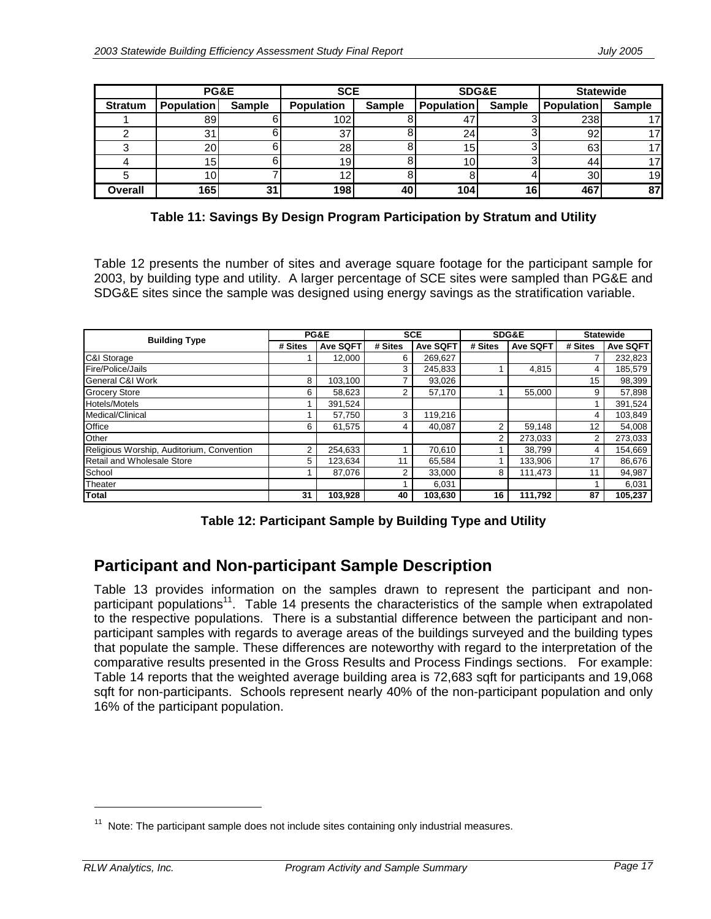| Stratum | PG&E | | SCE | | SDG&E | | Statewide | |
|---|---|---|---|---|---|---|---|---|
| | Population | Sample | Population | Sample | Population | Sample | Population | Sample |
| 1 | 89 | 6 | 102 | 8 | 47 | 3 | 238 | 17 |
| 2 | 31 | 6 | 37 | 8 | 24 | 3 | 92 | 17 |
| 3 | 20 | 6 | 28 | 8 | 15 | 3 | 63 | 17 |
| 4 | 15 | 6 | 19 | 8 | 10 | 3 | 44 | 17 |
| 5 | 10 | 7 | 12 | 8 | 8 | 4 | 30 | 19 |
| **Overall** | **165** | **31** | **198** | **40** | **104** | **16** | **467** | **87** |

**Table 11: Savings By Design Program Participation by Stratum and Utility**

Table 12 presents the number of sites and average square footage for the participant sample for 2003, by building type and utility. A larger percentage of SCE sites were sampled than PG&E and SDG&E sites since the sample was designed using energy savings as the stratification variable.

| Building Type | PG&E | | SCE | | SDG&E | | Statewide | |
|---|---|---|---|---|---|---|---|---|
| | # Sites | Ave SQFT | # Sites | Ave SQFT | # Sites | Ave SQFT | # Sites | Ave SQFT |
| C&I Storage | 1 | 12,000 | 6 | 269,627 | | | 7 | 232,823 |
| Fire/Police/Jails | | | 3 | 245,833 | 1 | 4,815 | 4 | 185,579 |
| General C&I Work | 8 | 103,100 | 7 | 93,026 | | | 15 | 98,399 |
| Grocery Store | 6 | 58,623 | 2 | 57,170 | 1 | 55,000 | 9 | 57,898 |
| Hotels/Motels | 1 | 391,524 | | | | | 1 | 391,524 |
| Medical/Clinical | 1 | 57,750 | 3 | 119,216 | | | 4 | 103,849 |
| Office | 6 | 61,575 | 4 | 40,087 | 2 | 59,148 | 12 | 54,008 |
| Other | | | | | 2 | 273,033 | 2 | 273,033 |
| Religious Worship, Auditorium, Convention | 2 | 254,633 | 1 | 70,610 | 1 | 38,799 | 4 | 154,669 |
| Retail and Wholesale Store | 5 | 123,634 | 11 | 65,584 | 1 | 133,906 | 17 | 86,676 |
| School | 1 | 87,076 | 2 | 33,000 | 8 | 111,473 | 11 | 94,987 |
| Theater | | | 1 | 6,031 | | | 1 | 6,031 |
| **Total** | **31** | **103,928** | **40** | **103,630** | **16** | **111,792** | **87** | **105,237** |

**Table 12: Participant Sample by Building Type and Utility**

## Participant and Non-participant Sample Description

Table 13 provides information on the samples drawn to represent the participant and non-participant populations[11]. Table 14 presents the characteristics of the sample when extrapolated to the respective populations. There is a substantial difference between the participant and non-participant samples with regards to average areas of the buildings surveyed and the building types that populate the sample. These differences are noteworthy with regard to the interpretation of the comparative results presented in the Gross Results and Process Findings sections. For example: Table 14 reports that the weighted average building area is 72,683 sqft for participants and 19,068 sqft for non-participants. Schools represent nearly 40% of the non-participant population and only 16% of the participant population.

[11] Note: The participant sample does not include sites containing only industrial measures.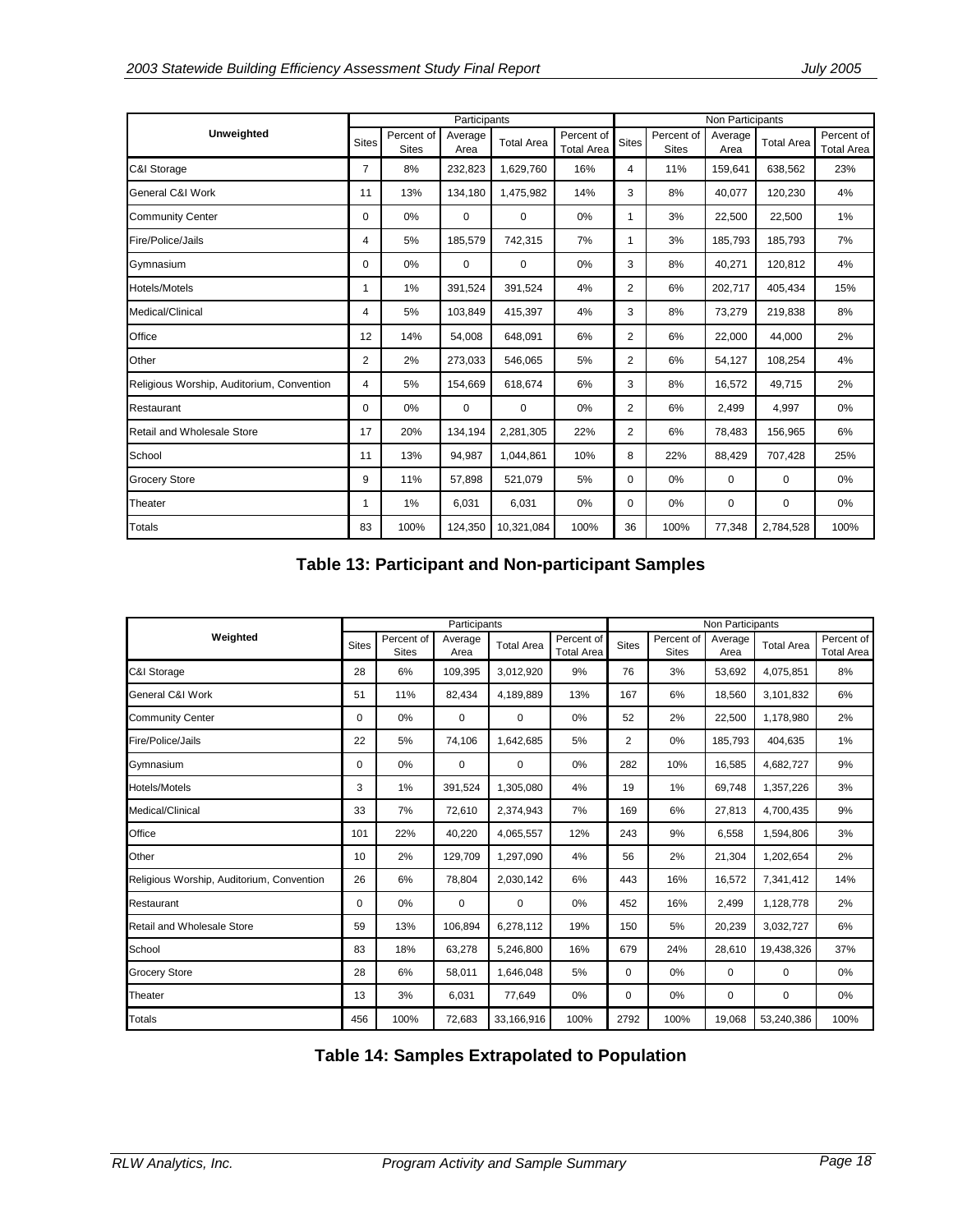| Unweighted | Participants | | | | | Non Participants | | | | |
|---|---|---|---|---|---|---|---|---|---|---|
| | Sites | Percent of Sites | Average Area | Total Area | Percent of Total Area | Sites | Percent of Sites | Average Area | Total Area | Percent of Total Area |
| C&I Storage | 7 | 8% | 232,823 | 1,629,760 | 16% | 4 | 11% | 159,641 | 638,562 | 23% |
| General C&I Work | 11 | 13% | 134,180 | 1,475,982 | 14% | 3 | 8% | 40,077 | 120,230 | 4% |
| Community Center | 0 | 0% | 0 | 0 | 0% | 1 | 3% | 22,500 | 22,500 | 1% |
| Fire/Police/Jails | 4 | 5% | 185,579 | 742,315 | 7% | 1 | 3% | 185,793 | 185,793 | 7% |
| Gymnasium | 0 | 0% | 0 | 0 | 0% | 3 | 8% | 40,271 | 120,812 | 4% |
| Hotels/Motels | 1 | 1% | 391,524 | 391,524 | 4% | 2 | 6% | 202,717 | 405,434 | 15% |
| Medical/Clinical | 4 | 5% | 103,849 | 415,397 | 4% | 3 | 8% | 73,279 | 219,838 | 8% |
| Office | 12 | 14% | 54,008 | 648,091 | 6% | 2 | 6% | 22,000 | 44,000 | 2% |
| Other | 2 | 2% | 273,033 | 546,065 | 5% | 2 | 6% | 54,127 | 108,254 | 4% |
| Religious Worship, Auditorium, Convention | 4 | 5% | 154,669 | 618,674 | 6% | 3 | 8% | 16,572 | 49,715 | 2% |
| Restaurant | 0 | 0% | 0 | 0 | 0% | 2 | 6% | 2,499 | 4,997 | 0% |
| Retail and Wholesale Store | 17 | 20% | 134,194 | 2,281,305 | 22% | 2 | 6% | 78,483 | 156,965 | 6% |
| School | 11 | 13% | 94,987 | 1,044,861 | 10% | 8 | 22% | 88,429 | 707,428 | 25% |
| Grocery Store | 9 | 11% | 57,898 | 521,079 | 5% | 0 | 0% | 0 | 0 | 0% |
| Theater | 1 | 1% | 6,031 | 6,031 | 0% | 0 | 0% | 0 | 0 | 0% |
| Totals | 83 | 100% | 124,350 | 10,321,084 | 100% | 36 | 100% | 77,348 | 2,784,528 | 100% |

## Table 13: Participant and Non-participant Samples

| Weighted | Participants | | | | | Non Participants | | | | |
|---|---|---|---|---|---|---|---|---|---|---|
| | Sites | Percent of Sites | Average Area | Total Area | Percent of Total Area | Sites | Percent of Sites | Average Area | Total Area | Percent of Total Area |
| C&I Storage | 28 | 6% | 109,395 | 3,012,920 | 9% | 76 | 3% | 53,692 | 4,075,851 | 8% |
| General C&I Work | 51 | 11% | 82,434 | 4,189,889 | 13% | 167 | 6% | 18,560 | 3,101,832 | 6% |
| Community Center | 0 | 0% | 0 | 0 | 0% | 52 | 2% | 22,500 | 1,178,980 | 2% |
| Fire/Police/Jails | 22 | 5% | 74,106 | 1,642,685 | 5% | 2 | 0% | 185,793 | 404,635 | 1% |
| Gymnasium | 0 | 0% | 0 | 0 | 0% | 282 | 10% | 16,585 | 4,682,727 | 9% |
| Hotels/Motels | 3 | 1% | 391,524 | 1,305,080 | 4% | 19 | 1% | 69,748 | 1,357,226 | 3% |
| Medical/Clinical | 33 | 7% | 72,610 | 2,374,943 | 7% | 169 | 6% | 27,813 | 4,700,435 | 9% |
| Office | 101 | 22% | 40,220 | 4,065,557 | 12% | 243 | 9% | 6,558 | 1,594,806 | 3% |
| Other | 10 | 2% | 129,709 | 1,297,090 | 4% | 56 | 2% | 21,304 | 1,202,654 | 2% |
| Religious Worship, Auditorium, Convention | 26 | 6% | 78,804 | 2,030,142 | 6% | 443 | 16% | 16,572 | 7,341,412 | 14% |
| Restaurant | 0 | 0% | 0 | 0 | 0% | 452 | 16% | 2,499 | 1,128,778 | 2% |
| Retail and Wholesale Store | 59 | 13% | 106,894 | 6,278,112 | 19% | 150 | 5% | 20,239 | 3,032,727 | 6% |
| School | 83 | 18% | 63,278 | 5,246,800 | 16% | 679 | 24% | 28,610 | 19,438,326 | 37% |
| Grocery Store | 28 | 6% | 58,011 | 1,646,048 | 5% | 0 | 0% | 0 | 0 | 0% |
| Theater | 13 | 3% | 6,031 | 77,649 | 0% | 0 | 0% | 0 | 0 | 0% |
| Totals | 456 | 100% | 72,683 | 33,166,916 | 100% | 2792 | 100% | 19,068 | 53,240,386 | 100% |

## Table 14: Samples Extrapolated to Population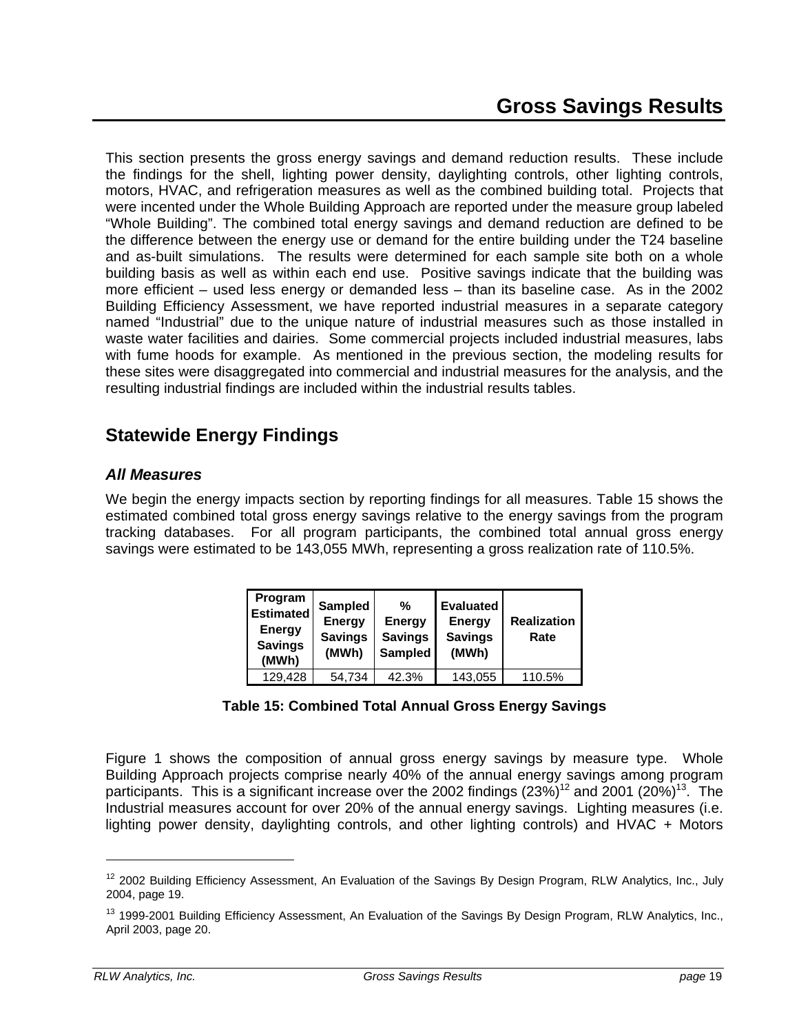# Gross Savings Results

This section presents the gross energy savings and demand reduction results. These include the findings for the shell, lighting power density, daylighting controls, other lighting controls, motors, HVAC, and refrigeration measures as well as the combined building total. Projects that were incented under the Whole Building Approach are reported under the measure group labeled "Whole Building". The combined total energy savings and demand reduction are defined to be the difference between the energy use or demand for the entire building under the T24 baseline and as-built simulations. The results were determined for each sample site both on a whole building basis as well as within each end use. Positive savings indicate that the building was more efficient – used less energy or demanded less – than its baseline case. As in the 2002 Building Efficiency Assessment, we have reported industrial measures in a separate category named "Industrial" due to the unique nature of industrial measures such as those installed in waste water facilities and dairies. Some commercial projects included industrial measures, labs with fume hoods for example. As mentioned in the previous section, the modeling results for these sites were disaggregated into commercial and industrial measures for the analysis, and the resulting industrial findings are included within the industrial results tables.

## Statewide Energy Findings

### *All Measures*

We begin the energy impacts section by reporting findings for all measures. Table 15 shows the estimated combined total gross energy savings relative to the energy savings from the program tracking databases. For all program participants, the combined total annual gross energy savings were estimated to be 143,055 MWh, representing a gross realization rate of 110.5%.

| Program Estimated Energy Savings (MWh) | Sampled Energy Savings (MWh) | % Energy Savings Sampled | Evaluated Energy Savings (MWh) | Realization Rate |
|---|---|---|---|---|
| 129,428 | 54,734 | 42.3% | 143,055 | 110.5% |

**Table 15: Combined Total Annual Gross Energy Savings**

Figure 1 shows the composition of annual gross energy savings by measure type. Whole Building Approach projects comprise nearly 40% of the annual energy savings among program participants. This is a significant increase over the 2002 findings (23%)[12] and 2001 (20%)[13]. The Industrial measures account for over 20% of the annual energy savings. Lighting measures (i.e. lighting power density, daylighting controls, and other lighting controls) and HVAC + Motors

[12] 2002 Building Efficiency Assessment, An Evaluation of the Savings By Design Program, RLW Analytics, Inc., July 2004, page 19.

[13] 1999-2001 Building Efficiency Assessment, An Evaluation of the Savings By Design Program, RLW Analytics, Inc., April 2003, page 20.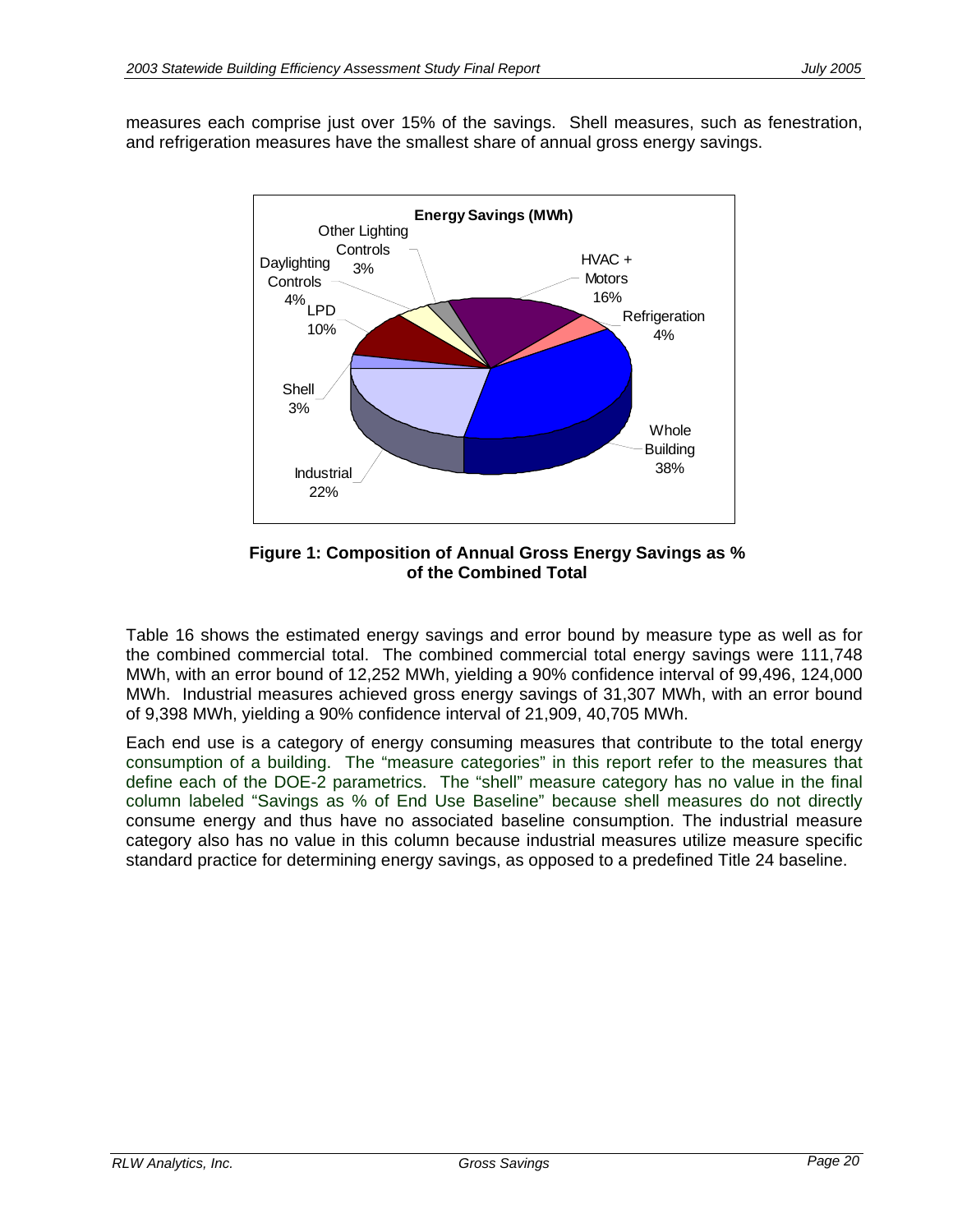measures each comprise just over 15% of the savings. Shell measures, such as fenestration, and refrigeration measures have the smallest share of annual gross energy savings.

**Figure 1: Composition of Annual Gross Energy Savings as % of the Combined Total**

Table 16 shows the estimated energy savings and error bound by measure type as well as for the combined commercial total. The combined commercial total energy savings were 111,748 MWh, with an error bound of 12,252 MWh, yielding a 90% confidence interval of 99,496, 124,000 MWh. Industrial measures achieved gross energy savings of 31,307 MWh, with an error bound of 9,398 MWh, yielding a 90% confidence interval of 21,909, 40,705 MWh.

Each end use is a category of energy consuming measures that contribute to the total energy consumption of a building. The "measure categories" in this report refer to the measures that define each of the DOE-2 parametrics. The "shell" measure category has no value in the final column labeled "Savings as % of End Use Baseline" because shell measures do not directly consume energy and thus have no associated baseline consumption. The industrial measure category also has no value in this column because industrial measures utilize measure specific standard practice for determining energy savings, as opposed to a predefined Title 24 baseline.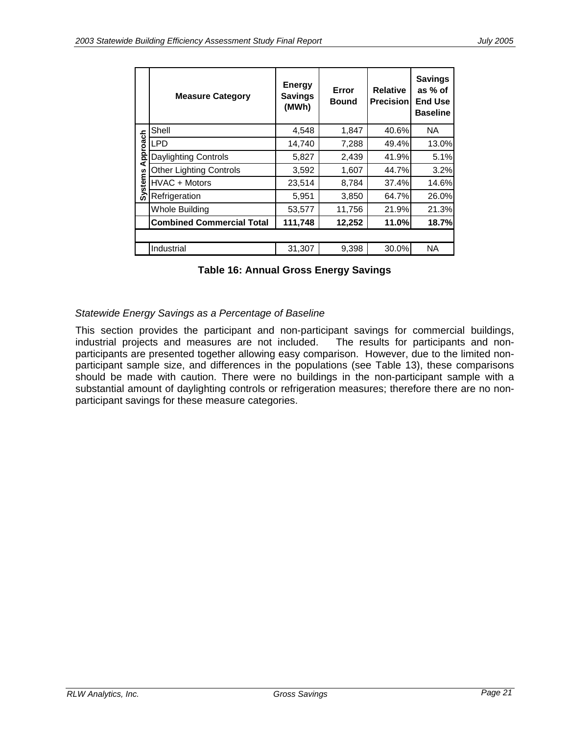| | Measure Category | Energy Savings (MWh) | Error Bound | Relative Precision | Savings as % of End Use Baseline |
|---|---|---|---|---|---|
| Systems Approach | Shell | 4,548 | 1,847 | 40.6% | NA |
| | LPD | 14,740 | 7,288 | 49.4% | 13.0% |
| | Daylighting Controls | 5,827 | 2,439 | 41.9% | 5.1% |
| | Other Lighting Controls | 3,592 | 1,607 | 44.7% | 3.2% |
| | HVAC + Motors | 23,514 | 8,784 | 37.4% | 14.6% |
| | Refrigeration | 5,951 | 3,850 | 64.7% | 26.0% |
| | Whole Building | 53,577 | 11,756 | 21.9% | 21.3% |
| | **Combined Commercial Total** | **111,748** | **12,252** | **11.0%** | **18.7%** |
| | | | | | |
| | Industrial | 31,307 | 9,398 | 30.0% | NA |

**Table 16: Annual Gross Energy Savings**

*Statewide Energy Savings as a Percentage of Baseline*

This section provides the participant and non-participant savings for commercial buildings, industrial projects and measures are not included. The results for participants and non-participants are presented together allowing easy comparison. However, due to the limited non-participant sample size, and differences in the populations (see Table 13), these comparisons should be made with caution. There were no buildings in the non-participant sample with a substantial amount of daylighting controls or refrigeration measures; therefore there are no non-participant savings for these measure categories.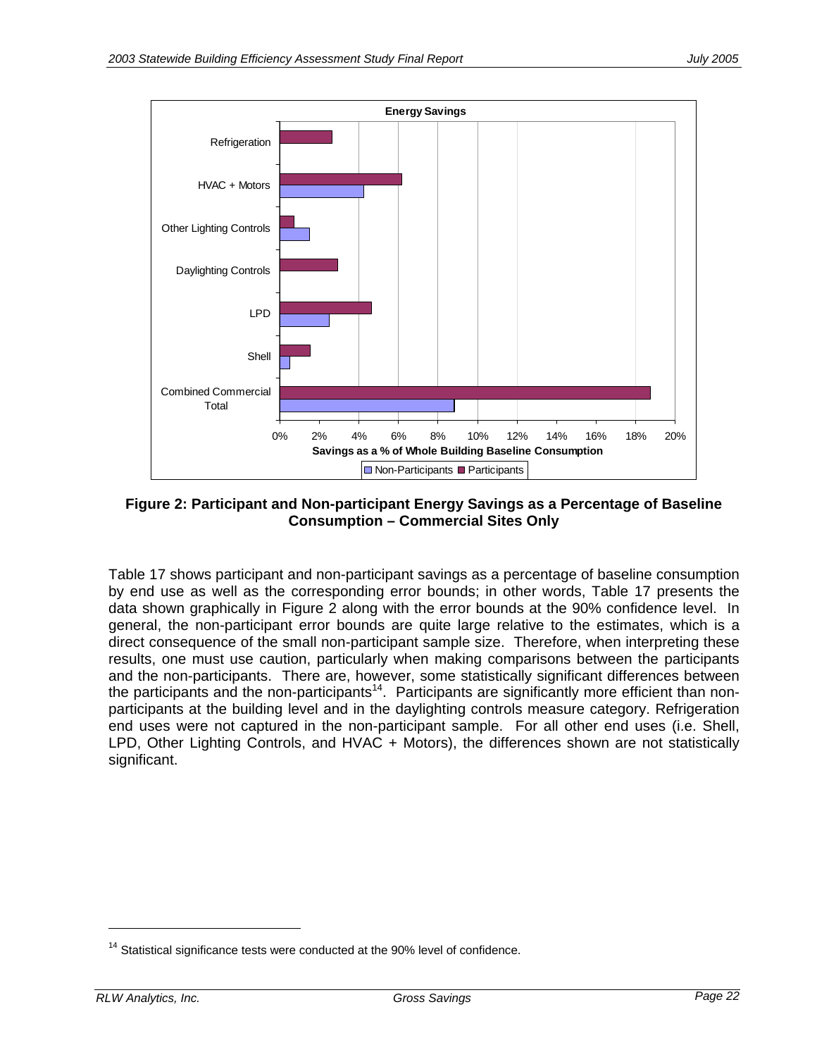**Figure 2: Participant and Non-participant Energy Savings as a Percentage of Baseline Consumption – Commercial Sites Only**

Table 17 shows participant and non-participant savings as a percentage of baseline consumption by end use as well as the corresponding error bounds; in other words, Table 17 presents the data shown graphically in Figure 2 along with the error bounds at the 90% confidence level. In general, the non-participant error bounds are quite large relative to the estimates, which is a direct consequence of the small non-participant sample size. Therefore, when interpreting these results, one must use caution, particularly when making comparisons between the participants and the non-participants. There are, however, some statistically significant differences between the participants and the non-participants[14]. Participants are significantly more efficient than non-participants at the building level and in the daylighting controls measure category. Refrigeration end uses were not captured in the non-participant sample. For all other end uses (i.e. Shell, LPD, Other Lighting Controls, and HVAC + Motors), the differences shown are not statistically significant.

[14] Statistical significance tests were conducted at the 90% level of confidence.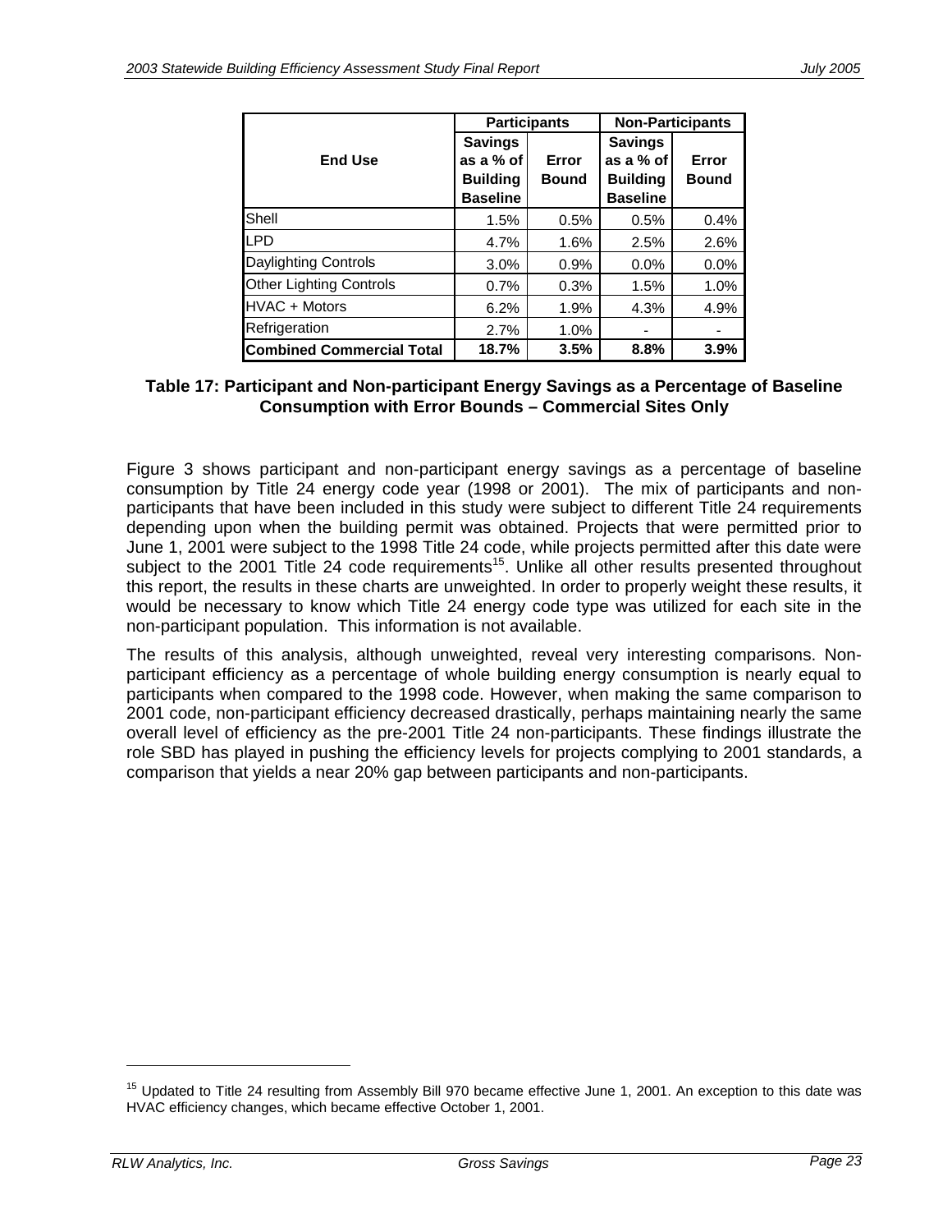| End Use | Participants | | Non-Participants | |
|---|---|---|---|---|
| | Savings as a % of Building Baseline | Error Bound | Savings as a % of Building Baseline | Error Bound |
| Shell | 1.5% | 0.5% | 0.5% | 0.4% |
| LPD | 4.7% | 1.6% | 2.5% | 2.6% |
| Daylighting Controls | 3.0% | 0.9% | 0.0% | 0.0% |
| Other Lighting Controls | 0.7% | 0.3% | 1.5% | 1.0% |
| HVAC + Motors | 6.2% | 1.9% | 4.3% | 4.9% |
| Refrigeration | 2.7% | 1.0% | - | - |
| **Combined Commercial Total** | **18.7%** | **3.5%** | **8.8%** | **3.9%** |

**Table 17: Participant and Non-participant Energy Savings as a Percentage of Baseline Consumption with Error Bounds – Commercial Sites Only**

Figure 3 shows participant and non-participant energy savings as a percentage of baseline consumption by Title 24 energy code year (1998 or 2001). The mix of participants and non-participants that have been included in this study were subject to different Title 24 requirements depending upon when the building permit was obtained. Projects that were permitted prior to June 1, 2001 were subject to the 1998 Title 24 code, while projects permitted after this date were subject to the 2001 Title 24 code requirements[15]. Unlike all other results presented throughout this report, the results in these charts are unweighted. In order to properly weight these results, it would be necessary to know which Title 24 energy code type was utilized for each site in the non-participant population. This information is not available.

The results of this analysis, although unweighted, reveal very interesting comparisons. Non-participant efficiency as a percentage of whole building energy consumption is nearly equal to participants when compared to the 1998 code. However, when making the same comparison to 2001 code, non-participant efficiency decreased drastically, perhaps maintaining nearly the same overall level of efficiency as the pre-2001 Title 24 non-participants. These findings illustrate the role SBD has played in pushing the efficiency levels for projects complying to 2001 standards, a comparison that yields a near 20% gap between participants and non-participants.

[15] Updated to Title 24 resulting from Assembly Bill 970 became effective June 1, 2001. An exception to this date was HVAC efficiency changes, which became effective October 1, 2001.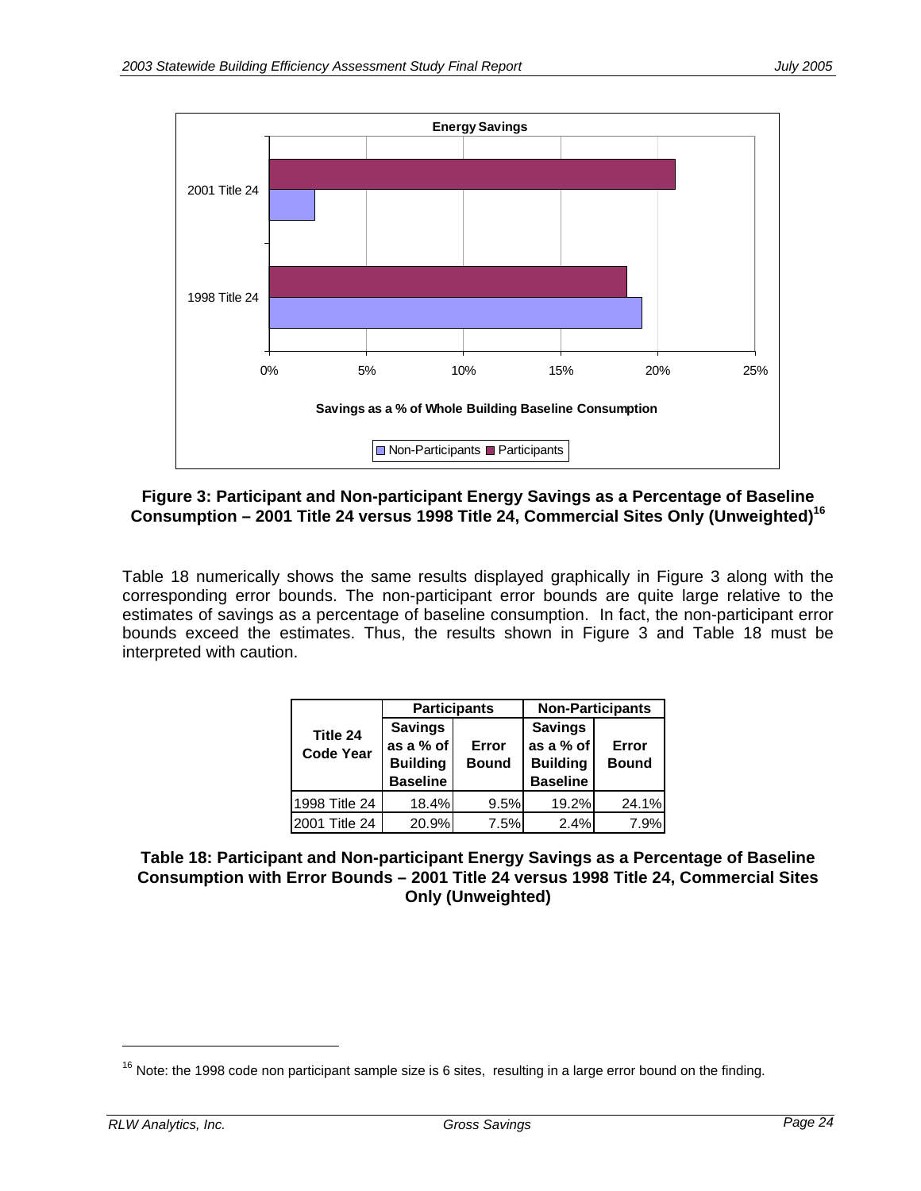**Figure 3: Participant and Non-participant Energy Savings as a Percentage of Baseline Consumption – 2001 Title 24 versus 1998 Title 24, Commercial Sites Only (Unweighted)[16]**

Table 18 numerically shows the same results displayed graphically in Figure 3 along with the corresponding error bounds. The non-participant error bounds are quite large relative to the estimates of savings as a percentage of baseline consumption. In fact, the non-participant error bounds exceed the estimates. Thus, the results shown in Figure 3 and Table 18 must be interpreted with caution.

| Title 24 Code Year | Participants | | Non-Participants | |
|---|---|---|---|---|
| | Savings as a % of Building Baseline | Error Bound | Savings as a % of Building Baseline | Error Bound |
| 1998 Title 24 | 18.4% | 9.5% | 19.2% | 24.1% |
| 2001 Title 24 | 20.9% | 7.5% | 2.4% | 7.9% |

**Table 18: Participant and Non-participant Energy Savings as a Percentage of Baseline Consumption with Error Bounds – 2001 Title 24 versus 1998 Title 24, Commercial Sites Only (Unweighted)**

[16] Note: the 1998 code non participant sample size is 6 sites, resulting in a large error bound on the finding.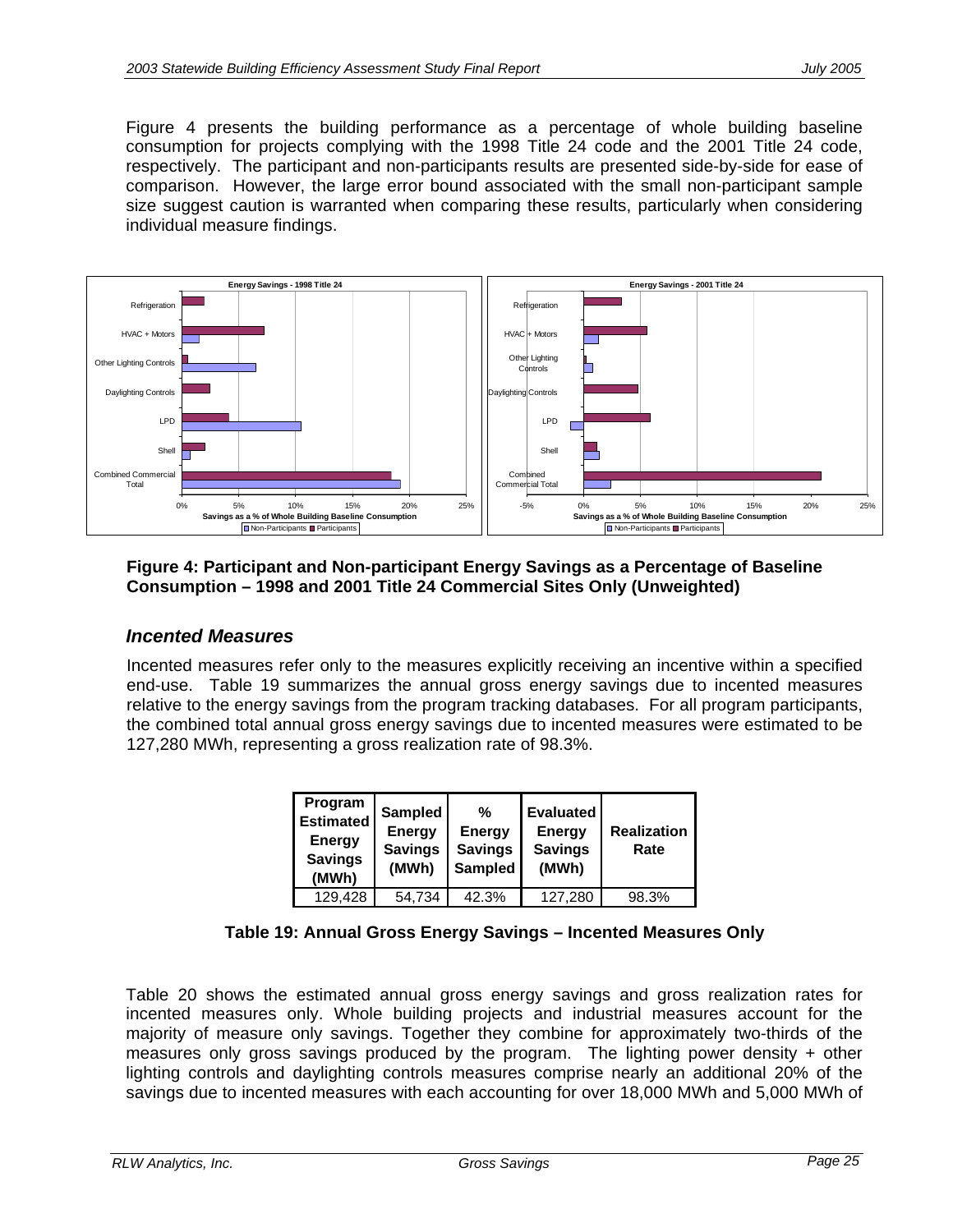Figure 4 presents the building performance as a percentage of whole building baseline consumption for projects complying with the 1998 Title 24 code and the 2001 Title 24 code, respectively. The participant and non-participants results are presented side-by-side for ease of comparison. However, the large error bound associated with the small non-participant sample size suggest caution is warranted when comparing these results, particularly when considering individual measure findings.

**Figure 4: Participant and Non-participant Energy Savings as a Percentage of Baseline Consumption – 1998 and 2001 Title 24 Commercial Sites Only (Unweighted)**

### *Incented Measures*

Incented measures refer only to the measures explicitly receiving an incentive within a specified end-use. Table 19 summarizes the annual gross energy savings due to incented measures relative to the energy savings from the program tracking databases. For all program participants, the combined total annual gross energy savings due to incented measures were estimated to be 127,280 MWh, representing a gross realization rate of 98.3%.

| Program Estimated Energy Savings (MWh) | Sampled Energy Savings (MWh) | % Energy Savings Sampled | Evaluated Energy Savings (MWh) | Realization Rate |
|---|---|---|---|---|
| 129,428 | 54,734 | 42.3% | 127,280 | 98.3% |

**Table 19: Annual Gross Energy Savings – Incented Measures Only**

Table 20 shows the estimated annual gross energy savings and gross realization rates for incented measures only. Whole building projects and industrial measures account for the majority of measure only savings. Together they combine for approximately two-thirds of the measures only gross savings produced by the program. The lighting power density + other lighting controls and daylighting controls measures comprise nearly an additional 20% of the savings due to incented measures with each accounting for over 18,000 MWh and 5,000 MWh of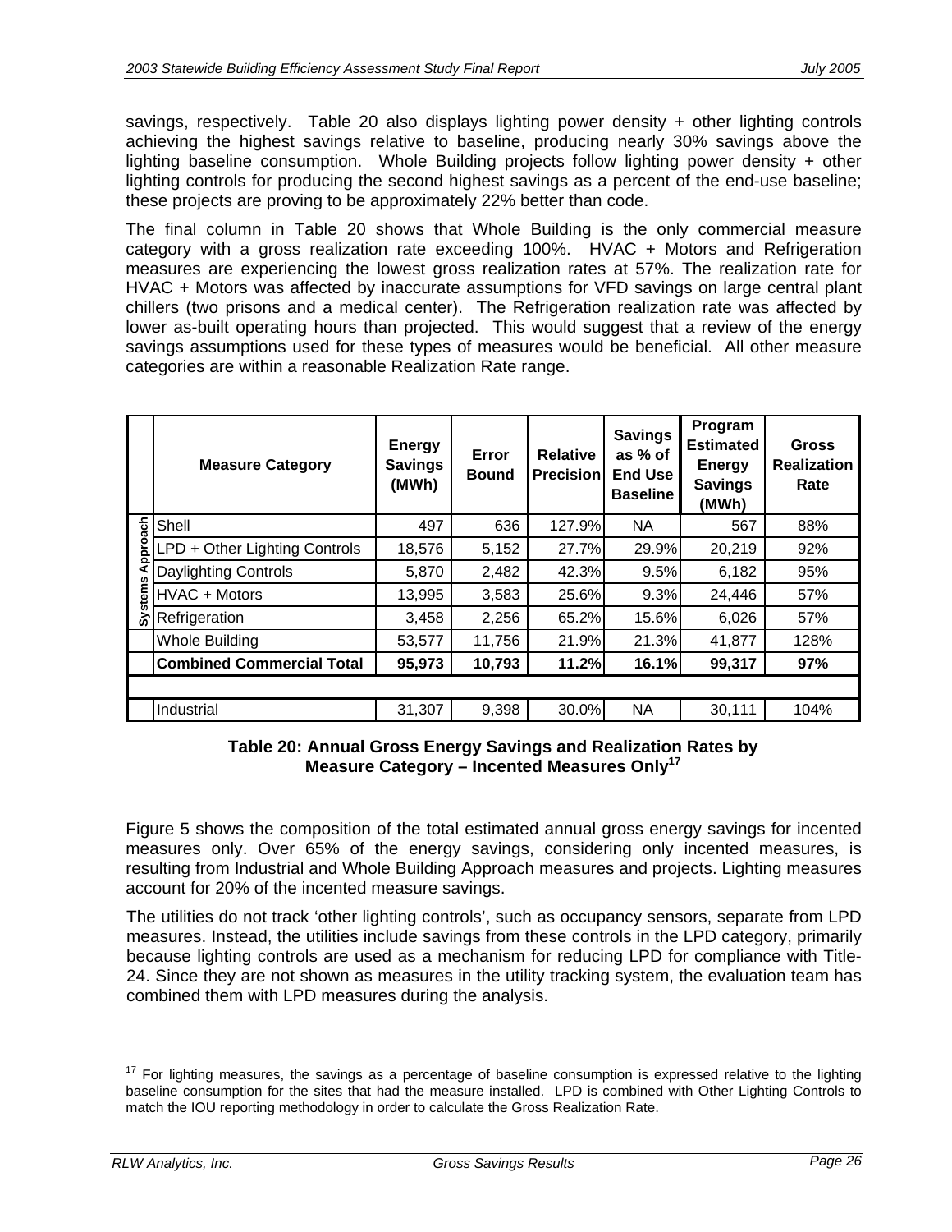savings, respectively. Table 20 also displays lighting power density + other lighting controls achieving the highest savings relative to baseline, producing nearly 30% savings above the lighting baseline consumption. Whole Building projects follow lighting power density + other lighting controls for producing the second highest savings as a percent of the end-use baseline; these projects are proving to be approximately 22% better than code.

The final column in Table 20 shows that Whole Building is the only commercial measure category with a gross realization rate exceeding 100%. HVAC + Motors and Refrigeration measures are experiencing the lowest gross realization rates at 57%. The realization rate for HVAC + Motors was affected by inaccurate assumptions for VFD savings on large central plant chillers (two prisons and a medical center). The Refrigeration realization rate was affected by lower as-built operating hours than projected. This would suggest that a review of the energy savings assumptions used for these types of measures would be beneficial. All other measure categories are within a reasonable Realization Rate range.

| | Measure Category | Energy Savings (MWh) | Error Bound | Relative Precision | Savings as % of End Use Baseline | Program Estimated Energy Savings (MWh) | Gross Realization Rate |
|---|---|---|---|---|---|---|---|
| Systems Approach | Shell | 497 | 636 | 127.9% | NA | 567 | 88% |
| | LPD + Other Lighting Controls | 18,576 | 5,152 | 27.7% | 29.9% | 20,219 | 92% |
| | Daylighting Controls | 5,870 | 2,482 | 42.3% | 9.5% | 6,182 | 95% |
| | HVAC + Motors | 13,995 | 3,583 | 25.6% | 9.3% | 24,446 | 57% |
| | Refrigeration | 3,458 | 2,256 | 65.2% | 15.6% | 6,026 | 57% |
| | Whole Building | 53,577 | 11,756 | 21.9% | 21.3% | 41,877 | 128% |
| | **Combined Commercial Total** | **95,973** | **10,793** | **11.2%** | **16.1%** | **99,317** | **97%** |
| | | | | | | | |
| | Industrial | 31,307 | 9,398 | 30.0% | NA | 30,111 | 104% |

**Table 20: Annual Gross Energy Savings and Realization Rates by Measure Category – Incented Measures Only[17]**

Figure 5 shows the composition of the total estimated annual gross energy savings for incented measures only. Over 65% of the energy savings, considering only incented measures, is resulting from Industrial and Whole Building Approach measures and projects. Lighting measures account for 20% of the incented measure savings.

The utilities do not track 'other lighting controls', such as occupancy sensors, separate from LPD measures. Instead, the utilities include savings from these controls in the LPD category, primarily because lighting controls are used as a mechanism for reducing LPD for compliance with Title-24. Since they are not shown as measures in the utility tracking system, the evaluation team has combined them with LPD measures during the analysis.

[17] For lighting measures, the savings as a percentage of baseline consumption is expressed relative to the lighting baseline consumption for the sites that had the measure installed. LPD is combined with Other Lighting Controls to match the IOU reporting methodology in order to calculate the Gross Realization Rate.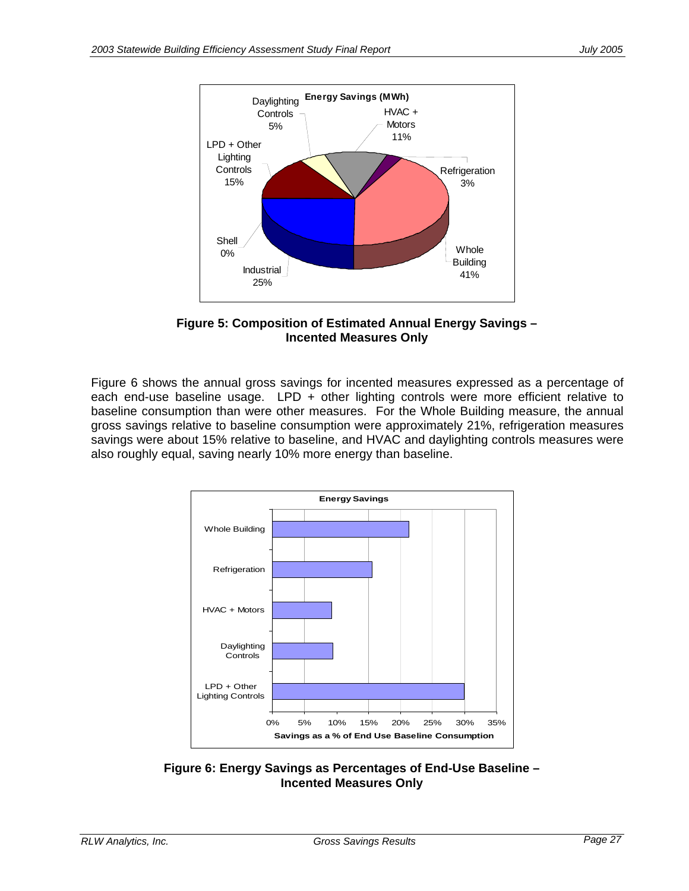**Figure 5: Composition of Estimated Annual Energy Savings – Incented Measures Only**

Figure 6 shows the annual gross savings for incented measures expressed as a percentage of each end-use baseline usage. LPD + other lighting controls were more efficient relative to baseline consumption than were other measures. For the Whole Building measure, the annual gross savings relative to baseline consumption were approximately 21%, refrigeration measures savings were about 15% relative to baseline, and HVAC and daylighting controls measures were also roughly equal, saving nearly 10% more energy than baseline.

**Figure 6: Energy Savings as Percentages of End-Use Baseline – Incented Measures Only**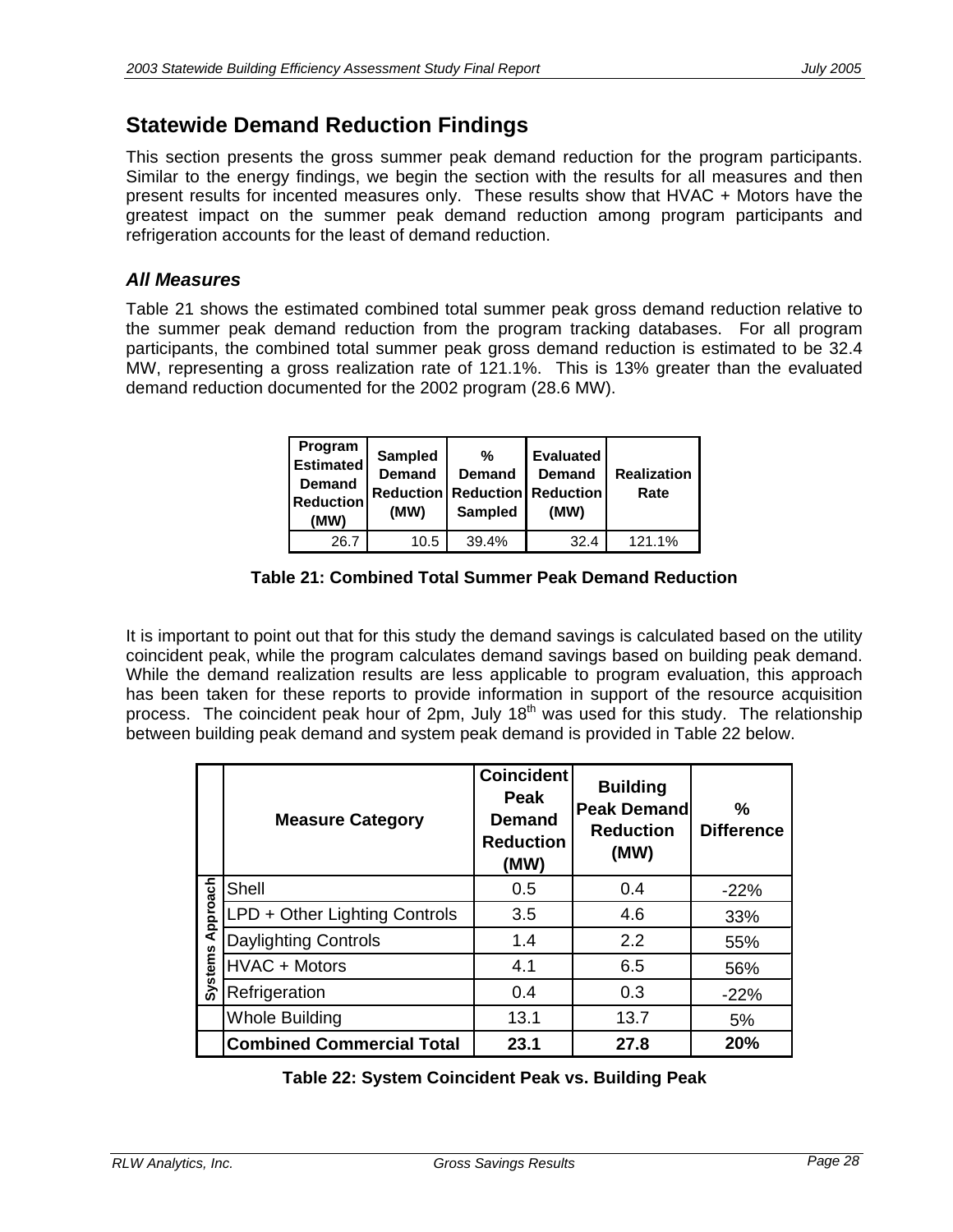## Statewide Demand Reduction Findings

This section presents the gross summer peak demand reduction for the program participants. Similar to the energy findings, we begin the section with the results for all measures and then present results for incented measures only. These results show that HVAC + Motors have the greatest impact on the summer peak demand reduction among program participants and refrigeration accounts for the least of demand reduction.

### *All Measures*

Table 21 shows the estimated combined total summer peak gross demand reduction relative to the summer peak demand reduction from the program tracking databases. For all program participants, the combined total summer peak gross demand reduction is estimated to be 32.4 MW, representing a gross realization rate of 121.1%. This is 13% greater than the evaluated demand reduction documented for the 2002 program (28.6 MW).

| Program Estimated Demand Reduction (MW) | Sampled Demand Reduction (MW) | % Demand Reduction Sampled | Evaluated Demand Reduction (MW) | Realization Rate |
|---|---|---|---|---|
| 26.7 | 10.5 | 39.4% | 32.4 | 121.1% |

**Table 21: Combined Total Summer Peak Demand Reduction**

It is important to point out that for this study the demand savings is calculated based on the utility coincident peak, while the program calculates demand savings based on building peak demand. While the demand realization results are less applicable to program evaluation, this approach has been taken for these reports to provide information in support of the resource acquisition process. The coincident peak hour of 2pm, July 18th was used for this study. The relationship between building peak demand and system peak demand is provided in Table 22 below.

| | Measure Category | Coincident Peak Demand Reduction (MW) | Building Peak Demand Reduction (MW) | % Difference |
|---|---|---|---|---|
| Systems Approach | Shell | 0.5 | 0.4 | -22% |
| | LPD + Other Lighting Controls | 3.5 | 4.6 | 33% |
| | Daylighting Controls | 1.4 | 2.2 | 55% |
| | HVAC + Motors | 4.1 | 6.5 | 56% |
| | Refrigeration | 0.4 | 0.3 | -22% |
| | Whole Building | 13.1 | 13.7 | 5% |
| | **Combined Commercial Total** | **23.1** | **27.8** | **20%** |

**Table 22: System Coincident Peak vs. Building Peak**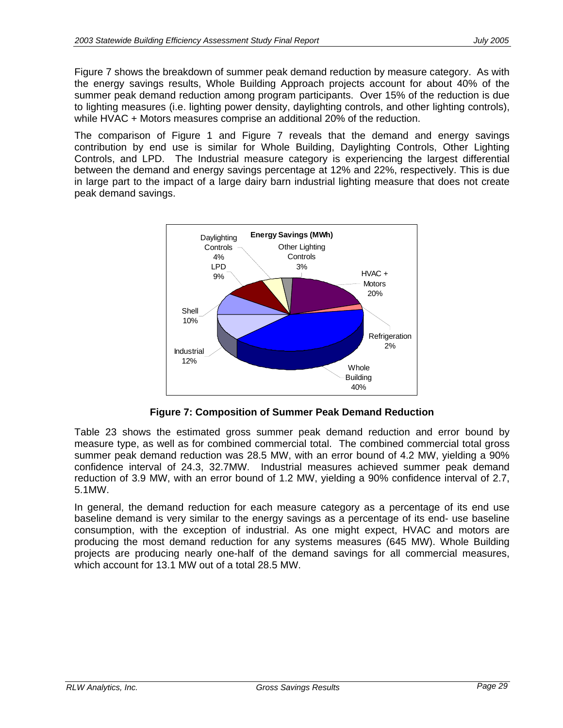Figure 7 shows the breakdown of summer peak demand reduction by measure category. As with the energy savings results, Whole Building Approach projects account for about 40% of the summer peak demand reduction among program participants. Over 15% of the reduction is due to lighting measures (i.e. lighting power density, daylighting controls, and other lighting controls), while HVAC + Motors measures comprise an additional 20% of the reduction.

The comparison of Figure 1 and Figure 7 reveals that the demand and energy savings contribution by end use is similar for Whole Building, Daylighting Controls, Other Lighting Controls, and LPD. The Industrial measure category is experiencing the largest differential between the demand and energy savings percentage at 12% and 22%, respectively. This is due in large part to the impact of a large dairy barn industrial lighting measure that does not create peak demand savings.

**Figure 7: Composition of Summer Peak Demand Reduction**

Table 23 shows the estimated gross summer peak demand reduction and error bound by measure type, as well as for combined commercial total. The combined commercial total gross summer peak demand reduction was 28.5 MW, with an error bound of 4.2 MW, yielding a 90% confidence interval of 24.3, 32.7MW. Industrial measures achieved summer peak demand reduction of 3.9 MW, with an error bound of 1.2 MW, yielding a 90% confidence interval of 2.7, 5.1MW.

In general, the demand reduction for each measure category as a percentage of its end use baseline demand is very similar to the energy savings as a percentage of its end- use baseline consumption, with the exception of industrial. As one might expect, HVAC and motors are producing the most demand reduction for any systems measures (645 MW). Whole Building projects are producing nearly one-half of the demand savings for all commercial measures, which account for 13.1 MW out of a total 28.5 MW.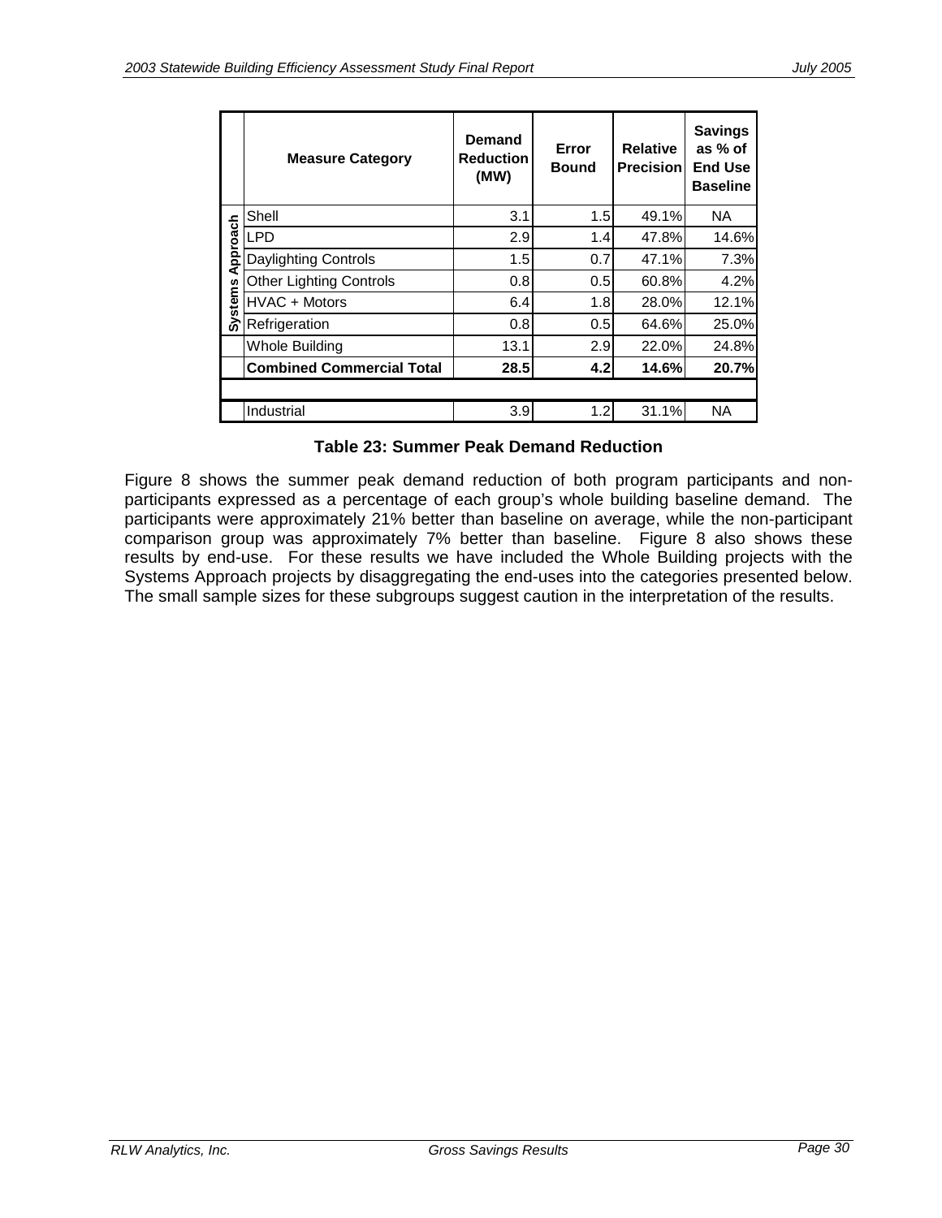| | Measure Category | Demand Reduction (MW) | Error Bound | Relative Precision | Savings as % of End Use Baseline |
|---|---|---|---|---|---|
| Systems Approach | Shell | 3.1 | 1.5 | 49.1% | NA |
| | LPD | 2.9 | 1.4 | 47.8% | 14.6% |
| | Daylighting Controls | 1.5 | 0.7 | 47.1% | 7.3% |
| | Other Lighting Controls | 0.8 | 0.5 | 60.8% | 4.2% |
| | HVAC + Motors | 6.4 | 1.8 | 28.0% | 12.1% |
| | Refrigeration | 0.8 | 0.5 | 64.6% | 25.0% |
| | Whole Building | 13.1 | 2.9 | 22.0% | 24.8% |
| | **Combined Commercial Total** | **28.5** | **4.2** | **14.6%** | **20.7%** |
| | | | | | |
| | Industrial | 3.9 | 1.2 | 31.1% | NA |

**Table 23: Summer Peak Demand Reduction**

Figure 8 shows the summer peak demand reduction of both program participants and non-participants expressed as a percentage of each group's whole building baseline demand. The participants were approximately 21% better than baseline on average, while the non-participant comparison group was approximately 7% better than baseline. Figure 8 also shows these results by end-use. For these results we have included the Whole Building projects with the Systems Approach projects by disaggregating the end-uses into the categories presented below. The small sample sizes for these subgroups suggest caution in the interpretation of the results.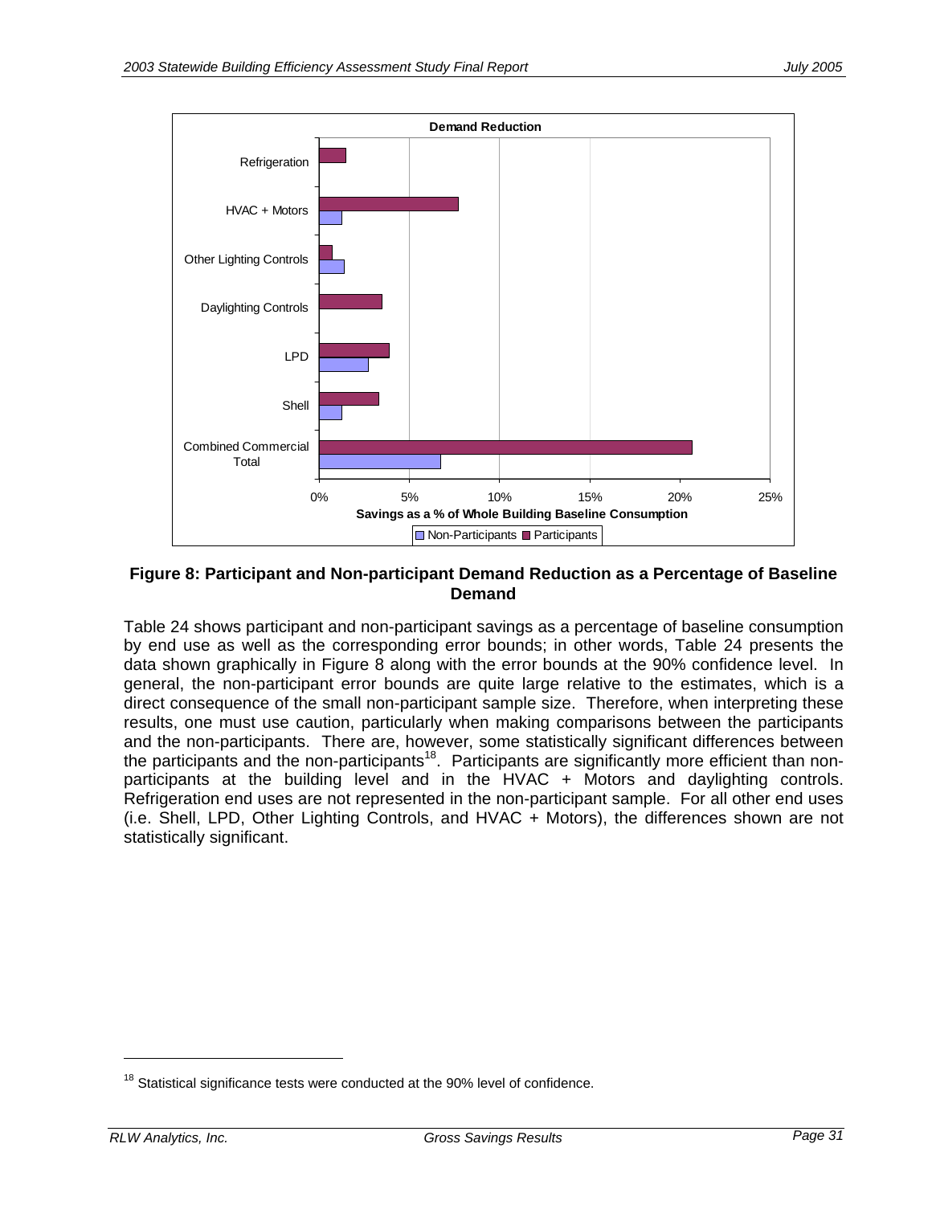**Figure 8: Participant and Non-participant Demand Reduction as a Percentage of Baseline Demand**

Table 24 shows participant and non-participant savings as a percentage of baseline consumption by end use as well as the corresponding error bounds; in other words, Table 24 presents the data shown graphically in Figure 8 along with the error bounds at the 90% confidence level. In general, the non-participant error bounds are quite large relative to the estimates, which is a direct consequence of the small non-participant sample size. Therefore, when interpreting these results, one must use caution, particularly when making comparisons between the participants and the non-participants. There are, however, some statistically significant differences between the participants and the non-participants[18]. Participants are significantly more efficient than non-participants at the building level and in the HVAC + Motors and daylighting controls. Refrigeration end uses are not represented in the non-participant sample. For all other end uses (i.e. Shell, LPD, Other Lighting Controls, and HVAC + Motors), the differences shown are not statistically significant.

[18] Statistical significance tests were conducted at the 90% level of confidence.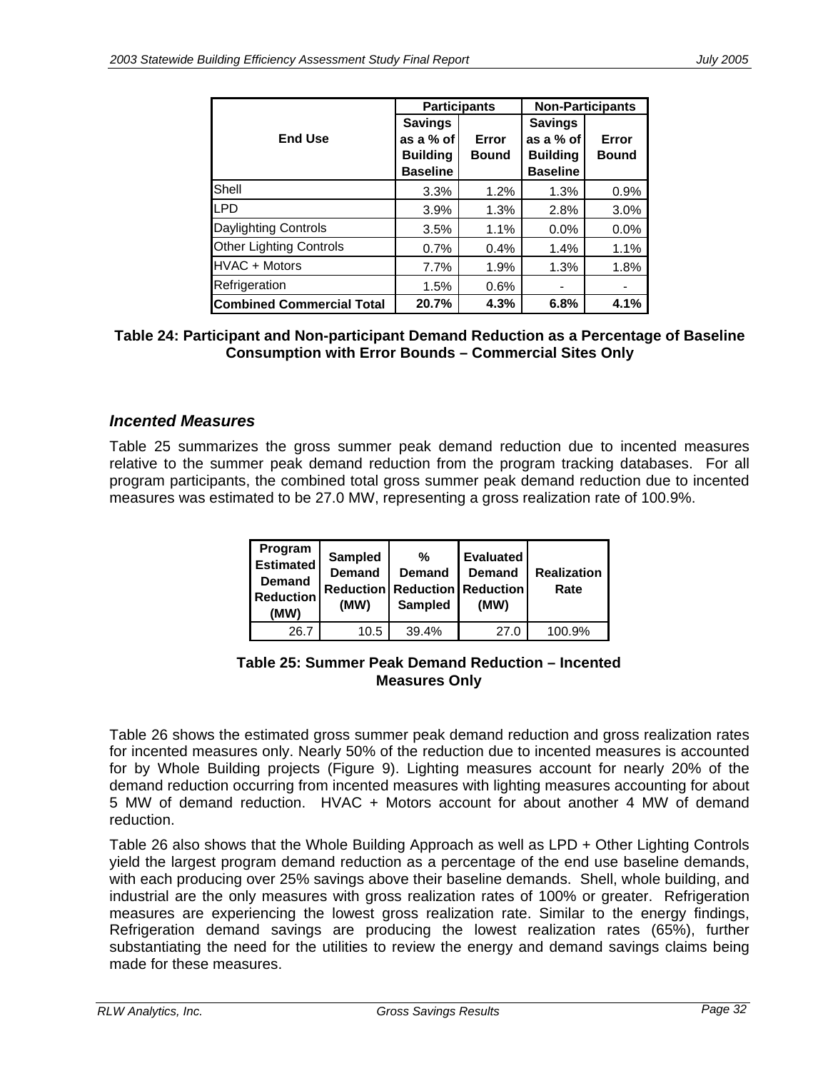| End Use | Participants | | Non-Participants | |
|---|---|---|---|---|
| | Savings as a % of Building Baseline | Error Bound | Savings as a % of Building Baseline | Error Bound |
| Shell | 3.3% | 1.2% | 1.3% | 0.9% |
| LPD | 3.9% | 1.3% | 2.8% | 3.0% |
| Daylighting Controls | 3.5% | 1.1% | 0.0% | 0.0% |
| Other Lighting Controls | 0.7% | 0.4% | 1.4% | 1.1% |
| HVAC + Motors | 7.7% | 1.9% | 1.3% | 1.8% |
| Refrigeration | 1.5% | 0.6% | - | - |
| **Combined Commercial Total** | **20.7%** | **4.3%** | **6.8%** | **4.1%** |

**Table 24: Participant and Non-participant Demand Reduction as a Percentage of Baseline Consumption with Error Bounds – Commercial Sites Only**

### *Incented Measures*

Table 25 summarizes the gross summer peak demand reduction due to incented measures relative to the summer peak demand reduction from the program tracking databases. For all program participants, the combined total gross summer peak demand reduction due to incented measures was estimated to be 27.0 MW, representing a gross realization rate of 100.9%.

| Program Estimated Demand Reduction (MW) | Sampled Demand Reduction (MW) | % Demand Reduction Sampled | Evaluated Demand Reduction (MW) | Realization Rate |
|---|---|---|---|---|
| 26.7 | 10.5 | 39.4% | 27.0 | 100.9% |

**Table 25: Summer Peak Demand Reduction – Incented Measures Only**

Table 26 shows the estimated gross summer peak demand reduction and gross realization rates for incented measures only. Nearly 50% of the reduction due to incented measures is accounted for by Whole Building projects (Figure 9). Lighting measures account for nearly 20% of the demand reduction occurring from incented measures with lighting measures accounting for about 5 MW of demand reduction. HVAC + Motors account for about another 4 MW of demand reduction.

Table 26 also shows that the Whole Building Approach as well as LPD + Other Lighting Controls yield the largest program demand reduction as a percentage of the end use baseline demands, with each producing over 25% savings above their baseline demands. Shell, whole building, and industrial are the only measures with gross realization rates of 100% or greater. Refrigeration measures are experiencing the lowest gross realization rate. Similar to the energy findings, Refrigeration demand savings are producing the lowest realization rates (65%), further substantiating the need for the utilities to review the energy and demand savings claims being made for these measures.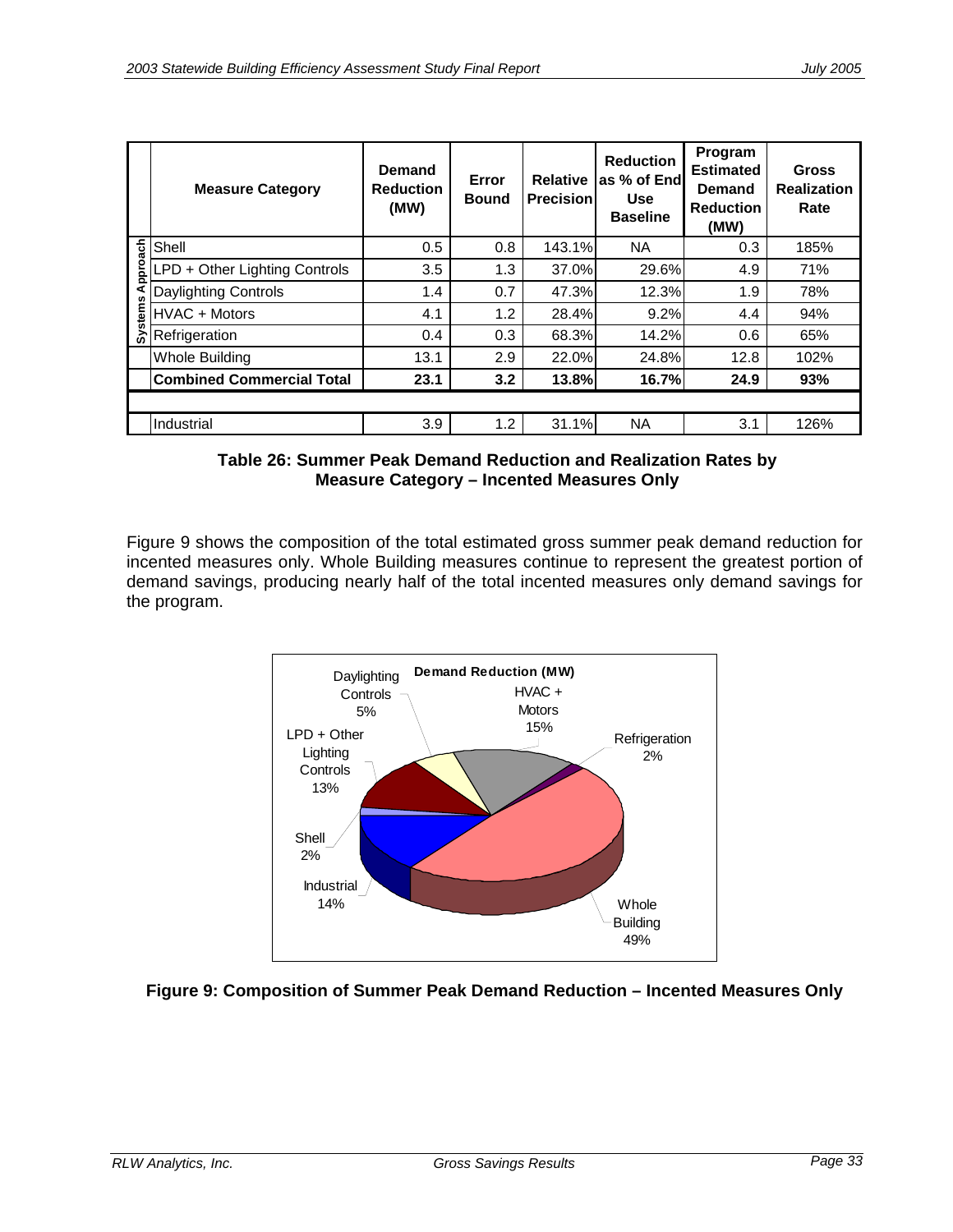|  | Measure Category | Demand Reduction (MW) | Error Bound | Relative Precision | Reduction as % of End Use Baseline | Program Estimated Demand Reduction (MW) | Gross Realization Rate |
|---|---|---|---|---|---|---|---|
| Systems Approach | Shell | 0.5 | 0.8 | 143.1% | NA | 0.3 | 185% |
| Systems Approach | LPD + Other Lighting Controls | 3.5 | 1.3 | 37.0% | 29.6% | 4.9 | 71% |
| Systems Approach | Daylighting Controls | 1.4 | 0.7 | 47.3% | 12.3% | 1.9 | 78% |
| Systems Approach | HVAC + Motors | 4.1 | 1.2 | 28.4% | 9.2% | 4.4 | 94% |
| Systems Approach | Refrigeration | 0.4 | 0.3 | 68.3% | 14.2% | 0.6 | 65% |
|  | Whole Building | 13.1 | 2.9 | 22.0% | 24.8% | 12.8 | 102% |
|  | **Combined Commercial Total** | **23.1** | **3.2** | **13.8%** | **16.7%** | **24.9** | **93%** |
|  |  |  |  |  |  |  |  |
|  | Industrial | 3.9 | 1.2 | 31.1% | NA | 3.1 | 126% |

**Table 26: Summer Peak Demand Reduction and Realization Rates by Measure Category – Incented Measures Only**

Figure 9 shows the composition of the total estimated gross summer peak demand reduction for incented measures only. Whole Building measures continue to represent the greatest portion of demand savings, producing nearly half of the total incented measures only demand savings for the program.

**Figure 9: Composition of Summer Peak Demand Reduction – Incented Measures Only**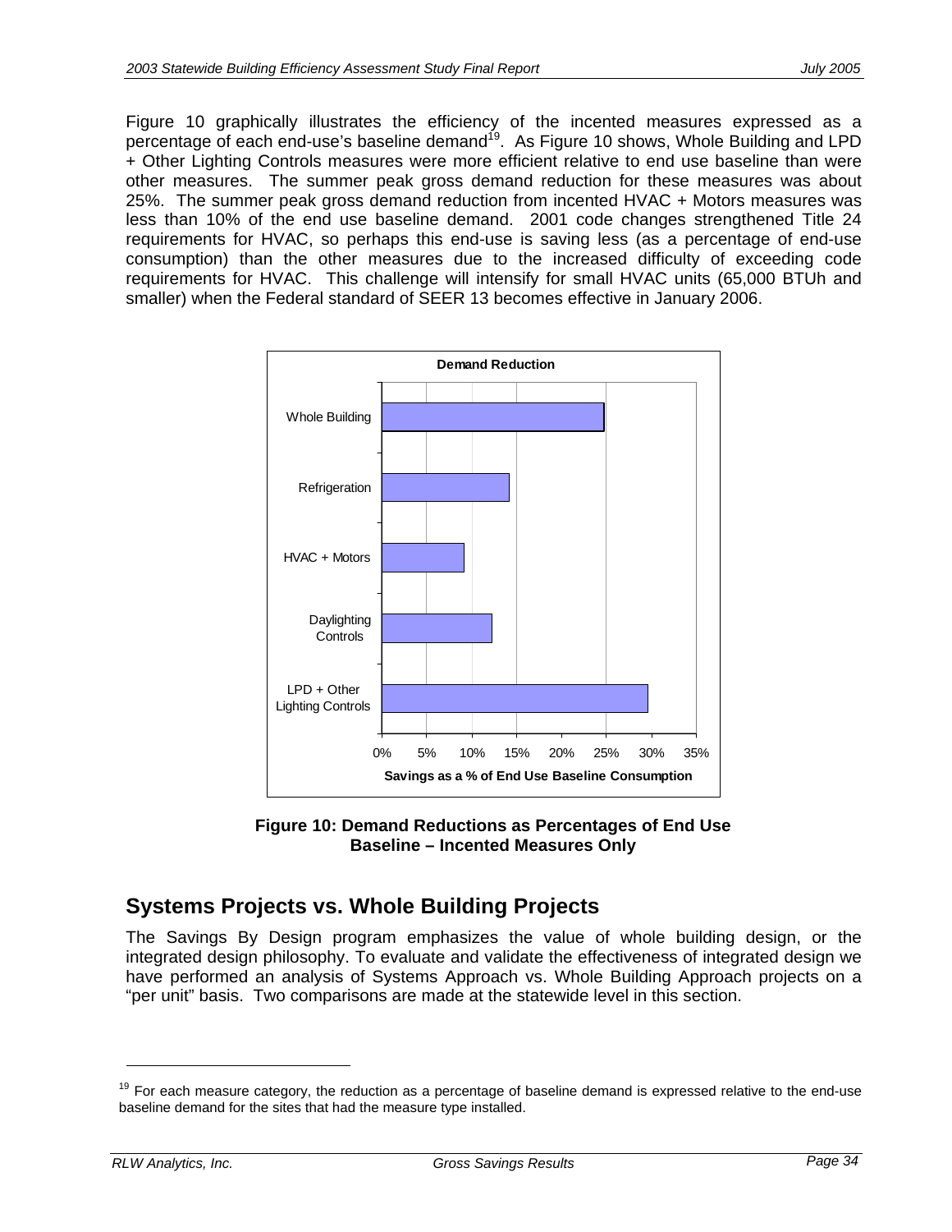Figure 10 graphically illustrates the efficiency of the incented measures expressed as a percentage of each end-use's baseline demand[19]. As Figure 10 shows, Whole Building and LPD + Other Lighting Controls measures were more efficient relative to end use baseline than were other measures. The summer peak gross demand reduction for these measures was about 25%. The summer peak gross demand reduction from incented HVAC + Motors measures was less than 10% of the end use baseline demand. 2001 code changes strengthened Title 24 requirements for HVAC, so perhaps this end-use is saving less (as a percentage of end-use consumption) than the other measures due to the increased difficulty of exceeding code requirements for HVAC. This challenge will intensify for small HVAC units (65,000 BTUh and smaller) when the Federal standard of SEER 13 becomes effective in January 2006.

**Figure 10: Demand Reductions as Percentages of End Use Baseline – Incented Measures Only**

## Systems Projects vs. Whole Building Projects

The Savings By Design program emphasizes the value of whole building design, or the integrated design philosophy. To evaluate and validate the effectiveness of integrated design we have performed an analysis of Systems Approach vs. Whole Building Approach projects on a "per unit" basis. Two comparisons are made at the statewide level in this section.

---

[19] For each measure category, the reduction as a percentage of baseline demand is expressed relative to the end-use baseline demand for the sites that had the measure type installed.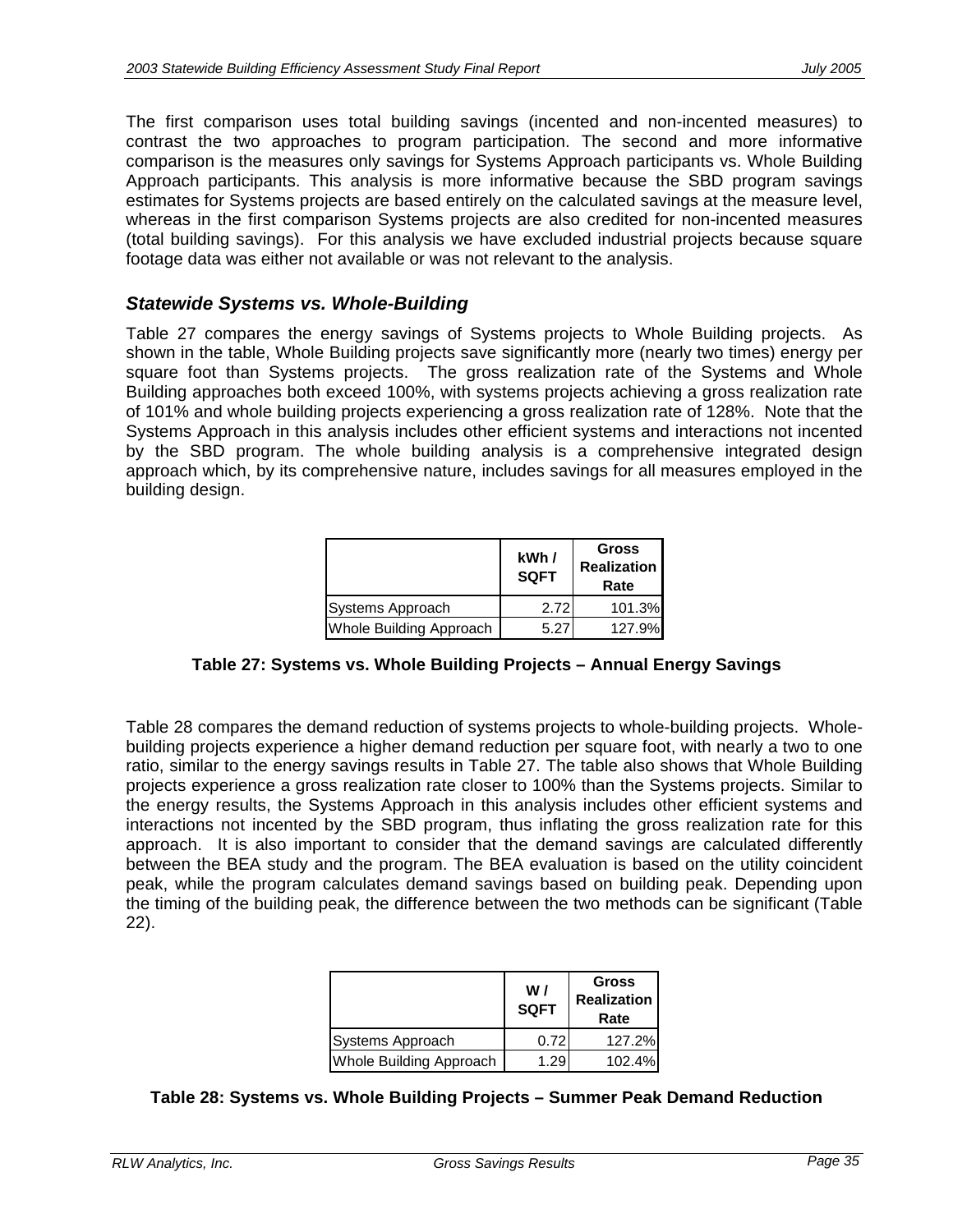The first comparison uses total building savings (incented and non-incented measures) to contrast the two approaches to program participation. The second and more informative comparison is the measures only savings for Systems Approach participants vs. Whole Building Approach participants. This analysis is more informative because the SBD program savings estimates for Systems projects are based entirely on the calculated savings at the measure level, whereas in the first comparison Systems projects are also credited for non-incented measures (total building savings). For this analysis we have excluded industrial projects because square footage data was either not available or was not relevant to the analysis.

### *Statewide Systems vs. Whole-Building*

Table 27 compares the energy savings of Systems projects to Whole Building projects. As shown in the table, Whole Building projects save significantly more (nearly two times) energy per square foot than Systems projects. The gross realization rate of the Systems and Whole Building approaches both exceed 100%, with systems projects achieving a gross realization rate of 101% and whole building projects experiencing a gross realization rate of 128%. Note that the Systems Approach in this analysis includes other efficient systems and interactions not incented by the SBD program. The whole building analysis is a comprehensive integrated design approach which, by its comprehensive nature, includes savings for all measures employed in the building design.

| | kWh / SQFT | Gross Realization Rate |
|---|---|---|
| Systems Approach | 2.72 | 101.3% |
| Whole Building Approach | 5.27 | 127.9% |

**Table 27: Systems vs. Whole Building Projects – Annual Energy Savings**

Table 28 compares the demand reduction of systems projects to whole-building projects. Whole-building projects experience a higher demand reduction per square foot, with nearly a two to one ratio, similar to the energy savings results in Table 27. The table also shows that Whole Building projects experience a gross realization rate closer to 100% than the Systems projects. Similar to the energy results, the Systems Approach in this analysis includes other efficient systems and interactions not incented by the SBD program, thus inflating the gross realization rate for this approach. It is also important to consider that the demand savings are calculated differently between the BEA study and the program. The BEA evaluation is based on the utility coincident peak, while the program calculates demand savings based on building peak. Depending upon the timing of the building peak, the difference between the two methods can be significant (Table 22).

| | W / SQFT | Gross Realization Rate |
|---|---|---|
| Systems Approach | 0.72 | 127.2% |
| Whole Building Approach | 1.29 | 102.4% |

**Table 28: Systems vs. Whole Building Projects – Summer Peak Demand Reduction**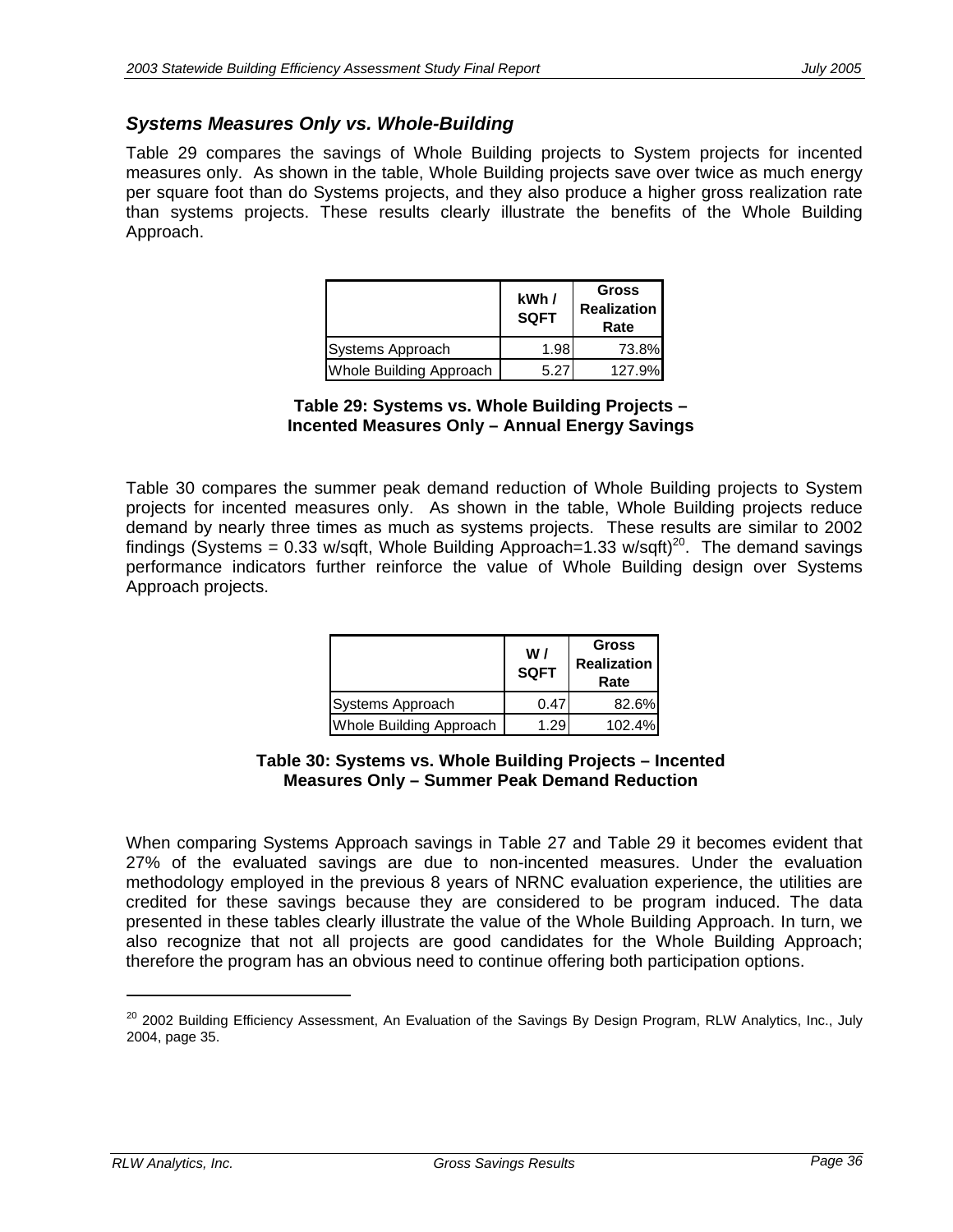### *Systems Measures Only vs. Whole-Building*

Table 29 compares the savings of Whole Building projects to System projects for incented measures only. As shown in the table, Whole Building projects save over twice as much energy per square foot than do Systems projects, and they also produce a higher gross realization rate than systems projects. These results clearly illustrate the benefits of the Whole Building Approach.

| | kWh / SQFT | Gross Realization Rate |
|---|---|---|
| Systems Approach | 1.98 | 73.8% |
| Whole Building Approach | 5.27 | 127.9% |

**Table 29: Systems vs. Whole Building Projects – Incented Measures Only – Annual Energy Savings**

Table 30 compares the summer peak demand reduction of Whole Building projects to System projects for incented measures only. As shown in the table, Whole Building projects reduce demand by nearly three times as much as systems projects. These results are similar to 2002 findings (Systems = 0.33 w/sqft, Whole Building Approach=1.33 w/sqft)[20]. The demand savings performance indicators further reinforce the value of Whole Building design over Systems Approach projects.

| | W / SQFT | Gross Realization Rate |
|---|---|---|
| Systems Approach | 0.47 | 82.6% |
| Whole Building Approach | 1.29 | 102.4% |

**Table 30: Systems vs. Whole Building Projects – Incented Measures Only – Summer Peak Demand Reduction**

When comparing Systems Approach savings in Table 27 and Table 29 it becomes evident that 27% of the evaluated savings are due to non-incented measures. Under the evaluation methodology employed in the previous 8 years of NRNC evaluation experience, the utilities are credited for these savings because they are considered to be program induced. The data presented in these tables clearly illustrate the value of the Whole Building Approach. In turn, we also recognize that not all projects are good candidates for the Whole Building Approach; therefore the program has an obvious need to continue offering both participation options.

---

[20] 2002 Building Efficiency Assessment, An Evaluation of the Savings By Design Program, RLW Analytics, Inc., July 2004, page 35.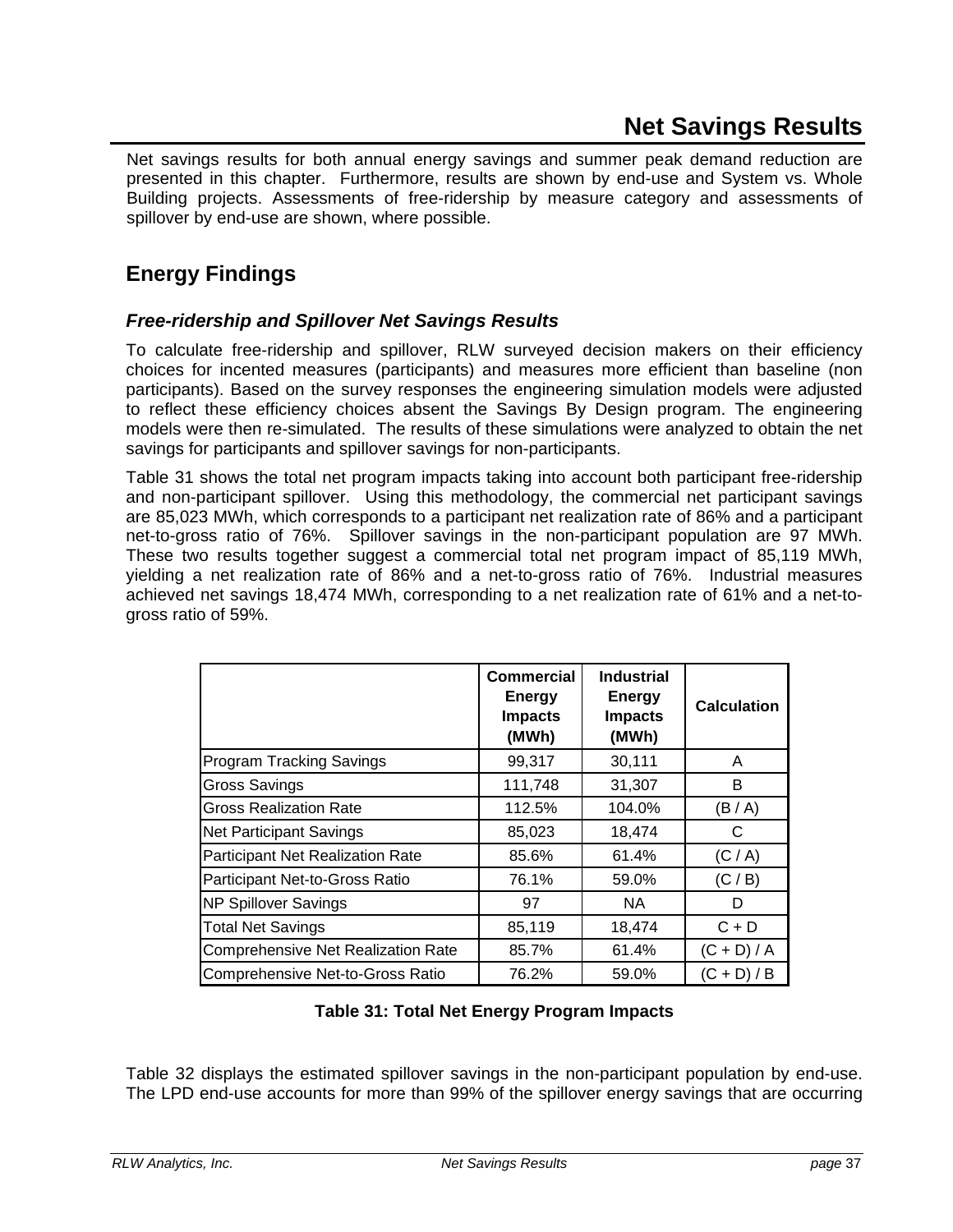# Net Savings Results

Net savings results for both annual energy savings and summer peak demand reduction are presented in this chapter. Furthermore, results are shown by end-use and System vs. Whole Building projects. Assessments of free-ridership by measure category and assessments of spillover by end-use are shown, where possible.

## Energy Findings

### *Free-ridership and Spillover Net Savings Results*

To calculate free-ridership and spillover, RLW surveyed decision makers on their efficiency choices for incented measures (participants) and measures more efficient than baseline (non participants). Based on the survey responses the engineering simulation models were adjusted to reflect these efficiency choices absent the Savings By Design program. The engineering models were then re-simulated. The results of these simulations were analyzed to obtain the net savings for participants and spillover savings for non-participants.

Table 31 shows the total net program impacts taking into account both participant free-ridership and non-participant spillover. Using this methodology, the commercial net participant savings are 85,023 MWh, which corresponds to a participant net realization rate of 86% and a participant net-to-gross ratio of 76%. Spillover savings in the non-participant population are 97 MWh. These two results together suggest a commercial total net program impact of 85,119 MWh, yielding a net realization rate of 86% and a net-to-gross ratio of 76%. Industrial measures achieved net savings 18,474 MWh, corresponding to a net realization rate of 61% and a net-to-gross ratio of 59%.

| | Commercial Energy Impacts (MWh) | Industrial Energy Impacts (MWh) | Calculation |
|---|---|---|---|
| Program Tracking Savings | 99,317 | 30,111 | A |
| Gross Savings | 111,748 | 31,307 | B |
| Gross Realization Rate | 112.5% | 104.0% | (B / A) |
| Net Participant Savings | 85,023 | 18,474 | C |
| Participant Net Realization Rate | 85.6% | 61.4% | (C / A) |
| Participant Net-to-Gross Ratio | 76.1% | 59.0% | (C / B) |
| NP Spillover Savings | 97 | NA | D |
| Total Net Savings | 85,119 | 18,474 | C + D |
| Comprehensive Net Realization Rate | 85.7% | 61.4% | (C + D) / A |
| Comprehensive Net-to-Gross Ratio | 76.2% | 59.0% | (C + D) / B |

**Table 31: Total Net Energy Program Impacts**

Table 32 displays the estimated spillover savings in the non-participant population by end-use. The LPD end-use accounts for more than 99% of the spillover energy savings that are occurring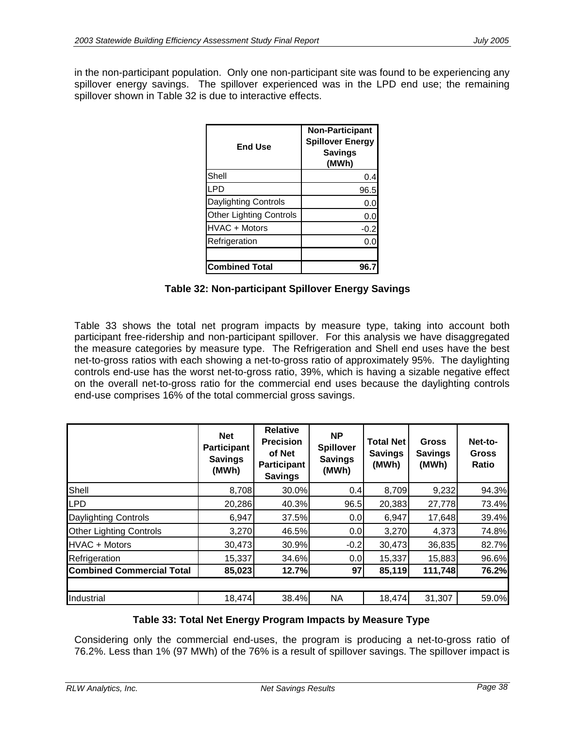in the non-participant population. Only one non-participant site was found to be experiencing any spillover energy savings. The spillover experienced was in the LPD end use; the remaining spillover shown in Table 32 is due to interactive effects.

| End Use | Non-Participant Spillover Energy Savings (MWh) |
|---|---|
| Shell | 0.4 |
| LPD | 96.5 |
| Daylighting Controls | 0.0 |
| Other Lighting Controls | 0.0 |
| HVAC + Motors | -0.2 |
| Refrigeration | 0.0 |
| | |
| **Combined Total** | **96.7** |

**Table 32: Non-participant Spillover Energy Savings**

Table 33 shows the total net program impacts by measure type, taking into account both participant free-ridership and non-participant spillover. For this analysis we have disaggregated the measure categories by measure type. The Refrigeration and Shell end uses have the best net-to-gross ratios with each showing a net-to-gross ratio of approximately 95%. The daylighting controls end-use has the worst net-to-gross ratio, 39%, which is having a sizable negative effect on the overall net-to-gross ratio for the commercial end uses because the daylighting controls end-use comprises 16% of the total commercial gross savings.

| | Net Participant Savings (MWh) | Relative Precision of Net Participant Savings | NP Spillover Savings (MWh) | Total Net Savings (MWh) | Gross Savings (MWh) | Net-to-Gross Ratio |
|---|---|---|---|---|---|---|
| Shell | 8,708 | 30.0% | 0.4 | 8,709 | 9,232 | 94.3% |
| LPD | 20,286 | 40.3% | 96.5 | 20,383 | 27,778 | 73.4% |
| Daylighting Controls | 6,947 | 37.5% | 0.0 | 6,947 | 17,648 | 39.4% |
| Other Lighting Controls | 3,270 | 46.5% | 0.0 | 3,270 | 4,373 | 74.8% |
| HVAC + Motors | 30,473 | 30.9% | -0.2 | 30,473 | 36,835 | 82.7% |
| Refrigeration | 15,337 | 34.6% | 0.0 | 15,337 | 15,883 | 96.6% |
| **Combined Commercial Total** | **85,023** | **12.7%** | **97** | **85,119** | **111,748** | **76.2%** |
| | | | | | | |
| Industrial | 18,474 | 38.4% | NA | 18,474 | 31,307 | 59.0% |

**Table 33: Total Net Energy Program Impacts by Measure Type**

Considering only the commercial end-uses, the program is producing a net-to-gross ratio of 76.2%. Less than 1% (97 MWh) of the 76% is a result of spillover savings. The spillover impact is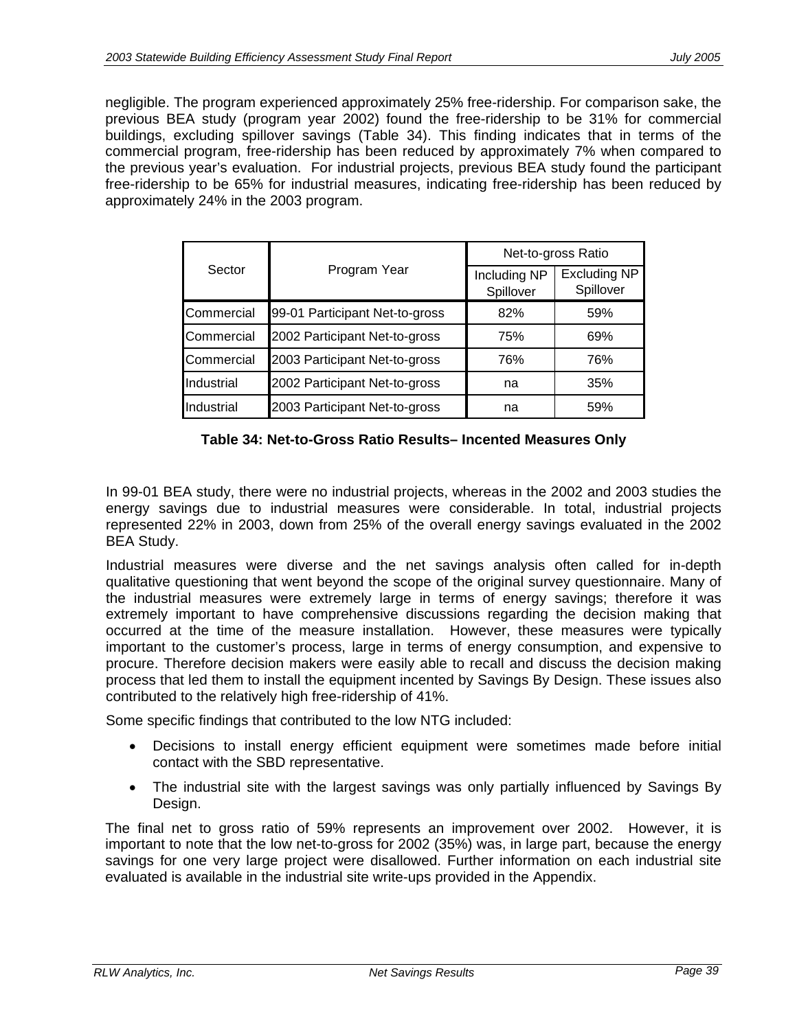negligible. The program experienced approximately 25% free-ridership. For comparison sake, the previous BEA study (program year 2002) found the free-ridership to be 31% for commercial buildings, excluding spillover savings (Table 34). This finding indicates that in terms of the commercial program, free-ridership has been reduced by approximately 7% when compared to the previous year's evaluation. For industrial projects, previous BEA study found the participant free-ridership to be 65% for industrial measures, indicating free-ridership has been reduced by approximately 24% in the 2003 program.

| Sector | Program Year | Net-to-gross Ratio | |
|---|---|---|---|
| | | Including NP Spillover | Excluding NP Spillover |
| Commercial | 99-01 Participant Net-to-gross | 82% | 59% |
| Commercial | 2002 Participant Net-to-gross | 75% | 69% |
| Commercial | 2003 Participant Net-to-gross | 76% | 76% |
| Industrial | 2002 Participant Net-to-gross | na | 35% |
| Industrial | 2003 Participant Net-to-gross | na | 59% |

**Table 34: Net-to-Gross Ratio Results– Incented Measures Only**

In 99-01 BEA study, there were no industrial projects, whereas in the 2002 and 2003 studies the energy savings due to industrial measures were considerable. In total, industrial projects represented 22% in 2003, down from 25% of the overall energy savings evaluated in the 2002 BEA Study.

Industrial measures were diverse and the net savings analysis often called for in-depth qualitative questioning that went beyond the scope of the original survey questionnaire. Many of the industrial measures were extremely large in terms of energy savings; therefore it was extremely important to have comprehensive discussions regarding the decision making that occurred at the time of the measure installation. However, these measures were typically important to the customer's process, large in terms of energy consumption, and expensive to procure. Therefore decision makers were easily able to recall and discuss the decision making process that led them to install the equipment incented by Savings By Design. These issues also contributed to the relatively high free-ridership of 41%.

Some specific findings that contributed to the low NTG included:

- Decisions to install energy efficient equipment were sometimes made before initial contact with the SBD representative.
- The industrial site with the largest savings was only partially influenced by Savings By Design.

The final net to gross ratio of 59% represents an improvement over 2002. However, it is important to note that the low net-to-gross for 2002 (35%) was, in large part, because the energy savings for one very large project were disallowed. Further information on each industrial site evaluated is available in the industrial site write-ups provided in the Appendix.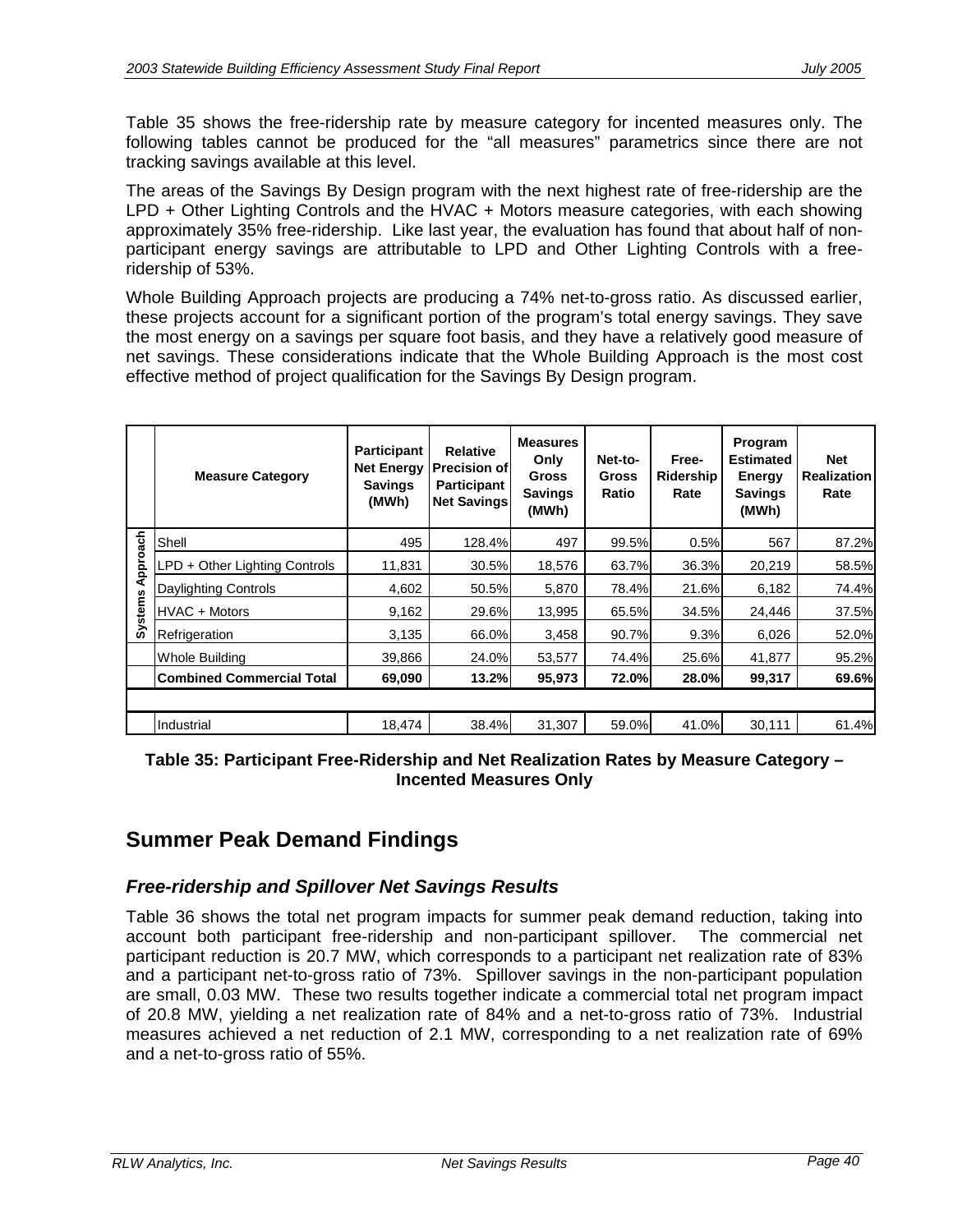Table 35 shows the free-ridership rate by measure category for incented measures only. The following tables cannot be produced for the "all measures" parametrics since there are not tracking savings available at this level.

The areas of the Savings By Design program with the next highest rate of free-ridership are the LPD + Other Lighting Controls and the HVAC + Motors measure categories, with each showing approximately 35% free-ridership. Like last year, the evaluation has found that about half of non-participant energy savings are attributable to LPD and Other Lighting Controls with a free-ridership of 53%.

Whole Building Approach projects are producing a 74% net-to-gross ratio. As discussed earlier, these projects account for a significant portion of the program's total energy savings. They save the most energy on a savings per square foot basis, and they have a relatively good measure of net savings. These considerations indicate that the Whole Building Approach is the most cost effective method of project qualification for the Savings By Design program.

| | Measure Category | Participant Net Energy Savings (MWh) | Relative Precision of Participant Net Savings | Measures Only Gross Savings (MWh) | Net-to-Gross Ratio | Free-Ridership Rate | Program Estimated Energy Savings (MWh) | Net Realization Rate |
|---|---|---|---|---|---|---|---|---|
| Systems Approach | Shell | 495 | 128.4% | 497 | 99.5% | 0.5% | 567 | 87.2% |
| Systems Approach | LPD + Other Lighting Controls | 11,831 | 30.5% | 18,576 | 63.7% | 36.3% | 20,219 | 58.5% |
| Systems Approach | Daylighting Controls | 4,602 | 50.5% | 5,870 | 78.4% | 21.6% | 6,182 | 74.4% |
| Systems Approach | HVAC + Motors | 9,162 | 29.6% | 13,995 | 65.5% | 34.5% | 24,446 | 37.5% |
| Systems Approach | Refrigeration | 3,135 | 66.0% | 3,458 | 90.7% | 9.3% | 6,026 | 52.0% |
| | Whole Building | 39,866 | 24.0% | 53,577 | 74.4% | 25.6% | 41,877 | 95.2% |
| | **Combined Commercial Total** | **69,090** | **13.2%** | **95,973** | **72.0%** | **28.0%** | **99,317** | **69.6%** |
| | | | | | | | | |
| | Industrial | 18,474 | 38.4% | 31,307 | 59.0% | 41.0% | 30,111 | 61.4% |

**Table 35: Participant Free-Ridership and Net Realization Rates by Measure Category – Incented Measures Only**

## Summer Peak Demand Findings

### *Free-ridership and Spillover Net Savings Results*

Table 36 shows the total net program impacts for summer peak demand reduction, taking into account both participant free-ridership and non-participant spillover. The commercial net participant reduction is 20.7 MW, which corresponds to a participant net realization rate of 83% and a participant net-to-gross ratio of 73%. Spillover savings in the non-participant population are small, 0.03 MW. These two results together indicate a commercial total net program impact of 20.8 MW, yielding a net realization rate of 84% and a net-to-gross ratio of 73%. Industrial measures achieved a net reduction of 2.1 MW, corresponding to a net realization rate of 69% and a net-to-gross ratio of 55%.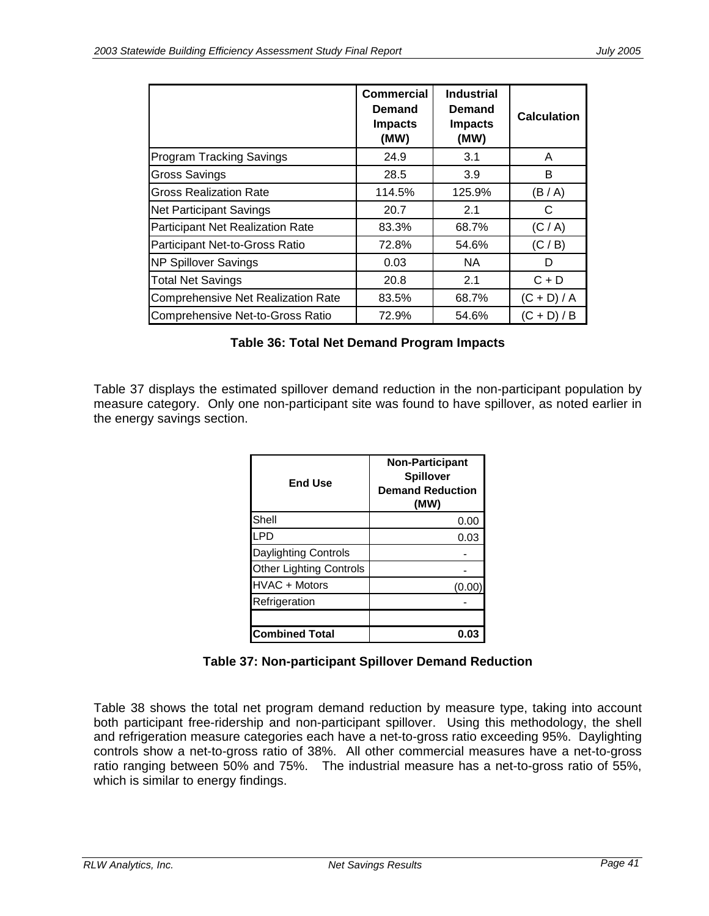| | Commercial Demand Impacts (MW) | Industrial Demand Impacts (MW) | Calculation |
|---|---|---|---|
| Program Tracking Savings | 24.9 | 3.1 | A |
| Gross Savings | 28.5 | 3.9 | B |
| Gross Realization Rate | 114.5% | 125.9% | (B / A) |
| Net Participant Savings | 20.7 | 2.1 | C |
| Participant Net Realization Rate | 83.3% | 68.7% | (C / A) |
| Participant Net-to-Gross Ratio | 72.8% | 54.6% | (C / B) |
| NP Spillover Savings | 0.03 | NA | D |
| Total Net Savings | 20.8 | 2.1 | C + D |
| Comprehensive Net Realization Rate | 83.5% | 68.7% | (C + D) / A |
| Comprehensive Net-to-Gross Ratio | 72.9% | 54.6% | (C + D) / B |

**Table 36: Total Net Demand Program Impacts**

Table 37 displays the estimated spillover demand reduction in the non-participant population by measure category. Only one non-participant site was found to have spillover, as noted earlier in the energy savings section.

| End Use | Non-Participant Spillover Demand Reduction (MW) |
|---|---|
| Shell | 0.00 |
| LPD | 0.03 |
| Daylighting Controls | - |
| Other Lighting Controls | - |
| HVAC + Motors | (0.00) |
| Refrigeration | - |
| | |
| **Combined Total** | **0.03** |

**Table 37: Non-participant Spillover Demand Reduction**

Table 38 shows the total net program demand reduction by measure type, taking into account both participant free-ridership and non-participant spillover. Using this methodology, the shell and refrigeration measure categories each have a net-to-gross ratio exceeding 95%. Daylighting controls show a net-to-gross ratio of 38%. All other commercial measures have a net-to-gross ratio ranging between 50% and 75%. The industrial measure has a net-to-gross ratio of 55%, which is similar to energy findings.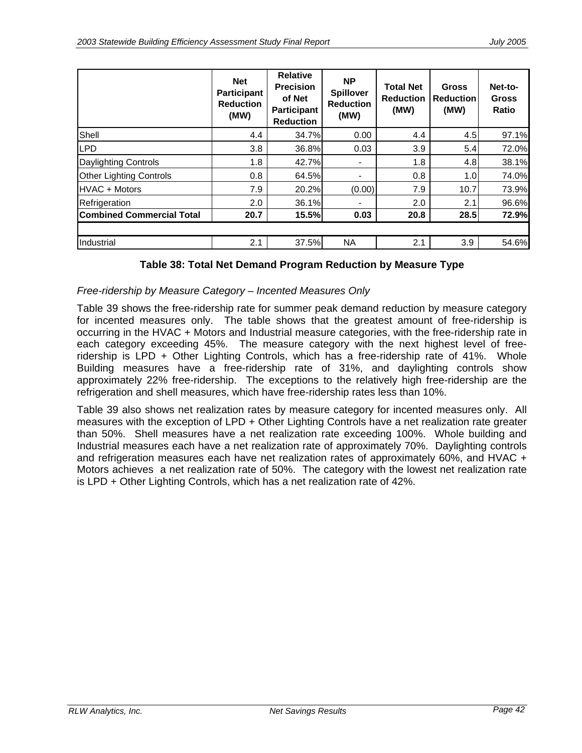| | Net Participant Reduction (MW) | Relative Precision of Net Participant Reduction | NP Spillover Reduction (MW) | Total Net Reduction (MW) | Gross Reduction (MW) | Net-to-Gross Ratio |
|---|---|---|---|---|---|---|
| Shell | 4.4 | 34.7% | 0.00 | 4.4 | 4.5 | 97.1% |
| LPD | 3.8 | 36.8% | 0.03 | 3.9 | 5.4 | 72.0% |
| Daylighting Controls | 1.8 | 42.7% | - | 1.8 | 4.8 | 38.1% |
| Other Lighting Controls | 0.8 | 64.5% | - | 0.8 | 1.0 | 74.0% |
| HVAC + Motors | 7.9 | 20.2% | (0.00) | 7.9 | 10.7 | 73.9% |
| Refrigeration | 2.0 | 36.1% | - | 2.0 | 2.1 | 96.6% |
| **Combined Commercial Total** | **20.7** | **15.5%** | **0.03** | **20.8** | **28.5** | **72.9%** |
| | | | | | | |
| Industrial | 2.1 | 37.5% | NA | 2.1 | 3.9 | 54.6% |

**Table 38: Total Net Demand Program Reduction by Measure Type**

*Free-ridership by Measure Category – Incented Measures Only*

Table 39 shows the free-ridership rate for summer peak demand reduction by measure category for incented measures only. The table shows that the greatest amount of free-ridership is occurring in the HVAC + Motors and Industrial measure categories, with the free-ridership rate in each category exceeding 45%. The measure category with the next highest level of free-ridership is LPD + Other Lighting Controls, which has a free-ridership rate of 41%. Whole Building measures have a free-ridership rate of 31%, and daylighting controls show approximately 22% free-ridership. The exceptions to the relatively high free-ridership are the refrigeration and shell measures, which have free-ridership rates less than 10%.

Table 39 also shows net realization rates by measure category for incented measures only. All measures with the exception of LPD + Other Lighting Controls have a net realization rate greater than 50%. Shell measures have a net realization rate exceeding 100%. Whole building and Industrial measures each have a net realization rate of approximately 70%. Daylighting controls and refrigeration measures each have net realization rates of approximately 60%, and HVAC + Motors achieves a net realization rate of 50%. The category with the lowest net realization rate is LPD + Other Lighting Controls, which has a net realization rate of 42%.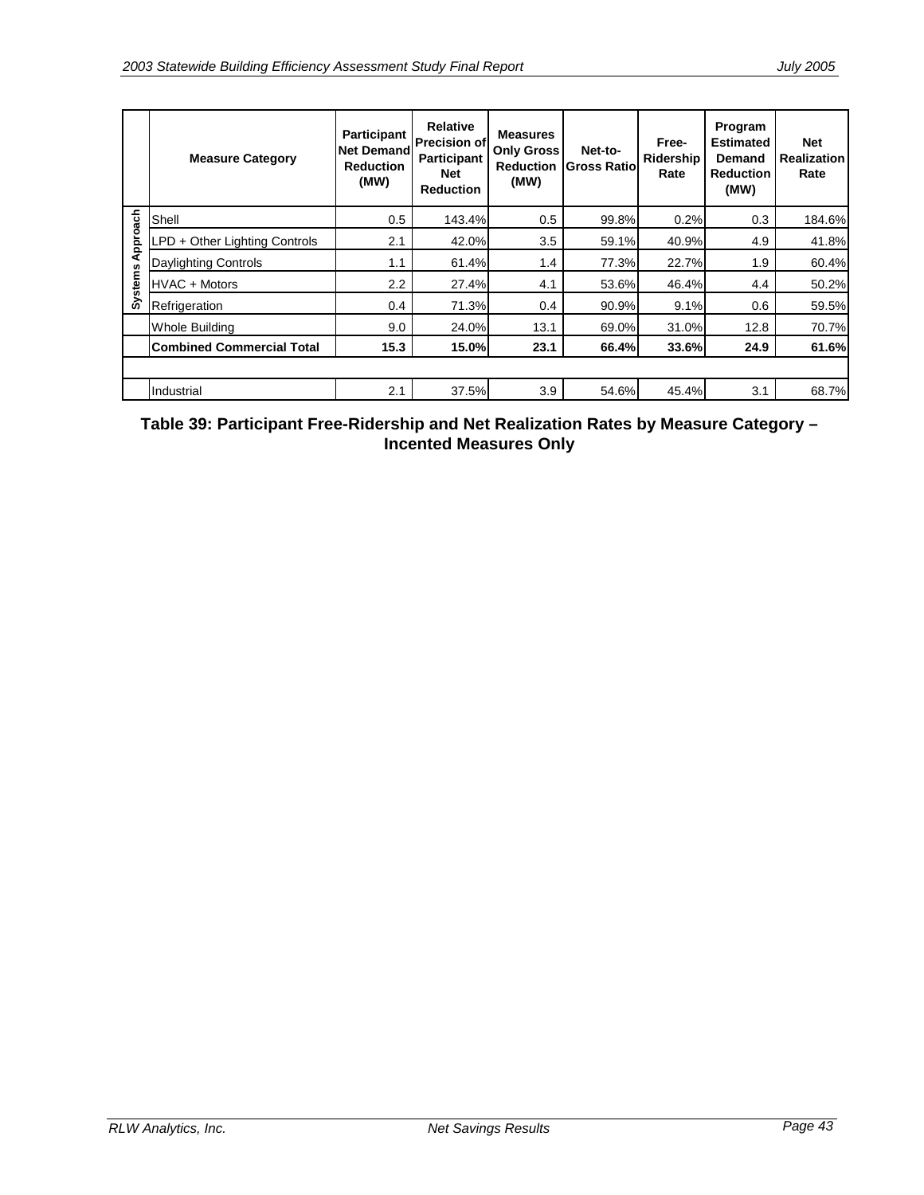| | Measure Category | Participant Net Demand Reduction (MW) | Relative Precision of Participant Net Reduction | Measures Only Gross Reduction (MW) | Net-to-Gross Ratio | Free-Ridership Rate | Program Estimated Demand Reduction (MW) | Net Realization Rate |
|---|---|---|---|---|---|---|---|---|
| Systems Approach | Shell | 0.5 | 143.4% | 0.5 | 99.8% | 0.2% | 0.3 | 184.6% |
| Systems Approach | LPD + Other Lighting Controls | 2.1 | 42.0% | 3.5 | 59.1% | 40.9% | 4.9 | 41.8% |
| Systems Approach | Daylighting Controls | 1.1 | 61.4% | 1.4 | 77.3% | 22.7% | 1.9 | 60.4% |
| Systems Approach | HVAC + Motors | 2.2 | 27.4% | 4.1 | 53.6% | 46.4% | 4.4 | 50.2% |
| Systems Approach | Refrigeration | 0.4 | 71.3% | 0.4 | 90.9% | 9.1% | 0.6 | 59.5% |
| | Whole Building | 9.0 | 24.0% | 13.1 | 69.0% | 31.0% | 12.8 | 70.7% |
| | **Combined Commercial Total** | **15.3** | **15.0%** | **23.1** | **66.4%** | **33.6%** | **24.9** | **61.6%** |
| | | | | | | | | |
| | Industrial | 2.1 | 37.5% | 3.9 | 54.6% | 45.4% | 3.1 | 68.7% |

**Table 39: Participant Free-Ridership and Net Realization Rates by Measure Category – Incented Measures Only**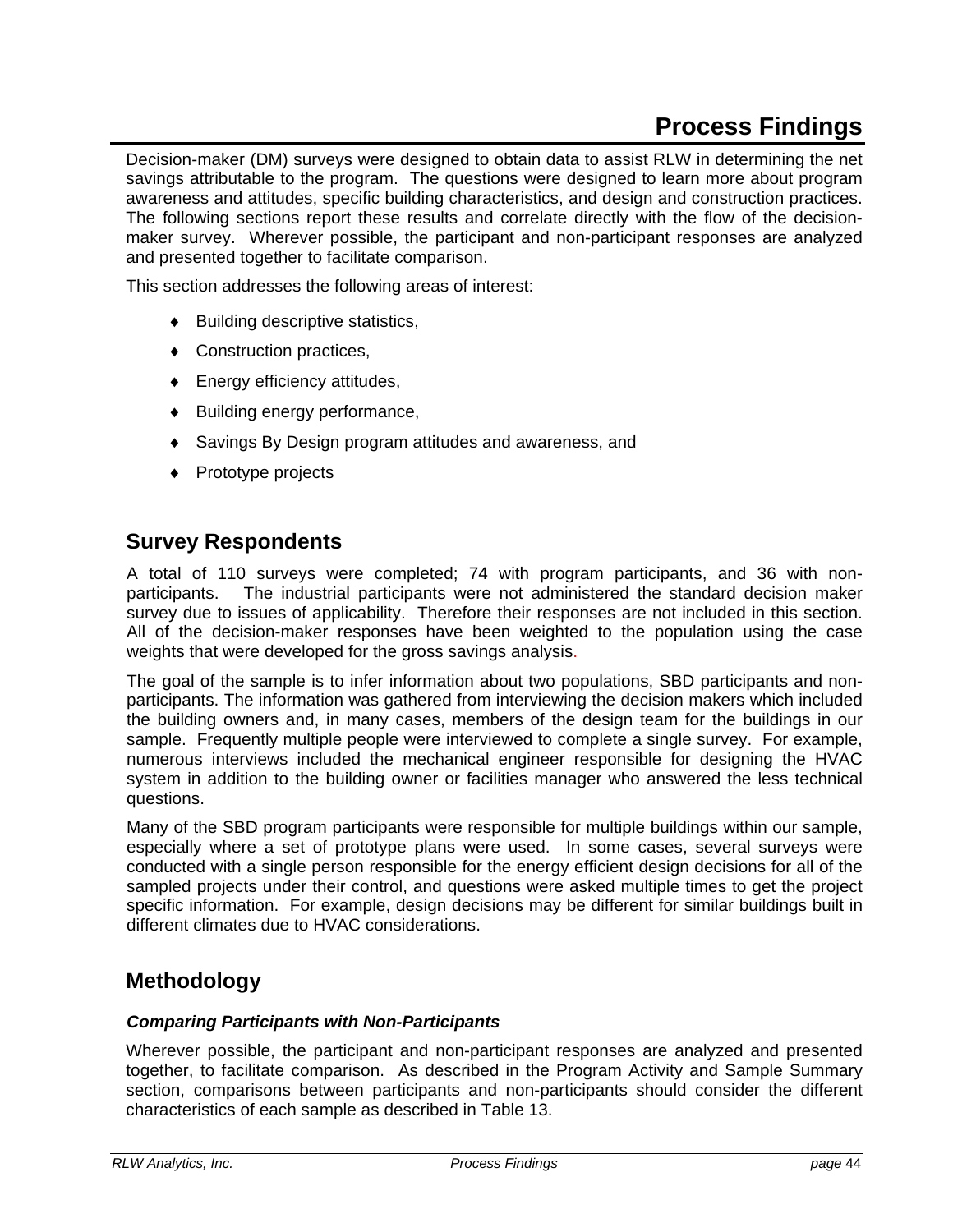# Process Findings

Decision-maker (DM) surveys were designed to obtain data to assist RLW in determining the net savings attributable to the program. The questions were designed to learn more about program awareness and attitudes, specific building characteristics, and design and construction practices. The following sections report these results and correlate directly with the flow of the decision-maker survey. Wherever possible, the participant and non-participant responses are analyzed and presented together to facilitate comparison.

This section addresses the following areas of interest:

- Building descriptive statistics,
- Construction practices,
- Energy efficiency attitudes,
- Building energy performance,
- Savings By Design program attitudes and awareness, and
- Prototype projects

## Survey Respondents

A total of 110 surveys were completed; 74 with program participants, and 36 with non-participants. The industrial participants were not administered the standard decision maker survey due to issues of applicability. Therefore their responses are not included in this section. All of the decision-maker responses have been weighted to the population using the case weights that were developed for the gross savings analysis.

The goal of the sample is to infer information about two populations, SBD participants and non-participants. The information was gathered from interviewing the decision makers which included the building owners and, in many cases, members of the design team for the buildings in our sample. Frequently multiple people were interviewed to complete a single survey. For example, numerous interviews included the mechanical engineer responsible for designing the HVAC system in addition to the building owner or facilities manager who answered the less technical questions.

Many of the SBD program participants were responsible for multiple buildings within our sample, especially where a set of prototype plans were used. In some cases, several surveys were conducted with a single person responsible for the energy efficient design decisions for all of the sampled projects under their control, and questions were asked multiple times to get the project specific information. For example, design decisions may be different for similar buildings built in different climates due to HVAC considerations.

## Methodology

### *Comparing Participants with Non-Participants*

Wherever possible, the participant and non-participant responses are analyzed and presented together, to facilitate comparison. As described in the Program Activity and Sample Summary section, comparisons between participants and non-participants should consider the different characteristics of each sample as described in Table 13.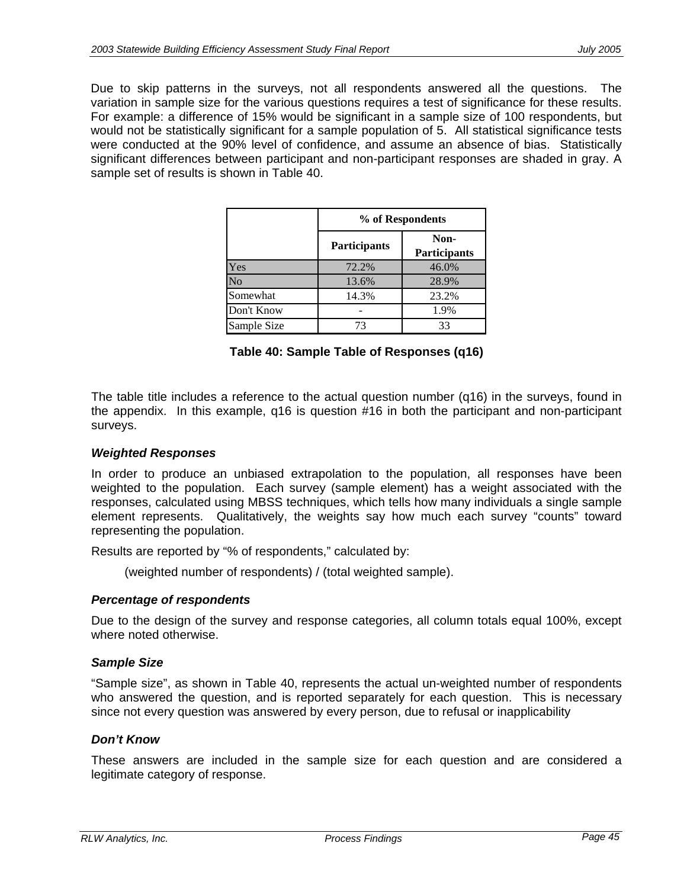Due to skip patterns in the surveys, not all respondents answered all the questions. The variation in sample size for the various questions requires a test of significance for these results. For example: a difference of 15% would be significant in a sample size of 100 respondents, but would not be statistically significant for a sample population of 5. All statistical significance tests were conducted at the 90% level of confidence, and assume an absence of bias. Statistically significant differences between participant and non-participant responses are shaded in gray. A sample set of results is shown in Table 40.

| | % of Respondents | |
|---|---|---|
| | Participants | Non-Participants |
| Yes | 72.2% | 46.0% |
| No | 13.6% | 28.9% |
| Somewhat | 14.3% | 23.2% |
| Don't Know | - | 1.9% |
| Sample Size | 73 | 33 |

**Table 40: Sample Table of Responses (q16)**

The table title includes a reference to the actual question number (q16) in the surveys, found in the appendix. In this example, q16 is question #16 in both the participant and non-participant surveys.

### *Weighted Responses*

In order to produce an unbiased extrapolation to the population, all responses have been weighted to the population. Each survey (sample element) has a weight associated with the responses, calculated using MBSS techniques, which tells how many individuals a single sample element represents. Qualitatively, the weights say how much each survey "counts" toward representing the population.

Results are reported by "% of respondents," calculated by:

(weighted number of respondents) / (total weighted sample).

### *Percentage of respondents*

Due to the design of the survey and response categories, all column totals equal 100%, except where noted otherwise.

### *Sample Size*

"Sample size", as shown in Table 40, represents the actual un-weighted number of respondents who answered the question, and is reported separately for each question. This is necessary since not every question was answered by every person, due to refusal or inapplicability

### *Don't Know*

These answers are included in the sample size for each question and are considered a legitimate category of response.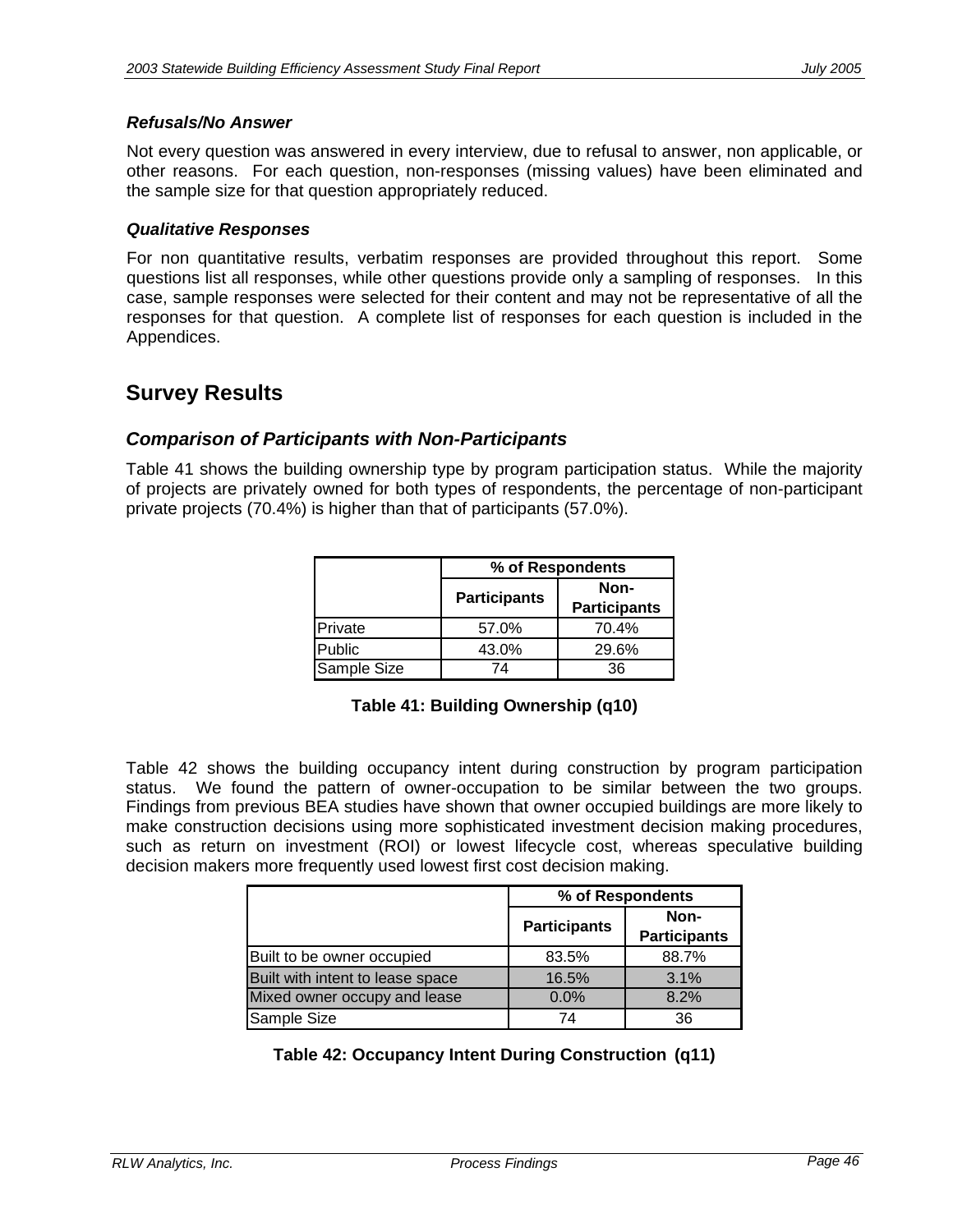### *Refusals/No Answer*

Not every question was answered in every interview, due to refusal to answer, non applicable, or other reasons. For each question, non-responses (missing values) have been eliminated and the sample size for that question appropriately reduced.

### *Qualitative Responses*

For non quantitative results, verbatim responses are provided throughout this report. Some questions list all responses, while other questions provide only a sampling of responses. In this case, sample responses were selected for their content and may not be representative of all the responses for that question. A complete list of responses for each question is included in the Appendices.

## Survey Results

### *Comparison of Participants with Non-Participants*

Table 41 shows the building ownership type by program participation status. While the majority of projects are privately owned for both types of respondents, the percentage of non-participant private projects (70.4%) is higher than that of participants (57.0%).

| | % of Respondents | |
|---|---|---|
| | **Participants** | **Non-Participants** |
| Private | 57.0% | 70.4% |
| Public | 43.0% | 29.6% |
| Sample Size | 74 | 36 |

**Table 41: Building Ownership (q10)**

Table 42 shows the building occupancy intent during construction by program participation status. We found the pattern of owner-occupation to be similar between the two groups. Findings from previous BEA studies have shown that owner occupied buildings are more likely to make construction decisions using more sophisticated investment decision making procedures, such as return on investment (ROI) or lowest lifecycle cost, whereas speculative building decision makers more frequently used lowest first cost decision making.

| | % of Respondents | |
|---|---|---|
| | **Participants** | **Non-Participants** |
| Built to be owner occupied | 83.5% | 88.7% |
| Built with intent to lease space | 16.5% | 3.1% |
| Mixed owner occupy and lease | 0.0% | 8.2% |
| Sample Size | 74 | 36 |

**Table 42: Occupancy Intent During Construction (q11)**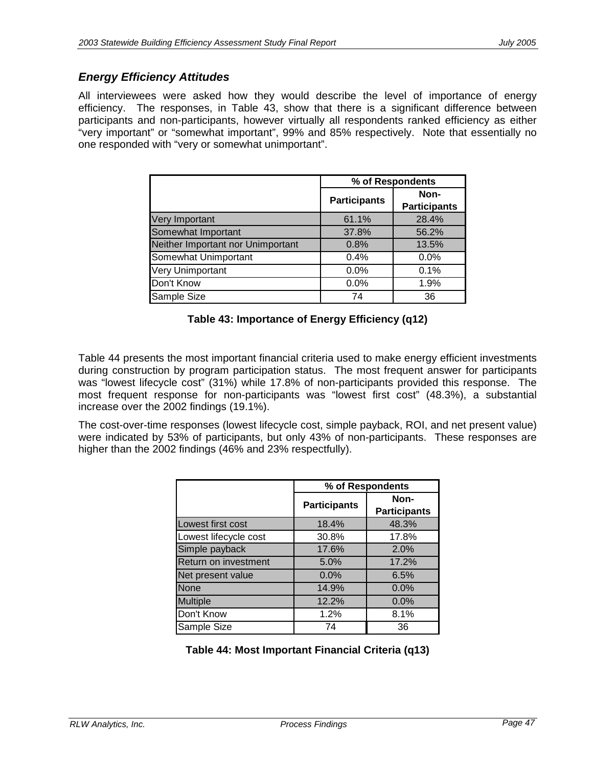### *Energy Efficiency Attitudes*

All interviewees were asked how they would describe the level of importance of energy efficiency. The responses, in Table 43, show that there is a significant difference between participants and non-participants, however virtually all respondents ranked efficiency as either "very important" or "somewhat important", 99% and 85% respectively. Note that essentially no one responded with "very or somewhat unimportant".

| | % of Respondents | |
|---|---|---|
| | Participants | Non-Participants |
| Very Important | 61.1% | 28.4% |
| Somewhat Important | 37.8% | 56.2% |
| Neither Important nor Unimportant | 0.8% | 13.5% |
| Somewhat Unimportant | 0.4% | 0.0% |
| Very Unimportant | 0.0% | 0.1% |
| Don't Know | 0.0% | 1.9% |
| Sample Size | 74 | 36 |

**Table 43: Importance of Energy Efficiency (q12)**

Table 44 presents the most important financial criteria used to make energy efficient investments during construction by program participation status. The most frequent answer for participants was "lowest lifecycle cost" (31%) while 17.8% of non-participants provided this response. The most frequent response for non-participants was "lowest first cost" (48.3%), a substantial increase over the 2002 findings (19.1%).

The cost-over-time responses (lowest lifecycle cost, simple payback, ROI, and net present value) were indicated by 53% of participants, but only 43% of non-participants. These responses are higher than the 2002 findings (46% and 23% respectfully).

| | % of Respondents | |
|---|---|---|
| | Participants | Non-Participants |
| Lowest first cost | 18.4% | 48.3% |
| Lowest lifecycle cost | 30.8% | 17.8% |
| Simple payback | 17.6% | 2.0% |
| Return on investment | 5.0% | 17.2% |
| Net present value | 0.0% | 6.5% |
| None | 14.9% | 0.0% |
| Multiple | 12.2% | 0.0% |
| Don't Know | 1.2% | 8.1% |
| Sample Size | 74 | 36 |

**Table 44: Most Important Financial Criteria (q13)**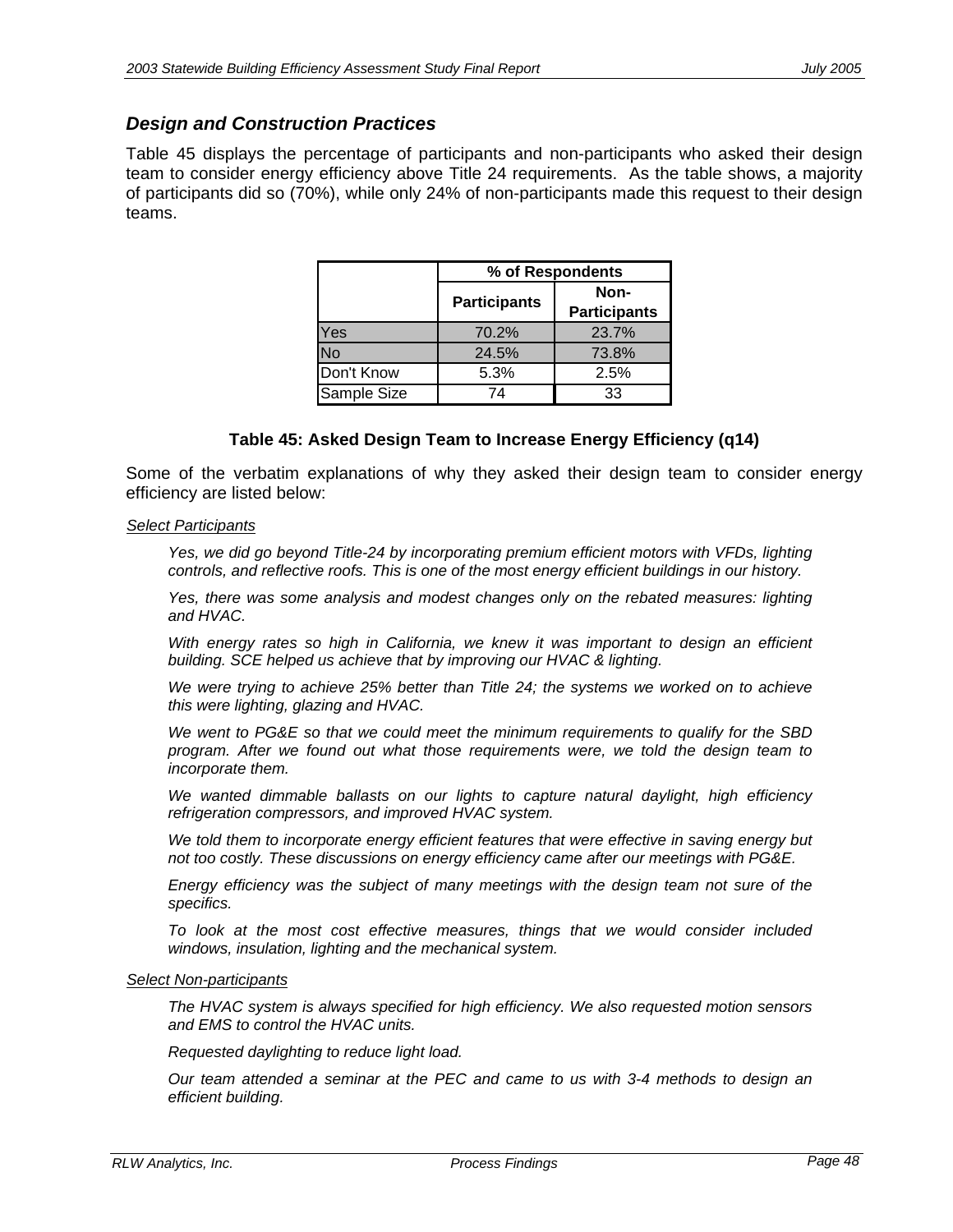### *Design and Construction Practices*

Table 45 displays the percentage of participants and non-participants who asked their design team to consider energy efficiency above Title 24 requirements. As the table shows, a majority of participants did so (70%), while only 24% of non-participants made this request to their design teams.

| | % of Respondents | |
|---|---|---|
| | **Participants** | **Non-Participants** |
| Yes | 70.2% | 23.7% |
| No | 24.5% | 73.8% |
| Don't Know | 5.3% | 2.5% |
| Sample Size | 74 | 33 |

**Table 45: Asked Design Team to Increase Energy Efficiency (q14)**

Some of the verbatim explanations of why they asked their design team to consider energy efficiency are listed below:

Select Participants

*Yes, we did go beyond Title-24 by incorporating premium efficient motors with VFDs, lighting controls, and reflective roofs. This is one of the most energy efficient buildings in our history.*

*Yes, there was some analysis and modest changes only on the rebated measures: lighting and HVAC.*

*With energy rates so high in California, we knew it was important to design an efficient building. SCE helped us achieve that by improving our HVAC & lighting.*

*We were trying to achieve 25% better than Title 24; the systems we worked on to achieve this were lighting, glazing and HVAC.*

*We went to PG&E so that we could meet the minimum requirements to qualify for the SBD program. After we found out what those requirements were, we told the design team to incorporate them.*

*We wanted dimmable ballasts on our lights to capture natural daylight, high efficiency refrigeration compressors, and improved HVAC system.*

*We told them to incorporate energy efficient features that were effective in saving energy but not too costly. These discussions on energy efficiency came after our meetings with PG&E.*

*Energy efficiency was the subject of many meetings with the design team not sure of the specifics.*

*To look at the most cost effective measures, things that we would consider included windows, insulation, lighting and the mechanical system.*

Select Non-participants

*The HVAC system is always specified for high efficiency. We also requested motion sensors and EMS to control the HVAC units.*

*Requested daylighting to reduce light load.*

*Our team attended a seminar at the PEC and came to us with 3-4 methods to design an efficient building.*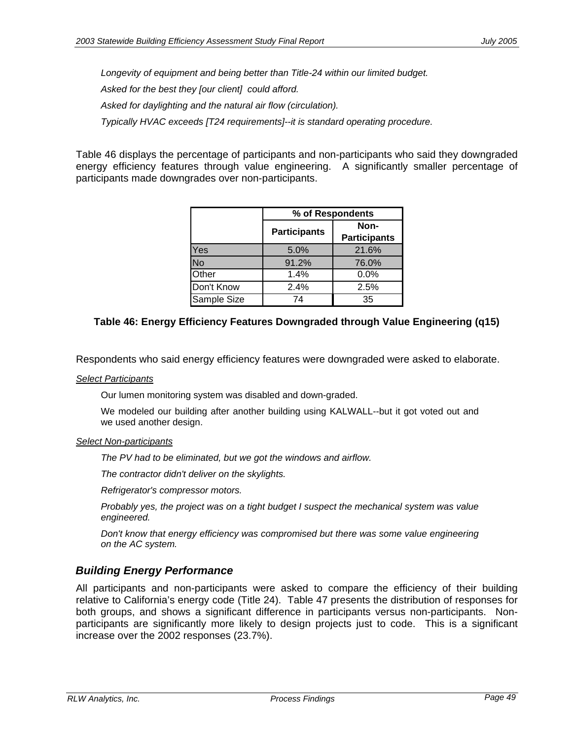*Longevity of equipment and being better than Title-24 within our limited budget.*

*Asked for the best they [our client] could afford.*

*Asked for daylighting and the natural air flow (circulation).*

*Typically HVAC exceeds [T24 requirements]--it is standard operating procedure.*

Table 46 displays the percentage of participants and non-participants who said they downgraded energy efficiency features through value engineering. A significantly smaller percentage of participants made downgrades over non-participants.

| | % of Respondents | |
|---|---|---|
| | Participants | Non-Participants |
| Yes | 5.0% | 21.6% |
| No | 91.2% | 76.0% |
| Other | 1.4% | 0.0% |
| Don't Know | 2.4% | 2.5% |
| Sample Size | 74 | 35 |

**Table 46: Energy Efficiency Features Downgraded through Value Engineering (q15)**

Respondents who said energy efficiency features were downgraded were asked to elaborate.

*Select Participants*

Our lumen monitoring system was disabled and down-graded.

We modeled our building after another building using KALWALL--but it got voted out and we used another design.

*Select Non-participants*

*The PV had to be eliminated, but we got the windows and airflow.*

*The contractor didn't deliver on the skylights.*

*Refrigerator's compressor motors.*

*Probably yes, the project was on a tight budget I suspect the mechanical system was value engineered.*

*Don't know that energy efficiency was compromised but there was some value engineering on the AC system.*

## *Building Energy Performance*

All participants and non-participants were asked to compare the efficiency of their building relative to California's energy code (Title 24). Table 47 presents the distribution of responses for both groups, and shows a significant difference in participants versus non-participants. Non-participants are significantly more likely to design projects just to code. This is a significant increase over the 2002 responses (23.7%).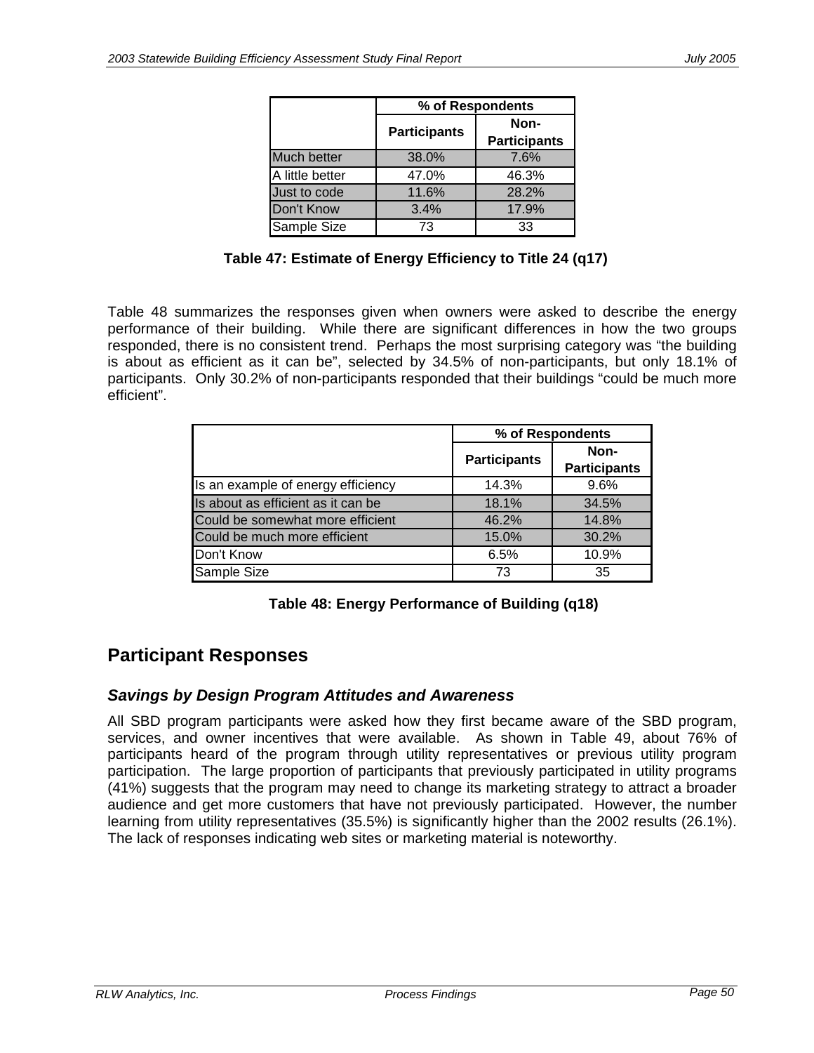| | % of Respondents | |
|---|---|---|
| | Participants | Non-Participants |
| Much better | 38.0% | 7.6% |
| A little better | 47.0% | 46.3% |
| Just to code | 11.6% | 28.2% |
| Don't Know | 3.4% | 17.9% |
| Sample Size | 73 | 33 |

**Table 47: Estimate of Energy Efficiency to Title 24 (q17)**

Table 48 summarizes the responses given when owners were asked to describe the energy performance of their building. While there are significant differences in how the two groups responded, there is no consistent trend. Perhaps the most surprising category was "the building is about as efficient as it can be", selected by 34.5% of non-participants, but only 18.1% of participants. Only 30.2% of non-participants responded that their buildings "could be much more efficient".

| | % of Respondents | |
|---|---|---|
| | Participants | Non-Participants |
| Is an example of energy efficiency | 14.3% | 9.6% |
| Is about as efficient as it can be | 18.1% | 34.5% |
| Could be somewhat more efficient | 46.2% | 14.8% |
| Could be much more efficient | 15.0% | 30.2% |
| Don't Know | 6.5% | 10.9% |
| Sample Size | 73 | 35 |

**Table 48: Energy Performance of Building (q18)**

## Participant Responses

### *Savings by Design Program Attitudes and Awareness*

All SBD program participants were asked how they first became aware of the SBD program, services, and owner incentives that were available. As shown in Table 49, about 76% of participants heard of the program through utility representatives or previous utility program participation. The large proportion of participants that previously participated in utility programs (41%) suggests that the program may need to change its marketing strategy to attract a broader audience and get more customers that have not previously participated. However, the number learning from utility representatives (35.5%) is significantly higher than the 2002 results (26.1%). The lack of responses indicating web sites or marketing material is noteworthy.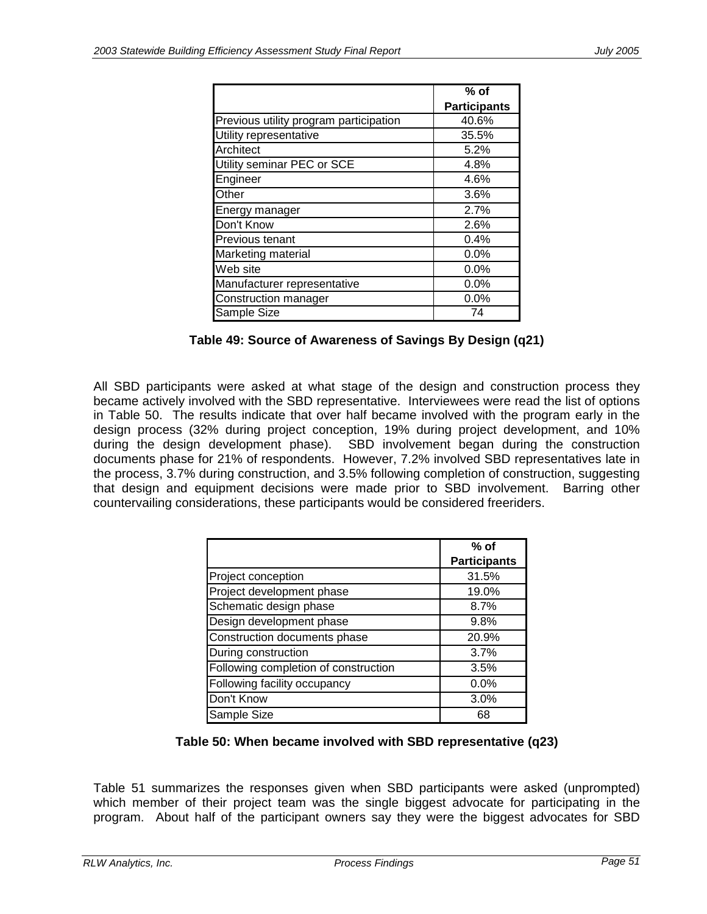| | % of Participants |
|---|---|
| Previous utility program participation | 40.6% |
| Utility representative | 35.5% |
| Architect | 5.2% |
| Utility seminar PEC or SCE | 4.8% |
| Engineer | 4.6% |
| Other | 3.6% |
| Energy manager | 2.7% |
| Don't Know | 2.6% |
| Previous tenant | 0.4% |
| Marketing material | 0.0% |
| Web site | 0.0% |
| Manufacturer representative | 0.0% |
| Construction manager | 0.0% |
| Sample Size | 74 |

**Table 49: Source of Awareness of Savings By Design (q21)**

All SBD participants were asked at what stage of the design and construction process they became actively involved with the SBD representative. Interviewees were read the list of options in Table 50. The results indicate that over half became involved with the program early in the design process (32% during project conception, 19% during project development, and 10% during the design development phase). SBD involvement began during the construction documents phase for 21% of respondents. However, 7.2% involved SBD representatives late in the process, 3.7% during construction, and 3.5% following completion of construction, suggesting that design and equipment decisions were made prior to SBD involvement. Barring other countervailing considerations, these participants would be considered freeriders.

| | % of Participants |
|---|---|
| Project conception | 31.5% |
| Project development phase | 19.0% |
| Schematic design phase | 8.7% |
| Design development phase | 9.8% |
| Construction documents phase | 20.9% |
| During construction | 3.7% |
| Following completion of construction | 3.5% |
| Following facility occupancy | 0.0% |
| Don't Know | 3.0% |
| Sample Size | 68 |

**Table 50: When became involved with SBD representative (q23)**

Table 51 summarizes the responses given when SBD participants were asked (unprompted) which member of their project team was the single biggest advocate for participating in the program. About half of the participant owners say they were the biggest advocates for SBD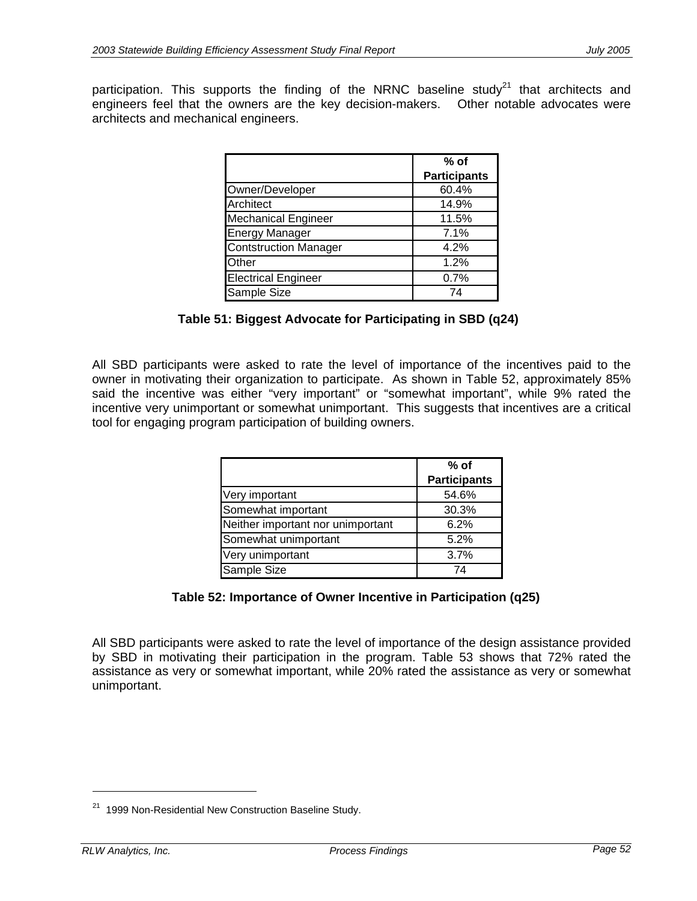participation. This supports the finding of the NRNC baseline study[21] that architects and engineers feel that the owners are the key decision-makers. Other notable advocates were architects and mechanical engineers.

| | % of Participants |
|---|---|
| Owner/Developer | 60.4% |
| Architect | 14.9% |
| Mechanical Engineer | 11.5% |
| Energy Manager | 7.1% |
| Contstruction Manager | 4.2% |
| Other | 1.2% |
| Electrical Engineer | 0.7% |
| Sample Size | 74 |

**Table 51: Biggest Advocate for Participating in SBD (q24)**

All SBD participants were asked to rate the level of importance of the incentives paid to the owner in motivating their organization to participate. As shown in Table 52, approximately 85% said the incentive was either "very important" or "somewhat important", while 9% rated the incentive very unimportant or somewhat unimportant. This suggests that incentives are a critical tool for engaging program participation of building owners.

| | % of Participants |
|---|---|
| Very important | 54.6% |
| Somewhat important | 30.3% |
| Neither important nor unimportant | 6.2% |
| Somewhat unimportant | 5.2% |
| Very unimportant | 3.7% |
| Sample Size | 74 |

**Table 52: Importance of Owner Incentive in Participation (q25)**

All SBD participants were asked to rate the level of importance of the design assistance provided by SBD in motivating their participation in the program. Table 53 shows that 72% rated the assistance as very or somewhat important, while 20% rated the assistance as very or somewhat unimportant.

[21] 1999 Non-Residential New Construction Baseline Study.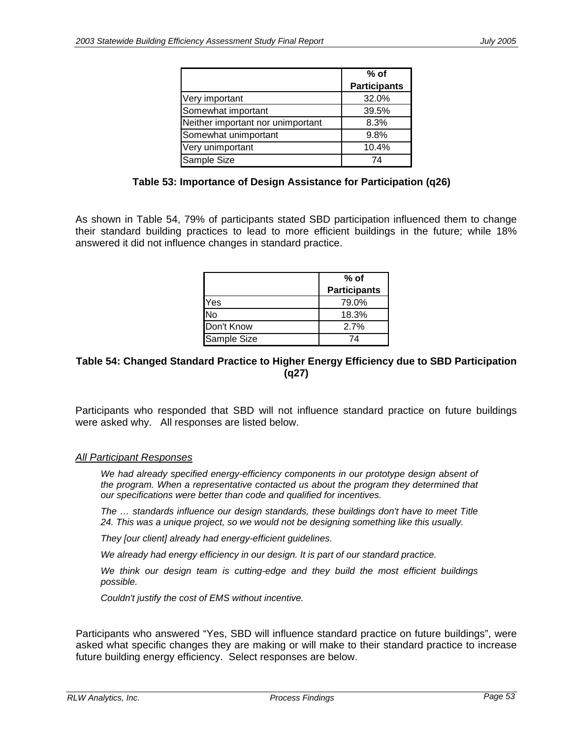| | % of Participants |
|---|---|
| Very important | 32.0% |
| Somewhat important | 39.5% |
| Neither important nor unimportant | 8.3% |
| Somewhat unimportant | 9.8% |
| Very unimportant | 10.4% |
| Sample Size | 74 |

**Table 53: Importance of Design Assistance for Participation (q26)**

As shown in Table 54, 79% of participants stated SBD participation influenced them to change their standard building practices to lead to more efficient buildings in the future; while 18% answered it did not influence changes in standard practice.

| | % of Participants |
|---|---|
| Yes | 79.0% |
| No | 18.3% |
| Don't Know | 2.7% |
| Sample Size | 74 |

**Table 54: Changed Standard Practice to Higher Energy Efficiency due to SBD Participation (q27)**

Participants who responded that SBD will not influence standard practice on future buildings were asked why. All responses are listed below.

<u>*All Participant Responses*</u>

*We had already specified energy-efficiency components in our prototype design absent of the program. When a representative contacted us about the program they determined that our specifications were better than code and qualified for incentives.*

*The … standards influence our design standards, these buildings don't have to meet Title 24. This was a unique project, so we would not be designing something like this usually.*

*They [our client] already had energy-efficient guidelines.*

*We already had energy efficiency in our design. It is part of our standard practice.*

*We think our design team is cutting-edge and they build the most efficient buildings possible.*

*Couldn't justify the cost of EMS without incentive.*

Participants who answered "Yes, SBD will influence standard practice on future buildings", were asked what specific changes they are making or will make to their standard practice to increase future building energy efficiency. Select responses are below.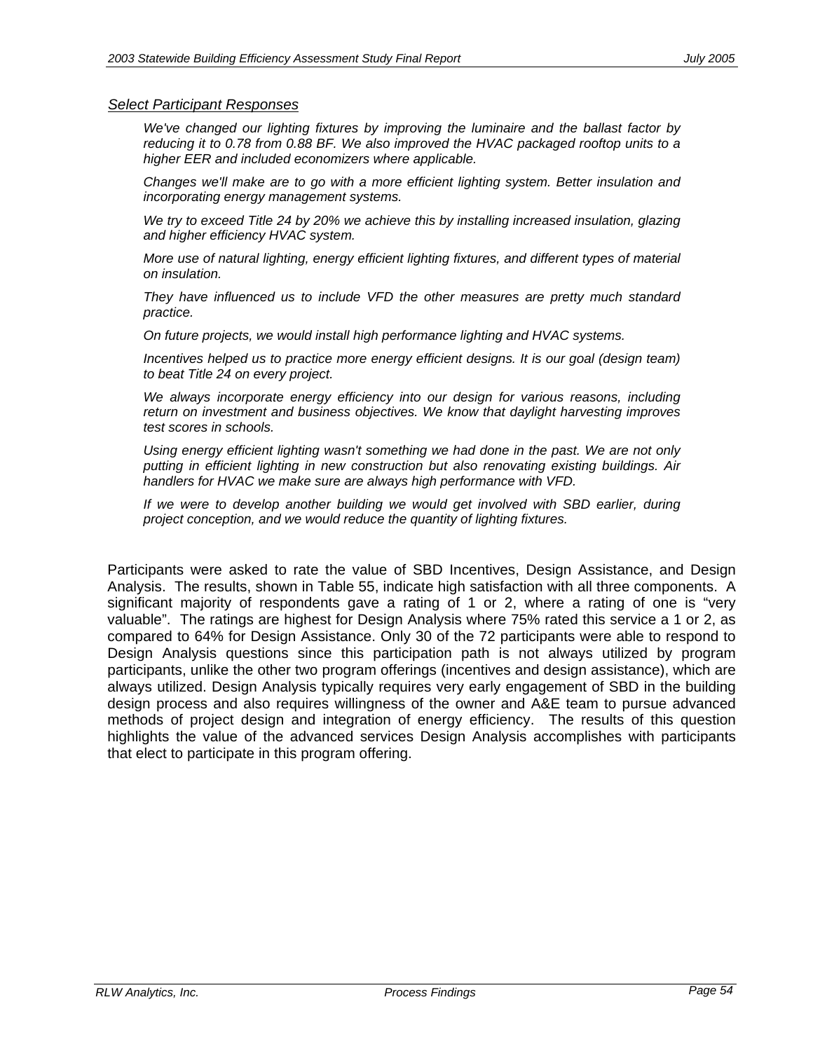*Select Participant Responses*

> *We've changed our lighting fixtures by improving the luminaire and the ballast factor by reducing it to 0.78 from 0.88 BF. We also improved the HVAC packaged rooftop units to a higher EER and included economizers where applicable.*
>
> *Changes we'll make are to go with a more efficient lighting system. Better insulation and incorporating energy management systems.*
>
> *We try to exceed Title 24 by 20% we achieve this by installing increased insulation, glazing and higher efficiency HVAC system.*
>
> *More use of natural lighting, energy efficient lighting fixtures, and different types of material on insulation.*
>
> *They have influenced us to include VFD the other measures are pretty much standard practice.*
>
> *On future projects, we would install high performance lighting and HVAC systems.*
>
> *Incentives helped us to practice more energy efficient designs. It is our goal (design team) to beat Title 24 on every project.*
>
> *We always incorporate energy efficiency into our design for various reasons, including return on investment and business objectives. We know that daylight harvesting improves test scores in schools.*
>
> *Using energy efficient lighting wasn't something we had done in the past. We are not only putting in efficient lighting in new construction but also renovating existing buildings. Air handlers for HVAC we make sure are always high performance with VFD.*
>
> *If we were to develop another building we would get involved with SBD earlier, during project conception, and we would reduce the quantity of lighting fixtures.*

Participants were asked to rate the value of SBD Incentives, Design Assistance, and Design Analysis. The results, shown in Table 55, indicate high satisfaction with all three components. A significant majority of respondents gave a rating of 1 or 2, where a rating of one is "very valuable". The ratings are highest for Design Analysis where 75% rated this service a 1 or 2, as compared to 64% for Design Assistance. Only 30 of the 72 participants were able to respond to Design Analysis questions since this participation path is not always utilized by program participants, unlike the other two program offerings (incentives and design assistance), which are always utilized. Design Analysis typically requires very early engagement of SBD in the building design process and also requires willingness of the owner and A&E team to pursue advanced methods of project design and integration of energy efficiency. The results of this question highlights the value of the advanced services Design Analysis accomplishes with participants that elect to participate in this program offering.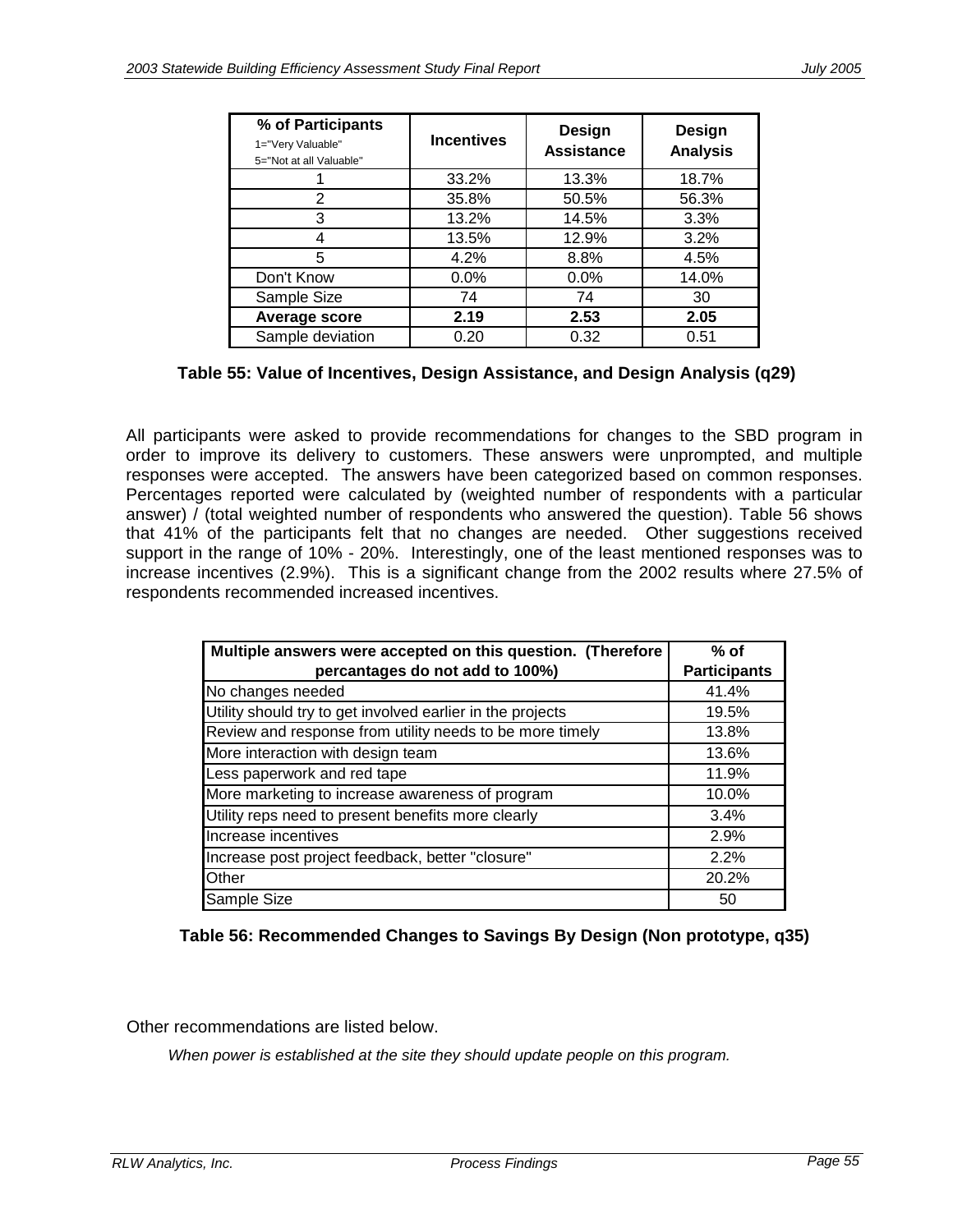| % of Participants<br>1="Very Valuable"<br>5="Not at all Valuable" | Incentives | Design Assistance | Design Analysis |
|---|---|---|---|
| 1 | 33.2% | 13.3% | 18.7% |
| 2 | 35.8% | 50.5% | 56.3% |
| 3 | 13.2% | 14.5% | 3.3% |
| 4 | 13.5% | 12.9% | 3.2% |
| 5 | 4.2% | 8.8% | 4.5% |
| Don't Know | 0.0% | 0.0% | 14.0% |
| Sample Size | 74 | 74 | 30 |
| **Average score** | **2.19** | **2.53** | **2.05** |
| Sample deviation | 0.20 | 0.32 | 0.51 |

**Table 55: Value of Incentives, Design Assistance, and Design Analysis (q29)**

All participants were asked to provide recommendations for changes to the SBD program in order to improve its delivery to customers. These answers were unprompted, and multiple responses were accepted. The answers have been categorized based on common responses. Percentages reported were calculated by (weighted number of respondents with a particular answer) / (total weighted number of respondents who answered the question). Table 56 shows that 41% of the participants felt that no changes are needed. Other suggestions received support in the range of 10% - 20%. Interestingly, one of the least mentioned responses was to increase incentives (2.9%). This is a significant change from the 2002 results where 27.5% of respondents recommended increased incentives.

| Multiple answers were accepted on this question. (Therefore percantages do not add to 100%) | % of Participants |
|---|---|
| No changes needed | 41.4% |
| Utility should try to get involved earlier in the projects | 19.5% |
| Review and response from utility needs to be more timely | 13.8% |
| More interaction with design team | 13.6% |
| Less paperwork and red tape | 11.9% |
| More marketing to increase awareness of program | 10.0% |
| Utility reps need to present benefits more clearly | 3.4% |
| Increase incentives | 2.9% |
| Increase post project feedback, better "closure" | 2.2% |
| Other | 20.2% |
| Sample Size | 50 |

**Table 56: Recommended Changes to Savings By Design (Non prototype, q35)**

Other recommendations are listed below.

*When power is established at the site they should update people on this program.*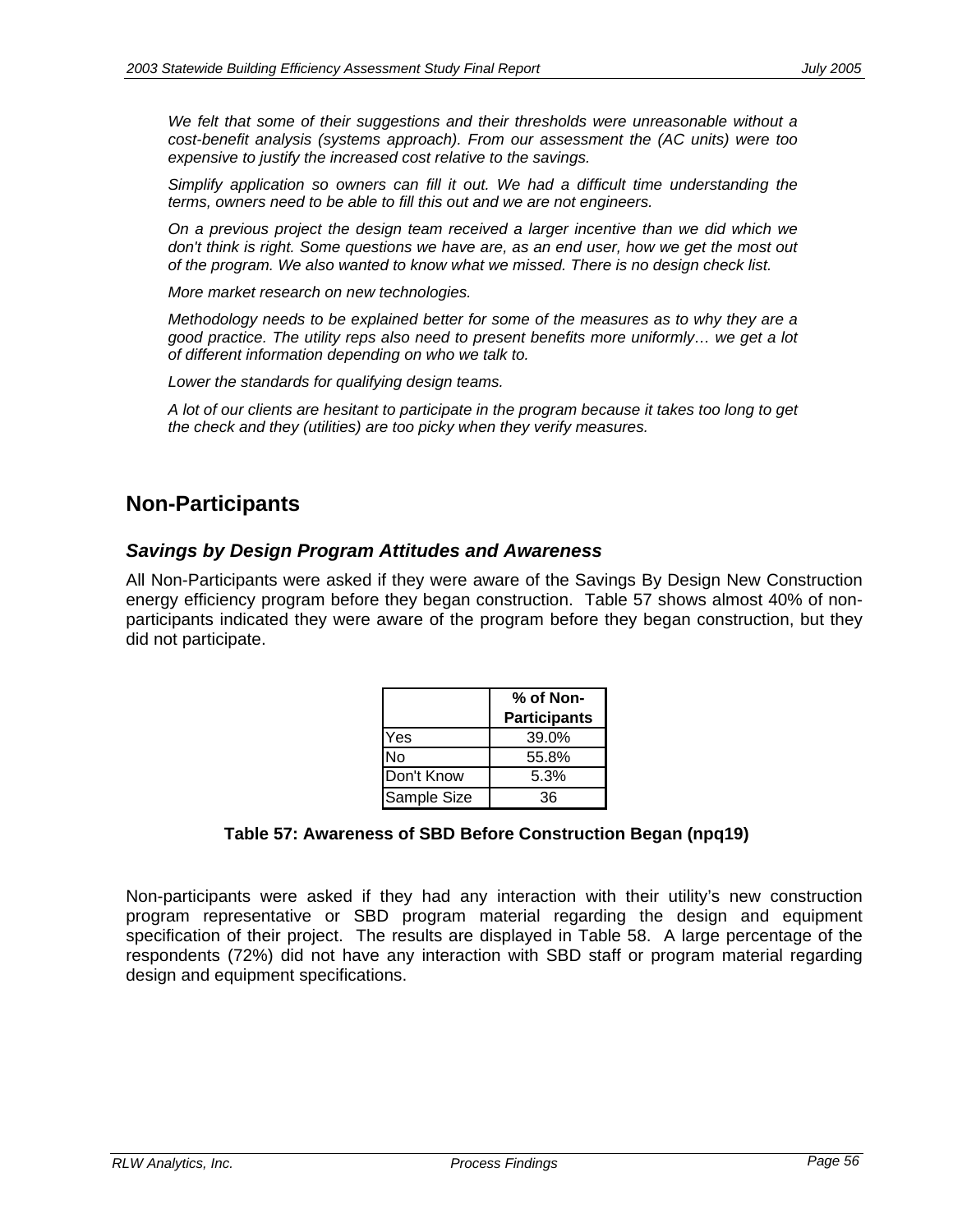*We felt that some of their suggestions and their thresholds were unreasonable without a cost-benefit analysis (systems approach). From our assessment the (AC units) were too expensive to justify the increased cost relative to the savings.*

*Simplify application so owners can fill it out. We had a difficult time understanding the terms, owners need to be able to fill this out and we are not engineers.*

*On a previous project the design team received a larger incentive than we did which we don't think is right. Some questions we have are, as an end user, how we get the most out of the program. We also wanted to know what we missed. There is no design check list.*

*More market research on new technologies.*

*Methodology needs to be explained better for some of the measures as to why they are a good practice. The utility reps also need to present benefits more uniformly… we get a lot of different information depending on who we talk to.*

*Lower the standards for qualifying design teams.*

*A lot of our clients are hesitant to participate in the program because it takes too long to get the check and they (utilities) are too picky when they verify measures.*

## Non-Participants

### *Savings by Design Program Attitudes and Awareness*

All Non-Participants were asked if they were aware of the Savings By Design New Construction energy efficiency program before they began construction. Table 57 shows almost 40% of non-participants indicated they were aware of the program before they began construction, but they did not participate.

| | % of Non-Participants |
|---|---|
| Yes | 39.0% |
| No | 55.8% |
| Don't Know | 5.3% |
| Sample Size | 36 |

**Table 57: Awareness of SBD Before Construction Began (npq19)**

Non-participants were asked if they had any interaction with their utility's new construction program representative or SBD program material regarding the design and equipment specification of their project. The results are displayed in Table 58. A large percentage of the respondents (72%) did not have any interaction with SBD staff or program material regarding design and equipment specifications.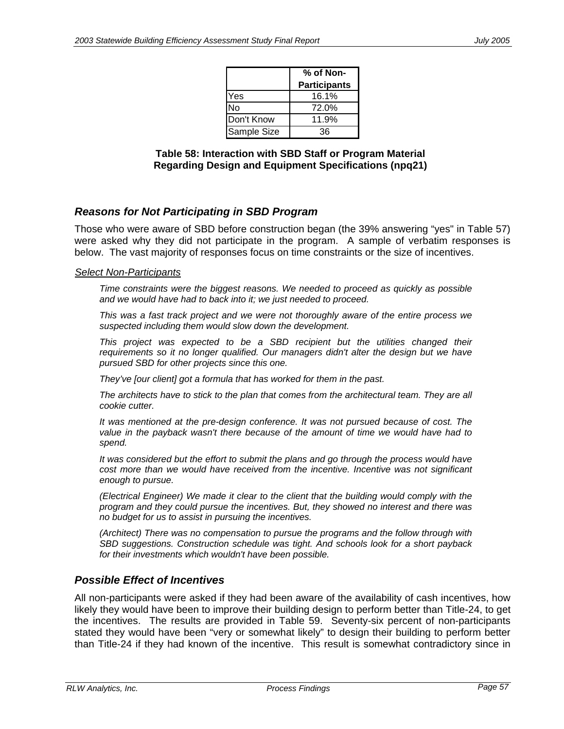| | % of Non-Participants |
|---|---|
| Yes | 16.1% |
| No | 72.0% |
| Don't Know | 11.9% |
| Sample Size | 36 |

**Table 58: Interaction with SBD Staff or Program Material Regarding Design and Equipment Specifications (npq21)**

### *Reasons for Not Participating in SBD Program*

Those who were aware of SBD before construction began (the 39% answering "yes" in Table 57) were asked why they did not participate in the program. A sample of verbatim responses is below. The vast majority of responses focus on time constraints or the size of incentives.

*Select Non-Participants*

> *Time constraints were the biggest reasons. We needed to proceed as quickly as possible and we would have had to back into it; we just needed to proceed.*
>
> *This was a fast track project and we were not thoroughly aware of the entire process we suspected including them would slow down the development.*
>
> *This project was expected to be a SBD recipient but the utilities changed their requirements so it no longer qualified. Our managers didn't alter the design but we have pursued SBD for other projects since this one.*
>
> *They've [our client] got a formula that has worked for them in the past.*
>
> *The architects have to stick to the plan that comes from the architectural team. They are all cookie cutter.*
>
> *It was mentioned at the pre-design conference. It was not pursued because of cost. The value in the payback wasn't there because of the amount of time we would have had to spend.*
>
> *It was considered but the effort to submit the plans and go through the process would have cost more than we would have received from the incentive. Incentive was not significant enough to pursue.*
>
> *(Electrical Engineer) We made it clear to the client that the building would comply with the program and they could pursue the incentives. But, they showed no interest and there was no budget for us to assist in pursuing the incentives.*
>
> *(Architect) There was no compensation to pursue the programs and the follow through with SBD suggestions. Construction schedule was tight. And schools look for a short payback for their investments which wouldn't have been possible.*

### *Possible Effect of Incentives*

All non-participants were asked if they had been aware of the availability of cash incentives, how likely they would have been to improve their building design to perform better than Title-24, to get the incentives. The results are provided in Table 59. Seventy-six percent of non-participants stated they would have been "very or somewhat likely" to design their building to perform better than Title-24 if they had known of the incentive. This result is somewhat contradictory since in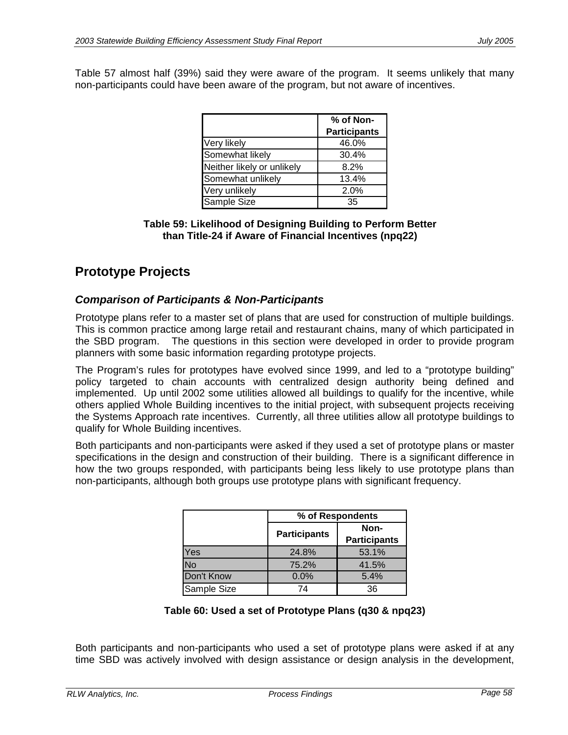Table 57 almost half (39%) said they were aware of the program. It seems unlikely that many non-participants could have been aware of the program, but not aware of incentives.

| | % of Non-Participants |
|---|---|
| Very likely | 46.0% |
| Somewhat likely | 30.4% |
| Neither likely or unlikely | 8.2% |
| Somewhat unlikely | 13.4% |
| Very unlikely | 2.0% |
| Sample Size | 35 |

**Table 59: Likelihood of Designing Building to Perform Better than Title-24 if Aware of Financial Incentives (npq22)**

## Prototype Projects

### *Comparison of Participants & Non-Participants*

Prototype plans refer to a master set of plans that are used for construction of multiple buildings. This is common practice among large retail and restaurant chains, many of which participated in the SBD program. The questions in this section were developed in order to provide program planners with some basic information regarding prototype projects.

The Program's rules for prototypes have evolved since 1999, and led to a "prototype building" policy targeted to chain accounts with centralized design authority being defined and implemented. Up until 2002 some utilities allowed all buildings to qualify for the incentive, while others applied Whole Building incentives to the initial project, with subsequent projects receiving the Systems Approach rate incentives. Currently, all three utilities allow all prototype buildings to qualify for Whole Building incentives.

Both participants and non-participants were asked if they used a set of prototype plans or master specifications in the design and construction of their building. There is a significant difference in how the two groups responded, with participants being less likely to use prototype plans than non-participants, although both groups use prototype plans with significant frequency.

| | % of Respondents | |
|---|---|---|
| | Participants | Non-Participants |
| Yes | 24.8% | 53.1% |
| No | 75.2% | 41.5% |
| Don't Know | 0.0% | 5.4% |
| Sample Size | 74 | 36 |

**Table 60: Used a set of Prototype Plans (q30 & npq23)**

Both participants and non-participants who used a set of prototype plans were asked if at any time SBD was actively involved with design assistance or design analysis in the development,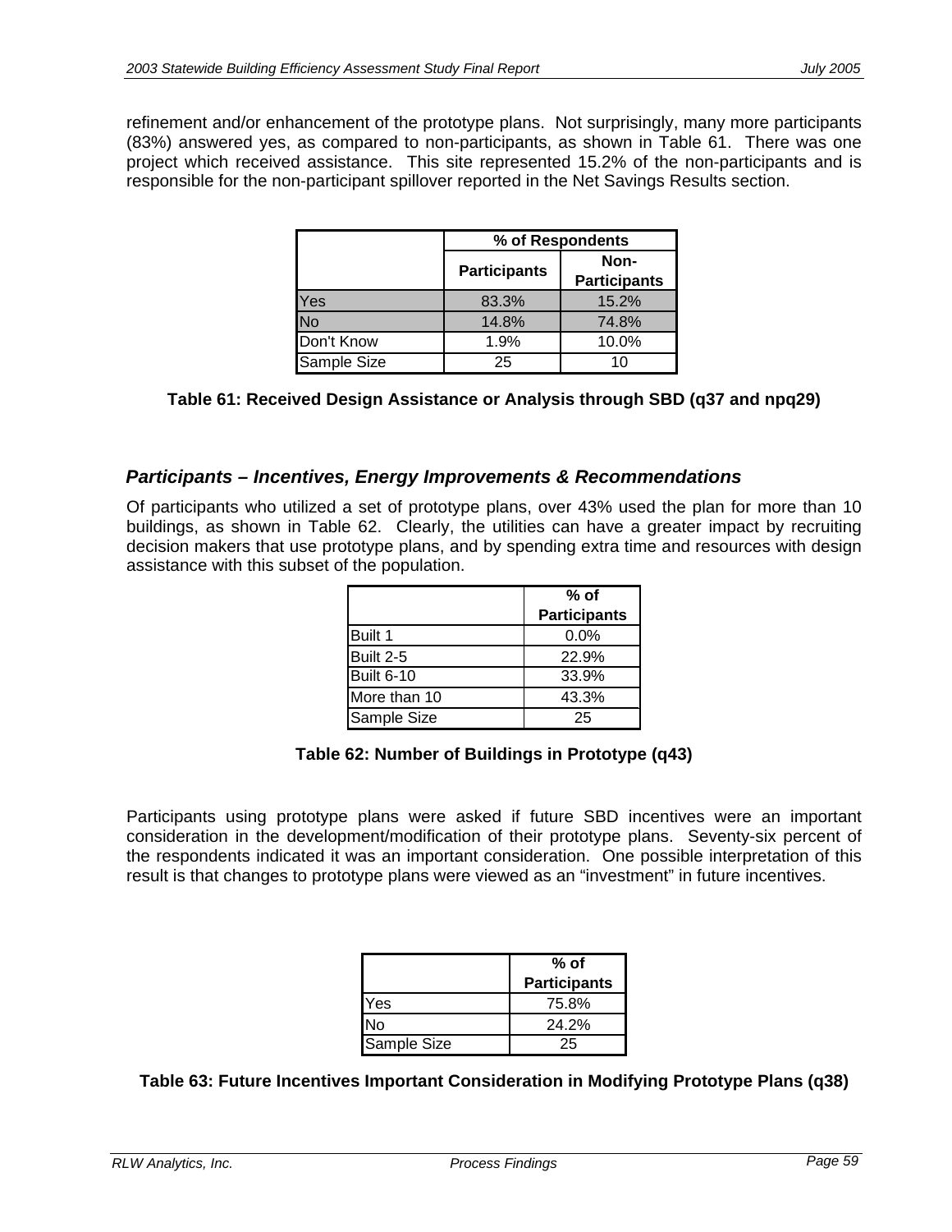refinement and/or enhancement of the prototype plans. Not surprisingly, many more participants (83%) answered yes, as compared to non-participants, as shown in Table 61. There was one project which received assistance. This site represented 15.2% of the non-participants and is responsible for the non-participant spillover reported in the Net Savings Results section.

| | % of Respondents | |
|---|---|---|
| | Participants | Non-Participants |
| Yes | 83.3% | 15.2% |
| No | 14.8% | 74.8% |
| Don't Know | 1.9% | 10.0% |
| Sample Size | 25 | 10 |

**Table 61: Received Design Assistance or Analysis through SBD (q37 and npq29)**

### *Participants – Incentives, Energy Improvements & Recommendations*

Of participants who utilized a set of prototype plans, over 43% used the plan for more than 10 buildings, as shown in Table 62. Clearly, the utilities can have a greater impact by recruiting decision makers that use prototype plans, and by spending extra time and resources with design assistance with this subset of the population.

| | % of Participants |
|---|---|
| Built 1 | 0.0% |
| Built 2-5 | 22.9% |
| Built 6-10 | 33.9% |
| More than 10 | 43.3% |
| Sample Size | 25 |

**Table 62: Number of Buildings in Prototype (q43)**

Participants using prototype plans were asked if future SBD incentives were an important consideration in the development/modification of their prototype plans. Seventy-six percent of the respondents indicated it was an important consideration. One possible interpretation of this result is that changes to prototype plans were viewed as an "investment" in future incentives.

| | % of Participants |
|---|---|
| Yes | 75.8% |
| No | 24.2% |
| Sample Size | 25 |

**Table 63: Future Incentives Important Consideration in Modifying Prototype Plans (q38)**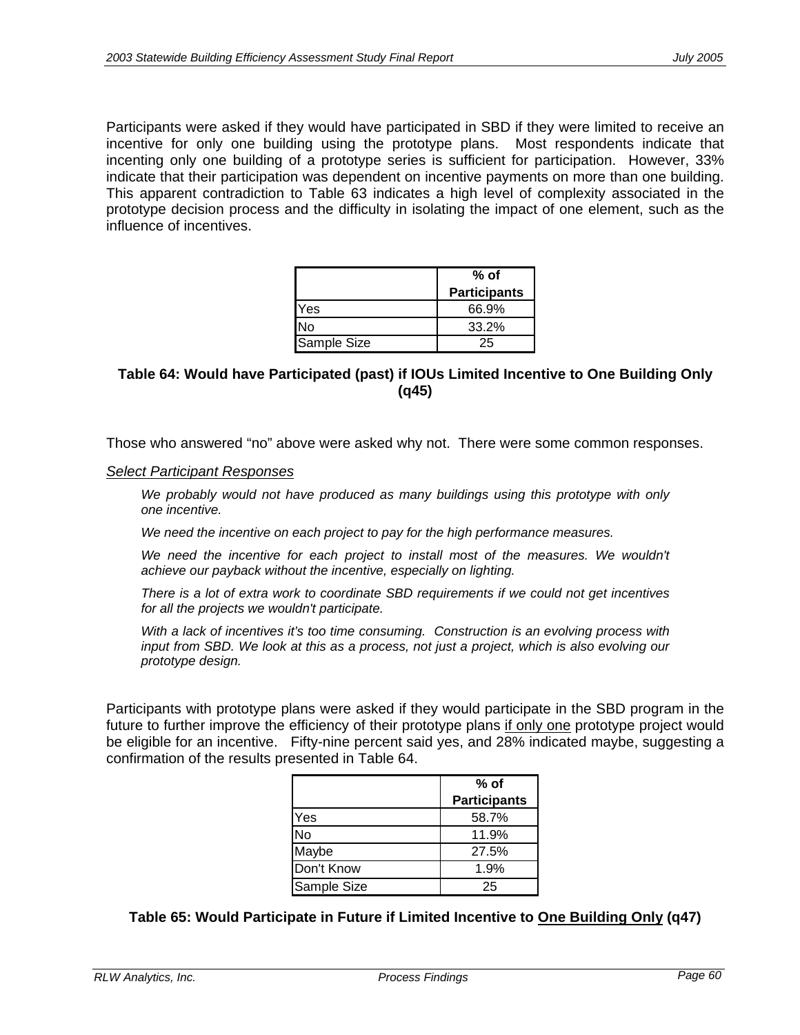Participants were asked if they would have participated in SBD if they were limited to receive an incentive for only one building using the prototype plans. Most respondents indicate that incenting only one building of a prototype series is sufficient for participation. However, 33% indicate that their participation was dependent on incentive payments on more than one building. This apparent contradiction to Table 63 indicates a high level of complexity associated in the prototype decision process and the difficulty in isolating the impact of one element, such as the influence of incentives.

| | % of Participants |
|---|---|
| Yes | 66.9% |
| No | 33.2% |
| Sample Size | 25 |

**Table 64: Would have Participated (past) if IOUs Limited Incentive to One Building Only (q45)**

Those who answered "no" above were asked why not. There were some common responses.

<u>*Select Participant Responses*</u>

*We probably would not have produced as many buildings using this prototype with only one incentive.*

*We need the incentive on each project to pay for the high performance measures.*

*We need the incentive for each project to install most of the measures. We wouldn't achieve our payback without the incentive, especially on lighting.*

*There is a lot of extra work to coordinate SBD requirements if we could not get incentives for all the projects we wouldn't participate.*

*With a lack of incentives it's too time consuming. Construction is an evolving process with input from SBD. We look at this as a process, not just a project, which is also evolving our prototype design.*

Participants with prototype plans were asked if they would participate in the SBD program in the future to further improve the efficiency of their prototype plans <u>if only one</u> prototype project would be eligible for an incentive. Fifty-nine percent said yes, and 28% indicated maybe, suggesting a confirmation of the results presented in Table 64.

| | % of Participants |
|---|---|
| Yes | 58.7% |
| No | 11.9% |
| Maybe | 27.5% |
| Don't Know | 1.9% |
| Sample Size | 25 |

**Table 65: Would Participate in Future if Limited Incentive to <u>One Building Only</u> (q47)**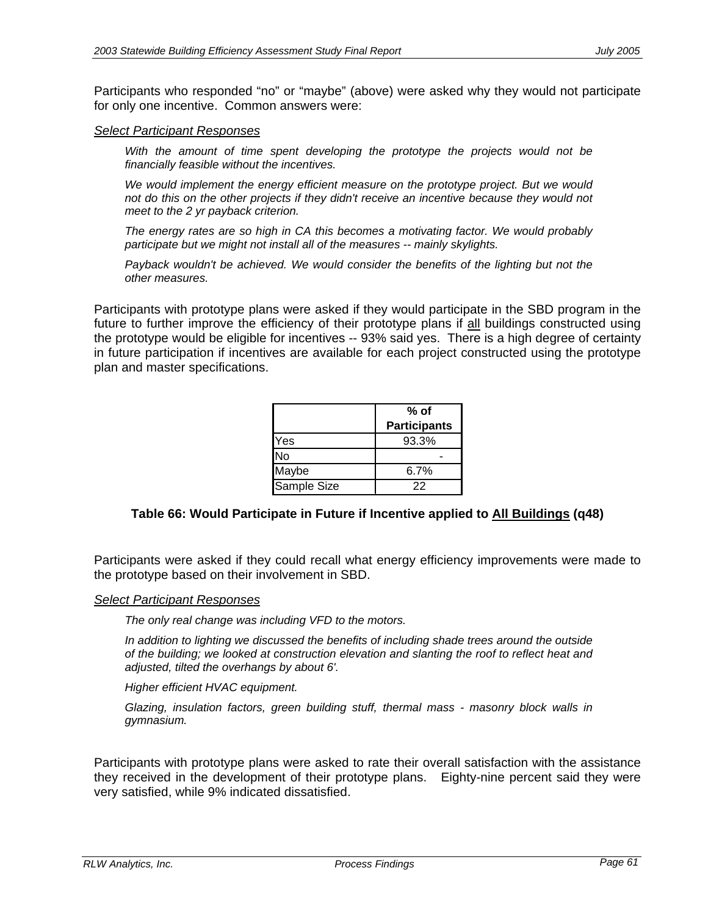Participants who responded "no" or "maybe" (above) were asked why they would not participate for only one incentive. Common answers were:

*Select Participant Responses*

> *With the amount of time spent developing the prototype the projects would not be financially feasible without the incentives.*
>
> *We would implement the energy efficient measure on the prototype project. But we would not do this on the other projects if they didn't receive an incentive because they would not meet to the 2 yr payback criterion.*
>
> *The energy rates are so high in CA this becomes a motivating factor. We would probably participate but we might not install all of the measures -- mainly skylights.*
>
> *Payback wouldn't be achieved. We would consider the benefits of the lighting but not the other measures.*

Participants with prototype plans were asked if they would participate in the SBD program in the future to further improve the efficiency of their prototype plans if <u>all</u> buildings constructed using the prototype would be eligible for incentives -- 93% said yes. There is a high degree of certainty in future participation if incentives are available for each project constructed using the prototype plan and master specifications.

| | % of Participants |
|---|---|
| Yes | 93.3% |
| No | - |
| Maybe | 6.7% |
| Sample Size | 22 |

**Table 66: Would Participate in Future if Incentive applied to <u>All Buildings</u> (q48)**

Participants were asked if they could recall what energy efficiency improvements were made to the prototype based on their involvement in SBD.

*Select Participant Responses*

> *The only real change was including VFD to the motors.*
>
> *In addition to lighting we discussed the benefits of including shade trees around the outside of the building; we looked at construction elevation and slanting the roof to reflect heat and adjusted, tilted the overhangs by about 6'.*
>
> *Higher efficient HVAC equipment.*
>
> *Glazing, insulation factors, green building stuff, thermal mass - masonry block walls in gymnasium.*

Participants with prototype plans were asked to rate their overall satisfaction with the assistance they received in the development of their prototype plans. Eighty-nine percent said they were very satisfied, while 9% indicated dissatisfied.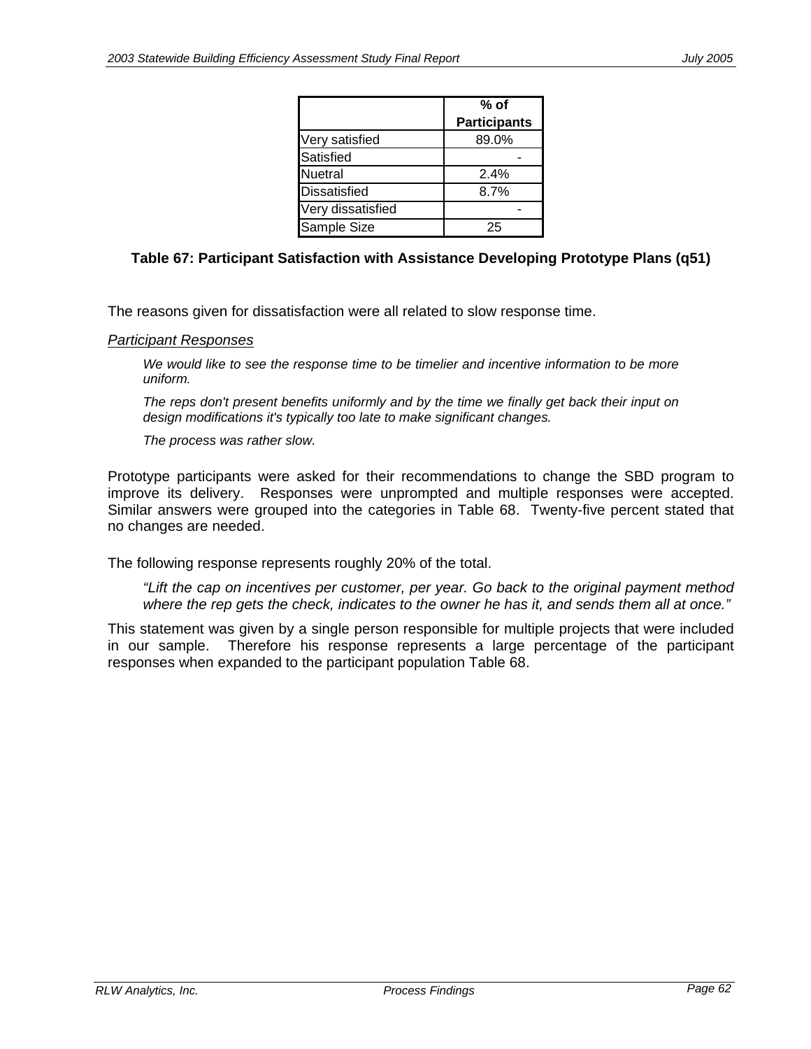|  | % of Participants |
|---|---|
| Very satisfied | 89.0% |
| Satisfied | - |
| Nuetral | 2.4% |
| Dissatisfied | 8.7% |
| Very dissatisfied | - |
| Sample Size | 25 |

**Table 67: Participant Satisfaction with Assistance Developing Prototype Plans (q51)**

The reasons given for dissatisfaction were all related to slow response time.

*Participant Responses*

> *We would like to see the response time to be timelier and incentive information to be more uniform.*
>
> *The reps don't present benefits uniformly and by the time we finally get back their input on design modifications it's typically too late to make significant changes.*
>
> *The process was rather slow.*

Prototype participants were asked for their recommendations to change the SBD program to improve its delivery. Responses were unprompted and multiple responses were accepted. Similar answers were grouped into the categories in Table 68. Twenty-five percent stated that no changes are needed.

The following response represents roughly 20% of the total.

> *"Lift the cap on incentives per customer, per year. Go back to the original payment method where the rep gets the check, indicates to the owner he has it, and sends them all at once."*

This statement was given by a single person responsible for multiple projects that were included in our sample. Therefore his response represents a large percentage of the participant responses when expanded to the participant population Table 68.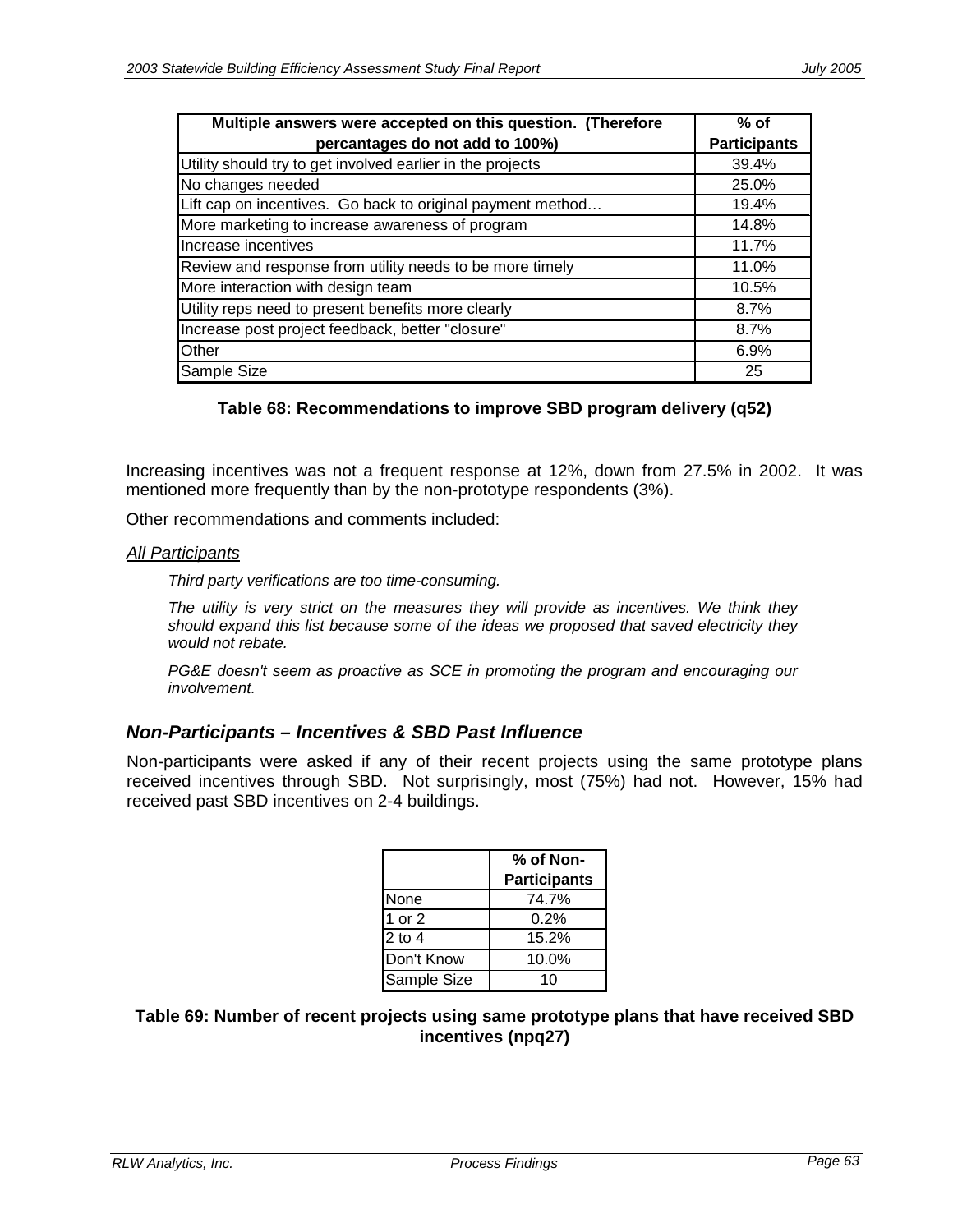| Multiple answers were accepted on this question. (Therefore percantages do not add to 100%) | % of Participants |
|---|---|
| Utility should try to get involved earlier in the projects | 39.4% |
| No changes needed | 25.0% |
| Lift cap on incentives. Go back to original payment method… | 19.4% |
| More marketing to increase awareness of program | 14.8% |
| Increase incentives | 11.7% |
| Review and response from utility needs to be more timely | 11.0% |
| More interaction with design team | 10.5% |
| Utility reps need to present benefits more clearly | 8.7% |
| Increase post project feedback, better "closure" | 8.7% |
| Other | 6.9% |
| Sample Size | 25 |

**Table 68: Recommendations to improve SBD program delivery (q52)**

Increasing incentives was not a frequent response at 12%, down from 27.5% in 2002. It was mentioned more frequently than by the non-prototype respondents (3%).

Other recommendations and comments included:

<u>*All Participants*</u>

> *Third party verifications are too time-consuming.*
>
> *The utility is very strict on the measures they will provide as incentives. We think they should expand this list because some of the ideas we proposed that saved electricity they would not rebate.*
>
> *PG&E doesn't seem as proactive as SCE in promoting the program and encouraging our involvement.*

### *Non-Participants – Incentives & SBD Past Influence*

Non-participants were asked if any of their recent projects using the same prototype plans received incentives through SBD. Not surprisingly, most (75%) had not. However, 15% had received past SBD incentives on 2-4 buildings.

| | % of Non-Participants |
|---|---|
| None | 74.7% |
| 1 or 2 | 0.2% |
| 2 to 4 | 15.2% |
| Don't Know | 10.0% |
| Sample Size | 10 |

**Table 69: Number of recent projects using same prototype plans that have received SBD incentives (npq27)**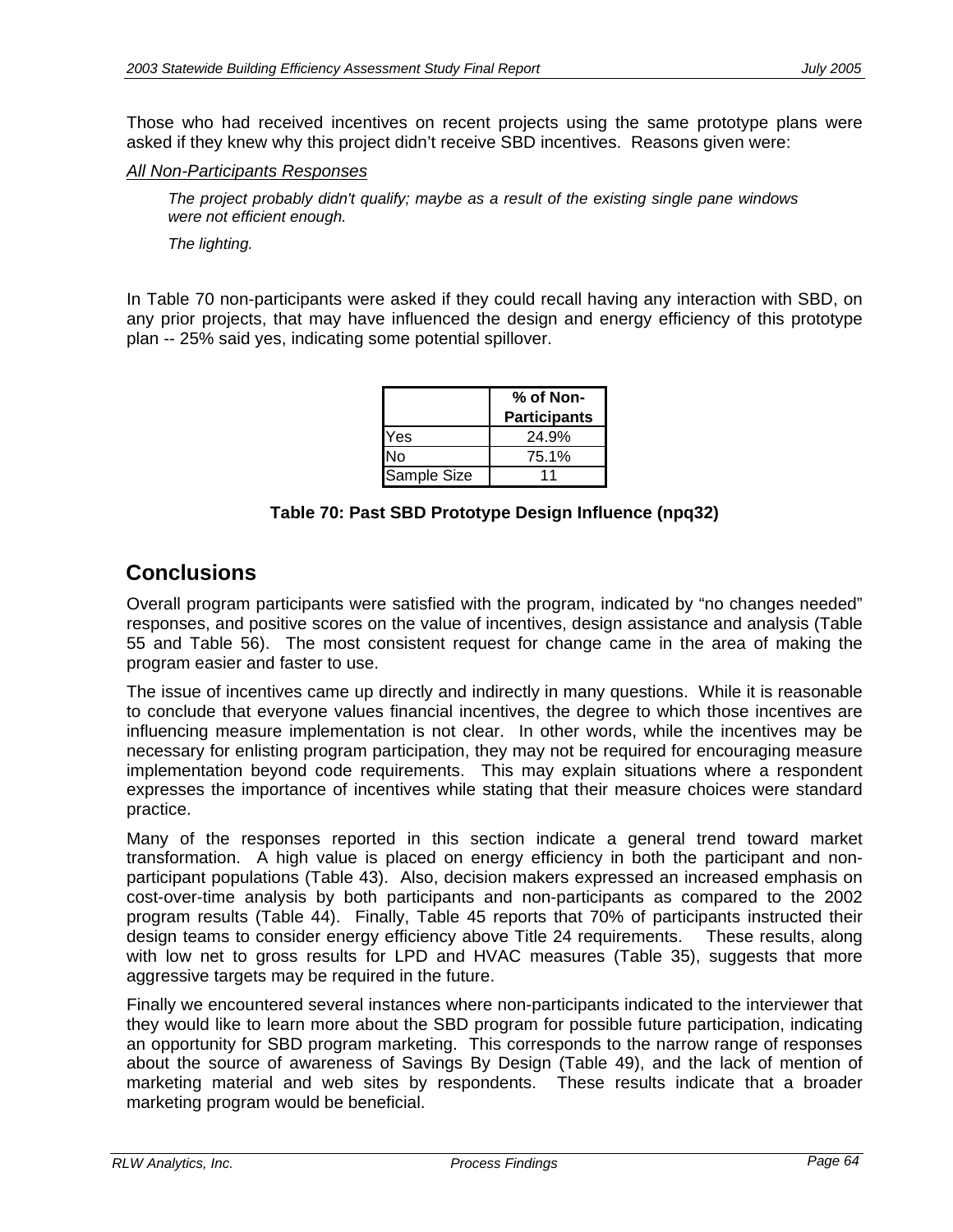Those who had received incentives on recent projects using the same prototype plans were asked if they knew why this project didn't receive SBD incentives. Reasons given were:

*All Non-Participants Responses*

> *The project probably didn't qualify; maybe as a result of the existing single pane windows were not efficient enough.*
>
> *The lighting.*

In Table 70 non-participants were asked if they could recall having any interaction with SBD, on any prior projects, that may have influenced the design and energy efficiency of this prototype plan -- 25% said yes, indicating some potential spillover.

| | **% of Non-Participants** |
|---|---|
| Yes | 24.9% |
| No | 75.1% |
| Sample Size | 11 |

**Table 70: Past SBD Prototype Design Influence (npq32)**

## Conclusions

Overall program participants were satisfied with the program, indicated by "no changes needed" responses, and positive scores on the value of incentives, design assistance and analysis (Table 55 and Table 56). The most consistent request for change came in the area of making the program easier and faster to use.

The issue of incentives came up directly and indirectly in many questions. While it is reasonable to conclude that everyone values financial incentives, the degree to which those incentives are influencing measure implementation is not clear. In other words, while the incentives may be necessary for enlisting program participation, they may not be required for encouraging measure implementation beyond code requirements. This may explain situations where a respondent expresses the importance of incentives while stating that their measure choices were standard practice.

Many of the responses reported in this section indicate a general trend toward market transformation. A high value is placed on energy efficiency in both the participant and non-participant populations (Table 43). Also, decision makers expressed an increased emphasis on cost-over-time analysis by both participants and non-participants as compared to the 2002 program results (Table 44). Finally, Table 45 reports that 70% of participants instructed their design teams to consider energy efficiency above Title 24 requirements. These results, along with low net to gross results for LPD and HVAC measures (Table 35), suggests that more aggressive targets may be required in the future.

Finally we encountered several instances where non-participants indicated to the interviewer that they would like to learn more about the SBD program for possible future participation, indicating an opportunity for SBD program marketing. This corresponds to the narrow range of responses about the source of awareness of Savings By Design (Table 49), and the lack of mention of marketing material and web sites by respondents. These results indicate that a broader marketing program would be beneficial.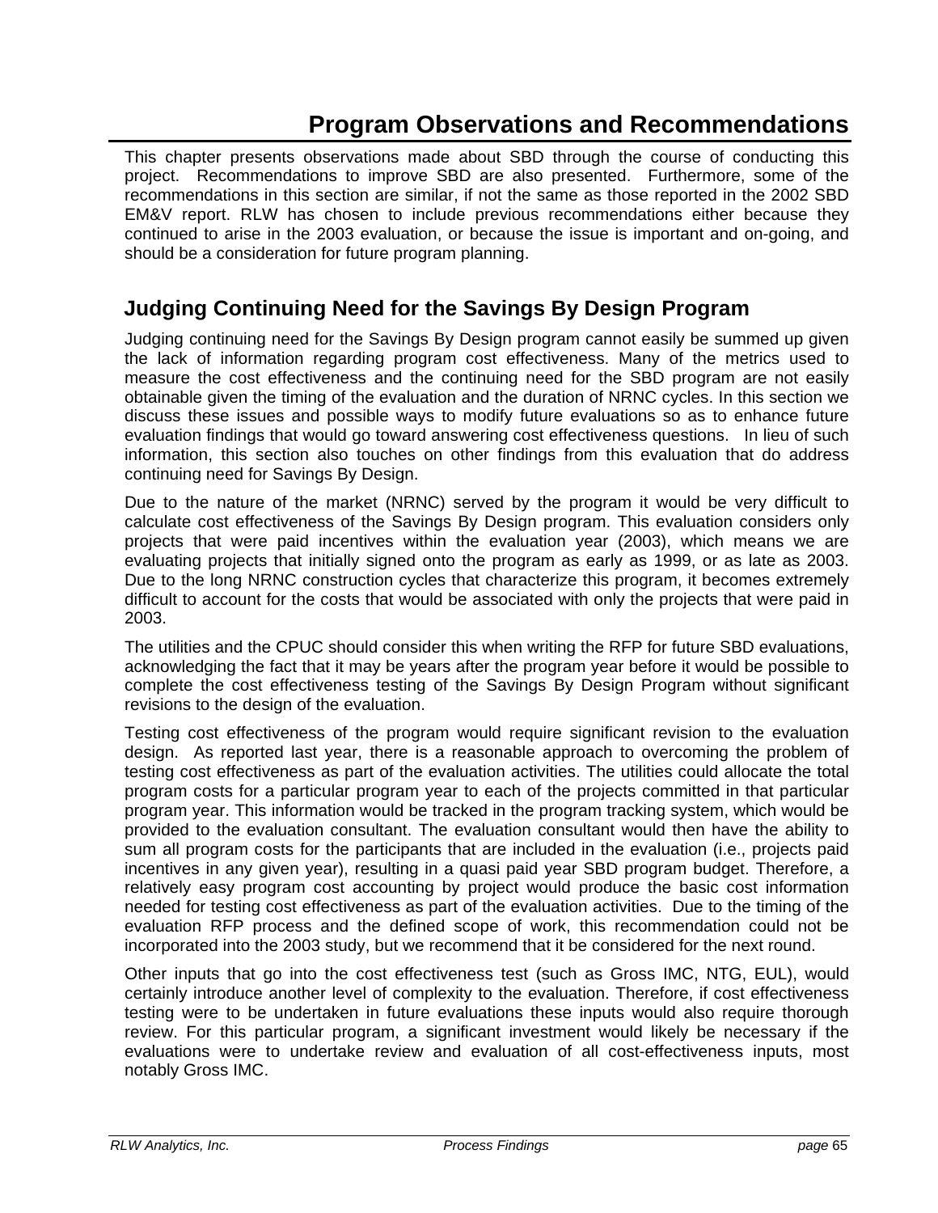# Program Observations and Recommendations

This chapter presents observations made about SBD through the course of conducting this project. Recommendations to improve SBD are also presented. Furthermore, some of the recommendations in this section are similar, if not the same as those reported in the 2002 SBD EM&V report. RLW has chosen to include previous recommendations either because they continued to arise in the 2003 evaluation, or because the issue is important and on-going, and should be a consideration for future program planning.

## Judging Continuing Need for the Savings By Design Program

Judging continuing need for the Savings By Design program cannot easily be summed up given the lack of information regarding program cost effectiveness. Many of the metrics used to measure the cost effectiveness and the continuing need for the SBD program are not easily obtainable given the timing of the evaluation and the duration of NRNC cycles. In this section we discuss these issues and possible ways to modify future evaluations so as to enhance future evaluation findings that would go toward answering cost effectiveness questions. In lieu of such information, this section also touches on other findings from this evaluation that do address continuing need for Savings By Design.

Due to the nature of the market (NRNC) served by the program it would be very difficult to calculate cost effectiveness of the Savings By Design program. This evaluation considers only projects that were paid incentives within the evaluation year (2003), which means we are evaluating projects that initially signed onto the program as early as 1999, or as late as 2003. Due to the long NRNC construction cycles that characterize this program, it becomes extremely difficult to account for the costs that would be associated with only the projects that were paid in 2003.

The utilities and the CPUC should consider this when writing the RFP for future SBD evaluations, acknowledging the fact that it may be years after the program year before it would be possible to complete the cost effectiveness testing of the Savings By Design Program without significant revisions to the design of the evaluation.

Testing cost effectiveness of the program would require significant revision to the evaluation design. As reported last year, there is a reasonable approach to overcoming the problem of testing cost effectiveness as part of the evaluation activities. The utilities could allocate the total program costs for a particular program year to each of the projects committed in that particular program year. This information would be tracked in the program tracking system, which would be provided to the evaluation consultant. The evaluation consultant would then have the ability to sum all program costs for the participants that are included in the evaluation (i.e., projects paid incentives in any given year), resulting in a quasi paid year SBD program budget. Therefore, a relatively easy program cost accounting by project would produce the basic cost information needed for testing cost effectiveness as part of the evaluation activities. Due to the timing of the evaluation RFP process and the defined scope of work, this recommendation could not be incorporated into the 2003 study, but we recommend that it be considered for the next round.

Other inputs that go into the cost effectiveness test (such as Gross IMC, NTG, EUL), would certainly introduce another level of complexity to the evaluation. Therefore, if cost effectiveness testing were to be undertaken in future evaluations these inputs would also require thorough review. For this particular program, a significant investment would likely be necessary if the evaluations were to undertake review and evaluation of all cost-effectiveness inputs, most notably Gross IMC.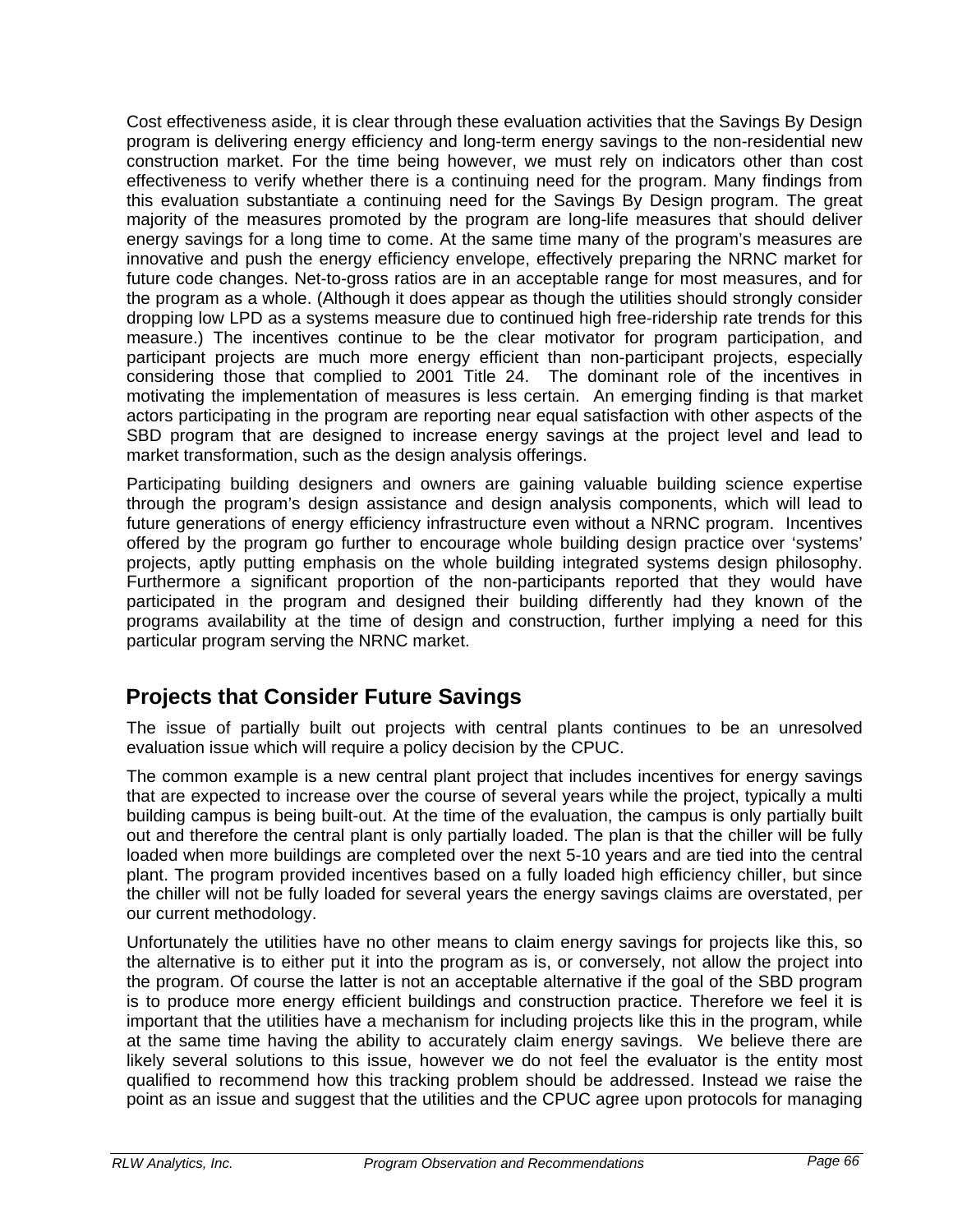Cost effectiveness aside, it is clear through these evaluation activities that the Savings By Design program is delivering energy efficiency and long-term energy savings to the non-residential new construction market. For the time being however, we must rely on indicators other than cost effectiveness to verify whether there is a continuing need for the program. Many findings from this evaluation substantiate a continuing need for the Savings By Design program. The great majority of the measures promoted by the program are long-life measures that should deliver energy savings for a long time to come. At the same time many of the program's measures are innovative and push the energy efficiency envelope, effectively preparing the NRNC market for future code changes. Net-to-gross ratios are in an acceptable range for most measures, and for the program as a whole. (Although it does appear as though the utilities should strongly consider dropping low LPD as a systems measure due to continued high free-ridership rate trends for this measure.) The incentives continue to be the clear motivator for program participation, and participant projects are much more energy efficient than non-participant projects, especially considering those that complied to 2001 Title 24. The dominant role of the incentives in motivating the implementation of measures is less certain. An emerging finding is that market actors participating in the program are reporting near equal satisfaction with other aspects of the SBD program that are designed to increase energy savings at the project level and lead to market transformation, such as the design analysis offerings.

Participating building designers and owners are gaining valuable building science expertise through the program's design assistance and design analysis components, which will lead to future generations of energy efficiency infrastructure even without a NRNC program. Incentives offered by the program go further to encourage whole building design practice over 'systems' projects, aptly putting emphasis on the whole building integrated systems design philosophy. Furthermore a significant proportion of the non-participants reported that they would have participated in the program and designed their building differently had they known of the programs availability at the time of design and construction, further implying a need for this particular program serving the NRNC market.

## Projects that Consider Future Savings

The issue of partially built out projects with central plants continues to be an unresolved evaluation issue which will require a policy decision by the CPUC.

The common example is a new central plant project that includes incentives for energy savings that are expected to increase over the course of several years while the project, typically a multi building campus is being built-out. At the time of the evaluation, the campus is only partially built out and therefore the central plant is only partially loaded. The plan is that the chiller will be fully loaded when more buildings are completed over the next 5-10 years and are tied into the central plant. The program provided incentives based on a fully loaded high efficiency chiller, but since the chiller will not be fully loaded for several years the energy savings claims are overstated, per our current methodology.

Unfortunately the utilities have no other means to claim energy savings for projects like this, so the alternative is to either put it into the program as is, or conversely, not allow the project into the program. Of course the latter is not an acceptable alternative if the goal of the SBD program is to produce more energy efficient buildings and construction practice. Therefore we feel it is important that the utilities have a mechanism for including projects like this in the program, while at the same time having the ability to accurately claim energy savings. We believe there are likely several solutions to this issue, however we do not feel the evaluator is the entity most qualified to recommend how this tracking problem should be addressed. Instead we raise the point as an issue and suggest that the utilities and the CPUC agree upon protocols for managing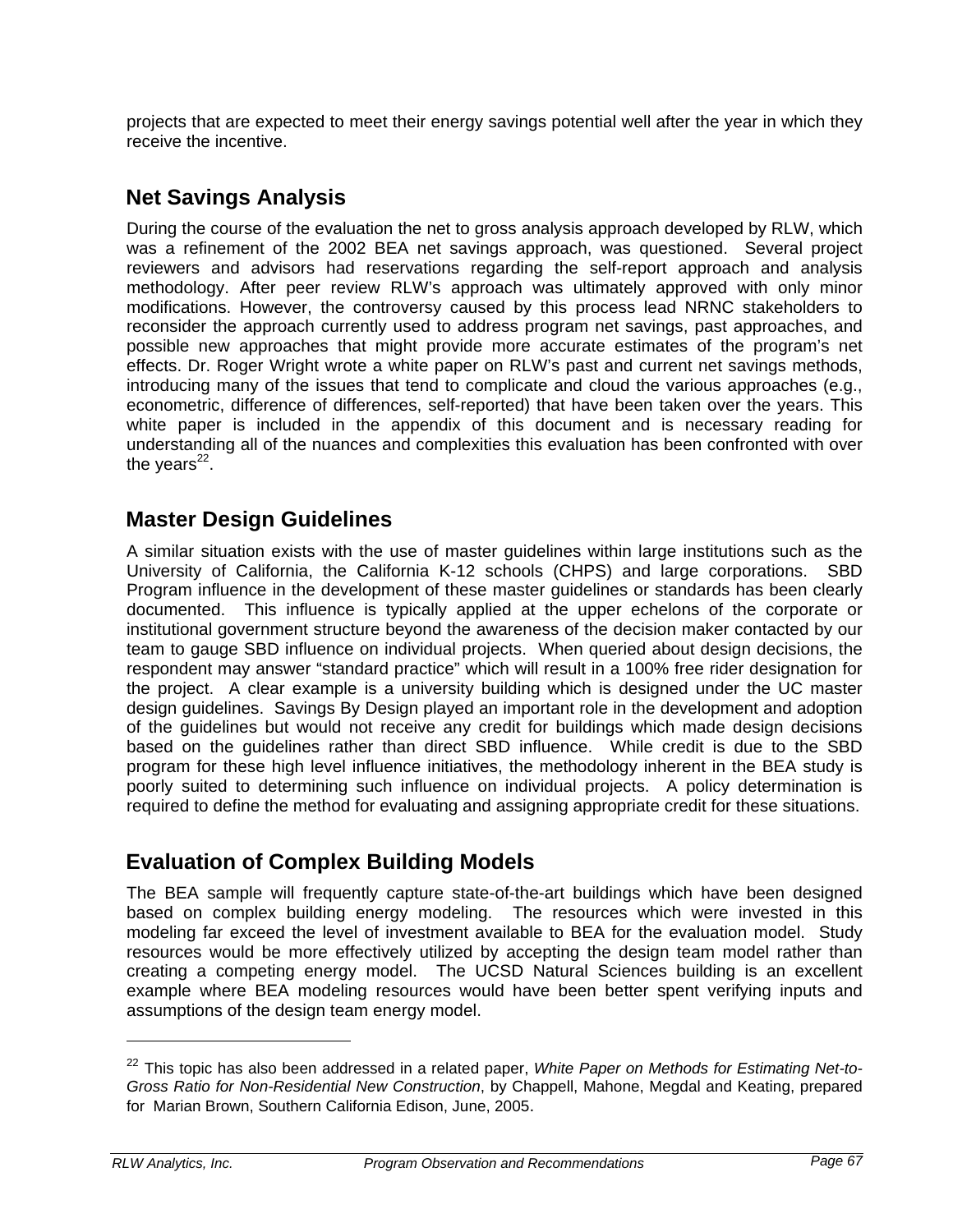projects that are expected to meet their energy savings potential well after the year in which they receive the incentive.

## Net Savings Analysis

During the course of the evaluation the net to gross analysis approach developed by RLW, which was a refinement of the 2002 BEA net savings approach, was questioned. Several project reviewers and advisors had reservations regarding the self-report approach and analysis methodology. After peer review RLW's approach was ultimately approved with only minor modifications. However, the controversy caused by this process lead NRNC stakeholders to reconsider the approach currently used to address program net savings, past approaches, and possible new approaches that might provide more accurate estimates of the program's net effects. Dr. Roger Wright wrote a white paper on RLW's past and current net savings methods, introducing many of the issues that tend to complicate and cloud the various approaches (e.g., econometric, difference of differences, self-reported) that have been taken over the years. This white paper is included in the appendix of this document and is necessary reading for understanding all of the nuances and complexities this evaluation has been confronted with over the years[22].

## Master Design Guidelines

A similar situation exists with the use of master guidelines within large institutions such as the University of California, the California K-12 schools (CHPS) and large corporations. SBD Program influence in the development of these master guidelines or standards has been clearly documented. This influence is typically applied at the upper echelons of the corporate or institutional government structure beyond the awareness of the decision maker contacted by our team to gauge SBD influence on individual projects. When queried about design decisions, the respondent may answer "standard practice" which will result in a 100% free rider designation for the project. A clear example is a university building which is designed under the UC master design guidelines. Savings By Design played an important role in the development and adoption of the guidelines but would not receive any credit for buildings which made design decisions based on the guidelines rather than direct SBD influence. While credit is due to the SBD program for these high level influence initiatives, the methodology inherent in the BEA study is poorly suited to determining such influence on individual projects. A policy determination is required to define the method for evaluating and assigning appropriate credit for these situations.

## Evaluation of Complex Building Models

The BEA sample will frequently capture state-of-the-art buildings which have been designed based on complex building energy modeling. The resources which were invested in this modeling far exceed the level of investment available to BEA for the evaluation model. Study resources would be more effectively utilized by accepting the design team model rather than creating a competing energy model. The UCSD Natural Sciences building is an excellent example where BEA modeling resources would have been better spent verifying inputs and assumptions of the design team energy model.

---

[22] This topic has also been addressed in a related paper, *White Paper on Methods for Estimating Net-to-Gross Ratio for Non-Residential New Construction*, by Chappell, Mahone, Megdal and Keating, prepared for Marian Brown, Southern California Edison, June, 2005.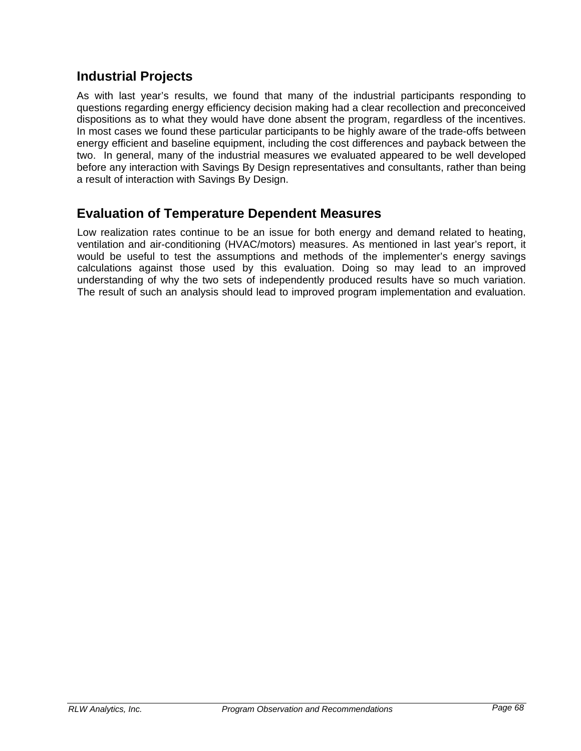## Industrial Projects

As with last year's results, we found that many of the industrial participants responding to questions regarding energy efficiency decision making had a clear recollection and preconceived dispositions as to what they would have done absent the program, regardless of the incentives. In most cases we found these particular participants to be highly aware of the trade-offs between energy efficient and baseline equipment, including the cost differences and payback between the two. In general, many of the industrial measures we evaluated appeared to be well developed before any interaction with Savings By Design representatives and consultants, rather than being a result of interaction with Savings By Design.

## Evaluation of Temperature Dependent Measures

Low realization rates continue to be an issue for both energy and demand related to heating, ventilation and air-conditioning (HVAC/motors) measures. As mentioned in last year's report, it would be useful to test the assumptions and methods of the implementer's energy savings calculations against those used by this evaluation. Doing so may lead to an improved understanding of why the two sets of independently produced results have so much variation. The result of such an analysis should lead to improved program implementation and evaluation.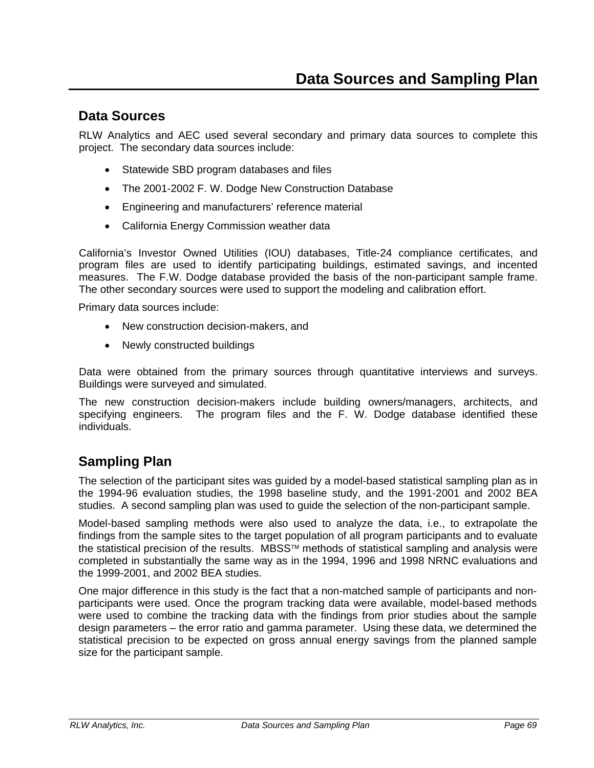# Data Sources and Sampling Plan

## Data Sources

RLW Analytics and AEC used several secondary and primary data sources to complete this project. The secondary data sources include:

- Statewide SBD program databases and files
- The 2001-2002 F. W. Dodge New Construction Database
- Engineering and manufacturers' reference material
- California Energy Commission weather data

California's Investor Owned Utilities (IOU) databases, Title-24 compliance certificates, and program files are used to identify participating buildings, estimated savings, and incented measures. The F.W. Dodge database provided the basis of the non-participant sample frame. The other secondary sources were used to support the modeling and calibration effort.

Primary data sources include:

- New construction decision-makers, and
- Newly constructed buildings

Data were obtained from the primary sources through quantitative interviews and surveys. Buildings were surveyed and simulated.

The new construction decision-makers include building owners/managers, architects, and specifying engineers. The program files and the F. W. Dodge database identified these individuals.

## Sampling Plan

The selection of the participant sites was guided by a model-based statistical sampling plan as in the 1994-96 evaluation studies, the 1998 baseline study, and the 1991-2001 and 2002 BEA studies. A second sampling plan was used to guide the selection of the non-participant sample.

Model-based sampling methods were also used to analyze the data, i.e., to extrapolate the findings from the sample sites to the target population of all program participants and to evaluate the statistical precision of the results. MBSS™ methods of statistical sampling and analysis were completed in substantially the same way as in the 1994, 1996 and 1998 NRNC evaluations and the 1999-2001, and 2002 BEA studies.

One major difference in this study is the fact that a non-matched sample of participants and non-participants were used. Once the program tracking data were available, model-based methods were used to combine the tracking data with the findings from prior studies about the sample design parameters – the error ratio and gamma parameter. Using these data, we determined the statistical precision to be expected on gross annual energy savings from the planned sample size for the participant sample.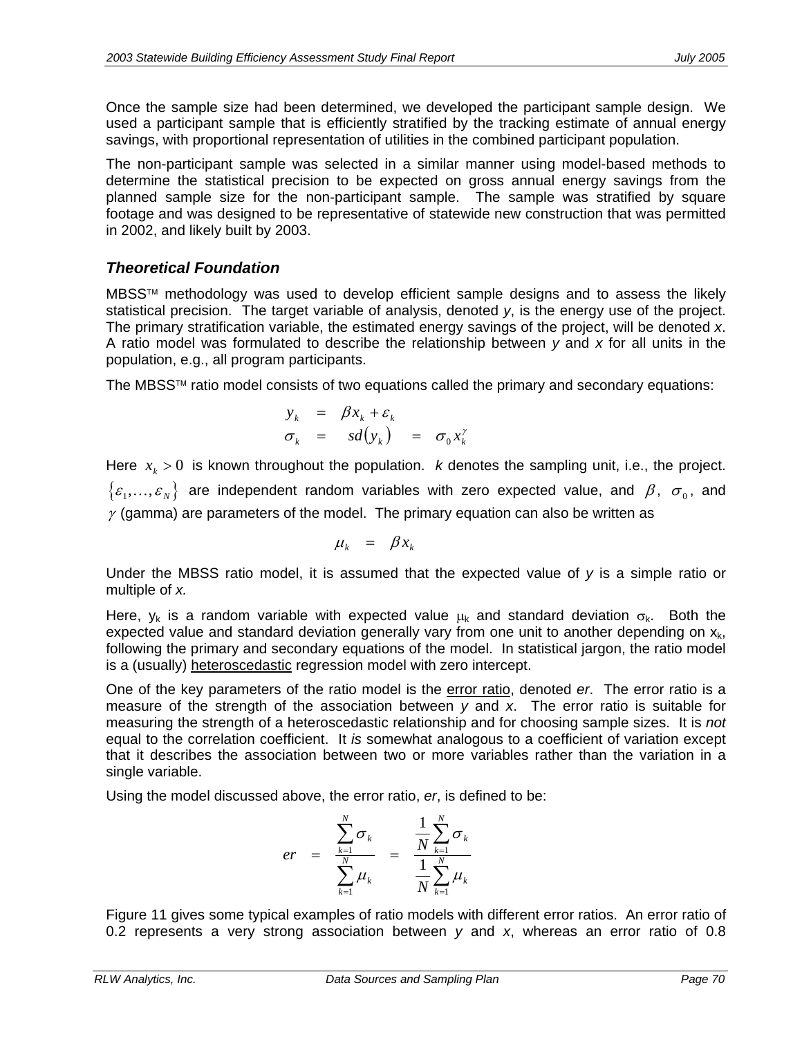Once the sample size had been determined, we developed the participant sample design. We used a participant sample that is efficiently stratified by the tracking estimate of annual energy savings, with proportional representation of utilities in the combined participant population.

The non-participant sample was selected in a similar manner using model-based methods to determine the statistical precision to be expected on gross annual energy savings from the planned sample size for the non-participant sample. The sample was stratified by square footage and was designed to be representative of statewide new construction that was permitted in 2002, and likely built by 2003.

### *Theoretical Foundation*

MBSS™ methodology was used to develop efficient sample designs and to assess the likely statistical precision. The target variable of analysis, denoted *y*, is the energy use of the project. The primary stratification variable, the estimated energy savings of the project, will be denoted *x*. A ratio model was formulated to describe the relationship between *y* and *x* for all units in the population, e.g., all program participants.

The MBSS™ ratio model consists of two equations called the primary and secondary equations:

$$
\begin{aligned}
y_k &= \beta x_k + \varepsilon_k \\
\sigma_k &= sd(y_k) = \sigma_0 x_k^{\gamma}
\end{aligned}
$$

Here $x_k > 0$ is known throughout the population. *k* denotes the sampling unit, i.e., the project. $\{\varepsilon_1, \ldots, \varepsilon_N\}$ are independent random variables with zero expected value, and $\beta$, $\sigma_0$, and $\gamma$ (gamma) are parameters of the model. The primary equation can also be written as

$$
\mu_k = \beta x_k
$$

Under the MBSS ratio model, it is assumed that the expected value of *y* is a simple ratio or multiple of *x.*

Here, $y_k$ is a random variable with expected value $\mu_k$ and standard deviation $\sigma_k$. Both the expected value and standard deviation generally vary from one unit to another depending on $x_k$, following the primary and secondary equations of the model. In statistical jargon, the ratio model is a (usually) heteroscedastic regression model with zero intercept.

One of the key parameters of the ratio model is the error ratio, denoted *er*. The error ratio is a measure of the strength of the association between *y* and *x*. The error ratio is suitable for measuring the strength of a heteroscedastic relationship and for choosing sample sizes. It is *not* equal to the correlation coefficient. It *is* somewhat analogous to a coefficient of variation except that it describes the association between two or more variables rather than the variation in a single variable.

Using the model discussed above, the error ratio, *er*, is defined to be:

$$
er = \frac{\sum_{k=1}^{N} \sigma_k}{\sum_{k=1}^{N} \mu_k} = \frac{\frac{1}{N}\sum_{k=1}^{N} \sigma_k}{\frac{1}{N}\sum_{k=1}^{N} \mu_k}
$$

Figure 11 gives some typical examples of ratio models with different error ratios. An error ratio of 0.2 represents a very strong association between *y* and *x*, whereas an error ratio of 0.8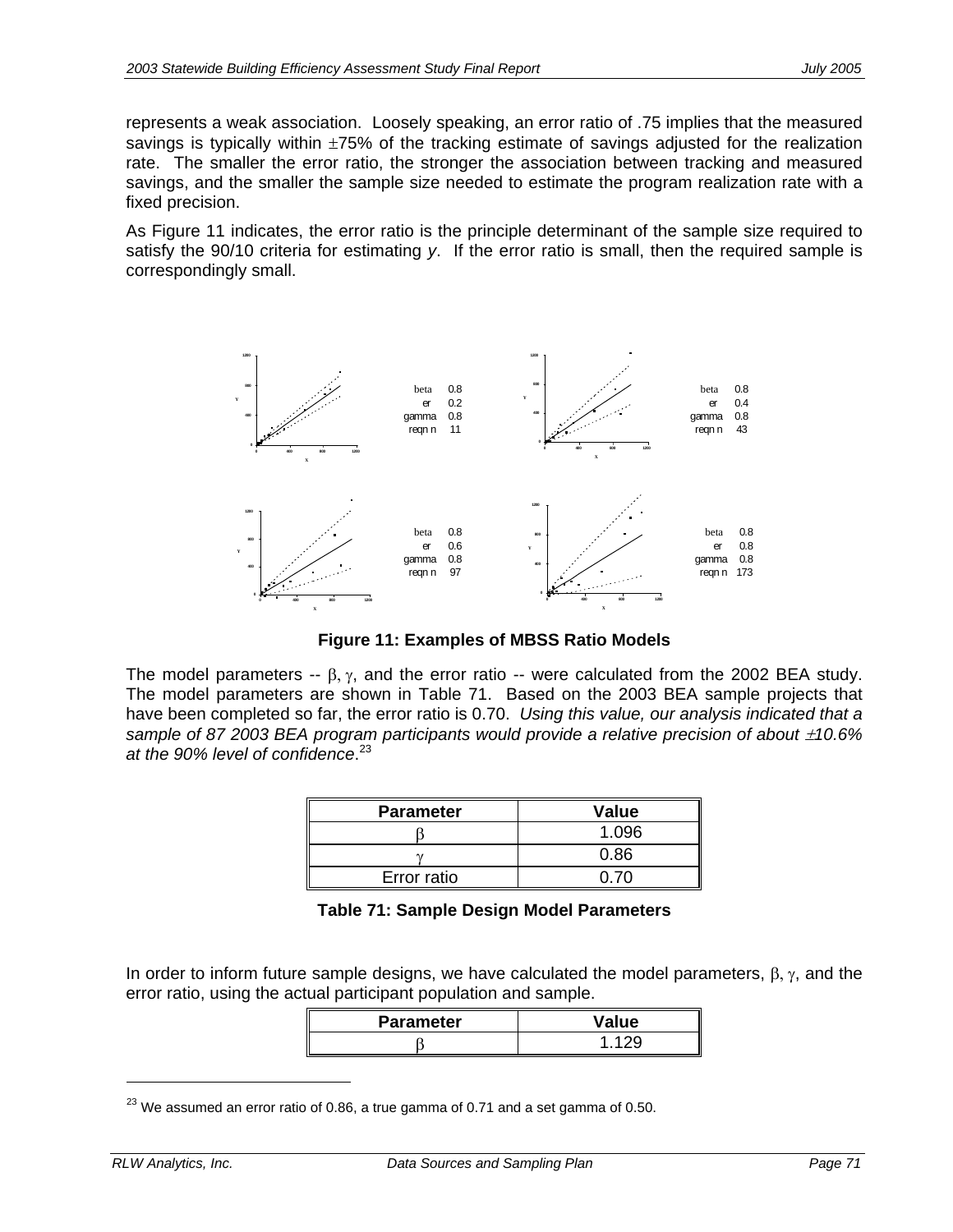represents a weak association. Loosely speaking, an error ratio of .75 implies that the measured savings is typically within ±75% of the tracking estimate of savings adjusted for the realization rate. The smaller the error ratio, the stronger the association between tracking and measured savings, and the smaller the sample size needed to estimate the program realization rate with a fixed precision.

As Figure 11 indicates, the error ratio is the principle determinant of the sample size required to satisfy the 90/10 criteria for estimating *y*. If the error ratio is small, then the required sample is correspondingly small.

| | |
|---|---|
| beta | 0.8 |
| er | 0.2 |
| gamma | 0.8 |
| reqn n | 11 |

| | |
|---|---|
| beta | 0.8 |
| er | 0.4 |
| gamma | 0.8 |
| reqn n | 43 |

| | |
|---|---|
| beta | 0.8 |
| er | 0.6 |
| gamma | 0.8 |
| reqn n | 97 |

| | |
|---|---|
| beta | 0.8 |
| er | 0.8 |
| gamma | 0.8 |
| reqn n | 173 |

**Figure 11: Examples of MBSS Ratio Models**

The model parameters -- $\beta$, $\gamma$, and the error ratio -- were calculated from the 2002 BEA study. The model parameters are shown in Table 71. Based on the 2003 BEA sample projects that have been completed so far, the error ratio is 0.70. *Using this value, our analysis indicated that a sample of 87 2003 BEA program participants would provide a relative precision of about ±10.6% at the 90% level of confidence*.[23]

| Parameter | Value |
|---|---|
| $\beta$ | 1.096 |
| $\gamma$ | 0.86 |
| Error ratio | 0.70 |

**Table 71: Sample Design Model Parameters**

In order to inform future sample designs, we have calculated the model parameters, $\beta$, $\gamma$, and the error ratio, using the actual participant population and sample.

| Parameter | Value |
|---|---|
| $\beta$ | 1.129 |

[23] We assumed an error ratio of 0.86, a true gamma of 0.71 and a set gamma of 0.50.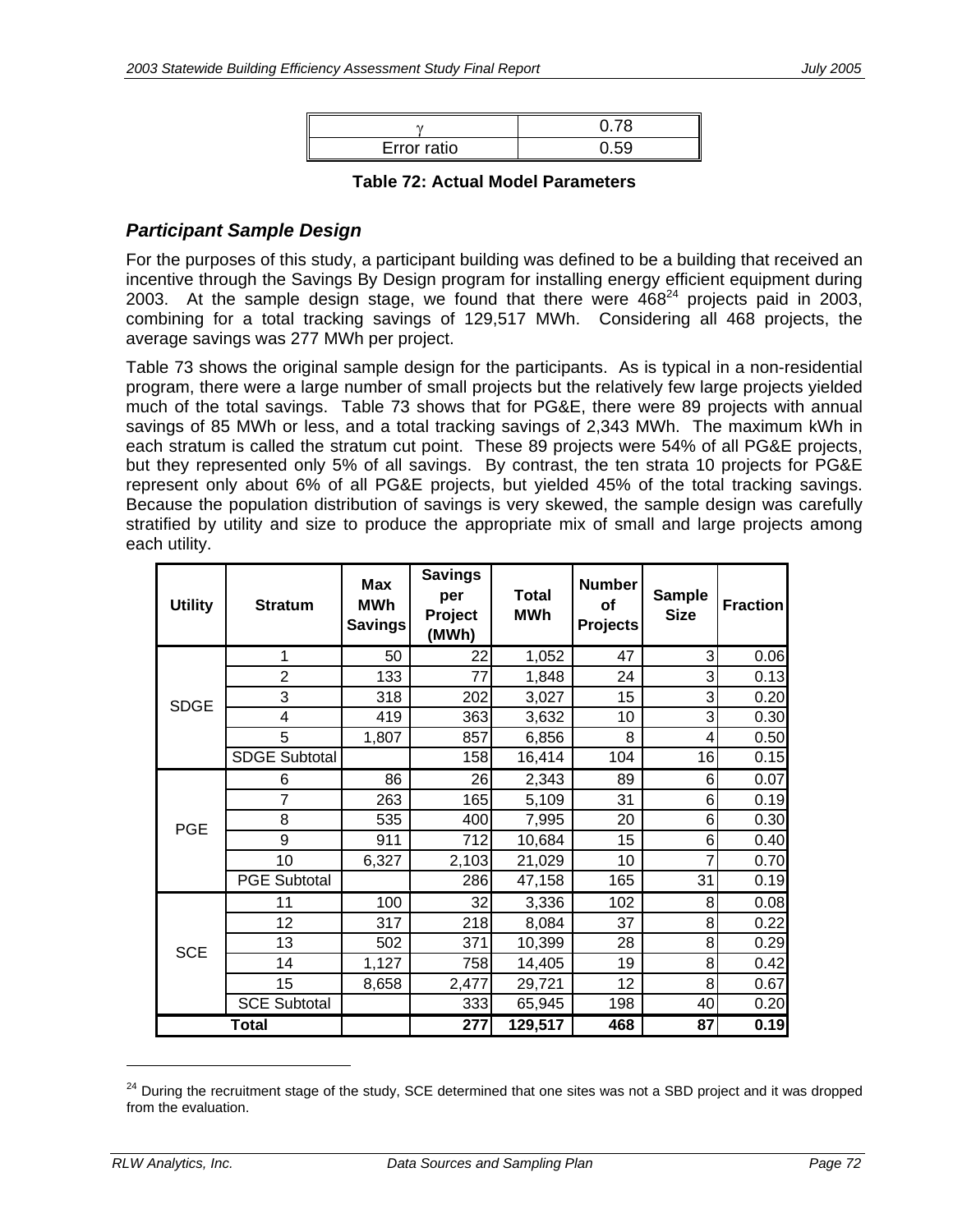| $\gamma$ | 0.78 |
| --- | --- |
| Error ratio | 0.59 |

**Table 72: Actual Model Parameters**

### *Participant Sample Design*

For the purposes of this study, a participant building was defined to be a building that received an incentive through the Savings By Design program for installing energy efficient equipment during 2003. At the sample design stage, we found that there were 468[24] projects paid in 2003, combining for a total tracking savings of 129,517 MWh. Considering all 468 projects, the average savings was 277 MWh per project.

Table 73 shows the original sample design for the participants. As is typical in a non-residential program, there were a large number of small projects but the relatively few large projects yielded much of the total savings. Table 73 shows that for PG&E, there were 89 projects with annual savings of 85 MWh or less, and a total tracking savings of 2,343 MWh. The maximum kWh in each stratum is called the stratum cut point. These 89 projects were 54% of all PG&E projects, but they represented only 5% of all savings. By contrast, the ten strata 10 projects for PG&E represent only about 6% of all PG&E projects, but yielded 45% of the total tracking savings. Because the population distribution of savings is very skewed, the sample design was carefully stratified by utility and size to produce the appropriate mix of small and large projects among each utility.

| Utility | Stratum | Max MWh Savings | Savings per Project (MWh) | Total MWh | Number of Projects | Sample Size | Fraction |
| --- | --- | --- | --- | --- | --- | --- | --- |
| SDGE | 1 | 50 | 22 | 1,052 | 47 | 3 | 0.06 |
| | 2 | 133 | 77 | 1,848 | 24 | 3 | 0.13 |
| | 3 | 318 | 202 | 3,027 | 15 | 3 | 0.20 |
| | 4 | 419 | 363 | 3,632 | 10 | 3 | 0.30 |
| | 5 | 1,807 | 857 | 6,856 | 8 | 4 | 0.50 |
| | SDGE Subtotal | | 158 | 16,414 | 104 | 16 | 0.15 |
| PGE | 6 | 86 | 26 | 2,343 | 89 | 6 | 0.07 |
| | 7 | 263 | 165 | 5,109 | 31 | 6 | 0.19 |
| | 8 | 535 | 400 | 7,995 | 20 | 6 | 0.30 |
| | 9 | 911 | 712 | 10,684 | 15 | 6 | 0.40 |
| | 10 | 6,327 | 2,103 | 21,029 | 10 | 7 | 0.70 |
| | PGE Subtotal | | 286 | 47,158 | 165 | 31 | 0.19 |
| SCE | 11 | 100 | 32 | 3,336 | 102 | 8 | 0.08 |
| | 12 | 317 | 218 | 8,084 | 37 | 8 | 0.22 |
| | 13 | 502 | 371 | 10,399 | 28 | 8 | 0.29 |
| | 14 | 1,127 | 758 | 14,405 | 19 | 8 | 0.42 |
| | 15 | 8,658 | 2,477 | 29,721 | 12 | 8 | 0.67 |
| | SCE Subtotal | | 333 | 65,945 | 198 | 40 | 0.20 |
| **Total** | | | **277** | **129,517** | **468** | **87** | **0.19** |

[24] During the recruitment stage of the study, SCE determined that one sites was not a SBD project and it was dropped from the evaluation.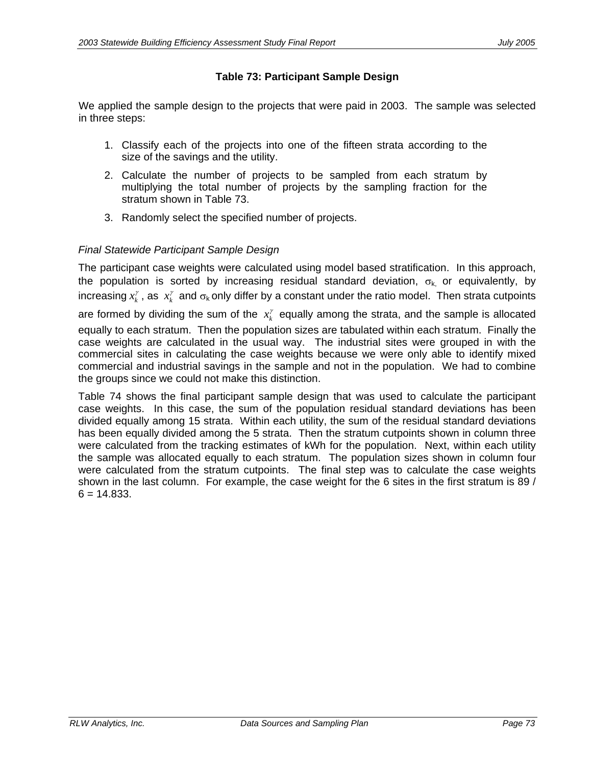**Table 73: Participant Sample Design**

We applied the sample design to the projects that were paid in 2003. The sample was selected in three steps:

1. Classify each of the projects into one of the fifteen strata according to the size of the savings and the utility.
2. Calculate the number of projects to be sampled from each stratum by multiplying the total number of projects by the sampling fraction for the stratum shown in Table 73.
3. Randomly select the specified number of projects.

*Final Statewide Participant Sample Design*

The participant case weights were calculated using model based stratification. In this approach, the population is sorted by increasing residual standard deviation, $\sigma_k$, or equivalently, by increasing $x_k^\gamma$, as $x_k^\gamma$ and $\sigma_k$ only differ by a constant under the ratio model. Then strata cutpoints are formed by dividing the sum of the $x_k^\gamma$ equally among the strata, and the sample is allocated equally to each stratum. Then the population sizes are tabulated within each stratum. Finally the case weights are calculated in the usual way. The industrial sites were grouped in with the commercial sites in calculating the case weights because we were only able to identify mixed commercial and industrial savings in the sample and not in the population. We had to combine the groups since we could not make this distinction.

Table 74 shows the final participant sample design that was used to calculate the participant case weights. In this case, the sum of the population residual standard deviations has been divided equally among 15 strata. Within each utility, the sum of the residual standard deviations has been equally divided among the 5 strata. Then the stratum cutpoints shown in column three were calculated from the tracking estimates of kWh for the population. Next, within each utility the sample was allocated equally to each stratum. The population sizes shown in column four were calculated from the stratum cutpoints. The final step was to calculate the case weights shown in the last column. For example, the case weight for the 6 sites in the first stratum is 89 / 6 = 14.833.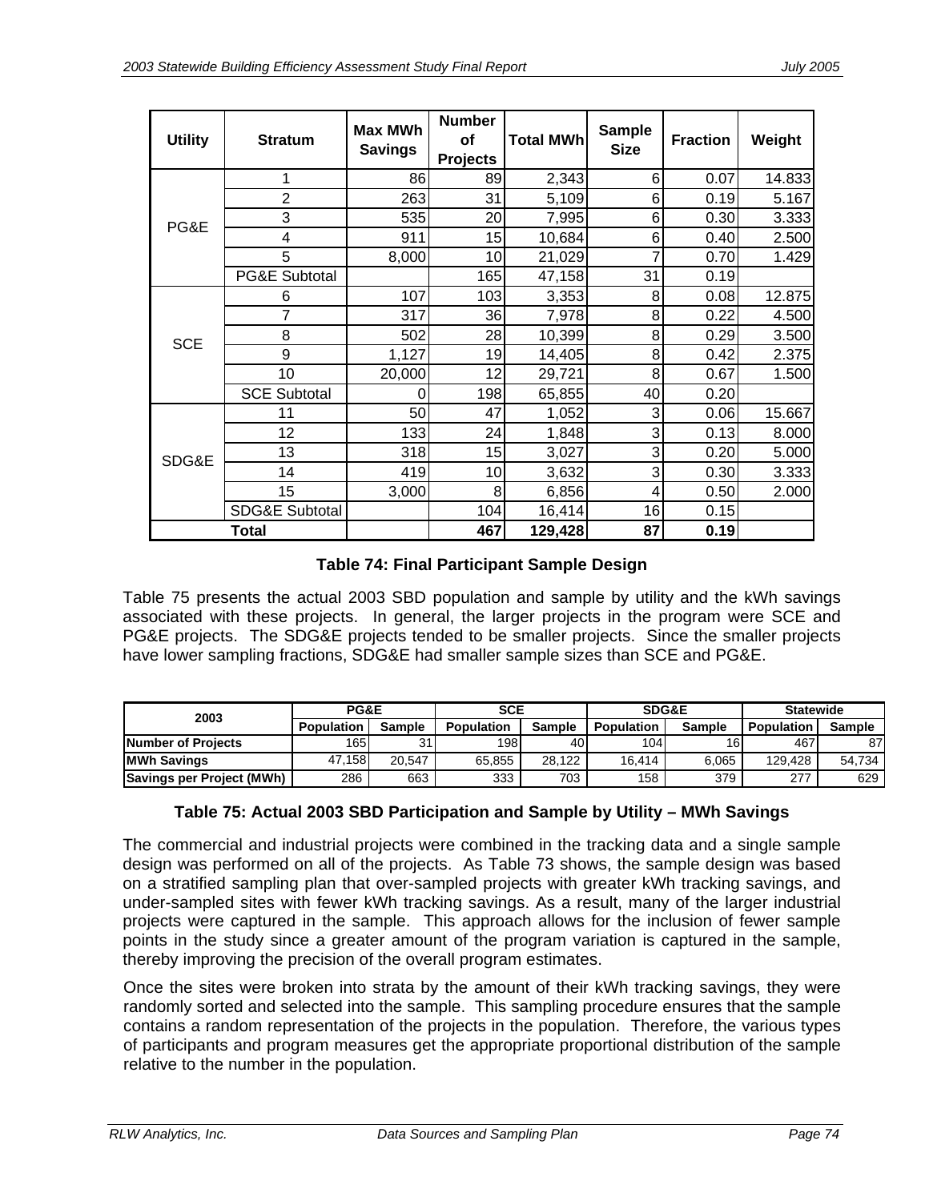| Utility | Stratum | Max MWh Savings | Number of Projects | Total MWh | Sample Size | Fraction | Weight |
|---|---|---|---|---|---|---|---|
| PG&E | 1 | 86 | 89 | 2,343 | 6 | 0.07 | 14.833 |
| | 2 | 263 | 31 | 5,109 | 6 | 0.19 | 5.167 |
| | 3 | 535 | 20 | 7,995 | 6 | 0.30 | 3.333 |
| | 4 | 911 | 15 | 10,684 | 6 | 0.40 | 2.500 |
| | 5 | 8,000 | 10 | 21,029 | 7 | 0.70 | 1.429 |
| | PG&E Subtotal | | 165 | 47,158 | 31 | 0.19 | |
| SCE | 6 | 107 | 103 | 3,353 | 8 | 0.08 | 12.875 |
| | 7 | 317 | 36 | 7,978 | 8 | 0.22 | 4.500 |
| | 8 | 502 | 28 | 10,399 | 8 | 0.29 | 3.500 |
| | 9 | 1,127 | 19 | 14,405 | 8 | 0.42 | 2.375 |
| | 10 | 20,000 | 12 | 29,721 | 8 | 0.67 | 1.500 |
| | SCE Subtotal | 0 | 198 | 65,855 | 40 | 0.20 | |
| SDG&E | 11 | 50 | 47 | 1,052 | 3 | 0.06 | 15.667 |
| | 12 | 133 | 24 | 1,848 | 3 | 0.13 | 8.000 |
| | 13 | 318 | 15 | 3,027 | 3 | 0.20 | 5.000 |
| | 14 | 419 | 10 | 3,632 | 3 | 0.30 | 3.333 |
| | 15 | 3,000 | 8 | 6,856 | 4 | 0.50 | 2.000 |
| | SDG&E Subtotal | | 104 | 16,414 | 16 | 0.15 | |
| **Total** | | | **467** | **129,428** | **87** | **0.19** | |

**Table 74: Final Participant Sample Design**

Table 75 presents the actual 2003 SBD population and sample by utility and the kWh savings associated with these projects. In general, the larger projects in the program were SCE and PG&E projects. The SDG&E projects tended to be smaller projects. Since the smaller projects have lower sampling fractions, SDG&E had smaller sample sizes than SCE and PG&E.

| 2003 | PG&E | | SCE | | SDG&E | | Statewide | |
|---|---|---|---|---|---|---|---|---|
| | Population | Sample | Population | Sample | Population | Sample | Population | Sample |
| **Number of Projects** | 165 | 31 | 198 | 40 | 104 | 16 | 467 | 87 |
| **MWh Savings** | 47,158 | 20,547 | 65,855 | 28,122 | 16,414 | 6,065 | 129,428 | 54,734 |
| **Savings per Project (MWh)** | 286 | 663 | 333 | 703 | 158 | 379 | 277 | 629 |

**Table 75: Actual 2003 SBD Participation and Sample by Utility – MWh Savings**

The commercial and industrial projects were combined in the tracking data and a single sample design was performed on all of the projects. As Table 73 shows, the sample design was based on a stratified sampling plan that over-sampled projects with greater kWh tracking savings, and under-sampled sites with fewer kWh tracking savings. As a result, many of the larger industrial projects were captured in the sample. This approach allows for the inclusion of fewer sample points in the study since a greater amount of the program variation is captured in the sample, thereby improving the precision of the overall program estimates.

Once the sites were broken into strata by the amount of their kWh tracking savings, they were randomly sorted and selected into the sample. This sampling procedure ensures that the sample contains a random representation of the projects in the population. Therefore, the various types of participants and program measures get the appropriate proportional distribution of the sample relative to the number in the population.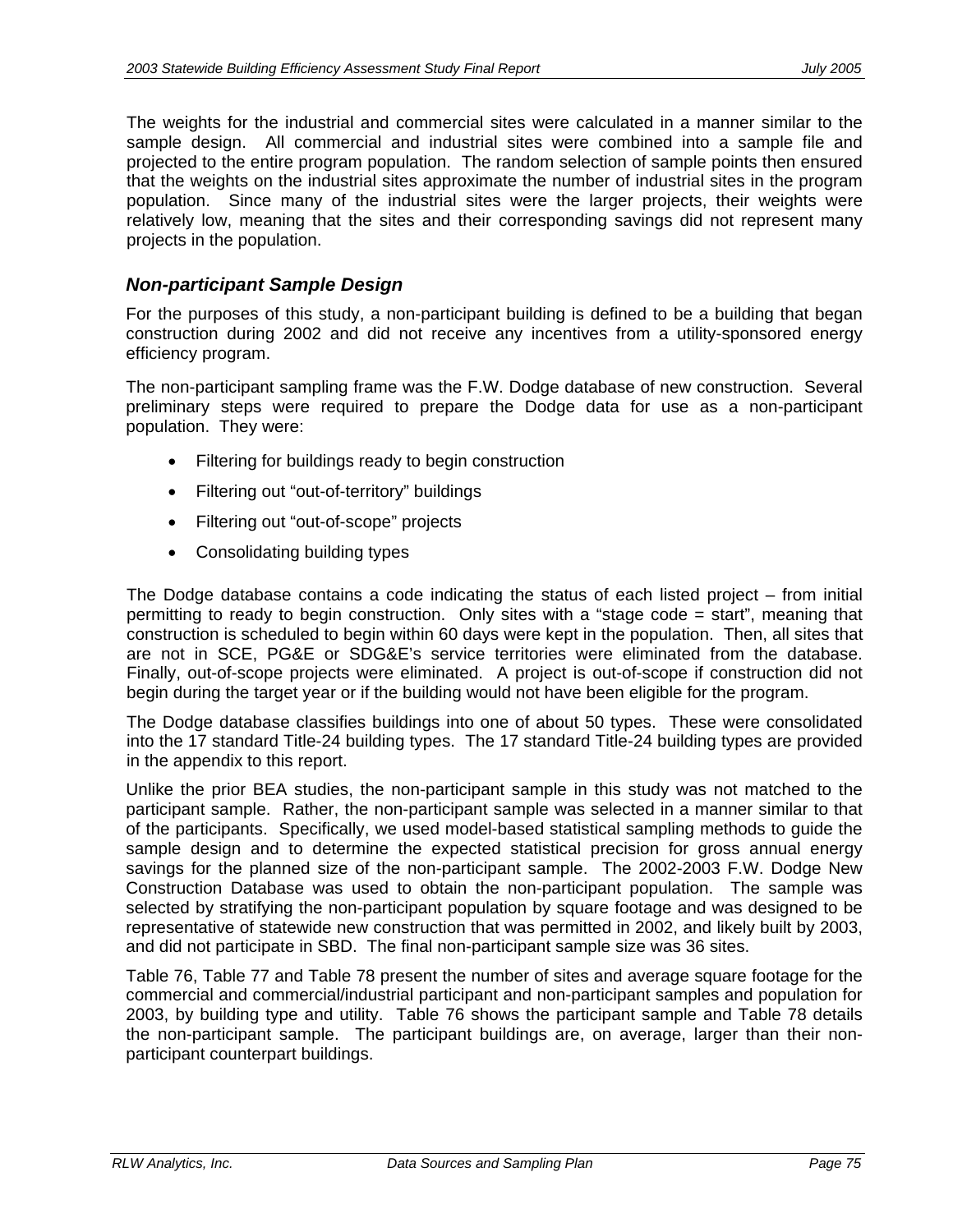The weights for the industrial and commercial sites were calculated in a manner similar to the sample design. All commercial and industrial sites were combined into a sample file and projected to the entire program population. The random selection of sample points then ensured that the weights on the industrial sites approximate the number of industrial sites in the program population. Since many of the industrial sites were the larger projects, their weights were relatively low, meaning that the sites and their corresponding savings did not represent many projects in the population.

### *Non-participant Sample Design*

For the purposes of this study, a non-participant building is defined to be a building that began construction during 2002 and did not receive any incentives from a utility-sponsored energy efficiency program.

The non-participant sampling frame was the F.W. Dodge database of new construction. Several preliminary steps were required to prepare the Dodge data for use as a non-participant population. They were:

- Filtering for buildings ready to begin construction
- Filtering out “out-of-territory” buildings
- Filtering out “out-of-scope” projects
- Consolidating building types

The Dodge database contains a code indicating the status of each listed project – from initial permitting to ready to begin construction. Only sites with a “stage code = start”, meaning that construction is scheduled to begin within 60 days were kept in the population. Then, all sites that are not in SCE, PG&E or SDG&E’s service territories were eliminated from the database. Finally, out-of-scope projects were eliminated. A project is out-of-scope if construction did not begin during the target year or if the building would not have been eligible for the program.

The Dodge database classifies buildings into one of about 50 types. These were consolidated into the 17 standard Title-24 building types. The 17 standard Title-24 building types are provided in the appendix to this report.

Unlike the prior BEA studies, the non-participant sample in this study was not matched to the participant sample. Rather, the non-participant sample was selected in a manner similar to that of the participants. Specifically, we used model-based statistical sampling methods to guide the sample design and to determine the expected statistical precision for gross annual energy savings for the planned size of the non-participant sample. The 2002-2003 F.W. Dodge New Construction Database was used to obtain the non-participant population. The sample was selected by stratifying the non-participant population by square footage and was designed to be representative of statewide new construction that was permitted in 2002, and likely built by 2003, and did not participate in SBD. The final non-participant sample size was 36 sites.

Table 76, Table 77 and Table 78 present the number of sites and average square footage for the commercial and commercial/industrial participant and non-participant samples and population for 2003, by building type and utility. Table 76 shows the participant sample and Table 78 details the non-participant sample. The participant buildings are, on average, larger than their non-participant counterpart buildings.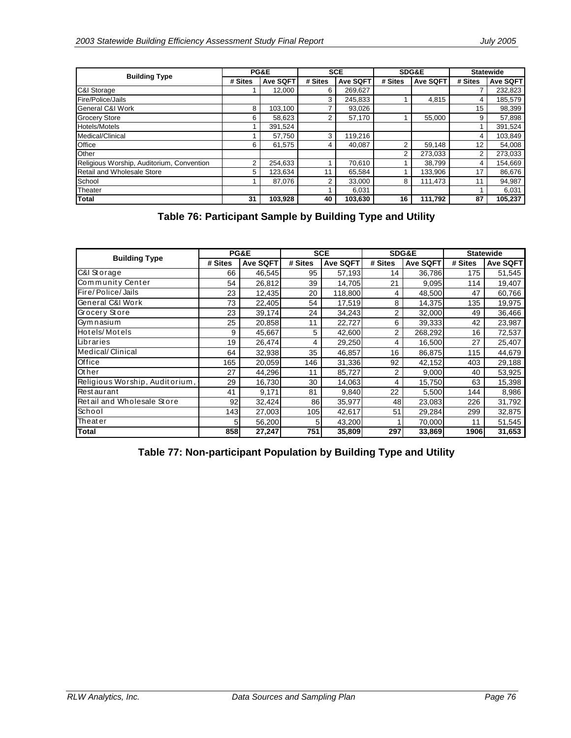| Building Type | PG&E | | SCE | | SDG&E | | Statewide | |
|---|---|---|---|---|---|---|---|---|
| | # Sites | Ave SQFT | # Sites | Ave SQFT | # Sites | Ave SQFT | # Sites | Ave SQFT |
| C&I Storage | 1 | 12,000 | 6 | 269,627 | | | 7 | 232,823 |
| Fire/Police/Jails | | | 3 | 245,833 | 1 | 4,815 | 4 | 185,579 |
| General C&I Work | 8 | 103,100 | 7 | 93,026 | | | 15 | 98,399 |
| Grocery Store | 6 | 58,623 | 2 | 57,170 | 1 | 55,000 | 9 | 57,898 |
| Hotels/Motels | 1 | 391,524 | | | | | 1 | 391,524 |
| Medical/Clinical | 1 | 57,750 | 3 | 119,216 | | | 4 | 103,849 |
| Office | 6 | 61,575 | 4 | 40,087 | 2 | 59,148 | 12 | 54,008 |
| Other | | | | | 2 | 273,033 | 2 | 273,033 |
| Religious Worship, Auditorium, Convention | 2 | 254,633 | 1 | 70,610 | 1 | 38,799 | 4 | 154,669 |
| Retail and Wholesale Store | 5 | 123,634 | 11 | 65,584 | 1 | 133,906 | 17 | 86,676 |
| School | 1 | 87,076 | 2 | 33,000 | 8 | 111,473 | 11 | 94,987 |
| Theater | | | 1 | 6,031 | | | 1 | 6,031 |
| **Total** | **31** | **103,928** | **40** | **103,630** | **16** | **111,792** | **87** | **105,237** |

**Table 76: Participant Sample by Building Type and Utility**

| Building Type | PG&E | | SCE | | SDG&E | | Statewide | |
|---|---|---|---|---|---|---|---|---|
| | # Sites | Ave SQFT | # Sites | Ave SQFT | # Sites | Ave SQFT | # Sites | Ave SQFT |
| C&I Storage | 66 | 46,545 | 95 | 57,193 | 14 | 36,786 | 175 | 51,545 |
| Community Center | 54 | 26,812 | 39 | 14,705 | 21 | 9,095 | 114 | 19,407 |
| Fire/Police/Jails | 23 | 12,435 | 20 | 118,800 | 4 | 48,500 | 47 | 60,766 |
| General C&I Work | 73 | 22,405 | 54 | 17,519 | 8 | 14,375 | 135 | 19,975 |
| Grocery Store | 23 | 39,174 | 24 | 34,243 | 2 | 32,000 | 49 | 36,466 |
| Gymnasium | 25 | 20,858 | 11 | 22,727 | 6 | 39,333 | 42 | 23,987 |
| Hotels/Motels | 9 | 45,667 | 5 | 42,600 | 2 | 268,292 | 16 | 72,537 |
| Libraries | 19 | 26,474 | 4 | 29,250 | 4 | 16,500 | 27 | 25,407 |
| Medical/Clinical | 64 | 32,938 | 35 | 46,857 | 16 | 86,875 | 115 | 44,679 |
| Office | 165 | 20,059 | 146 | 31,336 | 92 | 42,152 | 403 | 29,188 |
| Other | 27 | 44,296 | 11 | 85,727 | 2 | 9,000 | 40 | 53,925 |
| Religious Worship, Auditorium, | 29 | 16,730 | 30 | 14,063 | 4 | 15,750 | 63 | 15,398 |
| Restaurant | 41 | 9,171 | 81 | 9,840 | 22 | 5,500 | 144 | 8,986 |
| Retail and Wholesale Store | 92 | 32,424 | 86 | 35,977 | 48 | 23,083 | 226 | 31,792 |
| School | 143 | 27,003 | 105 | 42,617 | 51 | 29,284 | 299 | 32,875 |
| Theater | 5 | 56,200 | 5 | 43,200 | 1 | 70,000 | 11 | 51,545 |
| **Total** | **858** | **27,247** | **751** | **35,809** | **297** | **33,869** | **1906** | **31,653** |

**Table 77: Non-participant Population by Building Type and Utility**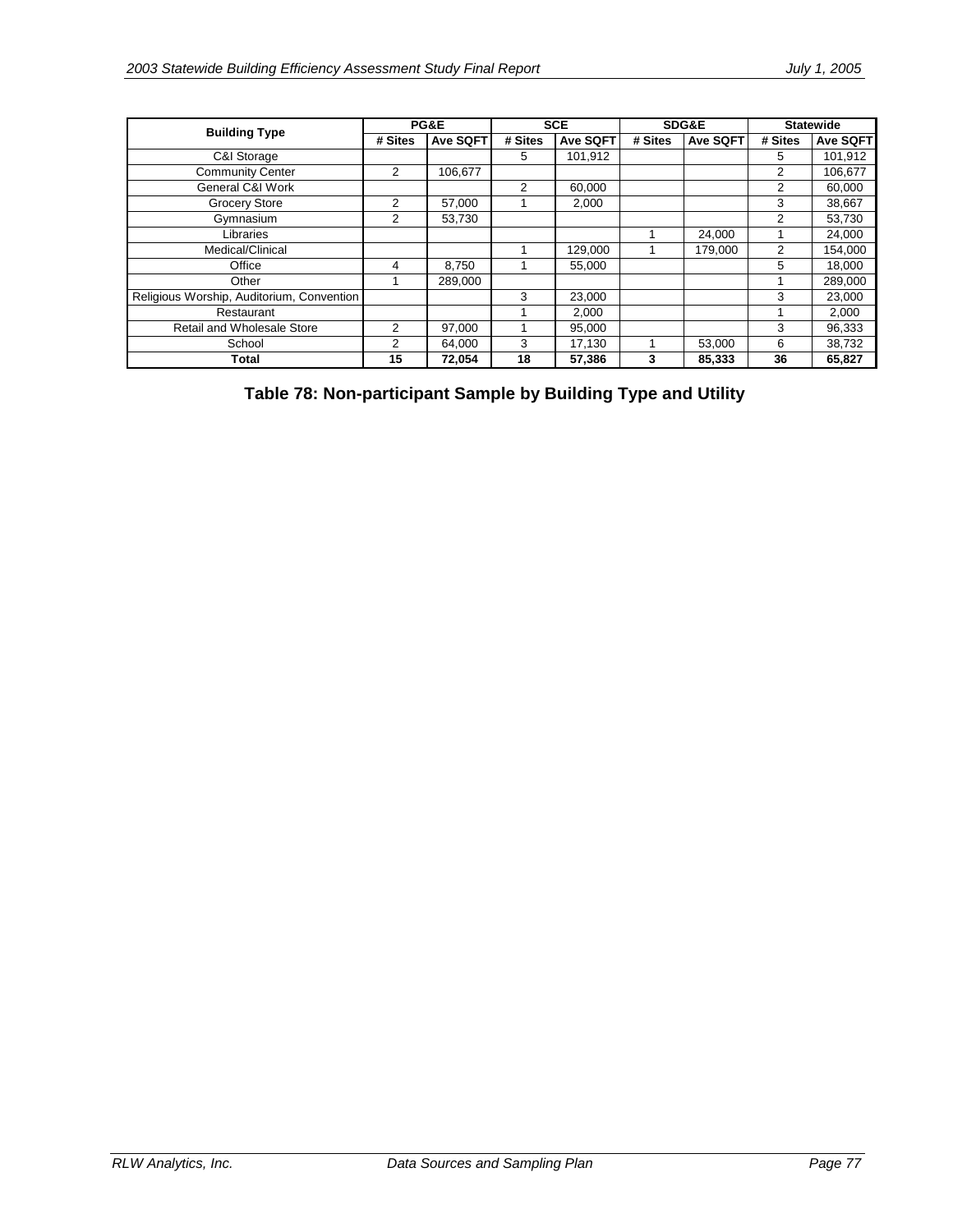| Building Type | PG&E | | SCE | | SDG&E | | Statewide | |
|---|---|---|---|---|---|---|---|---|
| | # Sites | Ave SQFT | # Sites | Ave SQFT | # Sites | Ave SQFT | # Sites | Ave SQFT |
| C&I Storage | | | 5 | 101,912 | | | 5 | 101,912 |
| Community Center | 2 | 106,677 | | | | | 2 | 106,677 |
| General C&I Work | | | 2 | 60,000 | | | 2 | 60,000 |
| Grocery Store | 2 | 57,000 | 1 | 2,000 | | | 3 | 38,667 |
| Gymnasium | 2 | 53,730 | | | | | 2 | 53,730 |
| Libraries | | | | | 1 | 24,000 | 1 | 24,000 |
| Medical/Clinical | | | 1 | 129,000 | 1 | 179,000 | 2 | 154,000 |
| Office | 4 | 8,750 | 1 | 55,000 | | | 5 | 18,000 |
| Other | 1 | 289,000 | | | | | 1 | 289,000 |
| Religious Worship, Auditorium, Convention | | | 3 | 23,000 | | | 3 | 23,000 |
| Restaurant | | | 1 | 2,000 | | | 1 | 2,000 |
| Retail and Wholesale Store | 2 | 97,000 | 1 | 95,000 | | | 3 | 96,333 |
| School | 2 | 64,000 | 3 | 17,130 | 1 | 53,000 | 6 | 38,732 |
| **Total** | **15** | **72,054** | **18** | **57,386** | **3** | **85,333** | **36** | **65,827** |

**Table 78: Non-participant Sample by Building Type and Utility**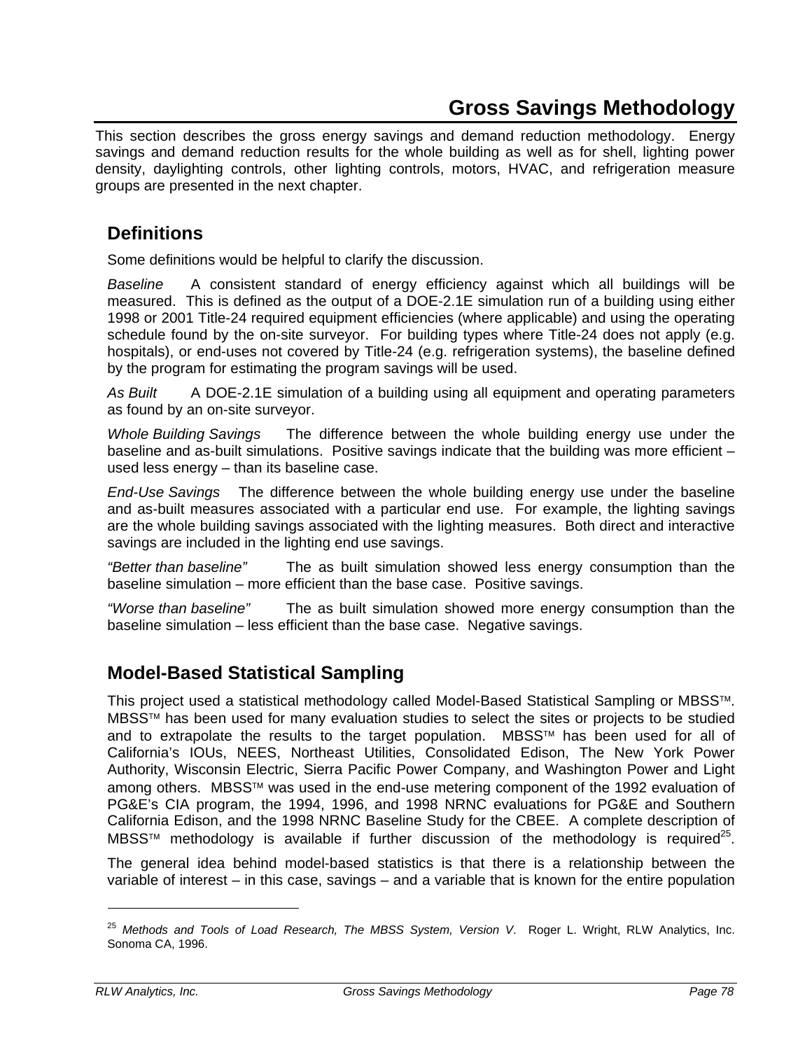# Gross Savings Methodology

This section describes the gross energy savings and demand reduction methodology. Energy savings and demand reduction results for the whole building as well as for shell, lighting power density, daylighting controls, other lighting controls, motors, HVAC, and refrigeration measure groups are presented in the next chapter.

## Definitions

Some definitions would be helpful to clarify the discussion.

*Baseline* A consistent standard of energy efficiency against which all buildings will be measured. This is defined as the output of a DOE-2.1E simulation run of a building using either 1998 or 2001 Title-24 required equipment efficiencies (where applicable) and using the operating schedule found by the on-site surveyor. For building types where Title-24 does not apply (e.g. hospitals), or end-uses not covered by Title-24 (e.g. refrigeration systems), the baseline defined by the program for estimating the program savings will be used.

*As Built* A DOE-2.1E simulation of a building using all equipment and operating parameters as found by an on-site surveyor.

*Whole Building Savings* The difference between the whole building energy use under the baseline and as-built simulations. Positive savings indicate that the building was more efficient – used less energy – than its baseline case.

*End-Use Savings* The difference between the whole building energy use under the baseline and as-built measures associated with a particular end use. For example, the lighting savings are the whole building savings associated with the lighting measures. Both direct and interactive savings are included in the lighting end use savings.

*"Better than baseline"* The as built simulation showed less energy consumption than the baseline simulation – more efficient than the base case. Positive savings.

*"Worse than baseline"* The as built simulation showed more energy consumption than the baseline simulation – less efficient than the base case. Negative savings.

## Model-Based Statistical Sampling

This project used a statistical methodology called Model-Based Statistical Sampling or MBSS™. MBSS™ has been used for many evaluation studies to select the sites or projects to be studied and to extrapolate the results to the target population. MBSS™ has been used for all of California's IOUs, NEES, Northeast Utilities, Consolidated Edison, The New York Power Authority, Wisconsin Electric, Sierra Pacific Power Company, and Washington Power and Light among others. MBSS™ was used in the end-use metering component of the 1992 evaluation of PG&E's CIA program, the 1994, 1996, and 1998 NRNC evaluations for PG&E and Southern California Edison, and the 1998 NRNC Baseline Study for the CBEE. A complete description of MBSS™ methodology is available if further discussion of the methodology is required[25].

The general idea behind model-based statistics is that there is a relationship between the variable of interest – in this case, savings – and a variable that is known for the entire population

---

[25] *Methods and Tools of Load Research, The MBSS System, Version V*. Roger L. Wright, RLW Analytics, Inc. Sonoma CA, 1996.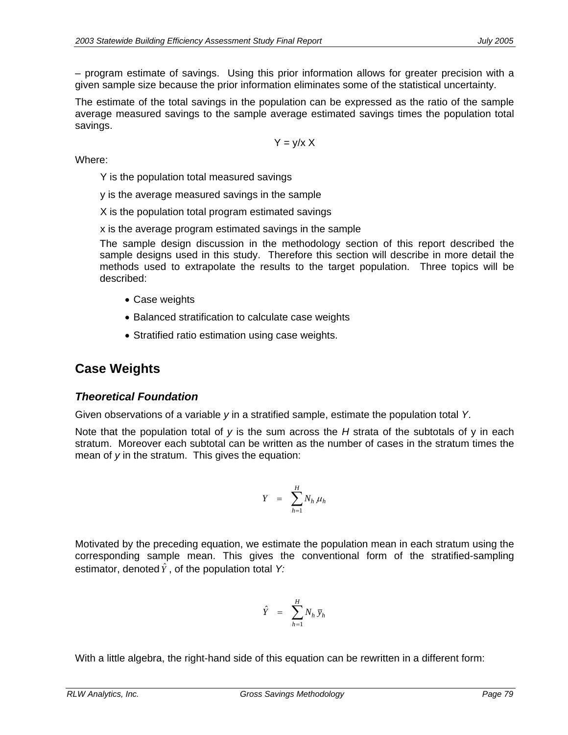– program estimate of savings. Using this prior information allows for greater precision with a given sample size because the prior information eliminates some of the statistical uncertainty.

The estimate of the total savings in the population can be expressed as the ratio of the sample average measured savings to the sample average estimated savings times the population total savings.

$$Y = y/x\ X$$

Where:

Y is the population total measured savings

y is the average measured savings in the sample

X is the population total program estimated savings

x is the average program estimated savings in the sample

The sample design discussion in the methodology section of this report described the sample designs used in this study. Therefore this section will describe in more detail the methods used to extrapolate the results to the target population. Three topics will be described:

- Case weights
- Balanced stratification to calculate case weights
- Stratified ratio estimation using case weights.

## Case Weights

### *Theoretical Foundation*

Given observations of a variable *y* in a stratified sample, estimate the population total *Y*.

Note that the population total of *y* is the sum across the *H* strata of the subtotals of y in each stratum. Moreover each subtotal can be written as the number of cases in the stratum times the mean of *y* in the stratum. This gives the equation:

$$Y = \sum_{h=1}^{H} N_h \, \mu_h$$

Motivated by the preceding equation, we estimate the population mean in each stratum using the corresponding sample mean. This gives the conventional form of the stratified-sampling estimator, denoted $\hat{Y}$, of the population total *Y:*

$$\hat{Y} = \sum_{h=1}^{H} N_h \, \overline{y}_h$$

With a little algebra, the right-hand side of this equation can be rewritten in a different form: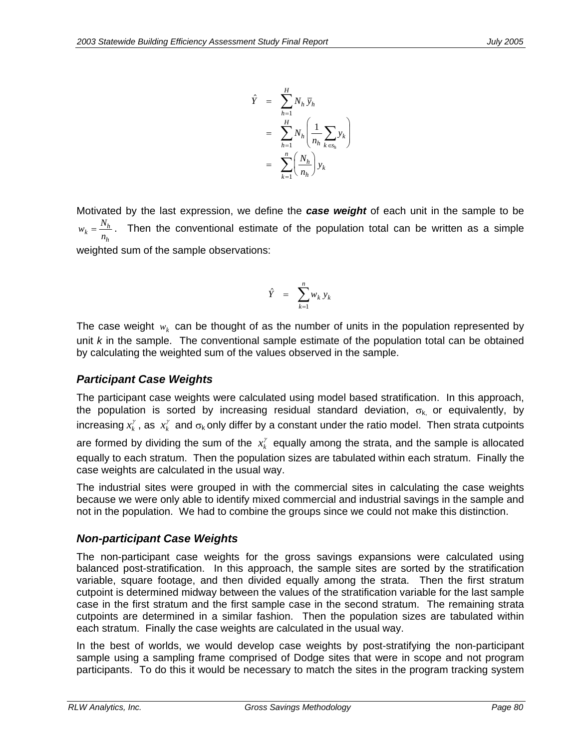$$
\begin{aligned}
\hat{Y} &= \sum_{h=1}^{H} N_h \, \bar{y}_h \\
&= \sum_{h=1}^{H} N_h \left( \frac{1}{n_h} \sum_{k \in s_h} y_k \right) \\
&= \sum_{k=1}^{n} \left( \frac{N_h}{n_h} \right) y_k
\end{aligned}
$$

Motivated by the last expression, we define the ***case weight*** of each unit in the sample to be $w_k = \frac{N_h}{n_h}$. Then the conventional estimate of the population total can be written as a simple weighted sum of the sample observations:

$$
\hat{Y} = \sum_{k=1}^{n} w_k \, y_k
$$

The case weight $w_k$ can be thought of as the number of units in the population represented by unit *k* in the sample. The conventional sample estimate of the population total can be obtained by calculating the weighted sum of the values observed in the sample.

### *Participant Case Weights*

The participant case weights were calculated using model based stratification. In this approach, the population is sorted by increasing residual standard deviation, $\sigma_k$, or equivalently, by increasing $x_k^{\gamma}$, as $x_k^{\gamma}$ and $\sigma_k$ only differ by a constant under the ratio model. Then strata cutpoints are formed by dividing the sum of the $x_k^{\gamma}$ equally among the strata, and the sample is allocated equally to each stratum. Then the population sizes are tabulated within each stratum. Finally the case weights are calculated in the usual way.

The industrial sites were grouped in with the commercial sites in calculating the case weights because we were only able to identify mixed commercial and industrial savings in the sample and not in the population. We had to combine the groups since we could not make this distinction.

### *Non-participant Case Weights*

The non-participant case weights for the gross savings expansions were calculated using balanced post-stratification. In this approach, the sample sites are sorted by the stratification variable, square footage, and then divided equally among the strata. Then the first stratum cutpoint is determined midway between the values of the stratification variable for the last sample case in the first stratum and the first sample case in the second stratum. The remaining strata cutpoints are determined in a similar fashion. Then the population sizes are tabulated within each stratum. Finally the case weights are calculated in the usual way.

In the best of worlds, we would develop case weights by post-stratifying the non-participant sample using a sampling frame comprised of Dodge sites that were in scope and not program participants. To do this it would be necessary to match the sites in the program tracking system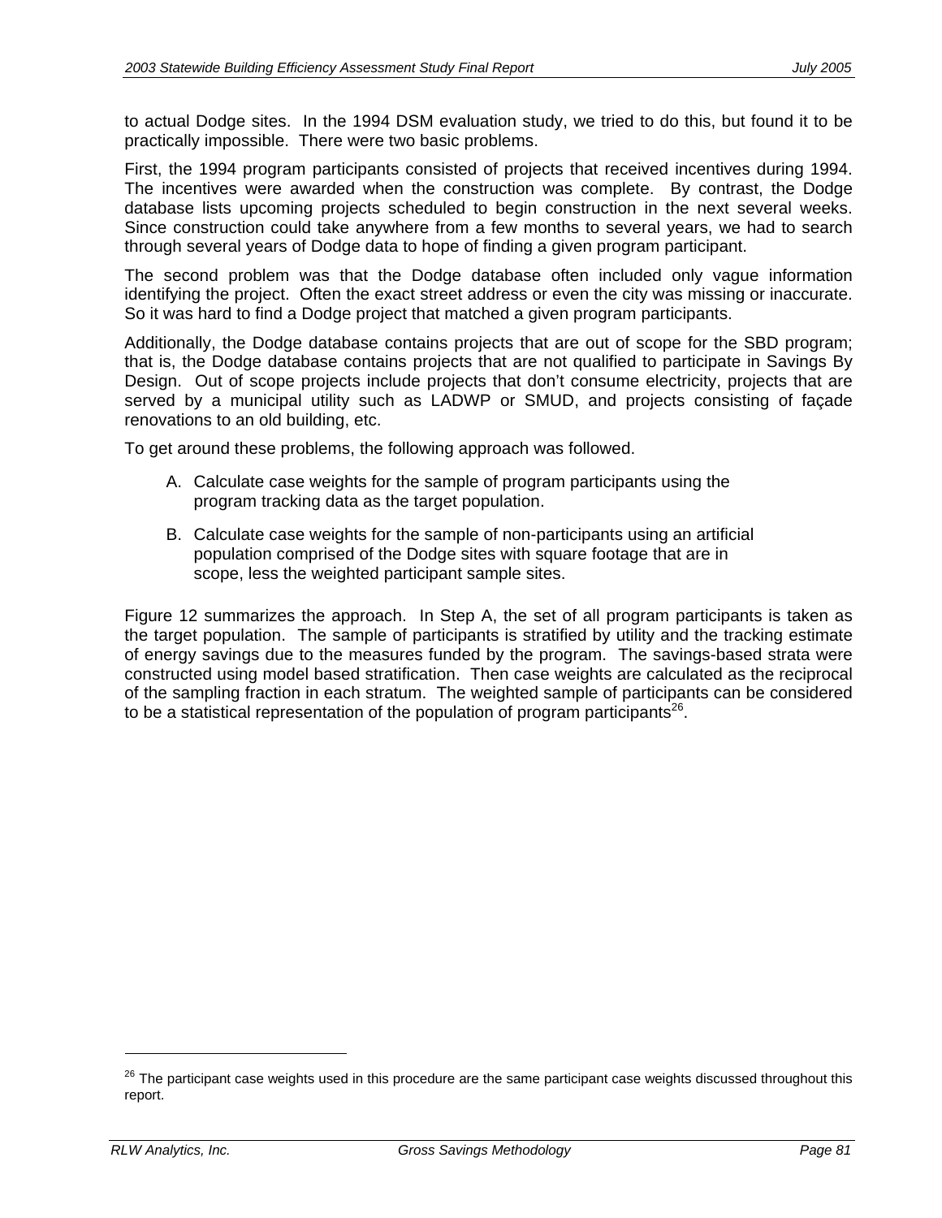to actual Dodge sites. In the 1994 DSM evaluation study, we tried to do this, but found it to be practically impossible. There were two basic problems.

First, the 1994 program participants consisted of projects that received incentives during 1994. The incentives were awarded when the construction was complete. By contrast, the Dodge database lists upcoming projects scheduled to begin construction in the next several weeks. Since construction could take anywhere from a few months to several years, we had to search through several years of Dodge data to hope of finding a given program participant.

The second problem was that the Dodge database often included only vague information identifying the project. Often the exact street address or even the city was missing or inaccurate. So it was hard to find a Dodge project that matched a given program participants.

Additionally, the Dodge database contains projects that are out of scope for the SBD program; that is, the Dodge database contains projects that are not qualified to participate in Savings By Design. Out of scope projects include projects that don't consume electricity, projects that are served by a municipal utility such as LADWP or SMUD, and projects consisting of façade renovations to an old building, etc.

To get around these problems, the following approach was followed.

A. Calculate case weights for the sample of program participants using the program tracking data as the target population.

B. Calculate case weights for the sample of non-participants using an artificial population comprised of the Dodge sites with square footage that are in scope, less the weighted participant sample sites.

Figure 12 summarizes the approach. In Step A, the set of all program participants is taken as the target population. The sample of participants is stratified by utility and the tracking estimate of energy savings due to the measures funded by the program. The savings-based strata were constructed using model based stratification. Then case weights are calculated as the reciprocal of the sampling fraction in each stratum. The weighted sample of participants can be considered to be a statistical representation of the population of program participants[26].

[26] The participant case weights used in this procedure are the same participant case weights discussed throughout this report.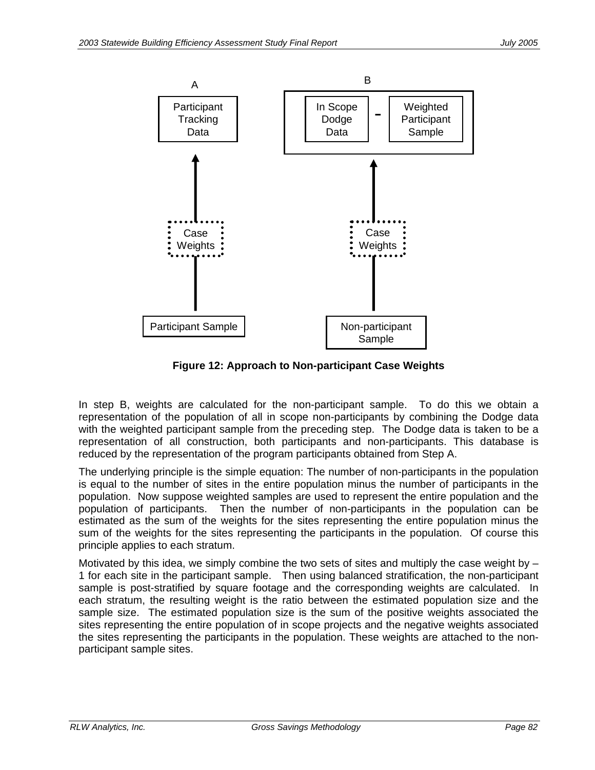A

Participant Tracking Data

B

In Scope Dodge Data - Weighted Participant Sample

Case Weights

Case Weights

Participant Sample

Non-participant Sample

**Figure 12: Approach to Non-participant Case Weights**

In step B, weights are calculated for the non-participant sample. To do this we obtain a representation of the population of all in scope non-participants by combining the Dodge data with the weighted participant sample from the preceding step. The Dodge data is taken to be a representation of all construction, both participants and non-participants. This database is reduced by the representation of the program participants obtained from Step A.

The underlying principle is the simple equation: The number of non-participants in the population is equal to the number of sites in the entire population minus the number of participants in the population. Now suppose weighted samples are used to represent the entire population and the population of participants. Then the number of non-participants in the population can be estimated as the sum of the weights for the sites representing the entire population minus the sum of the weights for the sites representing the participants in the population. Of course this principle applies to each stratum.

Motivated by this idea, we simply combine the two sets of sites and multiply the case weight by –1 for each site in the participant sample. Then using balanced stratification, the non-participant sample is post-stratified by square footage and the corresponding weights are calculated. In each stratum, the resulting weight is the ratio between the estimated population size and the sample size. The estimated population size is the sum of the positive weights associated the sites representing the entire population of in scope projects and the negative weights associated the sites representing the participants in the population. These weights are attached to the non-participant sample sites.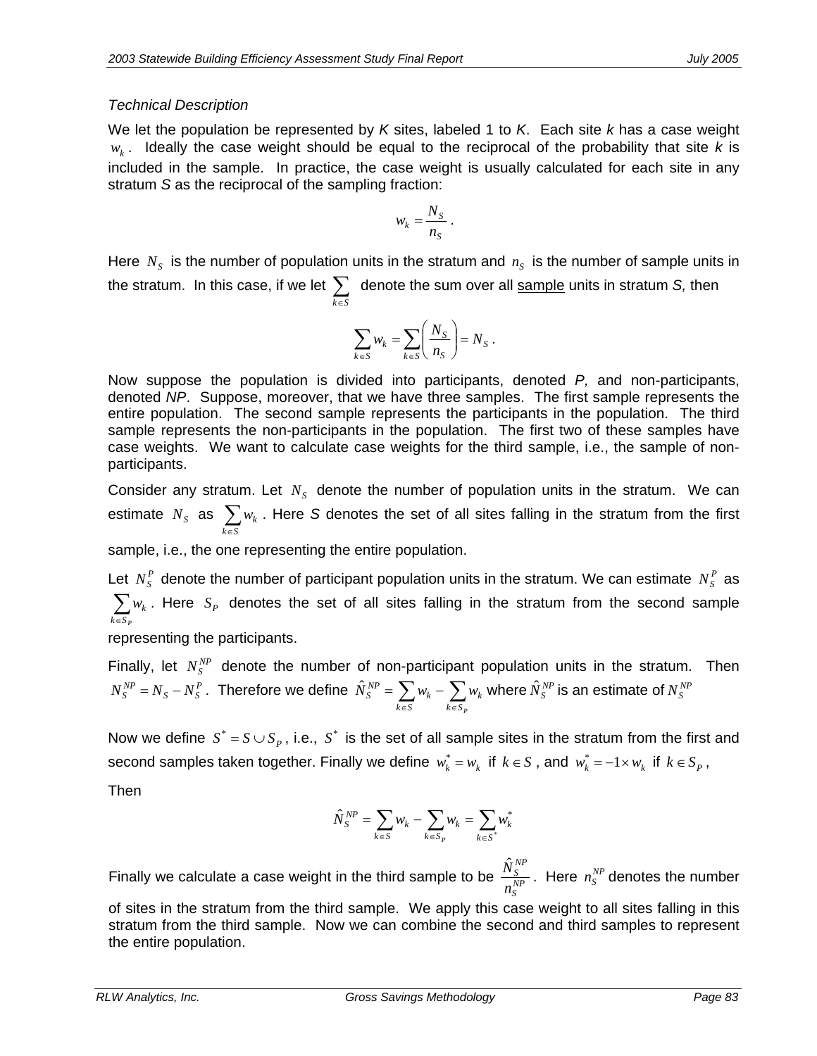*Technical Description*

We let the population be represented by *K* sites, labeled 1 to *K*. Each site *k* has a case weight $w_k$. Ideally the case weight should be equal to the reciprocal of the probability that site *k* is included in the sample. In practice, the case weight is usually calculated for each site in any stratum *S* as the reciprocal of the sampling fraction:

$$w_k = \frac{N_S}{n_S} .$$

Here $N_S$ is the number of population units in the stratum and $n_S$ is the number of sample units in the stratum. In this case, if we let $\sum_{k \in S}$ denote the sum over all <u>sample</u> units in stratum *S,* then

$$\sum_{k \in S} w_k = \sum_{k \in S} \left( \frac{N_S}{n_S} \right) = N_S .$$

Now suppose the population is divided into participants, denoted *P,* and non-participants, denoted *NP*. Suppose, moreover, that we have three samples. The first sample represents the entire population. The second sample represents the participants in the population. The third sample represents the non-participants in the population. The first two of these samples have case weights. We want to calculate case weights for the third sample, i.e., the sample of non-participants.

Consider any stratum. Let $N_S$ denote the number of population units in the stratum. We can estimate $N_S$ as $\sum_{k \in S} w_k$. Here *S* denotes the set of all sites falling in the stratum from the first sample, i.e., the one representing the entire population.

Let $N_S^P$ denote the number of participant population units in the stratum. We can estimate $N_S^P$ as $\sum_{k \in S_P} w_k$. Here $S_P$ denotes the set of all sites falling in the stratum from the second sample representing the participants.

Finally, let $N_S^{NP}$ denote the number of non-participant population units in the stratum. Then $N_S^{NP} = N_S - N_S^P$. Therefore we define $\hat{N}_S^{NP} = \sum_{k \in S} w_k - \sum_{k \in S_P} w_k$ where $\hat{N}_S^{NP}$ is an estimate of $N_S^{NP}$

Now we define $S^* = S \cup S_P$, i.e., $S^*$ is the set of all sample sites in the stratum from the first and second samples taken together. Finally we define $w_k^* = w_k$ if $k \in S$, and $w_k^* = -1 \times w_k$ if $k \in S_P$,

Then

$$\hat{N}_S^{NP} = \sum_{k \in S} w_k - \sum_{k \in S_P} w_k = \sum_{k \in S^*} w_k^*$$

Finally we calculate a case weight in the third sample to be $\frac{\hat{N}_S^{NP}}{n_S^{NP}}$. Here $n_S^{NP}$ denotes the number of sites in the stratum from the third sample. We apply this case weight to all sites falling in this stratum from the third sample. Now we can combine the second and third samples to represent the entire population.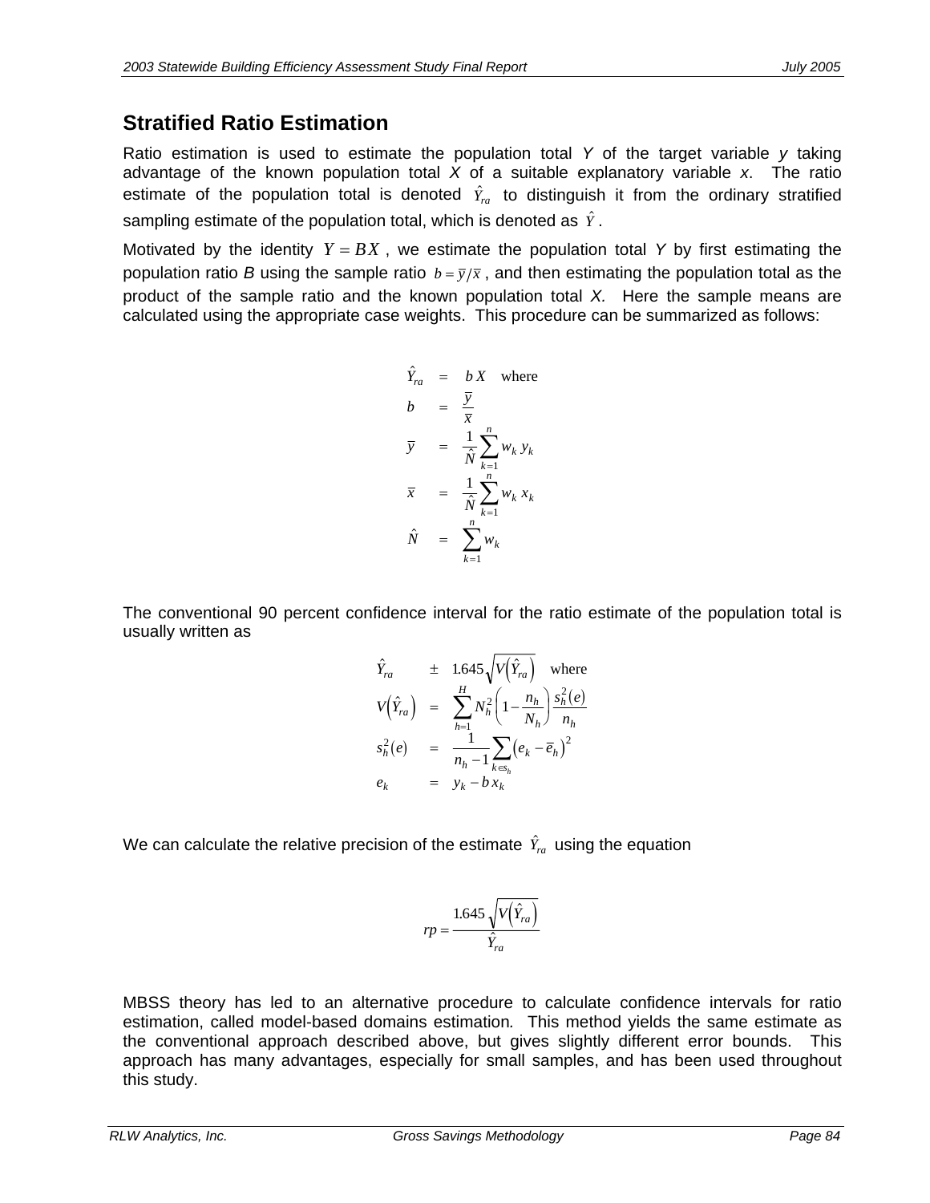## Stratified Ratio Estimation

Ratio estimation is used to estimate the population total *Y* of the target variable *y* taking advantage of the known population total *X* of a suitable explanatory variable *x*. The ratio estimate of the population total is denoted $\hat{Y}_{ra}$ to distinguish it from the ordinary stratified sampling estimate of the population total, which is denoted as $\hat{Y}$.

Motivated by the identity $Y = BX$, we estimate the population total *Y* by first estimating the population ratio *B* using the sample ratio $b = \bar{y}/\bar{x}$, and then estimating the population total as the product of the sample ratio and the known population total *X*. Here the sample means are calculated using the appropriate case weights. This procedure can be summarized as follows:

$$
\begin{aligned}
\hat{Y}_{ra} &= b\,X \quad \text{where} \\
b &= \frac{\bar{y}}{\bar{x}} \\
\bar{y} &= \frac{1}{\hat{N}} \sum_{k=1}^{n} w_k\, y_k \\
\bar{x} &= \frac{1}{\hat{N}} \sum_{k=1}^{n} w_k\, x_k \\
\hat{N} &= \sum_{k=1}^{n} w_k
\end{aligned}
$$

The conventional 90 percent confidence interval for the ratio estimate of the population total is usually written as

$$
\begin{aligned}
&\hat{Y}_{ra} \pm 1.645\sqrt{V\left(\hat{Y}_{ra}\right)} \quad \text{where} \\
&V\left(\hat{Y}_{ra}\right) = \sum_{h=1}^{H} N_h^2 \left(1 - \frac{n_h}{N_h}\right) \frac{s_h^2(e)}{n_h} \\
&s_h^2(e) = \frac{1}{n_h - 1} \sum_{k \in s_h} \left(e_k - \bar{e}_h\right)^2 \\
&e_k = y_k - b\,x_k
\end{aligned}
$$

We can calculate the relative precision of the estimate $\hat{Y}_{ra}$ using the equation

$$
rp = \frac{1.645\sqrt{V\left(\hat{Y}_{ra}\right)}}{\hat{Y}_{ra}}
$$

MBSS theory has led to an alternative procedure to calculate confidence intervals for ratio estimation, called model-based domains estimation. This method yields the same estimate as the conventional approach described above, but gives slightly different error bounds. This approach has many advantages, especially for small samples, and has been used throughout this study.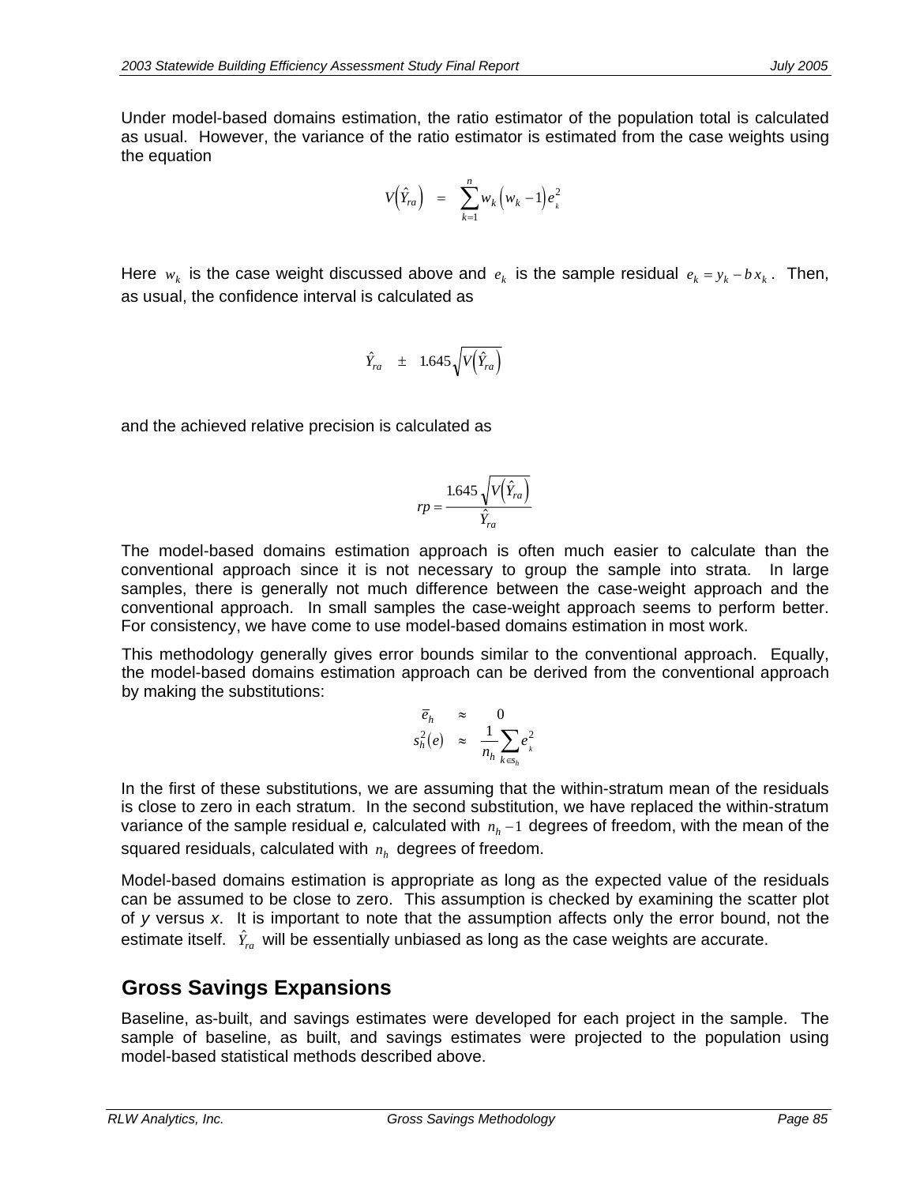Under model-based domains estimation, the ratio estimator of the population total is calculated as usual. However, the variance of the ratio estimator is estimated from the case weights using the equation

$$V\left(\hat{Y}_{ra}\right) \quad = \quad \sum_{k=1}^{n} w_k \left(w_k - 1\right) e_k^2$$

Here $w_k$ is the case weight discussed above and $e_k$ is the sample residual $e_k = y_k - b\,x_k$. Then, as usual, the confidence interval is calculated as

$$\hat{Y}_{ra} \quad \pm \quad 1.645\sqrt{V\left(\hat{Y}_{ra}\right)}$$

and the achieved relative precision is calculated as

$$rp = \frac{1.645\sqrt{V\left(\hat{Y}_{ra}\right)}}{\hat{Y}_{ra}}$$

The model-based domains estimation approach is often much easier to calculate than the conventional approach since it is not necessary to group the sample into strata. In large samples, there is generally not much difference between the case-weight approach and the conventional approach. In small samples the case-weight approach seems to perform better. For consistency, we have come to use model-based domains estimation in most work.

This methodology generally gives error bounds similar to the conventional approach. Equally, the model-based domains estimation approach can be derived from the conventional approach by making the substitutions:

$$\begin{aligned} \bar{e}_h \quad &\approx \quad 0 \\ s_h^2(e) \quad &\approx \quad \frac{1}{n_h}\sum_{k \in s_h} e_k^2 \end{aligned}$$

In the first of these substitutions, we are assuming that the within-stratum mean of the residuals is close to zero in each stratum. In the second substitution, we have replaced the within-stratum variance of the sample residual *e,* calculated with $n_h - 1$ degrees of freedom, with the mean of the squared residuals, calculated with $n_h$ degrees of freedom.

Model-based domains estimation is appropriate as long as the expected value of the residuals can be assumed to be close to zero. This assumption is checked by examining the scatter plot of *y* versus *x*. It is important to note that the assumption affects only the error bound, not the estimate itself. $\hat{Y}_{ra}$ will be essentially unbiased as long as the case weights are accurate.

## Gross Savings Expansions

Baseline, as-built, and savings estimates were developed for each project in the sample. The sample of baseline, as built, and savings estimates were projected to the population using model-based statistical methods described above.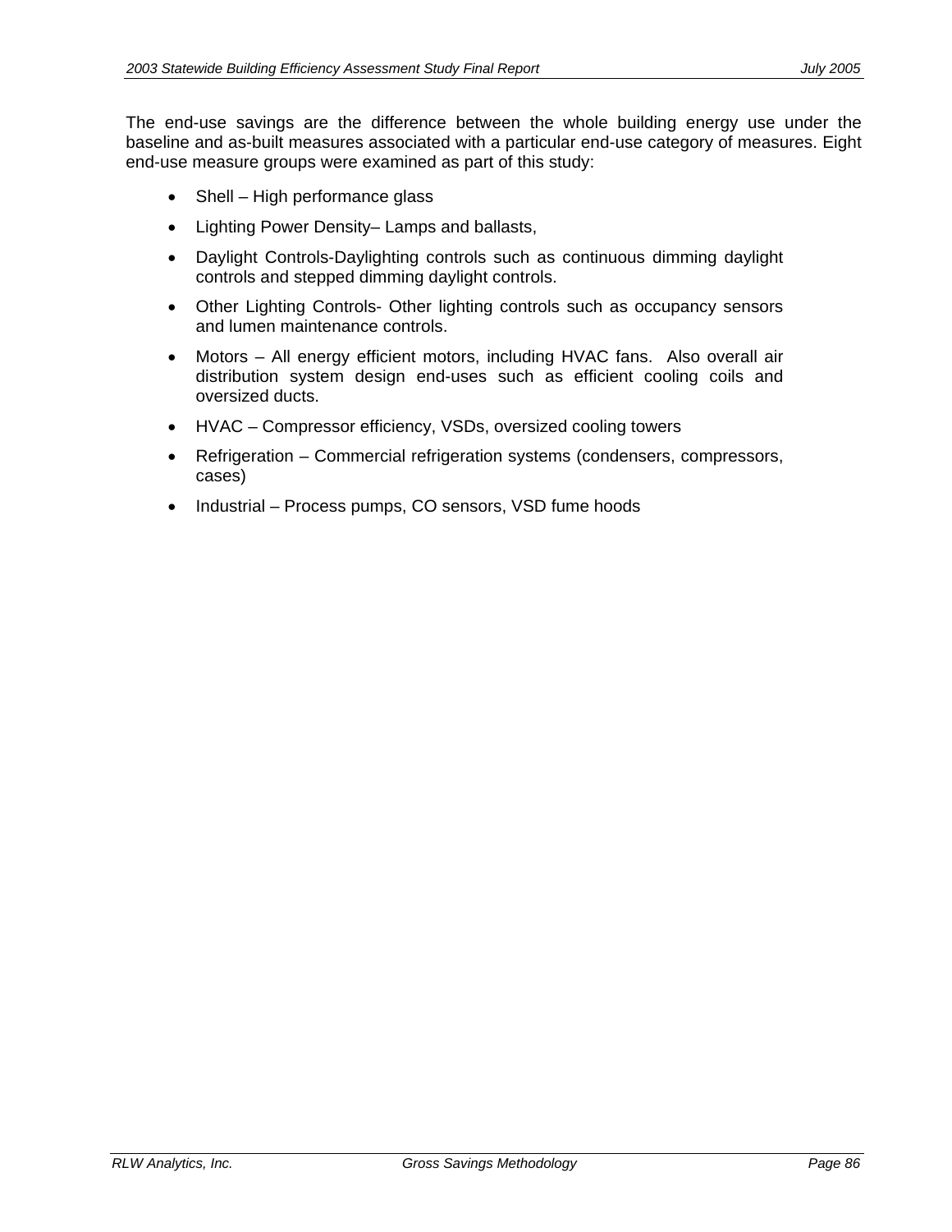The end-use savings are the difference between the whole building energy use under the baseline and as-built measures associated with a particular end-use category of measures. Eight end-use measure groups were examined as part of this study:

- Shell – High performance glass
- Lighting Power Density– Lamps and ballasts,
- Daylight Controls-Daylighting controls such as continuous dimming daylight controls and stepped dimming daylight controls.
- Other Lighting Controls- Other lighting controls such as occupancy sensors and lumen maintenance controls.
- Motors – All energy efficient motors, including HVAC fans. Also overall air distribution system design end-uses such as efficient cooling coils and oversized ducts.
- HVAC – Compressor efficiency, VSDs, oversized cooling towers
- Refrigeration – Commercial refrigeration systems (condensers, compressors, cases)
- Industrial – Process pumps, CO sensors, VSD fume hoods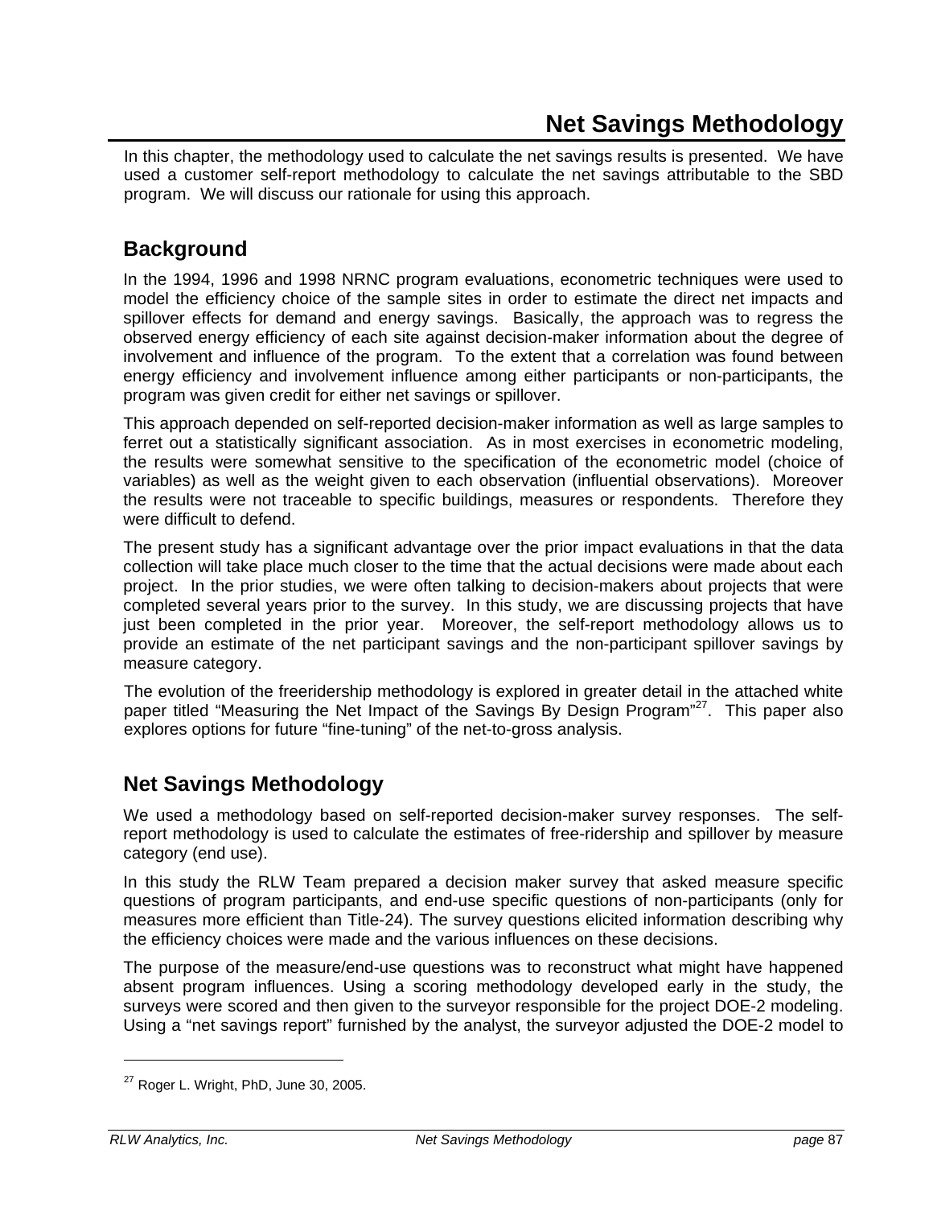# Net Savings Methodology

In this chapter, the methodology used to calculate the net savings results is presented. We have used a customer self-report methodology to calculate the net savings attributable to the SBD program. We will discuss our rationale for using this approach.

## Background

In the 1994, 1996 and 1998 NRNC program evaluations, econometric techniques were used to model the efficiency choice of the sample sites in order to estimate the direct net impacts and spillover effects for demand and energy savings. Basically, the approach was to regress the observed energy efficiency of each site against decision-maker information about the degree of involvement and influence of the program. To the extent that a correlation was found between energy efficiency and involvement influence among either participants or non-participants, the program was given credit for either net savings or spillover.

This approach depended on self-reported decision-maker information as well as large samples to ferret out a statistically significant association. As in most exercises in econometric modeling, the results were somewhat sensitive to the specification of the econometric model (choice of variables) as well as the weight given to each observation (influential observations). Moreover the results were not traceable to specific buildings, measures or respondents. Therefore they were difficult to defend.

The present study has a significant advantage over the prior impact evaluations in that the data collection will take place much closer to the time that the actual decisions were made about each project. In the prior studies, we were often talking to decision-makers about projects that were completed several years prior to the survey. In this study, we are discussing projects that have just been completed in the prior year. Moreover, the self-report methodology allows us to provide an estimate of the net participant savings and the non-participant spillover savings by measure category.

The evolution of the freeridership methodology is explored in greater detail in the attached white paper titled "Measuring the Net Impact of the Savings By Design Program"[27]. This paper also explores options for future "fine-tuning" of the net-to-gross analysis.

## Net Savings Methodology

We used a methodology based on self-reported decision-maker survey responses. The self-report methodology is used to calculate the estimates of free-ridership and spillover by measure category (end use).

In this study the RLW Team prepared a decision maker survey that asked measure specific questions of program participants, and end-use specific questions of non-participants (only for measures more efficient than Title-24). The survey questions elicited information describing why the efficiency choices were made and the various influences on these decisions.

The purpose of the measure/end-use questions was to reconstruct what might have happened absent program influences. Using a scoring methodology developed early in the study, the surveys were scored and then given to the surveyor responsible for the project DOE-2 modeling. Using a "net savings report" furnished by the analyst, the surveyor adjusted the DOE-2 model to

[27] Roger L. Wright, PhD, June 30, 2005.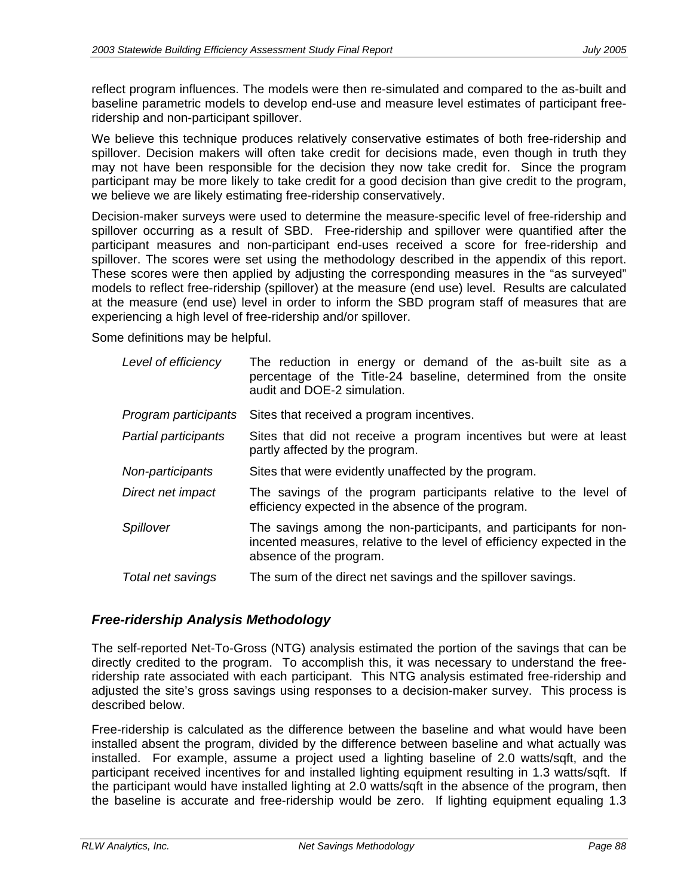reflect program influences. The models were then re-simulated and compared to the as-built and baseline parametric models to develop end-use and measure level estimates of participant free-ridership and non-participant spillover.

We believe this technique produces relatively conservative estimates of both free-ridership and spillover. Decision makers will often take credit for decisions made, even though in truth they may not have been responsible for the decision they now take credit for. Since the program participant may be more likely to take credit for a good decision than give credit to the program, we believe we are likely estimating free-ridership conservatively.

Decision-maker surveys were used to determine the measure-specific level of free-ridership and spillover occurring as a result of SBD. Free-ridership and spillover were quantified after the participant measures and non-participant end-uses received a score for free-ridership and spillover. The scores were set using the methodology described in the appendix of this report. These scores were then applied by adjusting the corresponding measures in the "as surveyed" models to reflect free-ridership (spillover) at the measure (end use) level. Results are calculated at the measure (end use) level in order to inform the SBD program staff of measures that are experiencing a high level of free-ridership and/or spillover.

Some definitions may be helpful.

| | |
|---|---|
| *Level of efficiency* | The reduction in energy or demand of the as-built site as a percentage of the Title-24 baseline, determined from the onsite audit and DOE-2 simulation. |
| *Program participants* | Sites that received a program incentives. |
| *Partial participants* | Sites that did not receive a program incentives but were at least partly affected by the program. |
| *Non-participants* | Sites that were evidently unaffected by the program. |
| *Direct net impact* | The savings of the program participants relative to the level of efficiency expected in the absence of the program. |
| *Spillover* | The savings among the non-participants, and participants for non-incented measures, relative to the level of efficiency expected in the absence of the program. |
| *Total net savings* | The sum of the direct net savings and the spillover savings. |

## *Free-ridership Analysis Methodology*

The self-reported Net-To-Gross (NTG) analysis estimated the portion of the savings that can be directly credited to the program. To accomplish this, it was necessary to understand the free-ridership rate associated with each participant. This NTG analysis estimated free-ridership and adjusted the site's gross savings using responses to a decision-maker survey. This process is described below.

Free-ridership is calculated as the difference between the baseline and what would have been installed absent the program, divided by the difference between baseline and what actually was installed. For example, assume a project used a lighting baseline of 2.0 watts/sqft, and the participant received incentives for and installed lighting equipment resulting in 1.3 watts/sqft. If the participant would have installed lighting at 2.0 watts/sqft in the absence of the program, then the baseline is accurate and free-ridership would be zero. If lighting equipment equaling 1.3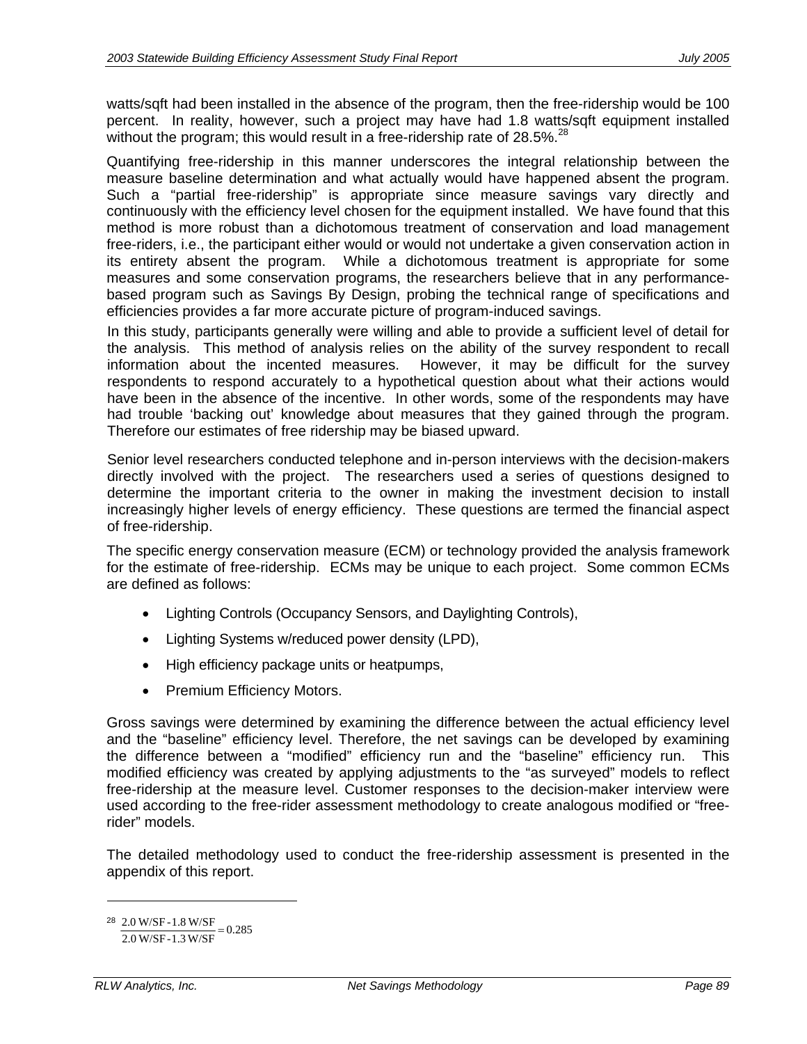watts/sqft had been installed in the absence of the program, then the free-ridership would be 100 percent. In reality, however, such a project may have had 1.8 watts/sqft equipment installed without the program; this would result in a free-ridership rate of 28.5%.[28]

Quantifying free-ridership in this manner underscores the integral relationship between the measure baseline determination and what actually would have happened absent the program. Such a "partial free-ridership" is appropriate since measure savings vary directly and continuously with the efficiency level chosen for the equipment installed. We have found that this method is more robust than a dichotomous treatment of conservation and load management free-riders, i.e., the participant either would or would not undertake a given conservation action in its entirety absent the program. While a dichotomous treatment is appropriate for some measures and some conservation programs, the researchers believe that in any performance-based program such as Savings By Design, probing the technical range of specifications and efficiencies provides a far more accurate picture of program-induced savings.

In this study, participants generally were willing and able to provide a sufficient level of detail for the analysis. This method of analysis relies on the ability of the survey respondent to recall information about the incented measures. However, it may be difficult for the survey respondents to respond accurately to a hypothetical question about what their actions would have been in the absence of the incentive. In other words, some of the respondents may have had trouble 'backing out' knowledge about measures that they gained through the program. Therefore our estimates of free ridership may be biased upward.

Senior level researchers conducted telephone and in-person interviews with the decision-makers directly involved with the project. The researchers used a series of questions designed to determine the important criteria to the owner in making the investment decision to install increasingly higher levels of energy efficiency. These questions are termed the financial aspect of free-ridership.

The specific energy conservation measure (ECM) or technology provided the analysis framework for the estimate of free-ridership. ECMs may be unique to each project. Some common ECMs are defined as follows:

- Lighting Controls (Occupancy Sensors, and Daylighting Controls),
- Lighting Systems w/reduced power density (LPD),
- High efficiency package units or heatpumps,
- Premium Efficiency Motors.

Gross savings were determined by examining the difference between the actual efficiency level and the "baseline" efficiency level. Therefore, the net savings can be developed by examining the difference between a "modified" efficiency run and the "baseline" efficiency run. This modified efficiency was created by applying adjustments to the "as surveyed" models to reflect free-ridership at the measure level. Customer responses to the decision-maker interview were used according to the free-rider assessment methodology to create analogous modified or "free-rider" models.

The detailed methodology used to conduct the free-ridership assessment is presented in the appendix of this report.

---

[28] $\frac{2.0\ \text{W/SF} - 1.8\ \text{W/SF}}{2.0\ \text{W/SF} - 1.3\ \text{W/SF}} = 0.285$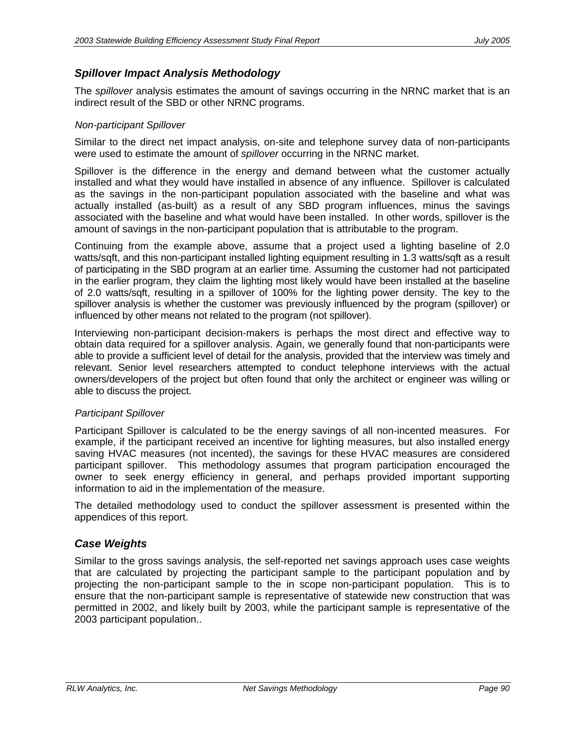### *Spillover Impact Analysis Methodology*

The *spillover* analysis estimates the amount of savings occurring in the NRNC market that is an indirect result of the SBD or other NRNC programs.

#### *Non-participant Spillover*

Similar to the direct net impact analysis, on-site and telephone survey data of non-participants were used to estimate the amount of *spillover* occurring in the NRNC market.

Spillover is the difference in the energy and demand between what the customer actually installed and what they would have installed in absence of any influence. Spillover is calculated as the savings in the non-participant population associated with the baseline and what was actually installed (as-built) as a result of any SBD program influences, minus the savings associated with the baseline and what would have been installed. In other words, spillover is the amount of savings in the non-participant population that is attributable to the program.

Continuing from the example above, assume that a project used a lighting baseline of 2.0 watts/sqft, and this non-participant installed lighting equipment resulting in 1.3 watts/sqft as a result of participating in the SBD program at an earlier time. Assuming the customer had not participated in the earlier program, they claim the lighting most likely would have been installed at the baseline of 2.0 watts/sqft, resulting in a spillover of 100% for the lighting power density. The key to the spillover analysis is whether the customer was previously influenced by the program (spillover) or influenced by other means not related to the program (not spillover).

Interviewing non-participant decision-makers is perhaps the most direct and effective way to obtain data required for a spillover analysis. Again, we generally found that non-participants were able to provide a sufficient level of detail for the analysis, provided that the interview was timely and relevant. Senior level researchers attempted to conduct telephone interviews with the actual owners/developers of the project but often found that only the architect or engineer was willing or able to discuss the project.

#### *Participant Spillover*

Participant Spillover is calculated to be the energy savings of all non-incented measures. For example, if the participant received an incentive for lighting measures, but also installed energy saving HVAC measures (not incented), the savings for these HVAC measures are considered participant spillover. This methodology assumes that program participation encouraged the owner to seek energy efficiency in general, and perhaps provided important supporting information to aid in the implementation of the measure.

The detailed methodology used to conduct the spillover assessment is presented within the appendices of this report.

### *Case Weights*

Similar to the gross savings analysis, the self-reported net savings approach uses case weights that are calculated by projecting the participant sample to the participant population and by projecting the non-participant sample to the in scope non-participant population. This is to ensure that the non-participant sample is representative of statewide new construction that was permitted in 2002, and likely built by 2003, while the participant sample is representative of the 2003 participant population..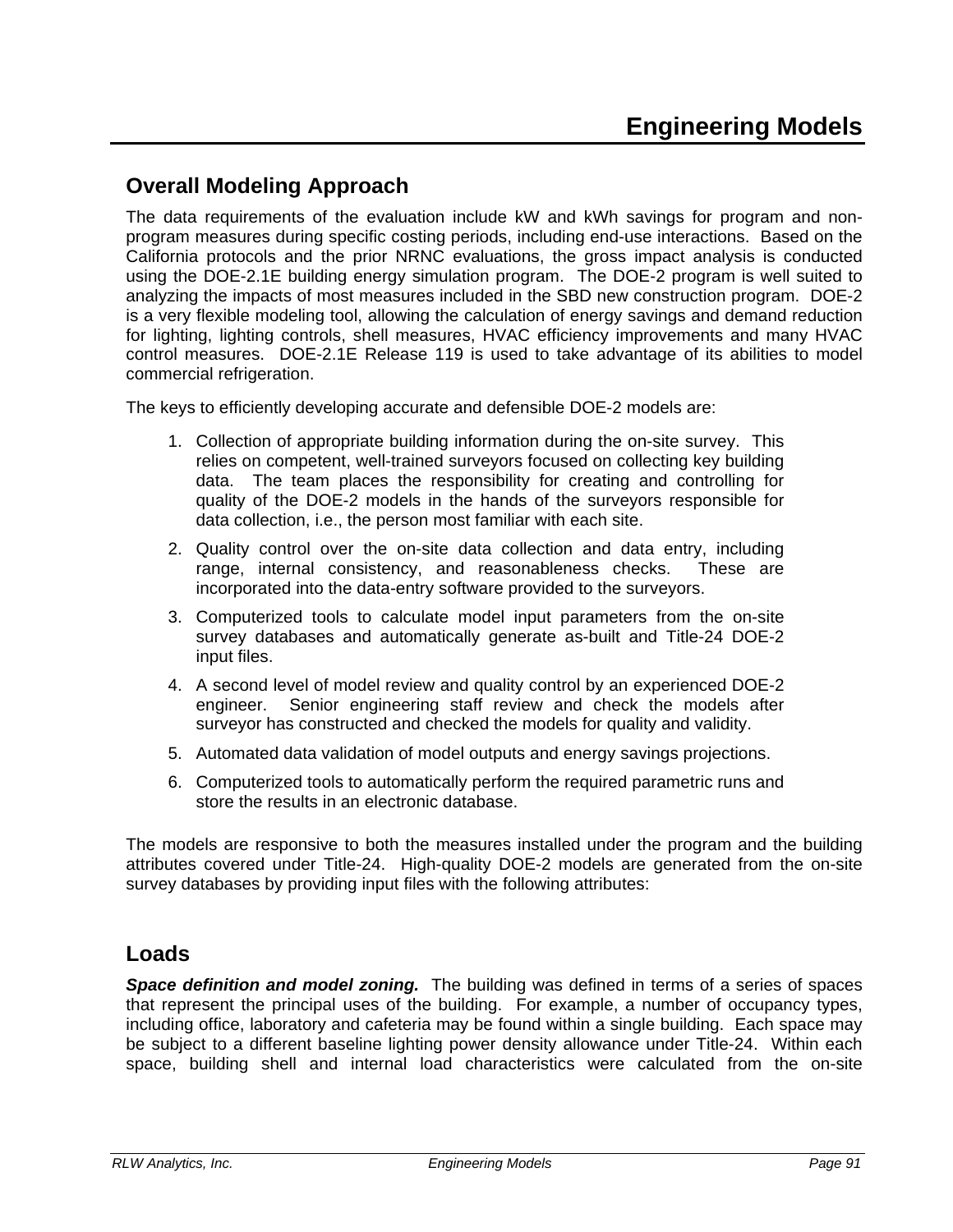# Engineering Models

## Overall Modeling Approach

The data requirements of the evaluation include kW and kWh savings for program and non-program measures during specific costing periods, including end-use interactions. Based on the California protocols and the prior NRNC evaluations, the gross impact analysis is conducted using the DOE-2.1E building energy simulation program. The DOE-2 program is well suited to analyzing the impacts of most measures included in the SBD new construction program. DOE-2 is a very flexible modeling tool, allowing the calculation of energy savings and demand reduction for lighting, lighting controls, shell measures, HVAC efficiency improvements and many HVAC control measures. DOE-2.1E Release 119 is used to take advantage of its abilities to model commercial refrigeration.

The keys to efficiently developing accurate and defensible DOE-2 models are:

1. Collection of appropriate building information during the on-site survey. This relies on competent, well-trained surveyors focused on collecting key building data. The team places the responsibility for creating and controlling for quality of the DOE-2 models in the hands of the surveyors responsible for data collection, i.e., the person most familiar with each site.
2. Quality control over the on-site data collection and data entry, including range, internal consistency, and reasonableness checks. These are incorporated into the data-entry software provided to the surveyors.
3. Computerized tools to calculate model input parameters from the on-site survey databases and automatically generate as-built and Title-24 DOE-2 input files.
4. A second level of model review and quality control by an experienced DOE-2 engineer. Senior engineering staff review and check the models after surveyor has constructed and checked the models for quality and validity.
5. Automated data validation of model outputs and energy savings projections.
6. Computerized tools to automatically perform the required parametric runs and store the results in an electronic database.

The models are responsive to both the measures installed under the program and the building attributes covered under Title-24. High-quality DOE-2 models are generated from the on-site survey databases by providing input files with the following attributes:

## Loads

***Space definition and model zoning.*** The building was defined in terms of a series of spaces that represent the principal uses of the building. For example, a number of occupancy types, including office, laboratory and cafeteria may be found within a single building. Each space may be subject to a different baseline lighting power density allowance under Title-24. Within each space, building shell and internal load characteristics were calculated from the on-site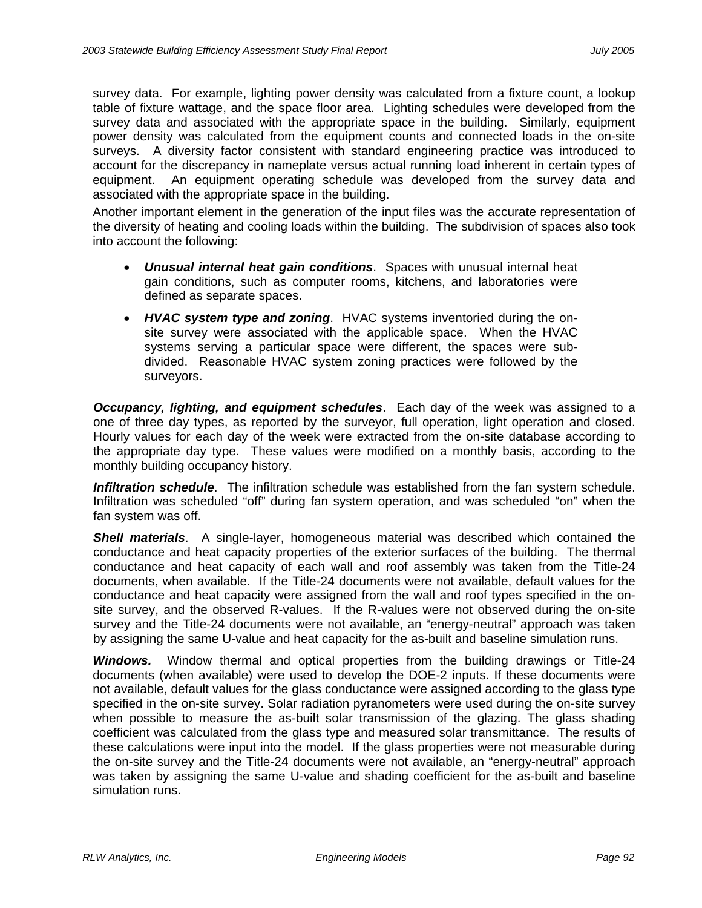survey data. For example, lighting power density was calculated from a fixture count, a lookup table of fixture wattage, and the space floor area. Lighting schedules were developed from the survey data and associated with the appropriate space in the building. Similarly, equipment power density was calculated from the equipment counts and connected loads in the on-site surveys. A diversity factor consistent with standard engineering practice was introduced to account for the discrepancy in nameplate versus actual running load inherent in certain types of equipment. An equipment operating schedule was developed from the survey data and associated with the appropriate space in the building.

Another important element in the generation of the input files was the accurate representation of the diversity of heating and cooling loads within the building. The subdivision of spaces also took into account the following:

- ***Unusual internal heat gain conditions***. Spaces with unusual internal heat gain conditions, such as computer rooms, kitchens, and laboratories were defined as separate spaces.
- ***HVAC system type and zoning***. HVAC systems inventoried during the on-site survey were associated with the applicable space. When the HVAC systems serving a particular space were different, the spaces were sub-divided. Reasonable HVAC system zoning practices were followed by the surveyors.

***Occupancy, lighting, and equipment schedules***. Each day of the week was assigned to a one of three day types, as reported by the surveyor, full operation, light operation and closed. Hourly values for each day of the week were extracted from the on-site database according to the appropriate day type. These values were modified on a monthly basis, according to the monthly building occupancy history.

***Infiltration schedule***. The infiltration schedule was established from the fan system schedule. Infiltration was scheduled "off" during fan system operation, and was scheduled "on" when the fan system was off.

***Shell materials***. A single-layer, homogeneous material was described which contained the conductance and heat capacity properties of the exterior surfaces of the building. The thermal conductance and heat capacity of each wall and roof assembly was taken from the Title-24 documents, when available. If the Title-24 documents were not available, default values for the conductance and heat capacity were assigned from the wall and roof types specified in the on-site survey, and the observed R-values. If the R-values were not observed during the on-site survey and the Title-24 documents were not available, an "energy-neutral" approach was taken by assigning the same U-value and heat capacity for the as-built and baseline simulation runs.

***Windows.*** Window thermal and optical properties from the building drawings or Title-24 documents (when available) were used to develop the DOE-2 inputs. If these documents were not available, default values for the glass conductance were assigned according to the glass type specified in the on-site survey. Solar radiation pyranometers were used during the on-site survey when possible to measure the as-built solar transmission of the glazing. The glass shading coefficient was calculated from the glass type and measured solar transmittance. The results of these calculations were input into the model. If the glass properties were not measurable during the on-site survey and the Title-24 documents were not available, an "energy-neutral" approach was taken by assigning the same U-value and shading coefficient for the as-built and baseline simulation runs.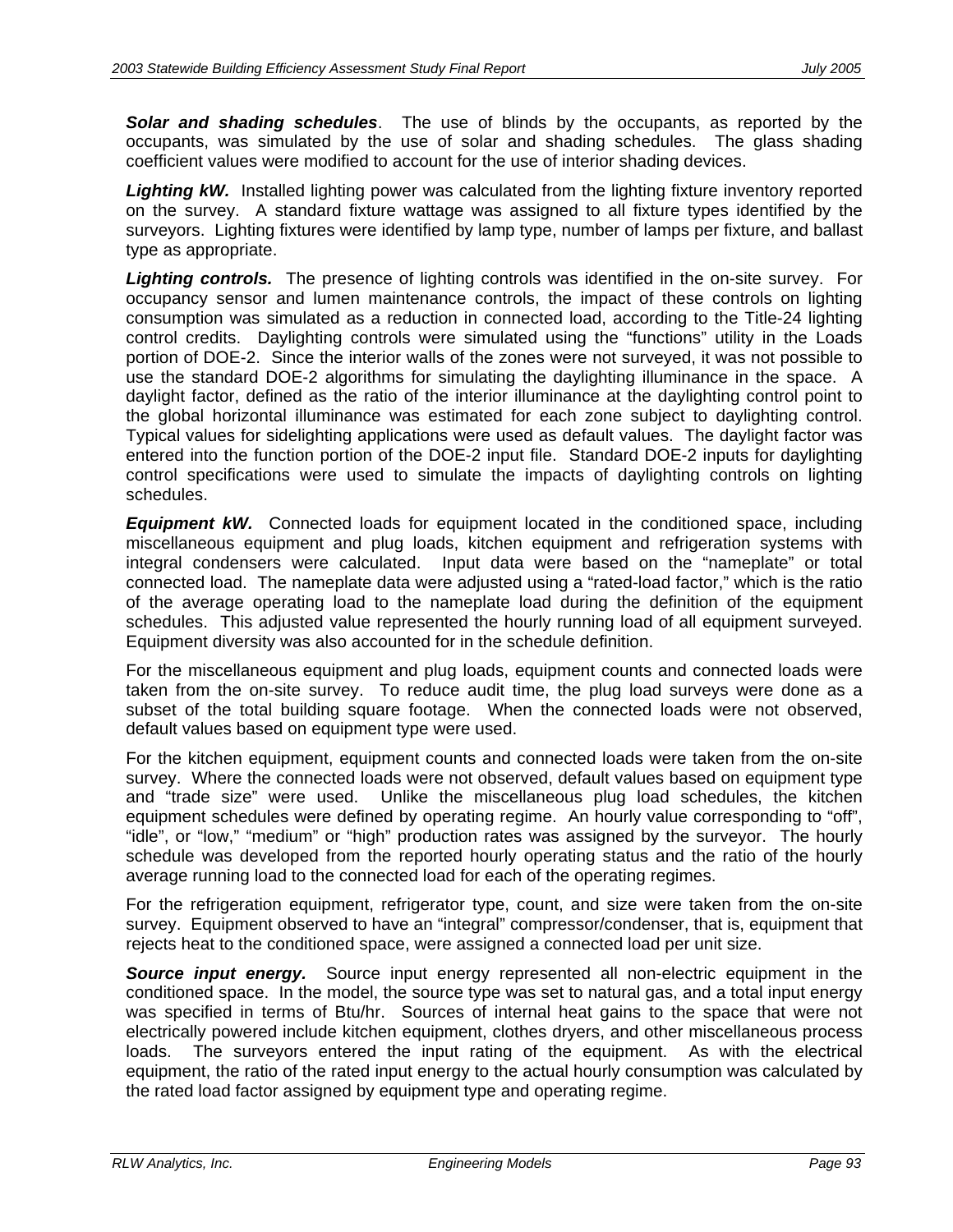***Solar and shading schedules***. The use of blinds by the occupants, as reported by the occupants, was simulated by the use of solar and shading schedules. The glass shading coefficient values were modified to account for the use of interior shading devices.

***Lighting kW.*** Installed lighting power was calculated from the lighting fixture inventory reported on the survey. A standard fixture wattage was assigned to all fixture types identified by the surveyors. Lighting fixtures were identified by lamp type, number of lamps per fixture, and ballast type as appropriate.

***Lighting controls.*** The presence of lighting controls was identified in the on-site survey. For occupancy sensor and lumen maintenance controls, the impact of these controls on lighting consumption was simulated as a reduction in connected load, according to the Title-24 lighting control credits. Daylighting controls were simulated using the "functions" utility in the Loads portion of DOE-2. Since the interior walls of the zones were not surveyed, it was not possible to use the standard DOE-2 algorithms for simulating the daylighting illuminance in the space. A daylight factor, defined as the ratio of the interior illuminance at the daylighting control point to the global horizontal illuminance was estimated for each zone subject to daylighting control. Typical values for sidelighting applications were used as default values. The daylight factor was entered into the function portion of the DOE-2 input file. Standard DOE-2 inputs for daylighting control specifications were used to simulate the impacts of daylighting controls on lighting schedules.

***Equipment kW.*** Connected loads for equipment located in the conditioned space, including miscellaneous equipment and plug loads, kitchen equipment and refrigeration systems with integral condensers were calculated. Input data were based on the "nameplate" or total connected load. The nameplate data were adjusted using a "rated-load factor," which is the ratio of the average operating load to the nameplate load during the definition of the equipment schedules. This adjusted value represented the hourly running load of all equipment surveyed. Equipment diversity was also accounted for in the schedule definition.

For the miscellaneous equipment and plug loads, equipment counts and connected loads were taken from the on-site survey. To reduce audit time, the plug load surveys were done as a subset of the total building square footage. When the connected loads were not observed, default values based on equipment type were used.

For the kitchen equipment, equipment counts and connected loads were taken from the on-site survey. Where the connected loads were not observed, default values based on equipment type and "trade size" were used. Unlike the miscellaneous plug load schedules, the kitchen equipment schedules were defined by operating regime. An hourly value corresponding to "off", "idle", or "low," "medium" or "high" production rates was assigned by the surveyor. The hourly schedule was developed from the reported hourly operating status and the ratio of the hourly average running load to the connected load for each of the operating regimes.

For the refrigeration equipment, refrigerator type, count, and size were taken from the on-site survey. Equipment observed to have an "integral" compressor/condenser, that is, equipment that rejects heat to the conditioned space, were assigned a connected load per unit size.

***Source input energy.*** Source input energy represented all non-electric equipment in the conditioned space. In the model, the source type was set to natural gas, and a total input energy was specified in terms of Btu/hr. Sources of internal heat gains to the space that were not electrically powered include kitchen equipment, clothes dryers, and other miscellaneous process loads. The surveyors entered the input rating of the equipment. As with the electrical equipment, the ratio of the rated input energy to the actual hourly consumption was calculated by the rated load factor assigned by equipment type and operating regime.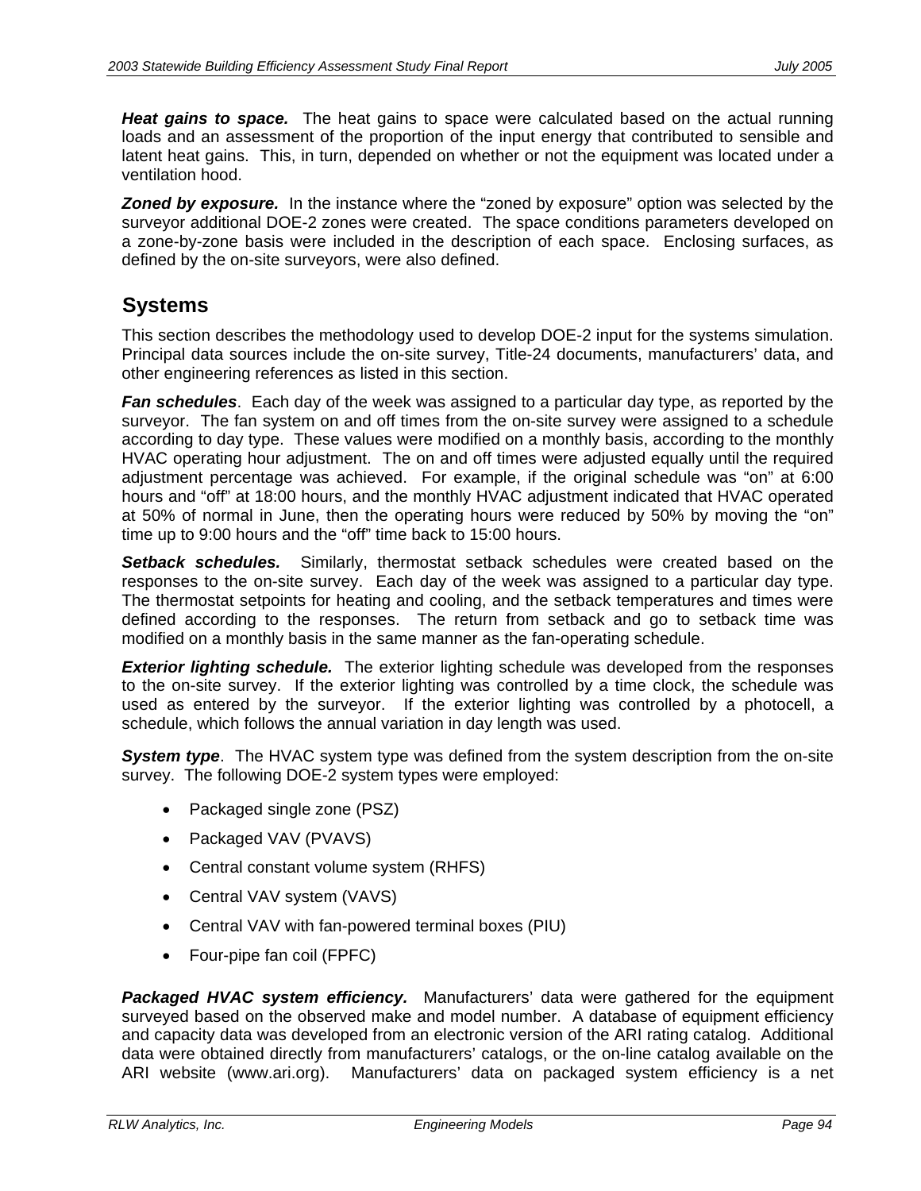***Heat gains to space.*** The heat gains to space were calculated based on the actual running loads and an assessment of the proportion of the input energy that contributed to sensible and latent heat gains. This, in turn, depended on whether or not the equipment was located under a ventilation hood.

***Zoned by exposure.*** In the instance where the "zoned by exposure" option was selected by the surveyor additional DOE-2 zones were created. The space conditions parameters developed on a zone-by-zone basis were included in the description of each space. Enclosing surfaces, as defined by the on-site surveyors, were also defined.

## Systems

This section describes the methodology used to develop DOE-2 input for the systems simulation. Principal data sources include the on-site survey, Title-24 documents, manufacturers' data, and other engineering references as listed in this section.

***Fan schedules***. Each day of the week was assigned to a particular day type, as reported by the surveyor. The fan system on and off times from the on-site survey were assigned to a schedule according to day type. These values were modified on a monthly basis, according to the monthly HVAC operating hour adjustment. The on and off times were adjusted equally until the required adjustment percentage was achieved. For example, if the original schedule was "on" at 6:00 hours and "off" at 18:00 hours, and the monthly HVAC adjustment indicated that HVAC operated at 50% of normal in June, then the operating hours were reduced by 50% by moving the "on" time up to 9:00 hours and the "off" time back to 15:00 hours.

***Setback schedules.*** Similarly, thermostat setback schedules were created based on the responses to the on-site survey. Each day of the week was assigned to a particular day type. The thermostat setpoints for heating and cooling, and the setback temperatures and times were defined according to the responses. The return from setback and go to setback time was modified on a monthly basis in the same manner as the fan-operating schedule.

***Exterior lighting schedule.*** The exterior lighting schedule was developed from the responses to the on-site survey. If the exterior lighting was controlled by a time clock, the schedule was used as entered by the surveyor. If the exterior lighting was controlled by a photocell, a schedule, which follows the annual variation in day length was used.

***System type***. The HVAC system type was defined from the system description from the on-site survey. The following DOE-2 system types were employed:

- Packaged single zone (PSZ)
- Packaged VAV (PVAVS)
- Central constant volume system (RHFS)
- Central VAV system (VAVS)
- Central VAV with fan-powered terminal boxes (PIU)
- Four-pipe fan coil (FPFC)

***Packaged HVAC system efficiency.*** Manufacturers' data were gathered for the equipment surveyed based on the observed make and model number. A database of equipment efficiency and capacity data was developed from an electronic version of the ARI rating catalog. Additional data were obtained directly from manufacturers' catalogs, or the on-line catalog available on the ARI website (www.ari.org). Manufacturers' data on packaged system efficiency is a net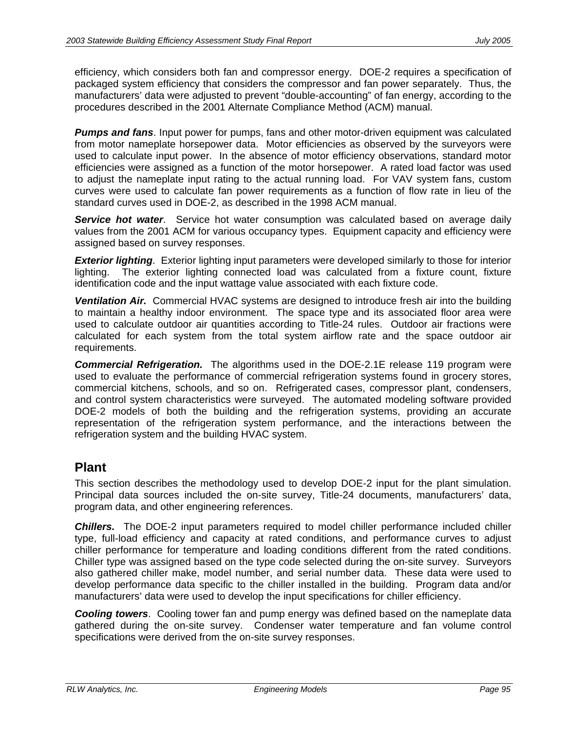efficiency, which considers both fan and compressor energy. DOE-2 requires a specification of packaged system efficiency that considers the compressor and fan power separately. Thus, the manufacturers' data were adjusted to prevent "double-accounting" of fan energy, according to the procedures described in the 2001 Alternate Compliance Method (ACM) manual.

***Pumps and fans***. Input power for pumps, fans and other motor-driven equipment was calculated from motor nameplate horsepower data. Motor efficiencies as observed by the surveyors were used to calculate input power. In the absence of motor efficiency observations, standard motor efficiencies were assigned as a function of the motor horsepower. A rated load factor was used to adjust the nameplate input rating to the actual running load. For VAV system fans, custom curves were used to calculate fan power requirements as a function of flow rate in lieu of the standard curves used in DOE-2, as described in the 1998 ACM manual.

***Service hot water***. Service hot water consumption was calculated based on average daily values from the 2001 ACM for various occupancy types. Equipment capacity and efficiency were assigned based on survey responses.

***Exterior lighting***. Exterior lighting input parameters were developed similarly to those for interior lighting. The exterior lighting connected load was calculated from a fixture count, fixture identification code and the input wattage value associated with each fixture code.

***Ventilation Air.*** Commercial HVAC systems are designed to introduce fresh air into the building to maintain a healthy indoor environment. The space type and its associated floor area were used to calculate outdoor air quantities according to Title-24 rules. Outdoor air fractions were calculated for each system from the total system airflow rate and the space outdoor air requirements.

***Commercial Refrigeration.*** The algorithms used in the DOE-2.1E release 119 program were used to evaluate the performance of commercial refrigeration systems found in grocery stores, commercial kitchens, schools, and so on. Refrigerated cases, compressor plant, condensers, and control system characteristics were surveyed. The automated modeling software provided DOE-2 models of both the building and the refrigeration systems, providing an accurate representation of the refrigeration system performance, and the interactions between the refrigeration system and the building HVAC system.

## Plant

This section describes the methodology used to develop DOE-2 input for the plant simulation. Principal data sources included the on-site survey, Title-24 documents, manufacturers' data, program data, and other engineering references.

***Chillers.*** The DOE-2 input parameters required to model chiller performance included chiller type, full-load efficiency and capacity at rated conditions, and performance curves to adjust chiller performance for temperature and loading conditions different from the rated conditions. Chiller type was assigned based on the type code selected during the on-site survey. Surveyors also gathered chiller make, model number, and serial number data. These data were used to develop performance data specific to the chiller installed in the building. Program data and/or manufacturers' data were used to develop the input specifications for chiller efficiency.

***Cooling towers***. Cooling tower fan and pump energy was defined based on the nameplate data gathered during the on-site survey. Condenser water temperature and fan volume control specifications were derived from the on-site survey responses.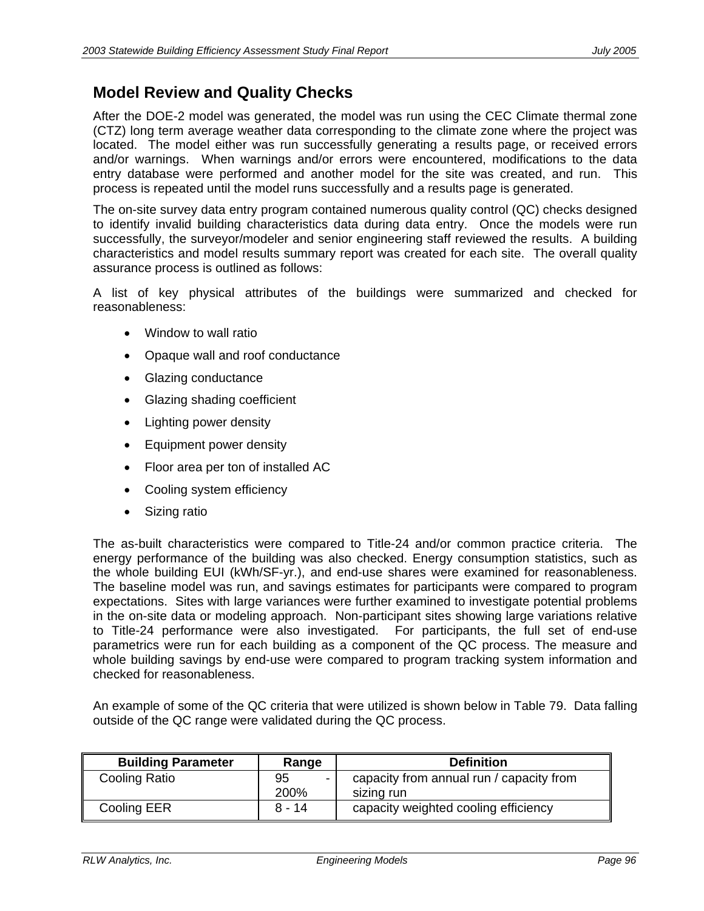## Model Review and Quality Checks

After the DOE-2 model was generated, the model was run using the CEC Climate thermal zone (CTZ) long term average weather data corresponding to the climate zone where the project was located. The model either was run successfully generating a results page, or received errors and/or warnings. When warnings and/or errors were encountered, modifications to the data entry database were performed and another model for the site was created, and run. This process is repeated until the model runs successfully and a results page is generated.

The on-site survey data entry program contained numerous quality control (QC) checks designed to identify invalid building characteristics data during data entry. Once the models were run successfully, the surveyor/modeler and senior engineering staff reviewed the results. A building characteristics and model results summary report was created for each site. The overall quality assurance process is outlined as follows:

A list of key physical attributes of the buildings were summarized and checked for reasonableness:

- Window to wall ratio
- Opaque wall and roof conductance
- Glazing conductance
- Glazing shading coefficient
- Lighting power density
- Equipment power density
- Floor area per ton of installed AC
- Cooling system efficiency
- Sizing ratio

The as-built characteristics were compared to Title-24 and/or common practice criteria. The energy performance of the building was also checked. Energy consumption statistics, such as the whole building EUI (kWh/SF-yr.), and end-use shares were examined for reasonableness. The baseline model was run, and savings estimates for participants were compared to program expectations. Sites with large variances were further examined to investigate potential problems in the on-site data or modeling approach. Non-participant sites showing large variations relative to Title-24 performance were also investigated. For participants, the full set of end-use parametrics were run for each building as a component of the QC process. The measure and whole building savings by end-use were compared to program tracking system information and checked for reasonableness.

An example of some of the QC criteria that were utilized is shown below in Table 79. Data falling outside of the QC range were validated during the QC process.

| Building Parameter | Range | Definition |
|---|---|---|
| Cooling Ratio | 95 - 200% | capacity from annual run / capacity from sizing run |
| Cooling EER | 8 - 14 | capacity weighted cooling efficiency |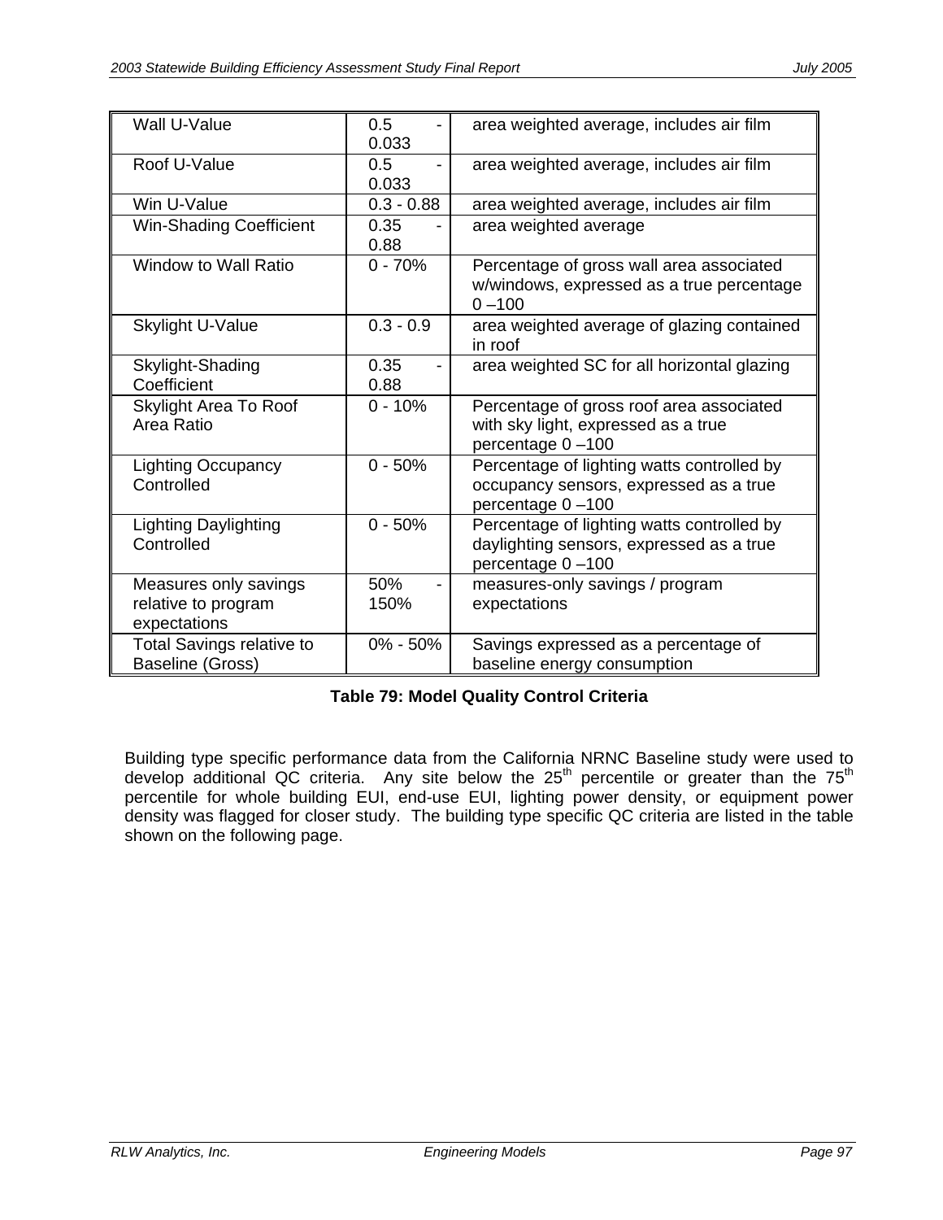| Wall U-Value | 0.5 - 0.033 | area weighted average, includes air film |
|---|---|---|
| Roof U-Value | 0.5 - 0.033 | area weighted average, includes air film |
| Win U-Value | 0.3 - 0.88 | area weighted average, includes air film |
| Win-Shading Coefficient | 0.35 - 0.88 | area weighted average |
| Window to Wall Ratio | 0 - 70% | Percentage of gross wall area associated w/windows, expressed as a true percentage 0 –100 |
| Skylight U-Value | 0.3 - 0.9 | area weighted average of glazing contained in roof |
| Skylight-Shading Coefficient | 0.35 - 0.88 | area weighted SC for all horizontal glazing |
| Skylight Area To Roof Area Ratio | 0 - 10% | Percentage of gross roof area associated with sky light, expressed as a true percentage 0 –100 |
| Lighting Occupancy Controlled | 0 - 50% | Percentage of lighting watts controlled by occupancy sensors, expressed as a true percentage 0 –100 |
| Lighting Daylighting Controlled | 0 - 50% | Percentage of lighting watts controlled by daylighting sensors, expressed as a true percentage 0 –100 |
| Measures only savings relative to program expectations | 50% - 150% | measures-only savings / program expectations |
| Total Savings relative to Baseline (Gross) | 0% - 50% | Savings expressed as a percentage of baseline energy consumption |

**Table 79: Model Quality Control Criteria**

Building type specific performance data from the California NRNC Baseline study were used to develop additional QC criteria. Any site below the 25th percentile or greater than the 75th percentile for whole building EUI, end-use EUI, lighting power density, or equipment power density was flagged for closer study. The building type specific QC criteria are listed in the table shown on the following page.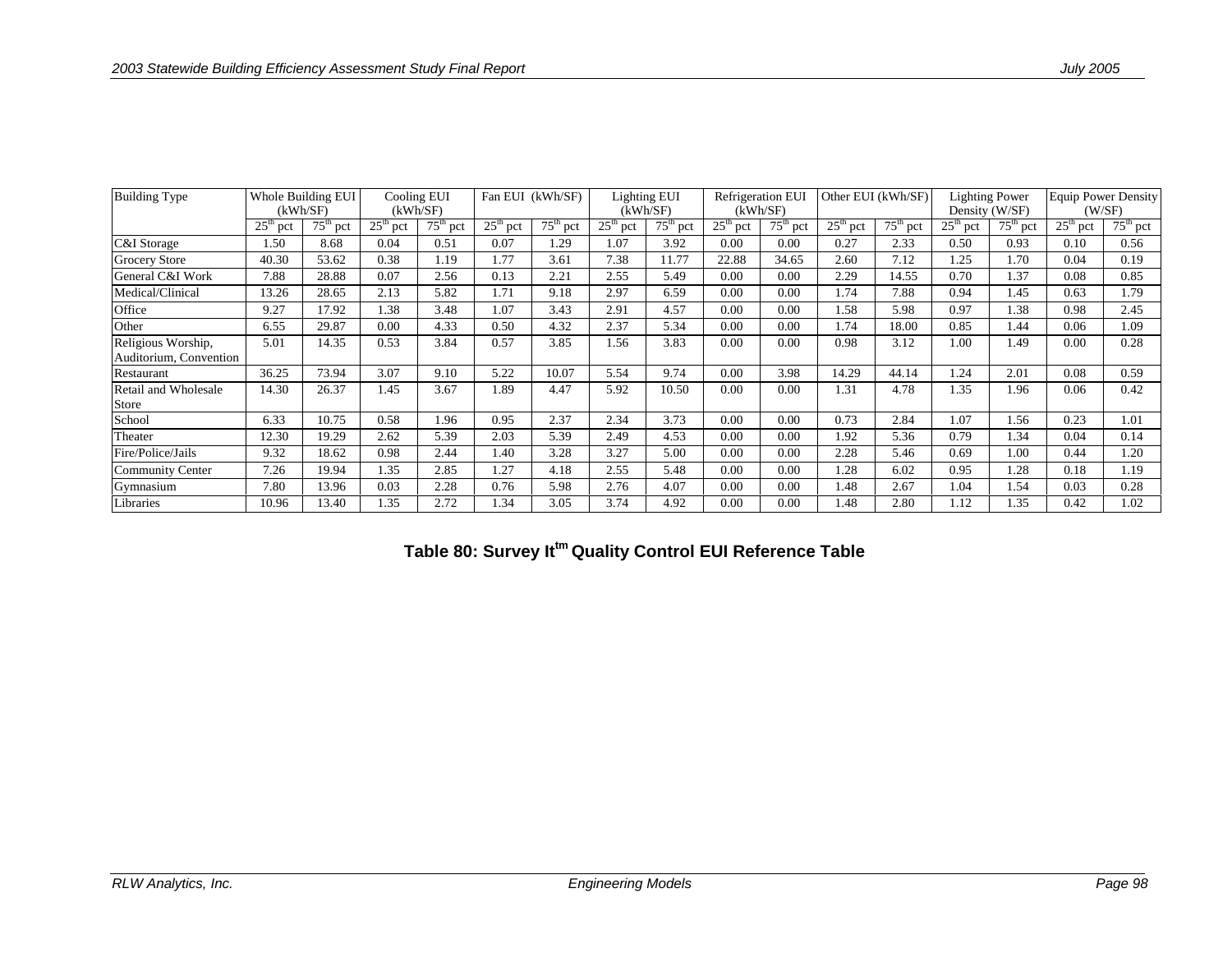| Building Type | Whole Building EUI (kWh/SF) | | Cooling EUI (kWh/SF) | | Fan EUI (kWh/SF) | | Lighting EUI (kWh/SF) | | Refrigeration EUI (kWh/SF) | | Other EUI (kWh/SF) | | Lighting Power Density (W/SF) | | Equip Power Density (W/SF) | |
|---|---|---|---|---|---|---|---|---|---|---|---|---|---|---|---|---|
| | 25th pct | 75th pct | 25th pct | 75th pct | 25th pct | 75th pct | 25th pct | 75th pct | 25th pct | 75th pct | 25th pct | 75th pct | 25th pct | 75th pct | 25th pct | 75th pct |
| C&I Storage | 1.50 | 8.68 | 0.04 | 0.51 | 0.07 | 1.29 | 1.07 | 3.92 | 0.00 | 0.00 | 0.27 | 2.33 | 0.50 | 0.93 | 0.10 | 0.56 |
| Grocery Store | 40.30 | 53.62 | 0.38 | 1.19 | 1.77 | 3.61 | 7.38 | 11.77 | 22.88 | 34.65 | 2.60 | 7.12 | 1.25 | 1.70 | 0.04 | 0.19 |
| General C&I Work | 7.88 | 28.88 | 0.07 | 2.56 | 0.13 | 2.21 | 2.55 | 5.49 | 0.00 | 0.00 | 2.29 | 14.55 | 0.70 | 1.37 | 0.08 | 0.85 |
| Medical/Clinical | 13.26 | 28.65 | 2.13 | 5.82 | 1.71 | 9.18 | 2.97 | 6.59 | 0.00 | 0.00 | 1.74 | 7.88 | 0.94 | 1.45 | 0.63 | 1.79 |
| Office | 9.27 | 17.92 | 1.38 | 3.48 | 1.07 | 3.43 | 2.91 | 4.57 | 0.00 | 0.00 | 1.58 | 5.98 | 0.97 | 1.38 | 0.98 | 2.45 |
| Other | 6.55 | 29.87 | 0.00 | 4.33 | 0.50 | 4.32 | 2.37 | 5.34 | 0.00 | 0.00 | 1.74 | 18.00 | 0.85 | 1.44 | 0.06 | 1.09 |
| Religious Worship, Auditorium, Convention | 5.01 | 14.35 | 0.53 | 3.84 | 0.57 | 3.85 | 1.56 | 3.83 | 0.00 | 0.00 | 0.98 | 3.12 | 1.00 | 1.49 | 0.00 | 0.28 |
| Restaurant | 36.25 | 73.94 | 3.07 | 9.10 | 5.22 | 10.07 | 5.54 | 9.74 | 0.00 | 3.98 | 14.29 | 44.14 | 1.24 | 2.01 | 0.08 | 0.59 |
| Retail and Wholesale Store | 14.30 | 26.37 | 1.45 | 3.67 | 1.89 | 4.47 | 5.92 | 10.50 | 0.00 | 0.00 | 1.31 | 4.78 | 1.35 | 1.96 | 0.06 | 0.42 |
| School | 6.33 | 10.75 | 0.58 | 1.96 | 0.95 | 2.37 | 2.34 | 3.73 | 0.00 | 0.00 | 0.73 | 2.84 | 1.07 | 1.56 | 0.23 | 1.01 |
| Theater | 12.30 | 19.29 | 2.62 | 5.39 | 2.03 | 5.39 | 2.49 | 4.53 | 0.00 | 0.00 | 1.92 | 5.36 | 0.79 | 1.34 | 0.04 | 0.14 |
| Fire/Police/Jails | 9.32 | 18.62 | 0.98 | 2.44 | 1.40 | 3.28 | 3.27 | 5.00 | 0.00 | 0.00 | 2.28 | 5.46 | 0.69 | 1.00 | 0.44 | 1.20 |
| Community Center | 7.26 | 19.94 | 1.35 | 2.85 | 1.27 | 4.18 | 2.55 | 5.48 | 0.00 | 0.00 | 1.28 | 6.02 | 0.95 | 1.28 | 0.18 | 1.19 |
| Gymnasium | 7.80 | 13.96 | 0.03 | 2.28 | 0.76 | 5.98 | 2.76 | 4.07 | 0.00 | 0.00 | 1.48 | 2.67 | 1.04 | 1.54 | 0.03 | 0.28 |
| Libraries | 10.96 | 13.40 | 1.35 | 2.72 | 1.34 | 3.05 | 3.74 | 4.92 | 0.00 | 0.00 | 1.48 | 2.80 | 1.12 | 1.35 | 0.42 | 1.02 |

**Table 80: Survey It™ Quality Control EUI Reference Table**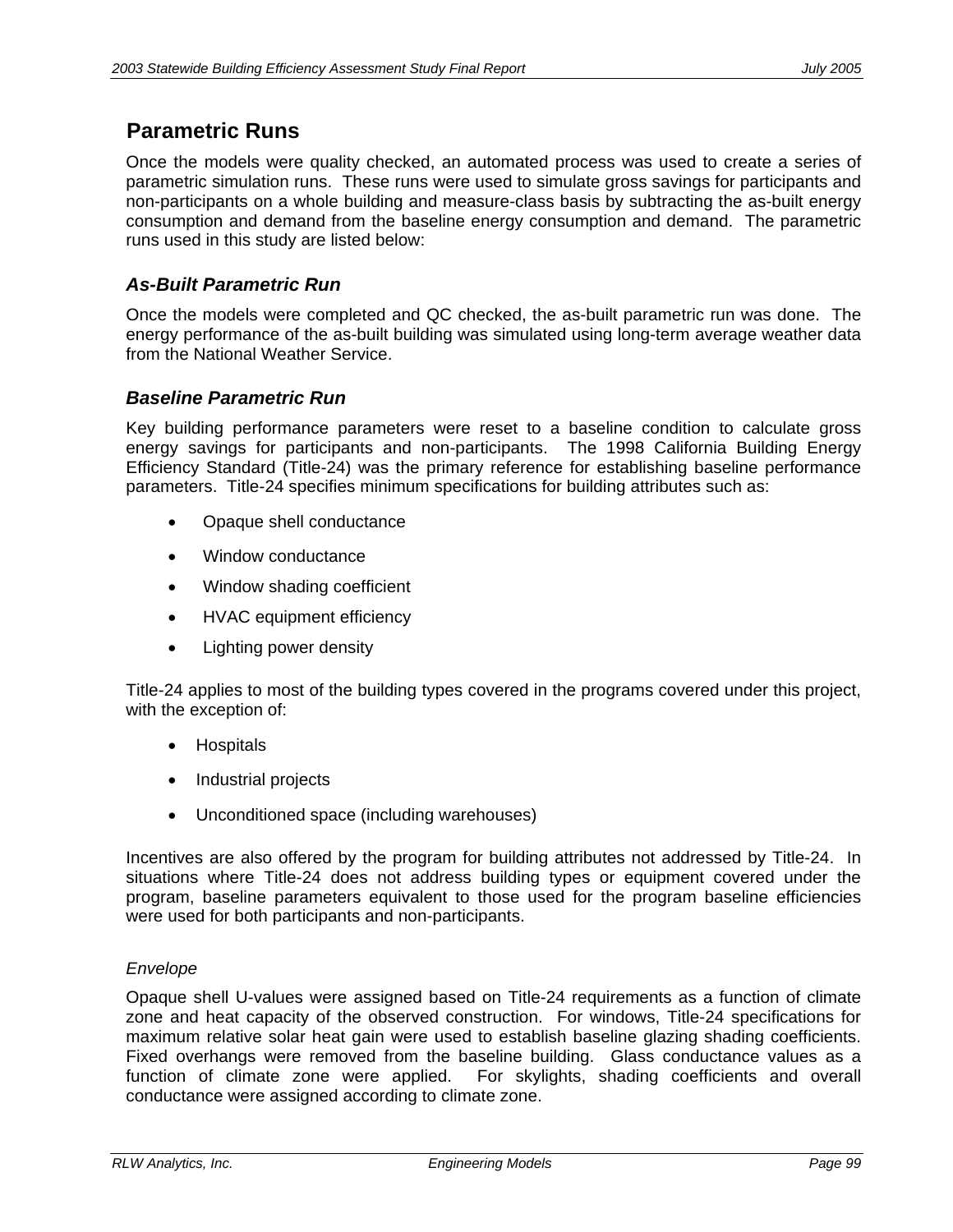## Parametric Runs

Once the models were quality checked, an automated process was used to create a series of parametric simulation runs. These runs were used to simulate gross savings for participants and non-participants on a whole building and measure-class basis by subtracting the as-built energy consumption and demand from the baseline energy consumption and demand. The parametric runs used in this study are listed below:

### *As-Built Parametric Run*

Once the models were completed and QC checked, the as-built parametric run was done. The energy performance of the as-built building was simulated using long-term average weather data from the National Weather Service.

### *Baseline Parametric Run*

Key building performance parameters were reset to a baseline condition to calculate gross energy savings for participants and non-participants. The 1998 California Building Energy Efficiency Standard (Title-24) was the primary reference for establishing baseline performance parameters. Title-24 specifies minimum specifications for building attributes such as:

- Opaque shell conductance
- Window conductance
- Window shading coefficient
- HVAC equipment efficiency
- Lighting power density

Title-24 applies to most of the building types covered in the programs covered under this project, with the exception of:

- Hospitals
- Industrial projects
- Unconditioned space (including warehouses)

Incentives are also offered by the program for building attributes not addressed by Title-24. In situations where Title-24 does not address building types or equipment covered under the program, baseline parameters equivalent to those used for the program baseline efficiencies were used for both participants and non-participants.

*Envelope*

Opaque shell U-values were assigned based on Title-24 requirements as a function of climate zone and heat capacity of the observed construction. For windows, Title-24 specifications for maximum relative solar heat gain were used to establish baseline glazing shading coefficients. Fixed overhangs were removed from the baseline building. Glass conductance values as a function of climate zone were applied. For skylights, shading coefficients and overall conductance were assigned according to climate zone.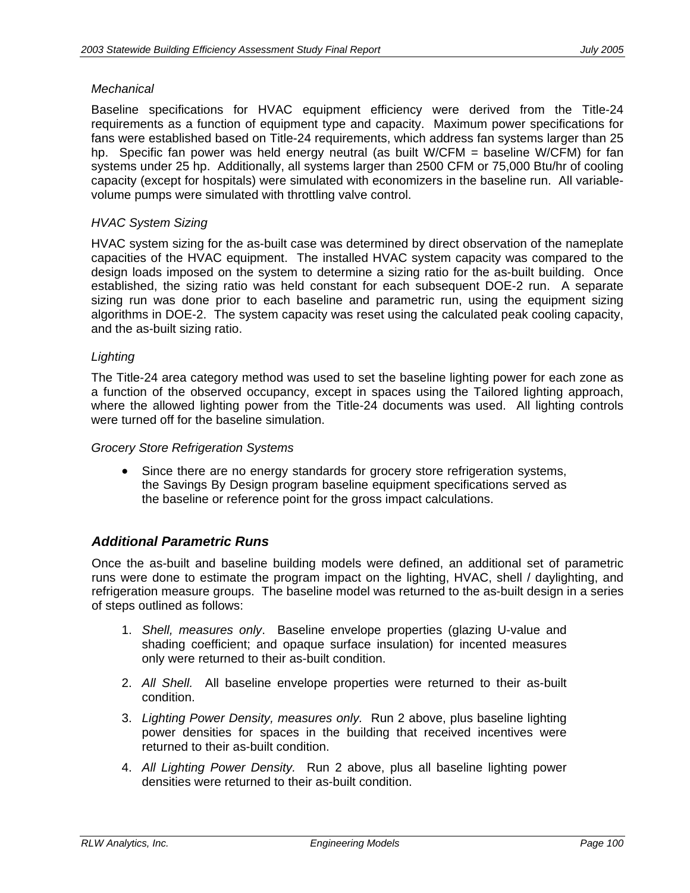*Mechanical*

Baseline specifications for HVAC equipment efficiency were derived from the Title-24 requirements as a function of equipment type and capacity. Maximum power specifications for fans were established based on Title-24 requirements, which address fan systems larger than 25 hp. Specific fan power was held energy neutral (as built W/CFM = baseline W/CFM) for fan systems under 25 hp. Additionally, all systems larger than 2500 CFM or 75,000 Btu/hr of cooling capacity (except for hospitals) were simulated with economizers in the baseline run. All variable-volume pumps were simulated with throttling valve control.

*HVAC System Sizing*

HVAC system sizing for the as-built case was determined by direct observation of the nameplate capacities of the HVAC equipment. The installed HVAC system capacity was compared to the design loads imposed on the system to determine a sizing ratio for the as-built building. Once established, the sizing ratio was held constant for each subsequent DOE-2 run. A separate sizing run was done prior to each baseline and parametric run, using the equipment sizing algorithms in DOE-2. The system capacity was reset using the calculated peak cooling capacity, and the as-built sizing ratio.

*Lighting*

The Title-24 area category method was used to set the baseline lighting power for each zone as a function of the observed occupancy, except in spaces using the Tailored lighting approach, where the allowed lighting power from the Title-24 documents was used. All lighting controls were turned off for the baseline simulation.

*Grocery Store Refrigeration Systems*

- Since there are no energy standards for grocery store refrigeration systems, the Savings By Design program baseline equipment specifications served as the baseline or reference point for the gross impact calculations.

### *Additional Parametric Runs*

Once the as-built and baseline building models were defined, an additional set of parametric runs were done to estimate the program impact on the lighting, HVAC, shell / daylighting, and refrigeration measure groups. The baseline model was returned to the as-built design in a series of steps outlined as follows:

1. *Shell, measures only*. Baseline envelope properties (glazing U-value and shading coefficient; and opaque surface insulation) for incented measures only were returned to their as-built condition.
2. *All Shell.* All baseline envelope properties were returned to their as-built condition.
3. *Lighting Power Density, measures only.* Run 2 above, plus baseline lighting power densities for spaces in the building that received incentives were returned to their as-built condition.
4. *All Lighting Power Density.* Run 2 above, plus all baseline lighting power densities were returned to their as-built condition.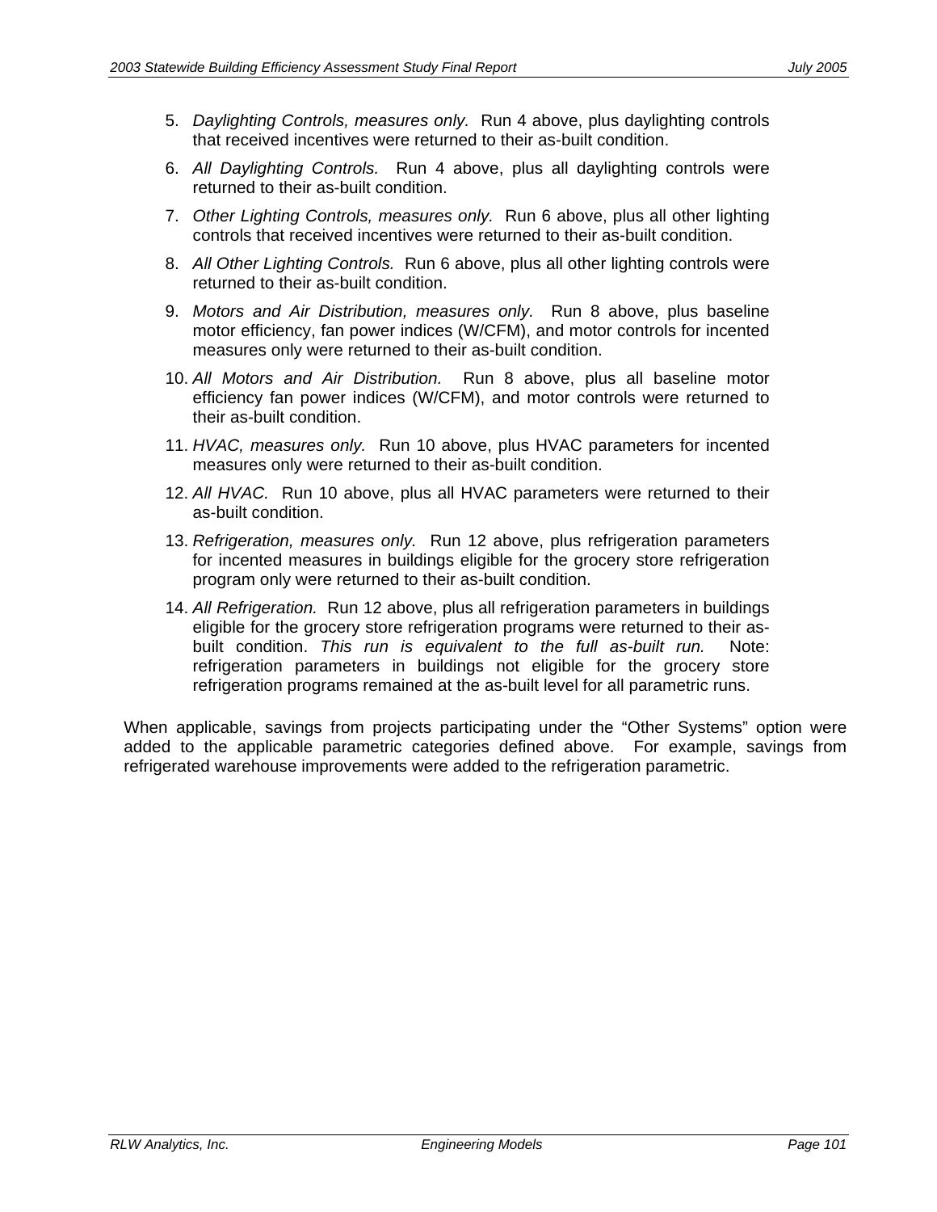5. *Daylighting Controls, measures only.* Run 4 above, plus daylighting controls that received incentives were returned to their as-built condition.
6. *All Daylighting Controls.* Run 4 above, plus all daylighting controls were returned to their as-built condition.
7. *Other Lighting Controls, measures only.* Run 6 above, plus all other lighting controls that received incentives were returned to their as-built condition.
8. *All Other Lighting Controls.* Run 6 above, plus all other lighting controls were returned to their as-built condition.
9. *Motors and Air Distribution, measures only.* Run 8 above, plus baseline motor efficiency, fan power indices (W/CFM), and motor controls for incented measures only were returned to their as-built condition.
10. *All Motors and Air Distribution.* Run 8 above, plus all baseline motor efficiency fan power indices (W/CFM), and motor controls were returned to their as-built condition.
11. *HVAC, measures only.* Run 10 above, plus HVAC parameters for incented measures only were returned to their as-built condition.
12. *All HVAC.* Run 10 above, plus all HVAC parameters were returned to their as-built condition.
13. *Refrigeration, measures only.* Run 12 above, plus refrigeration parameters for incented measures in buildings eligible for the grocery store refrigeration program only were returned to their as-built condition.
14. *All Refrigeration.* Run 12 above, plus all refrigeration parameters in buildings eligible for the grocery store refrigeration programs were returned to their as-built condition. *This run is equivalent to the full as-built run.* Note: refrigeration parameters in buildings not eligible for the grocery store refrigeration programs remained at the as-built level for all parametric runs.

When applicable, savings from projects participating under the "Other Systems" option were added to the applicable parametric categories defined above. For example, savings from refrigerated warehouse improvements were added to the refrigeration parametric.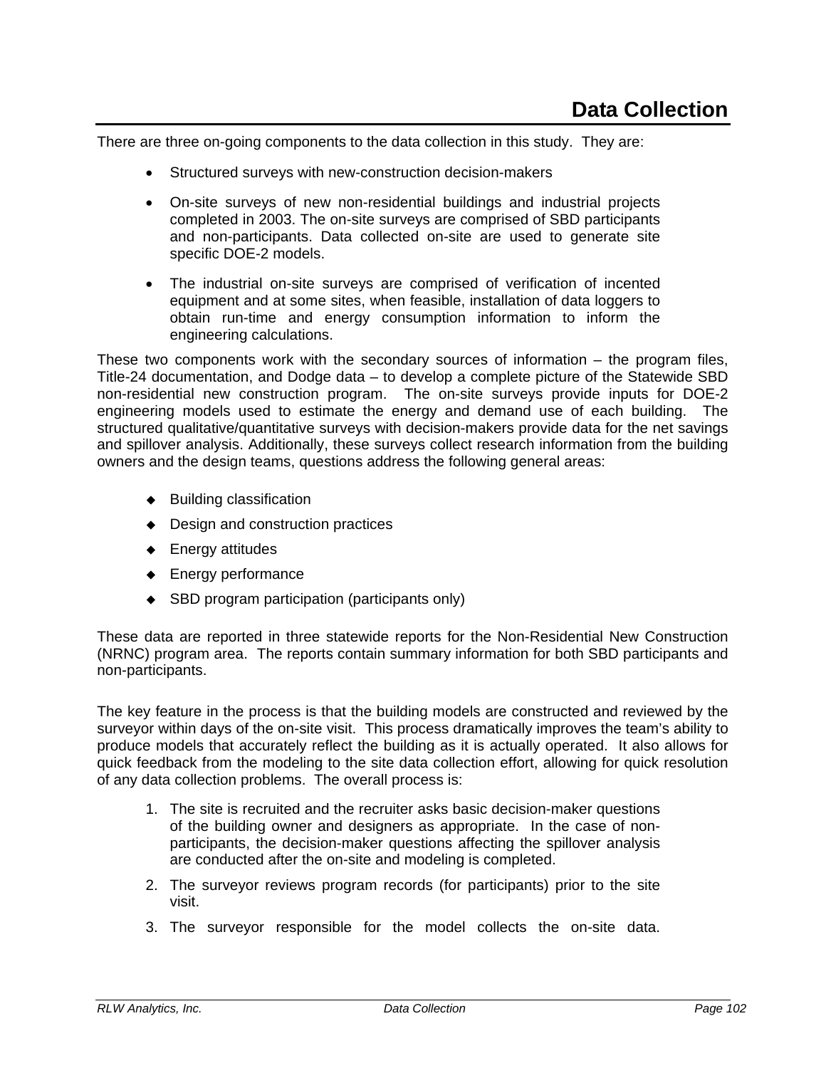# Data Collection

There are three on-going components to the data collection in this study. They are:

- Structured surveys with new-construction decision-makers
- On-site surveys of new non-residential buildings and industrial projects completed in 2003. The on-site surveys are comprised of SBD participants and non-participants. Data collected on-site are used to generate site specific DOE-2 models.
- The industrial on-site surveys are comprised of verification of incented equipment and at some sites, when feasible, installation of data loggers to obtain run-time and energy consumption information to inform the engineering calculations.

These two components work with the secondary sources of information – the program files, Title-24 documentation, and Dodge data – to develop a complete picture of the Statewide SBD non-residential new construction program. The on-site surveys provide inputs for DOE-2 engineering models used to estimate the energy and demand use of each building. The structured qualitative/quantitative surveys with decision-makers provide data for the net savings and spillover analysis. Additionally, these surveys collect research information from the building owners and the design teams, questions address the following general areas:

- Building classification
- Design and construction practices
- Energy attitudes
- Energy performance
- SBD program participation (participants only)

These data are reported in three statewide reports for the Non-Residential New Construction (NRNC) program area. The reports contain summary information for both SBD participants and non-participants.

The key feature in the process is that the building models are constructed and reviewed by the surveyor within days of the on-site visit. This process dramatically improves the team's ability to produce models that accurately reflect the building as it is actually operated. It also allows for quick feedback from the modeling to the site data collection effort, allowing for quick resolution of any data collection problems. The overall process is:

1. The site is recruited and the recruiter asks basic decision-maker questions of the building owner and designers as appropriate. In the case of non-participants, the decision-maker questions affecting the spillover analysis are conducted after the on-site and modeling is completed.
2. The surveyor reviews program records (for participants) prior to the site visit.
3. The surveyor responsible for the model collects the on-site data.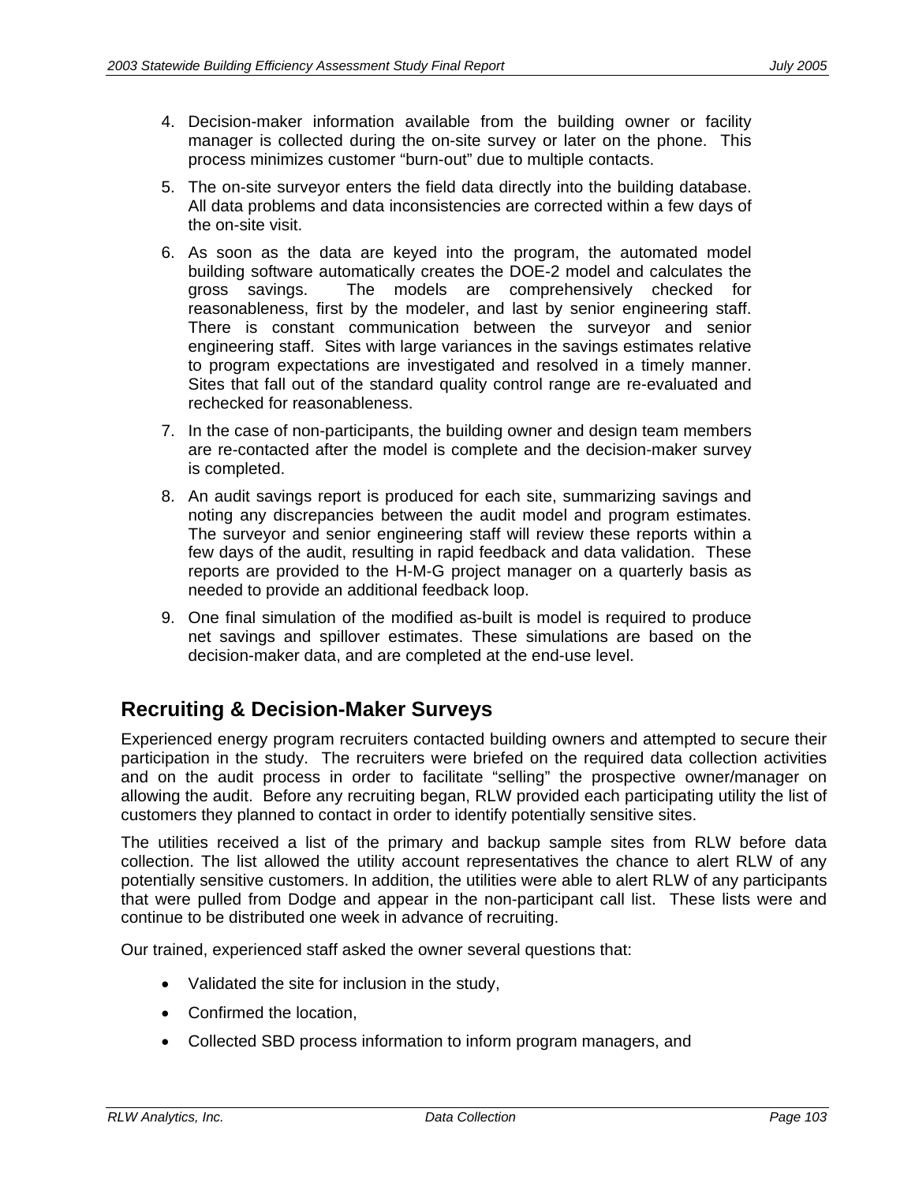4. Decision-maker information available from the building owner or facility manager is collected during the on-site survey or later on the phone. This process minimizes customer "burn-out" due to multiple contacts.

5. The on-site surveyor enters the field data directly into the building database. All data problems and data inconsistencies are corrected within a few days of the on-site visit.

6. As soon as the data are keyed into the program, the automated model building software automatically creates the DOE-2 model and calculates the gross savings. The models are comprehensively checked for reasonableness, first by the modeler, and last by senior engineering staff. There is constant communication between the surveyor and senior engineering staff. Sites with large variances in the savings estimates relative to program expectations are investigated and resolved in a timely manner. Sites that fall out of the standard quality control range are re-evaluated and rechecked for reasonableness.

7. In the case of non-participants, the building owner and design team members are re-contacted after the model is complete and the decision-maker survey is completed.

8. An audit savings report is produced for each site, summarizing savings and noting any discrepancies between the audit model and program estimates. The surveyor and senior engineering staff will review these reports within a few days of the audit, resulting in rapid feedback and data validation. These reports are provided to the H-M-G project manager on a quarterly basis as needed to provide an additional feedback loop.

9. One final simulation of the modified as-built is model is required to produce net savings and spillover estimates. These simulations are based on the decision-maker data, and are completed at the end-use level.

## Recruiting & Decision-Maker Surveys

Experienced energy program recruiters contacted building owners and attempted to secure their participation in the study. The recruiters were briefed on the required data collection activities and on the audit process in order to facilitate "selling" the prospective owner/manager on allowing the audit. Before any recruiting began, RLW provided each participating utility the list of customers they planned to contact in order to identify potentially sensitive sites.

The utilities received a list of the primary and backup sample sites from RLW before data collection. The list allowed the utility account representatives the chance to alert RLW of any potentially sensitive customers. In addition, the utilities were able to alert RLW of any participants that were pulled from Dodge and appear in the non-participant call list. These lists were and continue to be distributed one week in advance of recruiting.

Our trained, experienced staff asked the owner several questions that:

- Validated the site for inclusion in the study,
- Confirmed the location,
- Collected SBD process information to inform program managers, and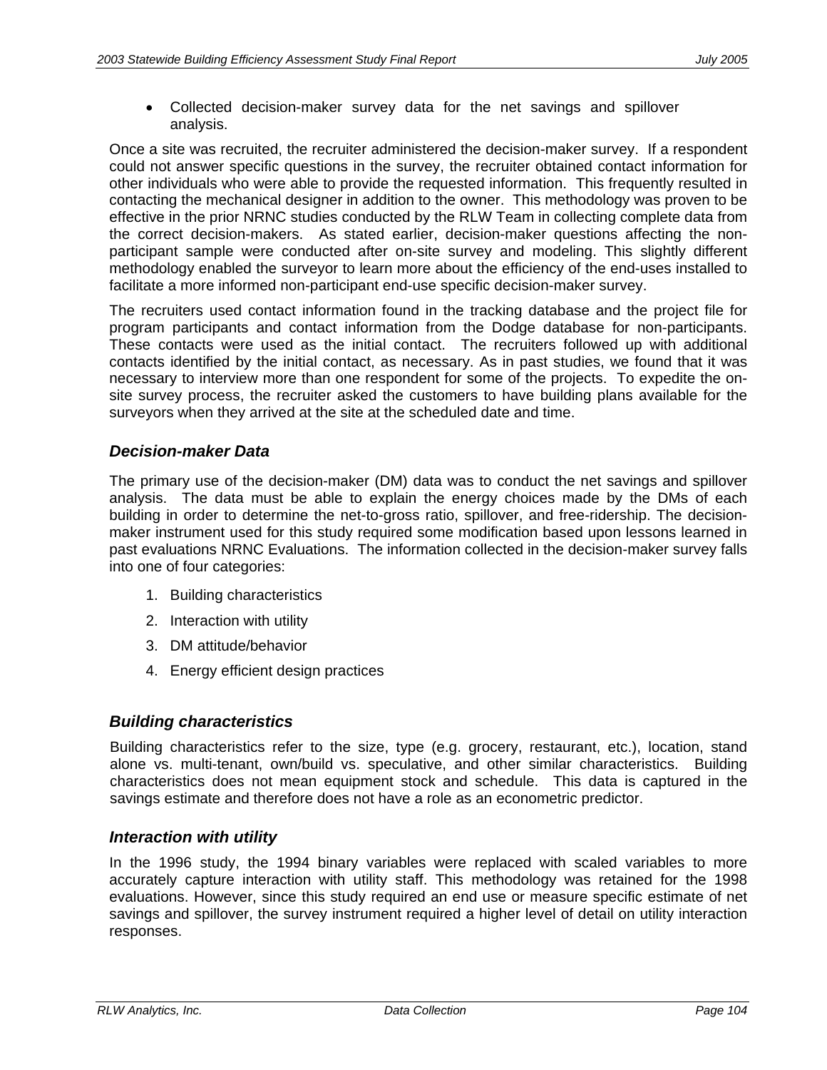- Collected decision-maker survey data for the net savings and spillover analysis.

Once a site was recruited, the recruiter administered the decision-maker survey. If a respondent could not answer specific questions in the survey, the recruiter obtained contact information for other individuals who were able to provide the requested information. This frequently resulted in contacting the mechanical designer in addition to the owner. This methodology was proven to be effective in the prior NRNC studies conducted by the RLW Team in collecting complete data from the correct decision-makers. As stated earlier, decision-maker questions affecting the non-participant sample were conducted after on-site survey and modeling. This slightly different methodology enabled the surveyor to learn more about the efficiency of the end-uses installed to facilitate a more informed non-participant end-use specific decision-maker survey.

The recruiters used contact information found in the tracking database and the project file for program participants and contact information from the Dodge database for non-participants. These contacts were used as the initial contact. The recruiters followed up with additional contacts identified by the initial contact, as necessary. As in past studies, we found that it was necessary to interview more than one respondent for some of the projects. To expedite the on-site survey process, the recruiter asked the customers to have building plans available for the surveyors when they arrived at the site at the scheduled date and time.

### *Decision-maker Data*

The primary use of the decision-maker (DM) data was to conduct the net savings and spillover analysis. The data must be able to explain the energy choices made by the DMs of each building in order to determine the net-to-gross ratio, spillover, and free-ridership. The decision-maker instrument used for this study required some modification based upon lessons learned in past evaluations NRNC Evaluations. The information collected in the decision-maker survey falls into one of four categories:

1. Building characteristics
2. Interaction with utility
3. DM attitude/behavior
4. Energy efficient design practices

### *Building characteristics*

Building characteristics refer to the size, type (e.g. grocery, restaurant, etc.), location, stand alone vs. multi-tenant, own/build vs. speculative, and other similar characteristics. Building characteristics does not mean equipment stock and schedule. This data is captured in the savings estimate and therefore does not have a role as an econometric predictor.

### *Interaction with utility*

In the 1996 study, the 1994 binary variables were replaced with scaled variables to more accurately capture interaction with utility staff. This methodology was retained for the 1998 evaluations. However, since this study required an end use or measure specific estimate of net savings and spillover, the survey instrument required a higher level of detail on utility interaction responses.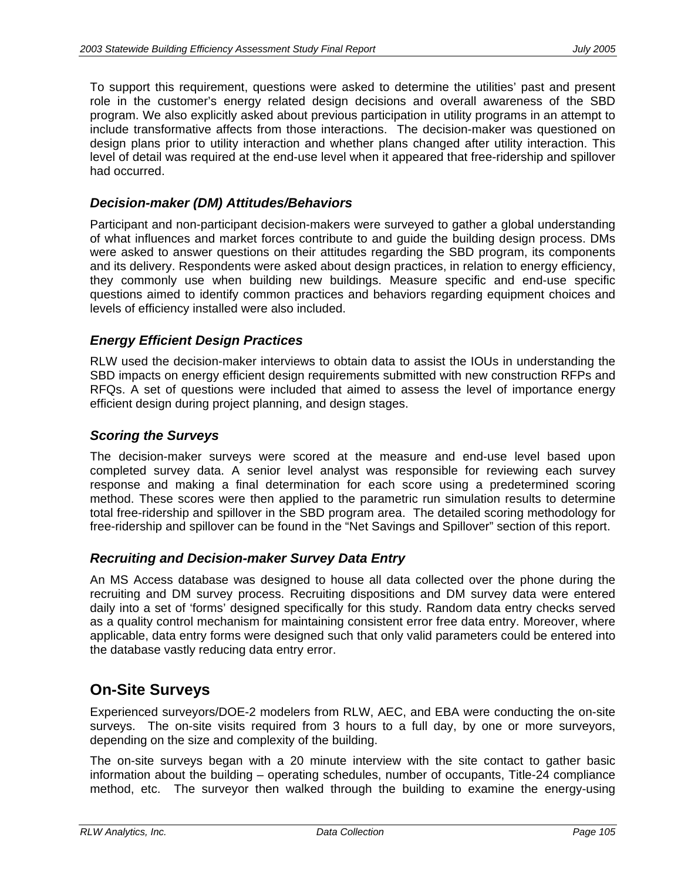To support this requirement, questions were asked to determine the utilities' past and present role in the customer's energy related design decisions and overall awareness of the SBD program. We also explicitly asked about previous participation in utility programs in an attempt to include transformative affects from those interactions. The decision-maker was questioned on design plans prior to utility interaction and whether plans changed after utility interaction. This level of detail was required at the end-use level when it appeared that free-ridership and spillover had occurred.

### *Decision-maker (DM) Attitudes/Behaviors*

Participant and non-participant decision-makers were surveyed to gather a global understanding of what influences and market forces contribute to and guide the building design process. DMs were asked to answer questions on their attitudes regarding the SBD program, its components and its delivery. Respondents were asked about design practices, in relation to energy efficiency, they commonly use when building new buildings. Measure specific and end-use specific questions aimed to identify common practices and behaviors regarding equipment choices and levels of efficiency installed were also included.

### *Energy Efficient Design Practices*

RLW used the decision-maker interviews to obtain data to assist the IOUs in understanding the SBD impacts on energy efficient design requirements submitted with new construction RFPs and RFQs. A set of questions were included that aimed to assess the level of importance energy efficient design during project planning, and design stages.

### *Scoring the Surveys*

The decision-maker surveys were scored at the measure and end-use level based upon completed survey data. A senior level analyst was responsible for reviewing each survey response and making a final determination for each score using a predetermined scoring method. These scores were then applied to the parametric run simulation results to determine total free-ridership and spillover in the SBD program area. The detailed scoring methodology for free-ridership and spillover can be found in the "Net Savings and Spillover" section of this report.

### *Recruiting and Decision-maker Survey Data Entry*

An MS Access database was designed to house all data collected over the phone during the recruiting and DM survey process. Recruiting dispositions and DM survey data were entered daily into a set of 'forms' designed specifically for this study. Random data entry checks served as a quality control mechanism for maintaining consistent error free data entry. Moreover, where applicable, data entry forms were designed such that only valid parameters could be entered into the database vastly reducing data entry error.

## On-Site Surveys

Experienced surveyors/DOE-2 modelers from RLW, AEC, and EBA were conducting the on-site surveys. The on-site visits required from 3 hours to a full day, by one or more surveyors, depending on the size and complexity of the building.

The on-site surveys began with a 20 minute interview with the site contact to gather basic information about the building – operating schedules, number of occupants, Title-24 compliance method, etc. The surveyor then walked through the building to examine the energy-using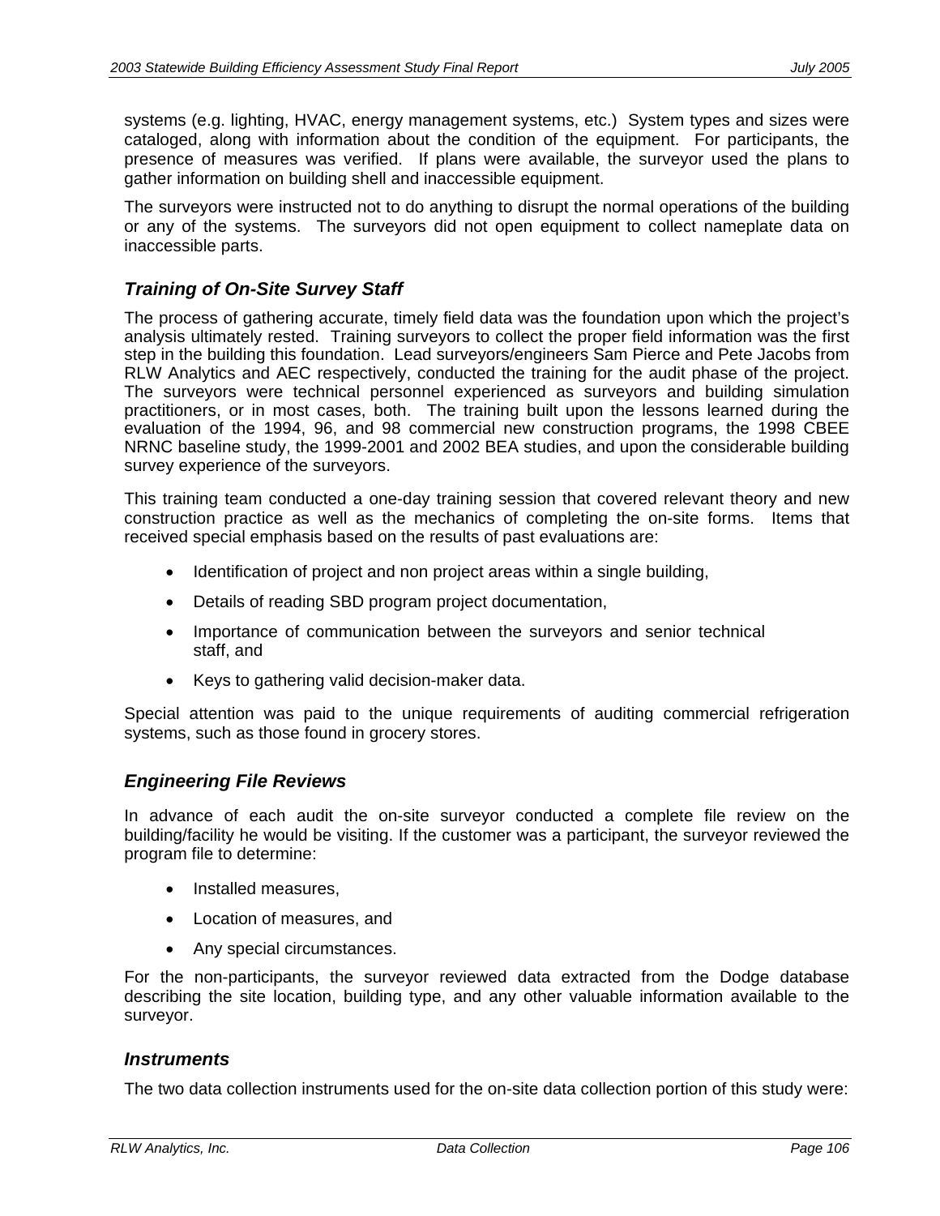systems (e.g. lighting, HVAC, energy management systems, etc.) System types and sizes were cataloged, along with information about the condition of the equipment. For participants, the presence of measures was verified. If plans were available, the surveyor used the plans to gather information on building shell and inaccessible equipment.

The surveyors were instructed not to do anything to disrupt the normal operations of the building or any of the systems. The surveyors did not open equipment to collect nameplate data on inaccessible parts.

### *Training of On-Site Survey Staff*

The process of gathering accurate, timely field data was the foundation upon which the project's analysis ultimately rested. Training surveyors to collect the proper field information was the first step in the building this foundation. Lead surveyors/engineers Sam Pierce and Pete Jacobs from RLW Analytics and AEC respectively, conducted the training for the audit phase of the project. The surveyors were technical personnel experienced as surveyors and building simulation practitioners, or in most cases, both. The training built upon the lessons learned during the evaluation of the 1994, 96, and 98 commercial new construction programs, the 1998 CBEE NRNC baseline study, the 1999-2001 and 2002 BEA studies, and upon the considerable building survey experience of the surveyors.

This training team conducted a one-day training session that covered relevant theory and new construction practice as well as the mechanics of completing the on-site forms. Items that received special emphasis based on the results of past evaluations are:

- Identification of project and non project areas within a single building,
- Details of reading SBD program project documentation,
- Importance of communication between the surveyors and senior technical staff, and
- Keys to gathering valid decision-maker data.

Special attention was paid to the unique requirements of auditing commercial refrigeration systems, such as those found in grocery stores.

### *Engineering File Reviews*

In advance of each audit the on-site surveyor conducted a complete file review on the building/facility he would be visiting. If the customer was a participant, the surveyor reviewed the program file to determine:

- Installed measures,
- Location of measures, and
- Any special circumstances.

For the non-participants, the surveyor reviewed data extracted from the Dodge database describing the site location, building type, and any other valuable information available to the surveyor.

### *Instruments*

The two data collection instruments used for the on-site data collection portion of this study were: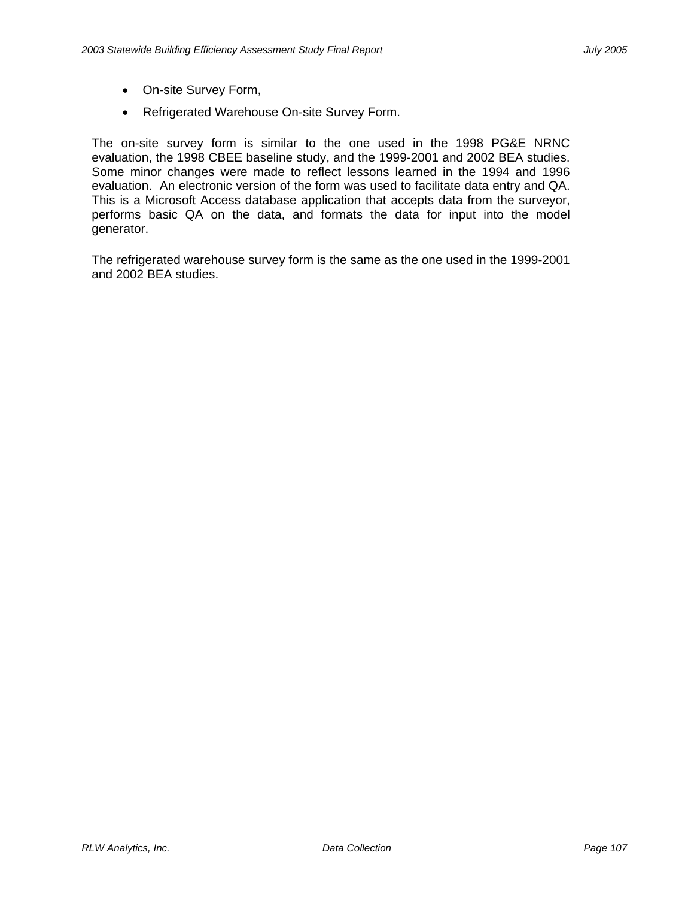- On-site Survey Form,
- Refrigerated Warehouse On-site Survey Form.

The on-site survey form is similar to the one used in the 1998 PG&E NRNC evaluation, the 1998 CBEE baseline study, and the 1999-2001 and 2002 BEA studies. Some minor changes were made to reflect lessons learned in the 1994 and 1996 evaluation. An electronic version of the form was used to facilitate data entry and QA. This is a Microsoft Access database application that accepts data from the surveyor, performs basic QA on the data, and formats the data for input into the model generator.

The refrigerated warehouse survey form is the same as the one used in the 1999-2001 and 2002 BEA studies.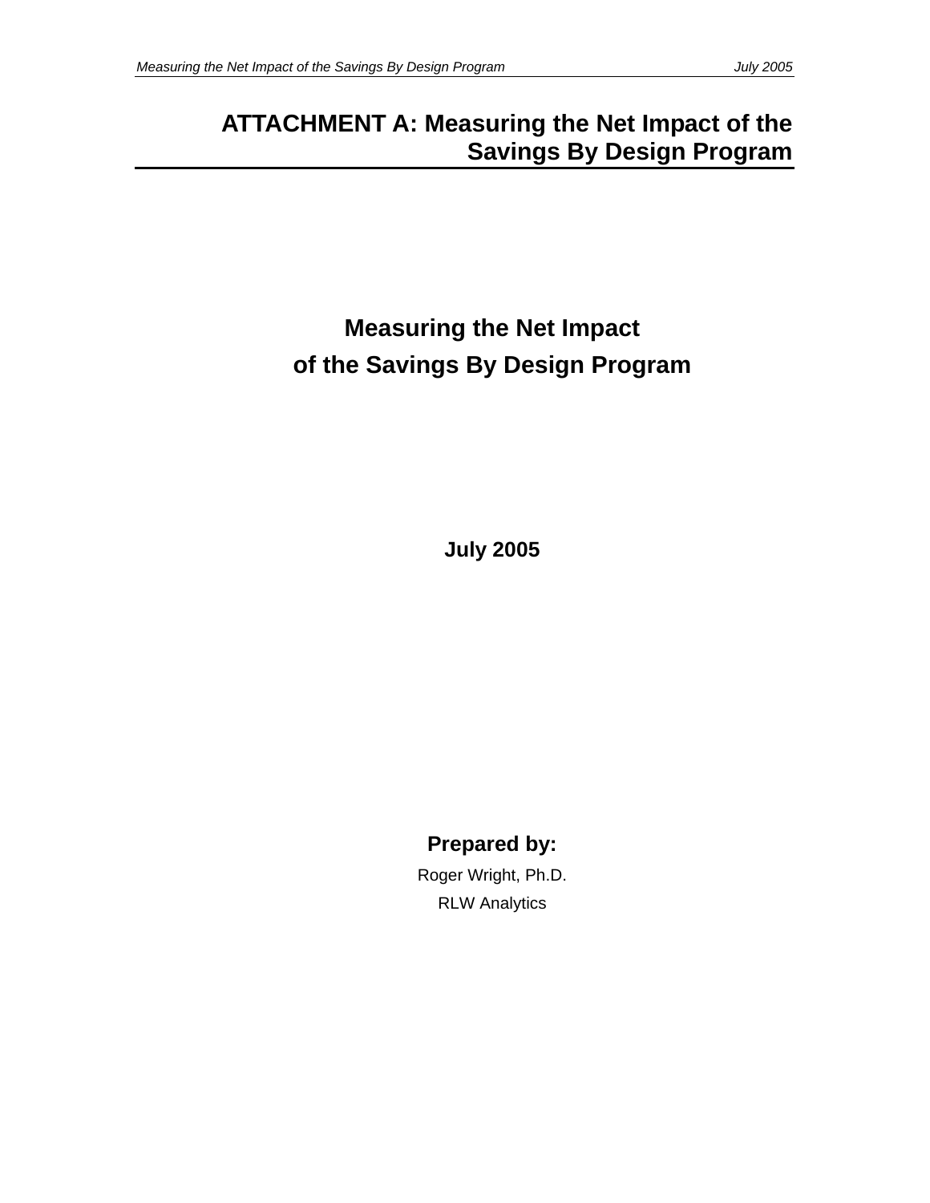# ATTACHMENT A: Measuring the Net Impact of the Savings By Design Program

## Measuring the Net Impact of the Savings By Design Program

**July 2005**

**Prepared by:**

Roger Wright, Ph.D.

RLW Analytics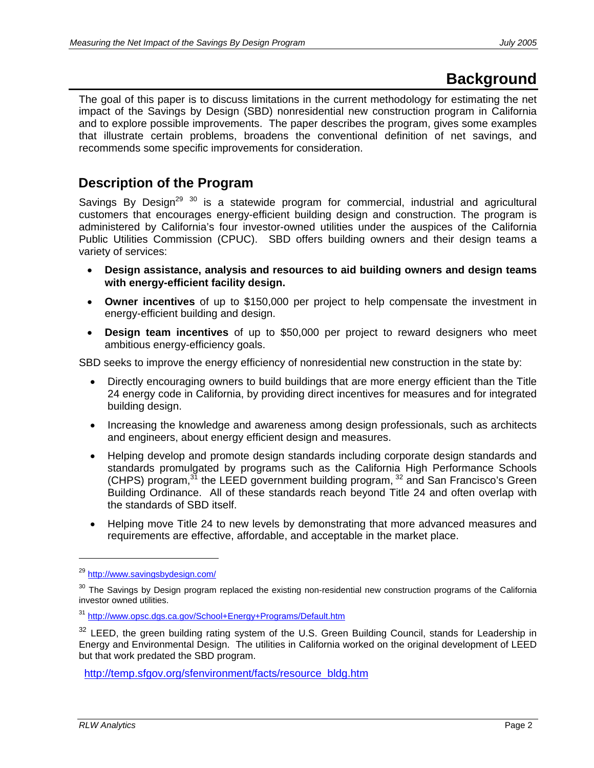# Background

The goal of this paper is to discuss limitations in the current methodology for estimating the net impact of the Savings by Design (SBD) nonresidential new construction program in California and to explore possible improvements. The paper describes the program, gives some examples that illustrate certain problems, broadens the conventional definition of net savings, and recommends some specific improvements for consideration.

## Description of the Program

Savings By Design[29] [30] is a statewide program for commercial, industrial and agricultural customers that encourages energy-efficient building design and construction. The program is administered by California's four investor-owned utilities under the auspices of the California Public Utilities Commission (CPUC). SBD offers building owners and their design teams a variety of services:

- **Design assistance, analysis and resources to aid building owners and design teams with energy-efficient facility design.**
- **Owner incentives** of up to $150,000 per project to help compensate the investment in energy-efficient building and design.
- **Design team incentives** of up to $50,000 per project to reward designers who meet ambitious energy-efficiency goals.

SBD seeks to improve the energy efficiency of nonresidential new construction in the state by:

- Directly encouraging owners to build buildings that are more energy efficient than the Title 24 energy code in California, by providing direct incentives for measures and for integrated building design.
- Increasing the knowledge and awareness among design professionals, such as architects and engineers, about energy efficient design and measures.
- Helping develop and promote design standards including corporate design standards and standards promulgated by programs such as the California High Performance Schools (CHPS) program,[31] the LEED government building program, [32] and San Francisco's Green Building Ordinance. All of these standards reach beyond Title 24 and often overlap with the standards of SBD itself.
- Helping move Title 24 to new levels by demonstrating that more advanced measures and requirements are effective, affordable, and acceptable in the market place.

---

[29] http://www.savingsbydesign.com/

[30] The Savings by Design program replaced the existing non-residential new construction programs of the California investor owned utilities.

[31] http://www.opsc.dgs.ca.gov/School+Energy+Programs/Default.htm

[32] LEED, the green building rating system of the U.S. Green Building Council, stands for Leadership in Energy and Environmental Design. The utilities in California worked on the original development of LEED but that work predated the SBD program.

http://temp.sfgov.org/sfenvironment/facts/resource_bldg.htm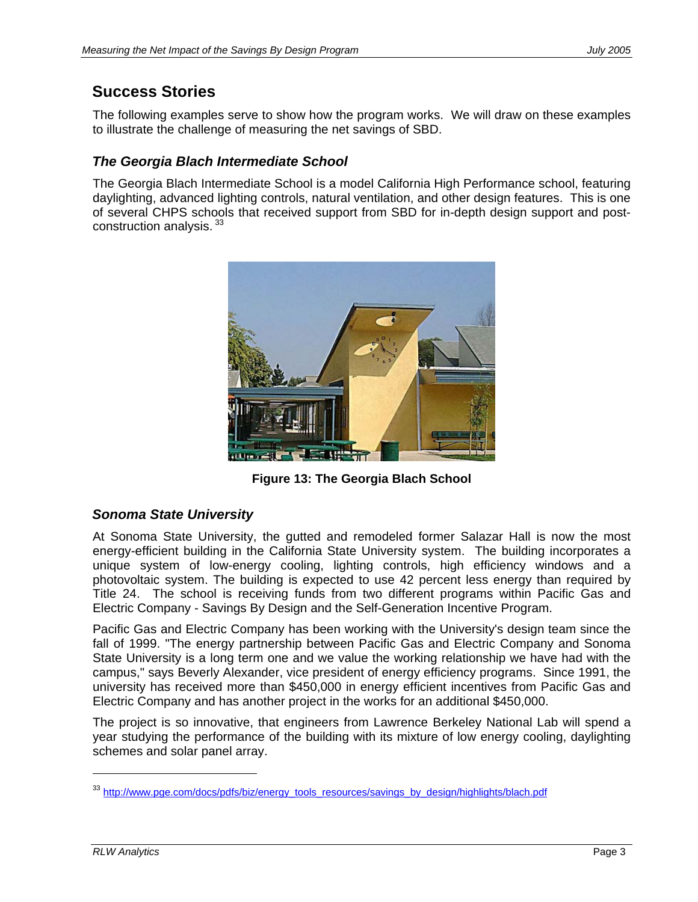## Success Stories

The following examples serve to show how the program works. We will draw on these examples to illustrate the challenge of measuring the net savings of SBD.

### *The Georgia Blach Intermediate School*

The Georgia Blach Intermediate School is a model California High Performance school, featuring daylighting, advanced lighting controls, natural ventilation, and other design features. This is one of several CHPS schools that received support from SBD for in-depth design support and post-construction analysis. [33]

**Figure 13: The Georgia Blach School**

### *Sonoma State University*

At Sonoma State University, the gutted and remodeled former Salazar Hall is now the most energy-efficient building in the California State University system. The building incorporates a unique system of low-energy cooling, lighting controls, high efficiency windows and a photovoltaic system. The building is expected to use 42 percent less energy than required by Title 24. The school is receiving funds from two different programs within Pacific Gas and Electric Company - Savings By Design and the Self-Generation Incentive Program.

Pacific Gas and Electric Company has been working with the University's design team since the fall of 1999. "The energy partnership between Pacific Gas and Electric Company and Sonoma State University is a long term one and we value the working relationship we have had with the campus," says Beverly Alexander, vice president of energy efficiency programs. Since 1991, the university has received more than $450,000 in energy efficient incentives from Pacific Gas and Electric Company and has another project in the works for an additional $450,000.

The project is so innovative, that engineers from Lawrence Berkeley National Lab will spend a year studying the performance of the building with its mixture of low energy cooling, daylighting schemes and solar panel array.

---

[33] http://www.pge.com/docs/pdfs/biz/energy_tools_resources/savings_by_design/highlights/blach.pdf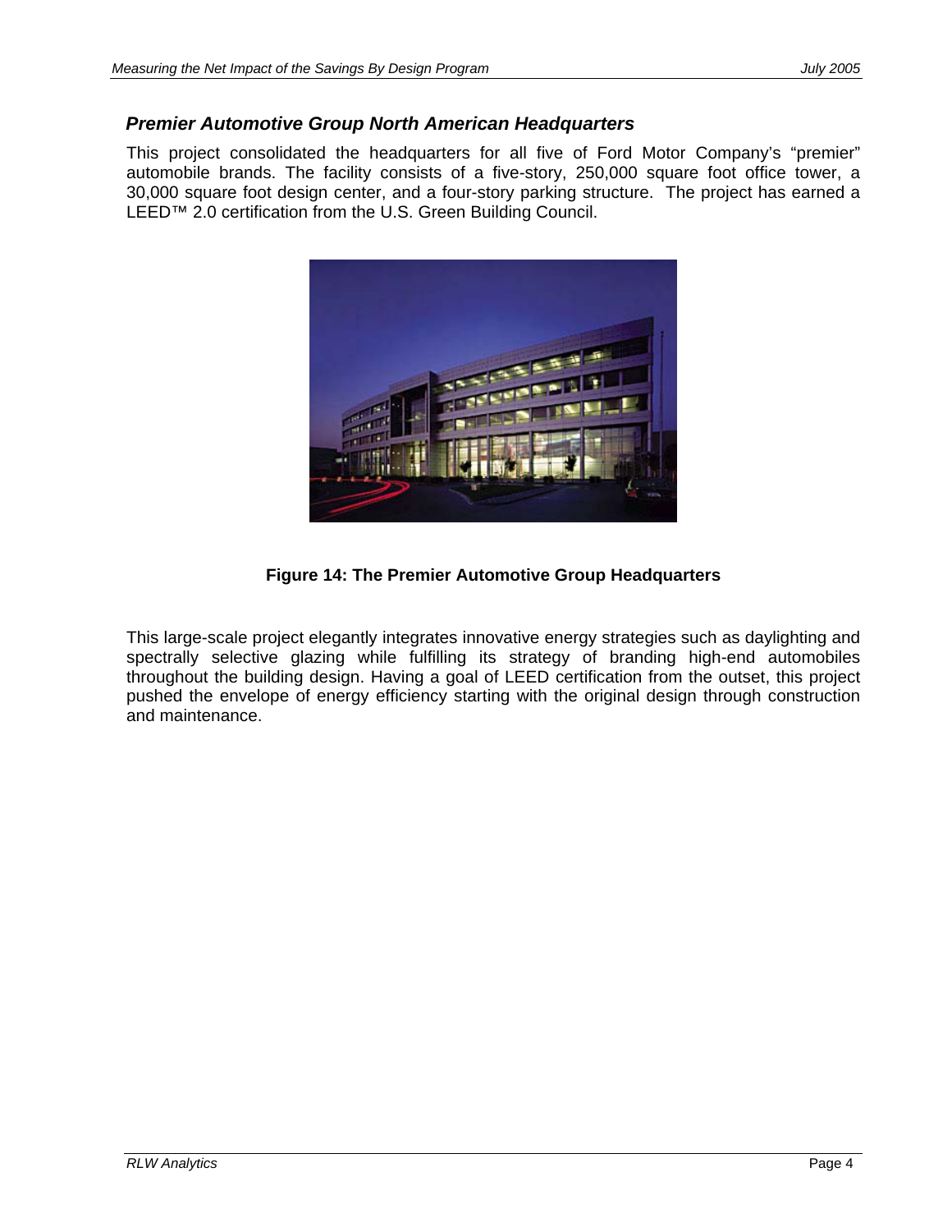### *Premier Automotive Group North American Headquarters*

This project consolidated the headquarters for all five of Ford Motor Company's "premier" automobile brands. The facility consists of a five-story, 250,000 square foot office tower, a 30,000 square foot design center, and a four-story parking structure. The project has earned a LEED™ 2.0 certification from the U.S. Green Building Council.

**Figure 14: The Premier Automotive Group Headquarters**

This large-scale project elegantly integrates innovative energy strategies such as daylighting and spectrally selective glazing while fulfilling its strategy of branding high-end automobiles throughout the building design. Having a goal of LEED certification from the outset, this project pushed the envelope of energy efficiency starting with the original design through construction and maintenance.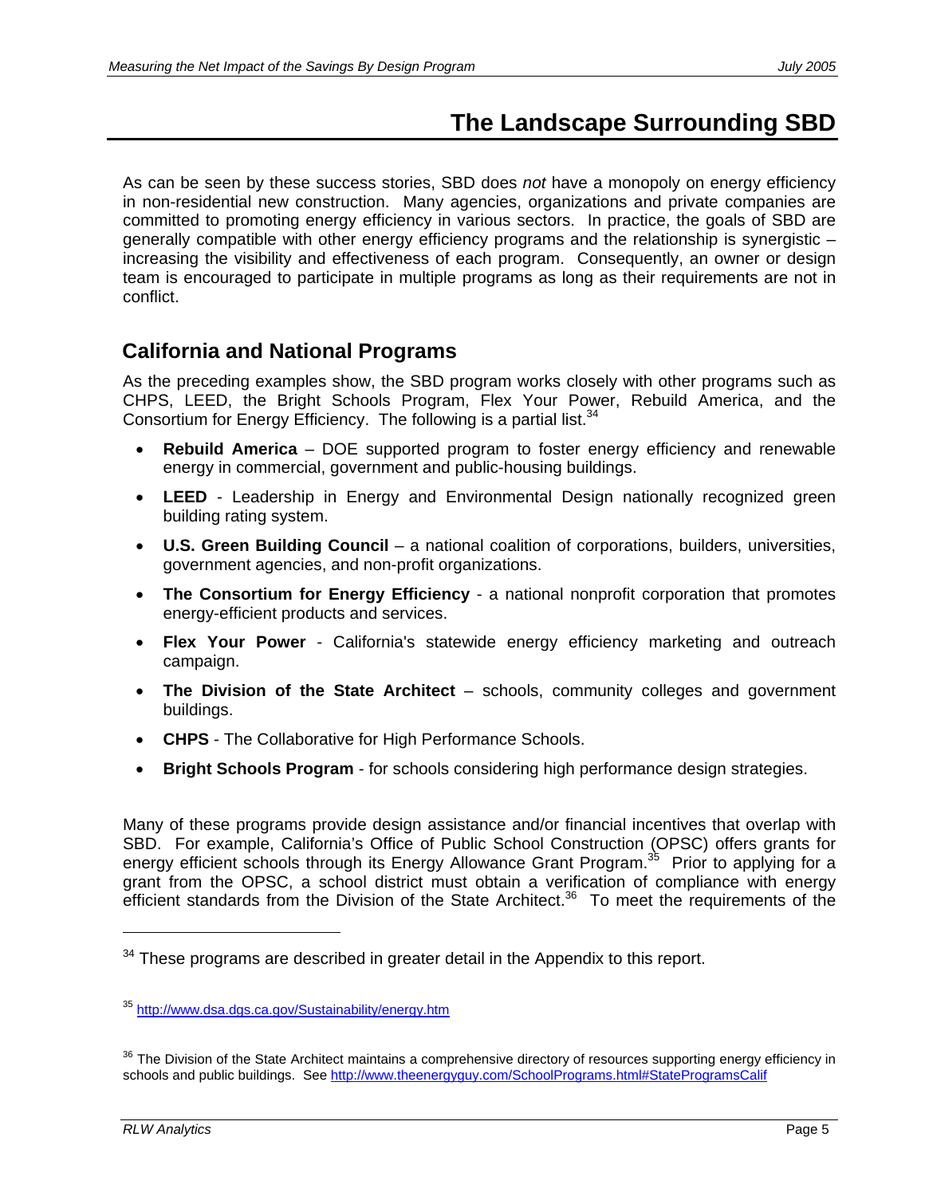# The Landscape Surrounding SBD

As can be seen by these success stories, SBD does *not* have a monopoly on energy efficiency in non-residential new construction. Many agencies, organizations and private companies are committed to promoting energy efficiency in various sectors. In practice, the goals of SBD are generally compatible with other energy efficiency programs and the relationship is synergistic – increasing the visibility and effectiveness of each program. Consequently, an owner or design team is encouraged to participate in multiple programs as long as their requirements are not in conflict.

## California and National Programs

As the preceding examples show, the SBD program works closely with other programs such as CHPS, LEED, the Bright Schools Program, Flex Your Power, Rebuild America, and the Consortium for Energy Efficiency. The following is a partial list.[34]

- **Rebuild America** – DOE supported program to foster energy efficiency and renewable energy in commercial, government and public-housing buildings.
- **LEED** - Leadership in Energy and Environmental Design nationally recognized green building rating system.
- **U.S. Green Building Council** – a national coalition of corporations, builders, universities, government agencies, and non-profit organizations.
- **The Consortium for Energy Efficiency** - a national nonprofit corporation that promotes energy-efficient products and services.
- **Flex Your Power** - California's statewide energy efficiency marketing and outreach campaign.
- **The Division of the State Architect** – schools, community colleges and government buildings.
- **CHPS** - The Collaborative for High Performance Schools.
- **Bright Schools Program** - for schools considering high performance design strategies.

Many of these programs provide design assistance and/or financial incentives that overlap with SBD. For example, California's Office of Public School Construction (OPSC) offers grants for energy efficient schools through its Energy Allowance Grant Program.[35] Prior to applying for a grant from the OPSC, a school district must obtain a verification of compliance with energy efficient standards from the Division of the State Architect.[36] To meet the requirements of the

---

[34] These programs are described in greater detail in the Appendix to this report.

[35] http://www.dsa.dgs.ca.gov/Sustainability/energy.htm

[36] The Division of the State Architect maintains a comprehensive directory of resources supporting energy efficiency in schools and public buildings. See http://www.theenergyguy.com/SchoolPrograms.html#StateProgramsCalif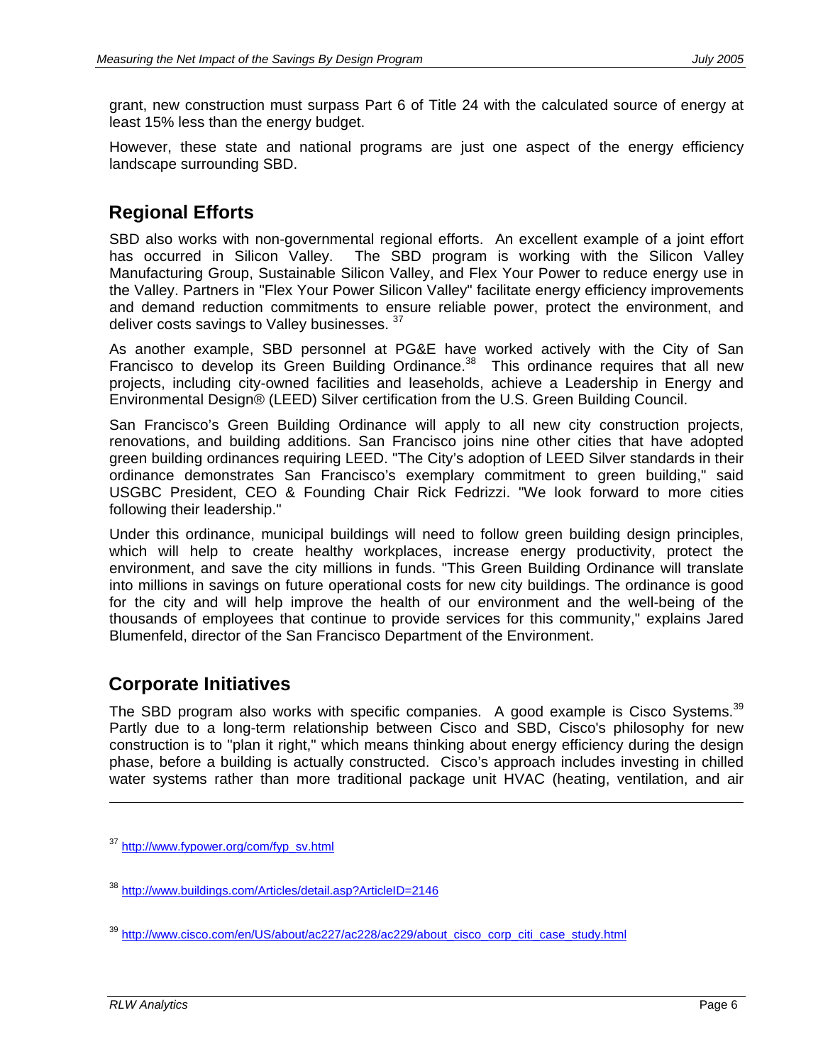grant, new construction must surpass Part 6 of Title 24 with the calculated source of energy at least 15% less than the energy budget.

However, these state and national programs are just one aspect of the energy efficiency landscape surrounding SBD.

## Regional Efforts

SBD also works with non-governmental regional efforts. An excellent example of a joint effort has occurred in Silicon Valley. The SBD program is working with the Silicon Valley Manufacturing Group, Sustainable Silicon Valley, and Flex Your Power to reduce energy use in the Valley. Partners in "Flex Your Power Silicon Valley" facilitate energy efficiency improvements and demand reduction commitments to ensure reliable power, protect the environment, and deliver costs savings to Valley businesses. [37]

As another example, SBD personnel at PG&E have worked actively with the City of San Francisco to develop its Green Building Ordinance.[38] This ordinance requires that all new projects, including city-owned facilities and leaseholds, achieve a Leadership in Energy and Environmental Design® (LEED) Silver certification from the U.S. Green Building Council.

San Francisco's Green Building Ordinance will apply to all new city construction projects, renovations, and building additions. San Francisco joins nine other cities that have adopted green building ordinances requiring LEED. "The City's adoption of LEED Silver standards in their ordinance demonstrates San Francisco's exemplary commitment to green building," said USGBC President, CEO & Founding Chair Rick Fedrizzi. "We look forward to more cities following their leadership."

Under this ordinance, municipal buildings will need to follow green building design principles, which will help to create healthy workplaces, increase energy productivity, protect the environment, and save the city millions in funds. "This Green Building Ordinance will translate into millions in savings on future operational costs for new city buildings. The ordinance is good for the city and will help improve the health of our environment and the well-being of the thousands of employees that continue to provide services for this community," explains Jared Blumenfeld, director of the San Francisco Department of the Environment.

## Corporate Initiatives

The SBD program also works with specific companies. A good example is Cisco Systems.[39] Partly due to a long-term relationship between Cisco and SBD, Cisco's philosophy for new construction is to "plan it right," which means thinking about energy efficiency during the design phase, before a building is actually constructed. Cisco's approach includes investing in chilled water systems rather than more traditional package unit HVAC (heating, ventilation, and air

---

[37] http://www.fypower.org/com/fyp_sv.html

[38] http://www.buildings.com/Articles/detail.asp?ArticleID=2146

[39] http://www.cisco.com/en/US/about/ac227/ac228/ac229/about_cisco_corp_citi_case_study.html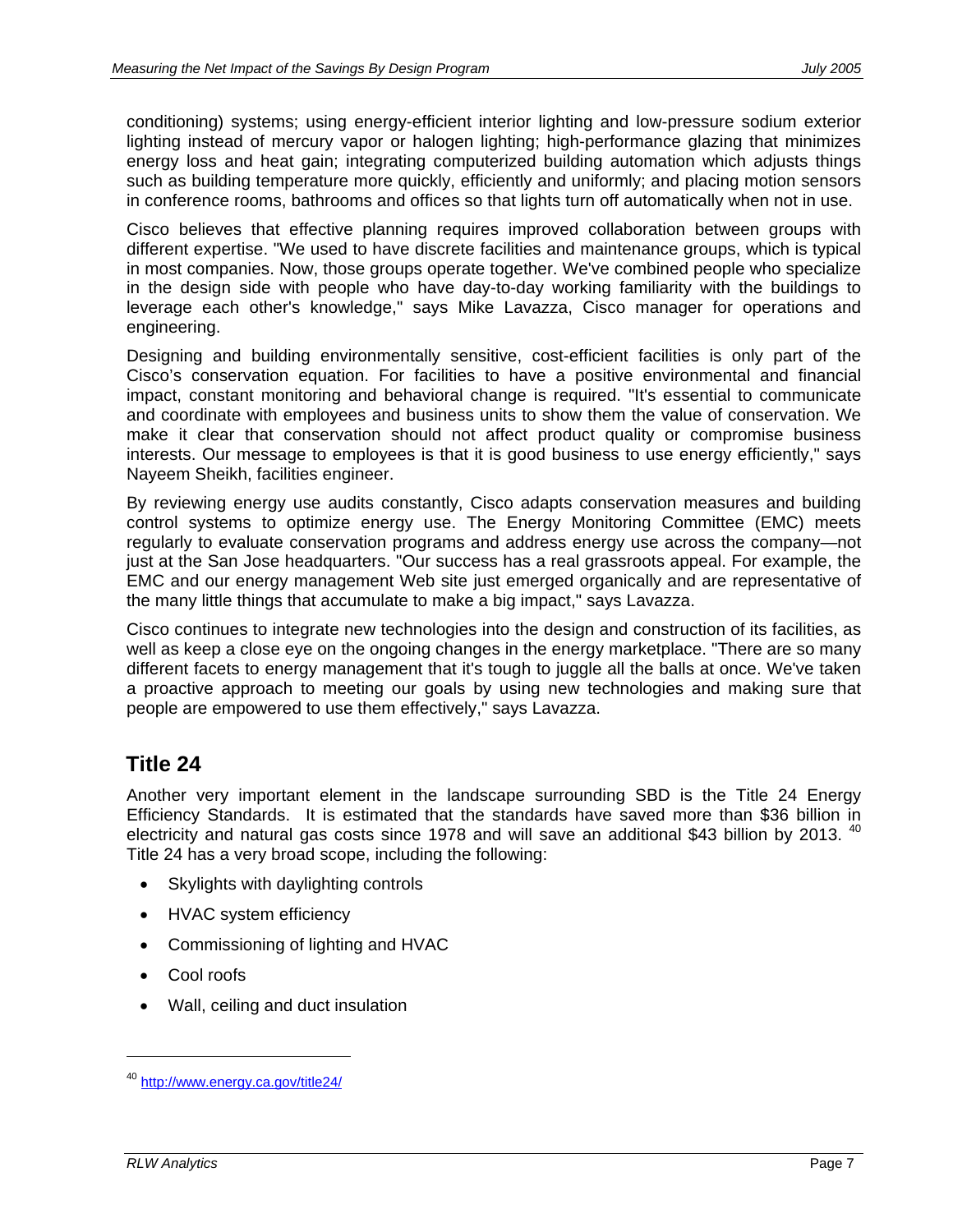conditioning) systems; using energy-efficient interior lighting and low-pressure sodium exterior lighting instead of mercury vapor or halogen lighting; high-performance glazing that minimizes energy loss and heat gain; integrating computerized building automation which adjusts things such as building temperature more quickly, efficiently and uniformly; and placing motion sensors in conference rooms, bathrooms and offices so that lights turn off automatically when not in use.

Cisco believes that effective planning requires improved collaboration between groups with different expertise. "We used to have discrete facilities and maintenance groups, which is typical in most companies. Now, those groups operate together. We've combined people who specialize in the design side with people who have day-to-day working familiarity with the buildings to leverage each other's knowledge," says Mike Lavazza, Cisco manager for operations and engineering.

Designing and building environmentally sensitive, cost-efficient facilities is only part of the Cisco's conservation equation. For facilities to have a positive environmental and financial impact, constant monitoring and behavioral change is required. "It's essential to communicate and coordinate with employees and business units to show them the value of conservation. We make it clear that conservation should not affect product quality or compromise business interests. Our message to employees is that it is good business to use energy efficiently," says Nayeem Sheikh, facilities engineer.

By reviewing energy use audits constantly, Cisco adapts conservation measures and building control systems to optimize energy use. The Energy Monitoring Committee (EMC) meets regularly to evaluate conservation programs and address energy use across the company—not just at the San Jose headquarters. "Our success has a real grassroots appeal. For example, the EMC and our energy management Web site just emerged organically and are representative of the many little things that accumulate to make a big impact," says Lavazza.

Cisco continues to integrate new technologies into the design and construction of its facilities, as well as keep a close eye on the ongoing changes in the energy marketplace. "There are so many different facets to energy management that it's tough to juggle all the balls at once. We've taken a proactive approach to meeting our goals by using new technologies and making sure that people are empowered to use them effectively," says Lavazza.

## Title 24

Another very important element in the landscape surrounding SBD is the Title 24 Energy Efficiency Standards. It is estimated that the standards have saved more than $36 billion in electricity and natural gas costs since 1978 and will save an additional $43 billion by 2013. [40] Title 24 has a very broad scope, including the following:

- Skylights with daylighting controls
- HVAC system efficiency
- Commissioning of lighting and HVAC
- Cool roofs
- Wall, ceiling and duct insulation

[40] http://www.energy.ca.gov/title24/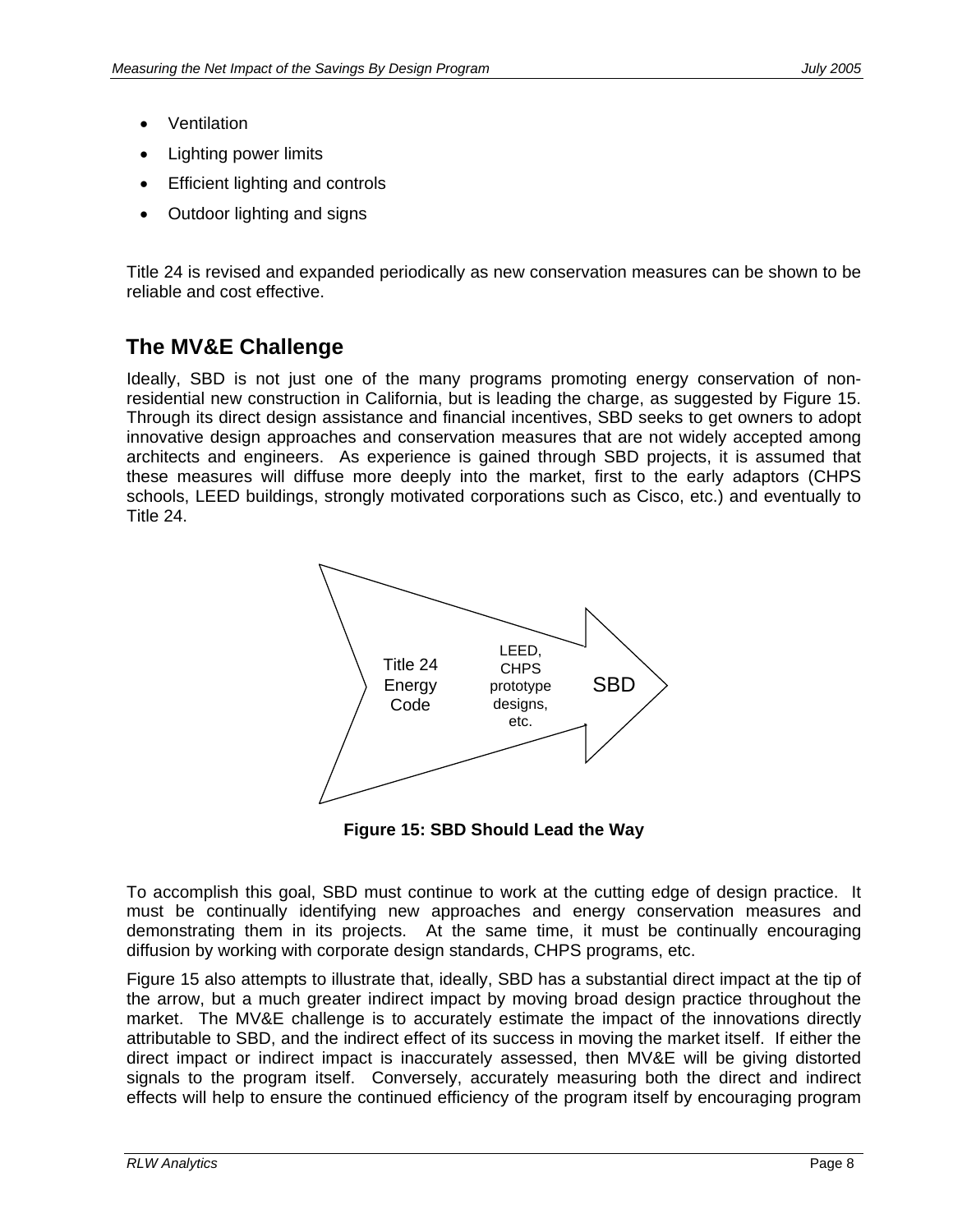- Ventilation
- Lighting power limits
- Efficient lighting and controls
- Outdoor lighting and signs

Title 24 is revised and expanded periodically as new conservation measures can be shown to be reliable and cost effective.

## The MV&E Challenge

Ideally, SBD is not just one of the many programs promoting energy conservation of non-residential new construction in California, but is leading the charge, as suggested by Figure 15. Through its direct design assistance and financial incentives, SBD seeks to get owners to adopt innovative design approaches and conservation measures that are not widely accepted among architects and engineers. As experience is gained through SBD projects, it is assumed that these measures will diffuse more deeply into the market, first to the early adaptors (CHPS schools, LEED buildings, strongly motivated corporations such as Cisco, etc.) and eventually to Title 24.

Title 24 Energy Code

LEED, CHPS prototype designs, etc.

SBD

**Figure 15: SBD Should Lead the Way**

To accomplish this goal, SBD must continue to work at the cutting edge of design practice. It must be continually identifying new approaches and energy conservation measures and demonstrating them in its projects. At the same time, it must be continually encouraging diffusion by working with corporate design standards, CHPS programs, etc.

Figure 15 also attempts to illustrate that, ideally, SBD has a substantial direct impact at the tip of the arrow, but a much greater indirect impact by moving broad design practice throughout the market. The MV&E challenge is to accurately estimate the impact of the innovations directly attributable to SBD, and the indirect effect of its success in moving the market itself. If either the direct impact or indirect impact is inaccurately assessed, then MV&E will be giving distorted signals to the program itself. Conversely, accurately measuring both the direct and indirect effects will help to ensure the continued efficiency of the program itself by encouraging program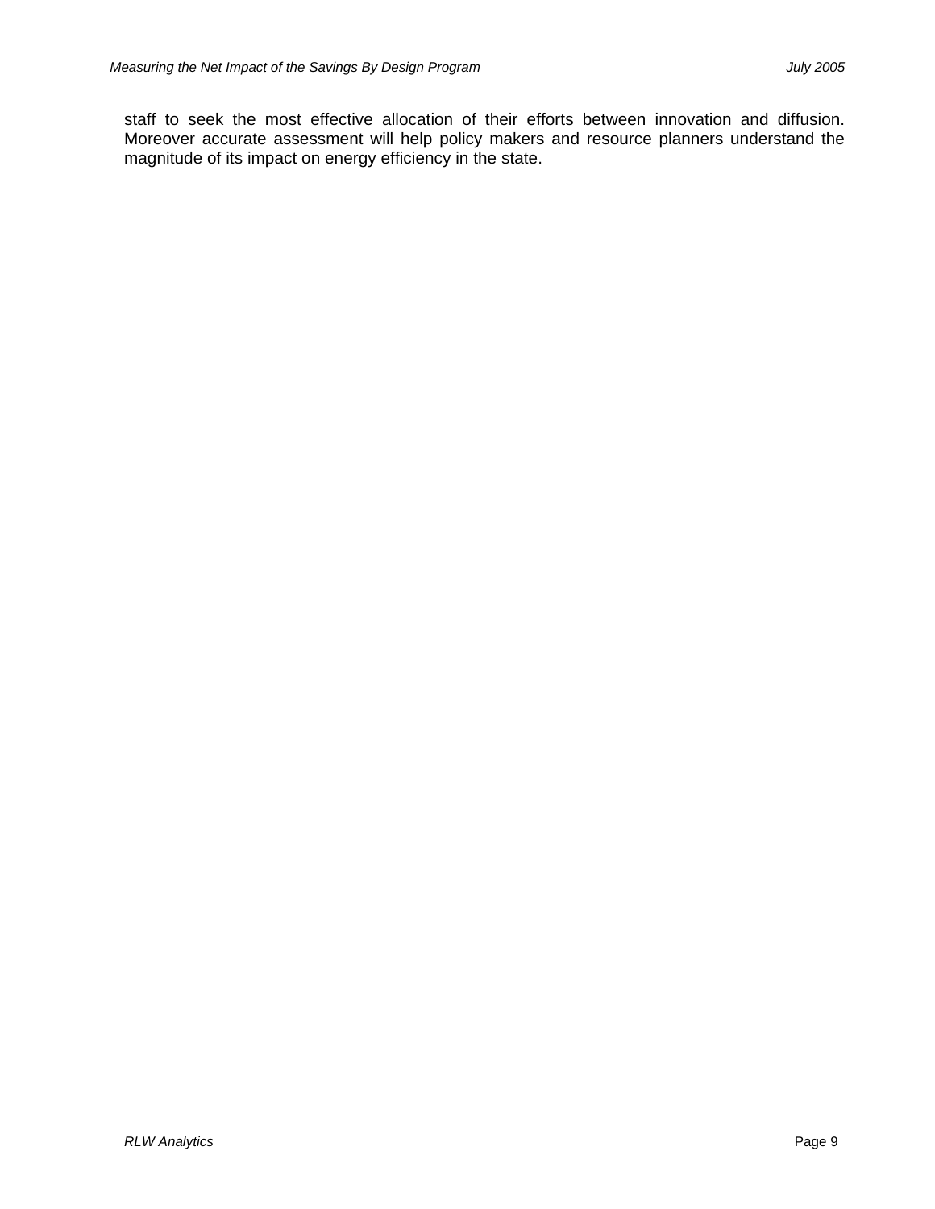staff to seek the most effective allocation of their efforts between innovation and diffusion. Moreover accurate assessment will help policy makers and resource planners understand the magnitude of its impact on energy efficiency in the state.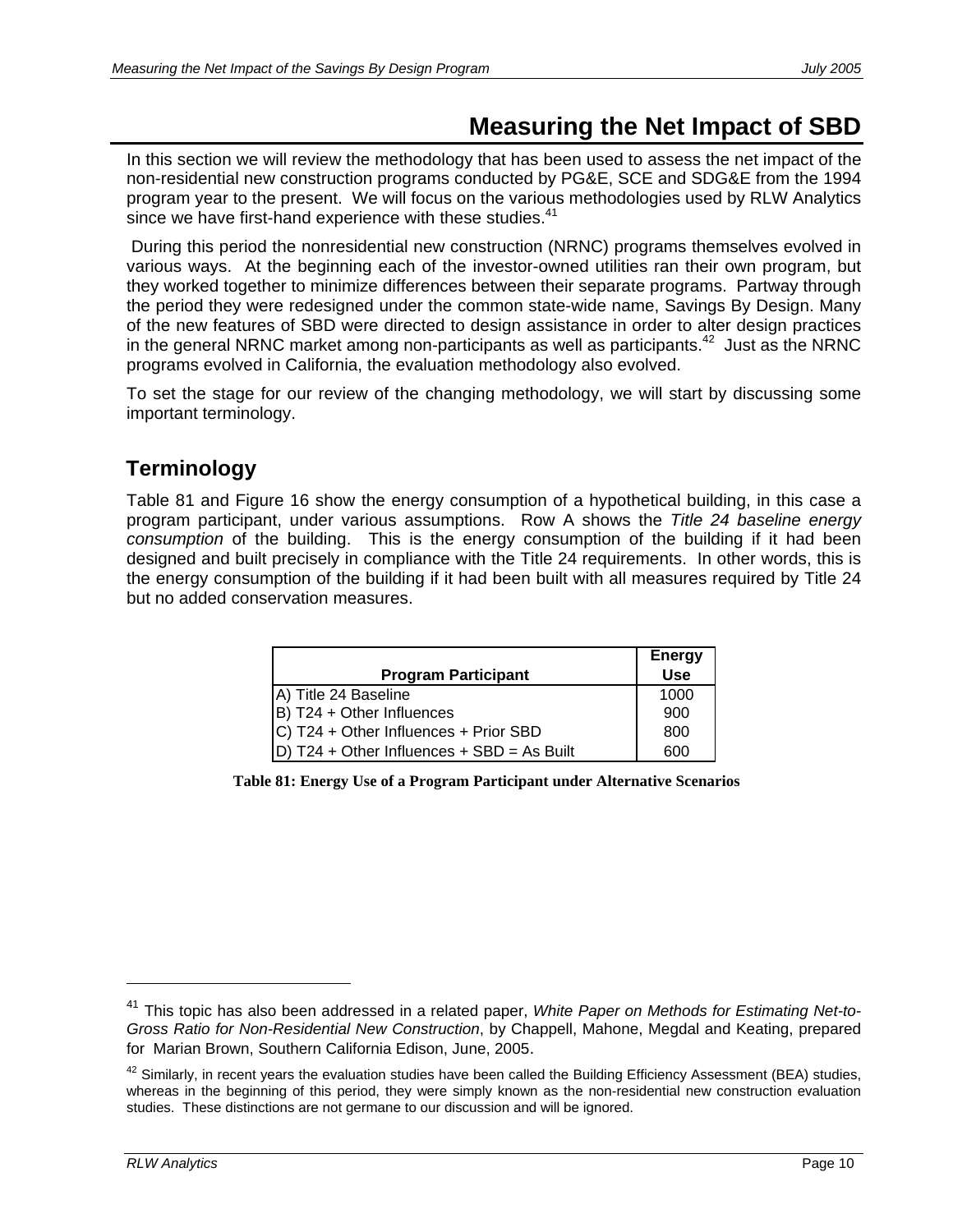# Measuring the Net Impact of SBD

In this section we will review the methodology that has been used to assess the net impact of the non-residential new construction programs conducted by PG&E, SCE and SDG&E from the 1994 program year to the present. We will focus on the various methodologies used by RLW Analytics since we have first-hand experience with these studies.[41]

During this period the nonresidential new construction (NRNC) programs themselves evolved in various ways. At the beginning each of the investor-owned utilities ran their own program, but they worked together to minimize differences between their separate programs. Partway through the period they were redesigned under the common state-wide name, Savings By Design. Many of the new features of SBD were directed to design assistance in order to alter design practices in the general NRNC market among non-participants as well as participants.[42] Just as the NRNC programs evolved in California, the evaluation methodology also evolved.

To set the stage for our review of the changing methodology, we will start by discussing some important terminology.

## Terminology

Table 81 and Figure 16 show the energy consumption of a hypothetical building, in this case a program participant, under various assumptions. Row A shows the *Title 24 baseline energy consumption* of the building. This is the energy consumption of the building if it had been designed and built precisely in compliance with the Title 24 requirements. In other words, this is the energy consumption of the building if it had been built with all measures required by Title 24 but no added conservation measures.

| Program Participant | Energy Use |
|---|---|
| A) Title 24 Baseline | 1000 |
| B) T24 + Other Influences | 900 |
| C) T24 + Other Influences + Prior SBD | 800 |
| D) T24 + Other Influences + SBD = As Built | 600 |

**Table 81: Energy Use of a Program Participant under Alternative Scenarios**

[41] This topic has also been addressed in a related paper, *White Paper on Methods for Estimating Net-to-Gross Ratio for Non-Residential New Construction*, by Chappell, Mahone, Megdal and Keating, prepared for Marian Brown, Southern California Edison, June, 2005.

[42] Similarly, in recent years the evaluation studies have been called the Building Efficiency Assessment (BEA) studies, whereas in the beginning of this period, they were simply known as the non-residential new construction evaluation studies. These distinctions are not germane to our discussion and will be ignored.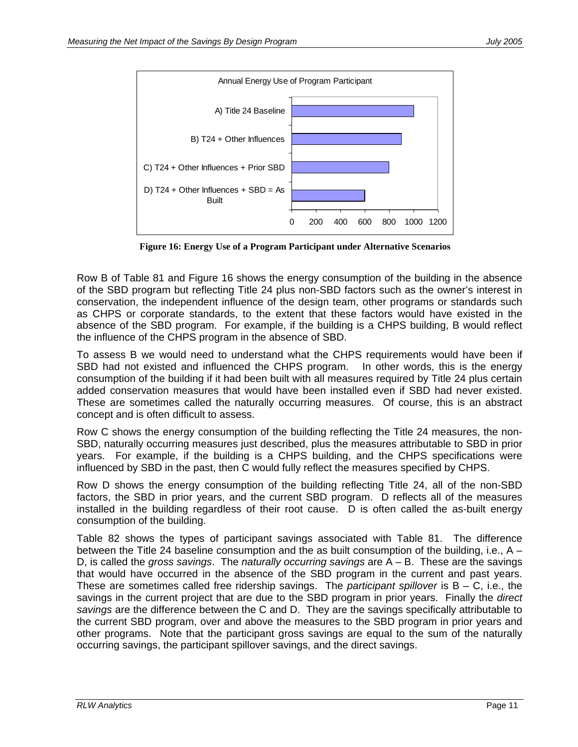Annual Energy Use of Program Participant

| Scenario | Annual Energy Use |
|---|---|
| A) Title 24 Baseline | 1000 |
| B) T24 + Other Influences | 900 |
| C) T24 + Other Influences + Prior SBD | 800 |
| D) T24 + Other Influences + SBD = As Built | 600 |

**Figure 16: Energy Use of a Program Participant under Alternative Scenarios**

Row B of Table 81 and Figure 16 shows the energy consumption of the building in the absence of the SBD program but reflecting Title 24 plus non-SBD factors such as the owner's interest in conservation, the independent influence of the design team, other programs or standards such as CHPS or corporate standards, to the extent that these factors would have existed in the absence of the SBD program. For example, if the building is a CHPS building, B would reflect the influence of the CHPS program in the absence of SBD.

To assess B we would need to understand what the CHPS requirements would have been if SBD had not existed and influenced the CHPS program. In other words, this is the energy consumption of the building if it had been built with all measures required by Title 24 plus certain added conservation measures that would have been installed even if SBD had never existed. These are sometimes called the naturally occurring measures. Of course, this is an abstract concept and is often difficult to assess.

Row C shows the energy consumption of the building reflecting the Title 24 measures, the non-SBD, naturally occurring measures just described, plus the measures attributable to SBD in prior years. For example, if the building is a CHPS building, and the CHPS specifications were influenced by SBD in the past, then C would fully reflect the measures specified by CHPS.

Row D shows the energy consumption of the building reflecting Title 24, all of the non-SBD factors, the SBD in prior years, and the current SBD program. D reflects all of the measures installed in the building regardless of their root cause. D is often called the as-built energy consumption of the building.

Table 82 shows the types of participant savings associated with Table 81. The difference between the Title 24 baseline consumption and the as built consumption of the building, i.e., A – D, is called the *gross savings*. The *naturally occurring savings* are A – B. These are the savings that would have occurred in the absence of the SBD program in the current and past years. These are sometimes called free ridership savings. The *participant spillover* is B – C, i.e., the savings in the current project that are due to the SBD program in prior years. Finally the *direct savings* are the difference between the C and D. They are the savings specifically attributable to the current SBD program, over and above the measures to the SBD program in prior years and other programs. Note that the participant gross savings are equal to the sum of the naturally occurring savings, the participant spillover savings, and the direct savings.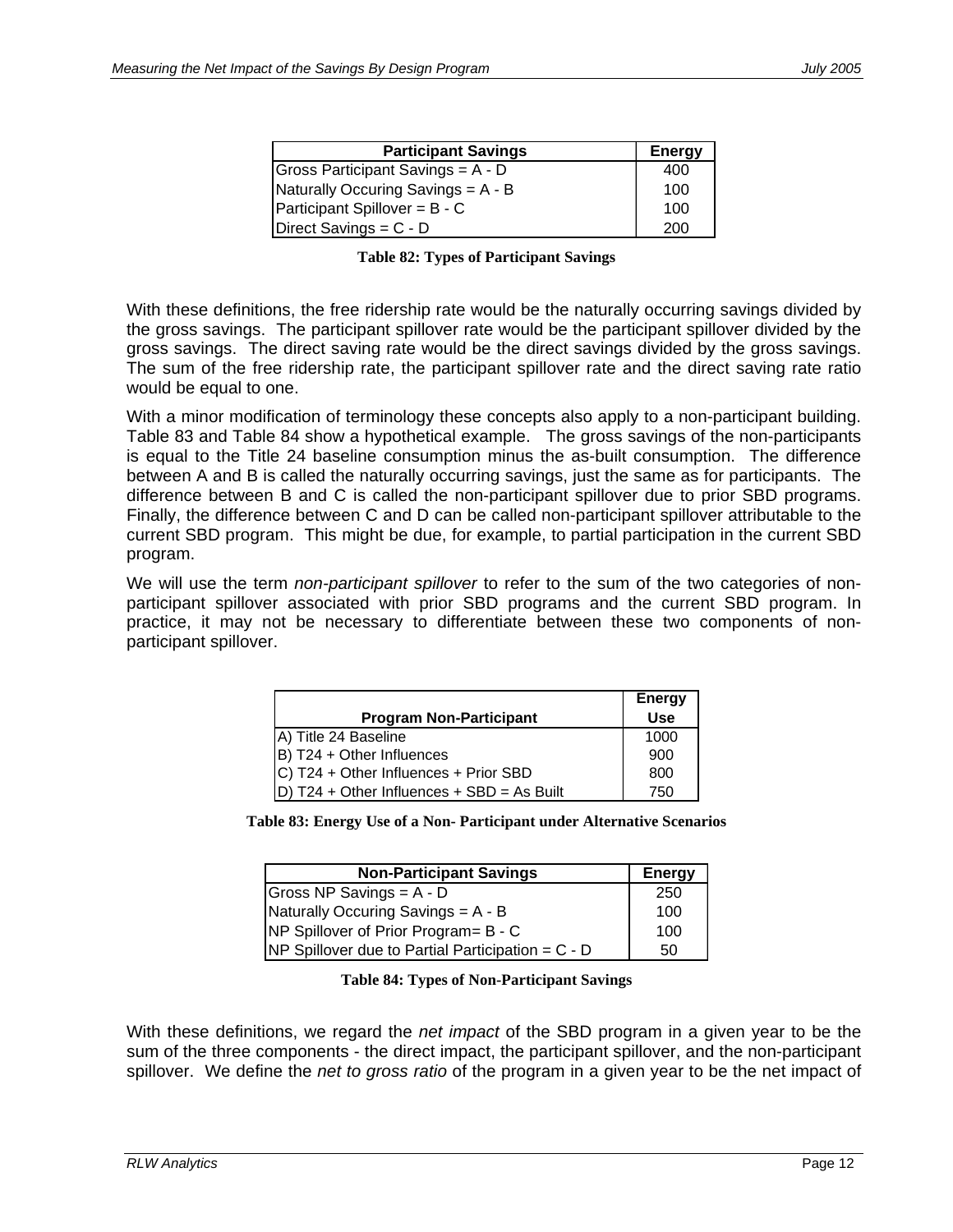| Participant Savings | Energy |
|---|---|
| Gross Participant Savings = A - D | 400 |
| Naturally Occuring Savings = A - B | 100 |
| Participant Spillover = B - C | 100 |
| Direct Savings = C - D | 200 |

**Table 82: Types of Participant Savings**

With these definitions, the free ridership rate would be the naturally occurring savings divided by the gross savings. The participant spillover rate would be the participant spillover divided by the gross savings. The direct saving rate would be the direct savings divided by the gross savings. The sum of the free ridership rate, the participant spillover rate and the direct saving rate ratio would be equal to one.

With a minor modification of terminology these concepts also apply to a non-participant building. Table 83 and Table 84 show a hypothetical example. The gross savings of the non-participants is equal to the Title 24 baseline consumption minus the as-built consumption. The difference between A and B is called the naturally occurring savings, just the same as for participants. The difference between B and C is called the non-participant spillover due to prior SBD programs. Finally, the difference between C and D can be called non-participant spillover attributable to the current SBD program. This might be due, for example, to partial participation in the current SBD program.

We will use the term *non-participant spillover* to refer to the sum of the two categories of non-participant spillover associated with prior SBD programs and the current SBD program. In practice, it may not be necessary to differentiate between these two components of non-participant spillover.

| Program Non-Participant | Energy Use |
|---|---|
| A) Title 24 Baseline | 1000 |
| B) T24 + Other Influences | 900 |
| C) T24 + Other Influences + Prior SBD | 800 |
| D) T24 + Other Influences + SBD = As Built | 750 |

**Table 83: Energy Use of a Non- Participant under Alternative Scenarios**

| Non-Participant Savings | Energy |
|---|---|
| Gross NP Savings = A - D | 250 |
| Naturally Occuring Savings = A - B | 100 |
| NP Spillover of Prior Program= B - C | 100 |
| NP Spillover due to Partial Participation = C - D | 50 |

**Table 84: Types of Non-Participant Savings**

With these definitions, we regard the *net impact* of the SBD program in a given year to be the sum of the three components - the direct impact, the participant spillover, and the non-participant spillover. We define the *net to gross ratio* of the program in a given year to be the net impact of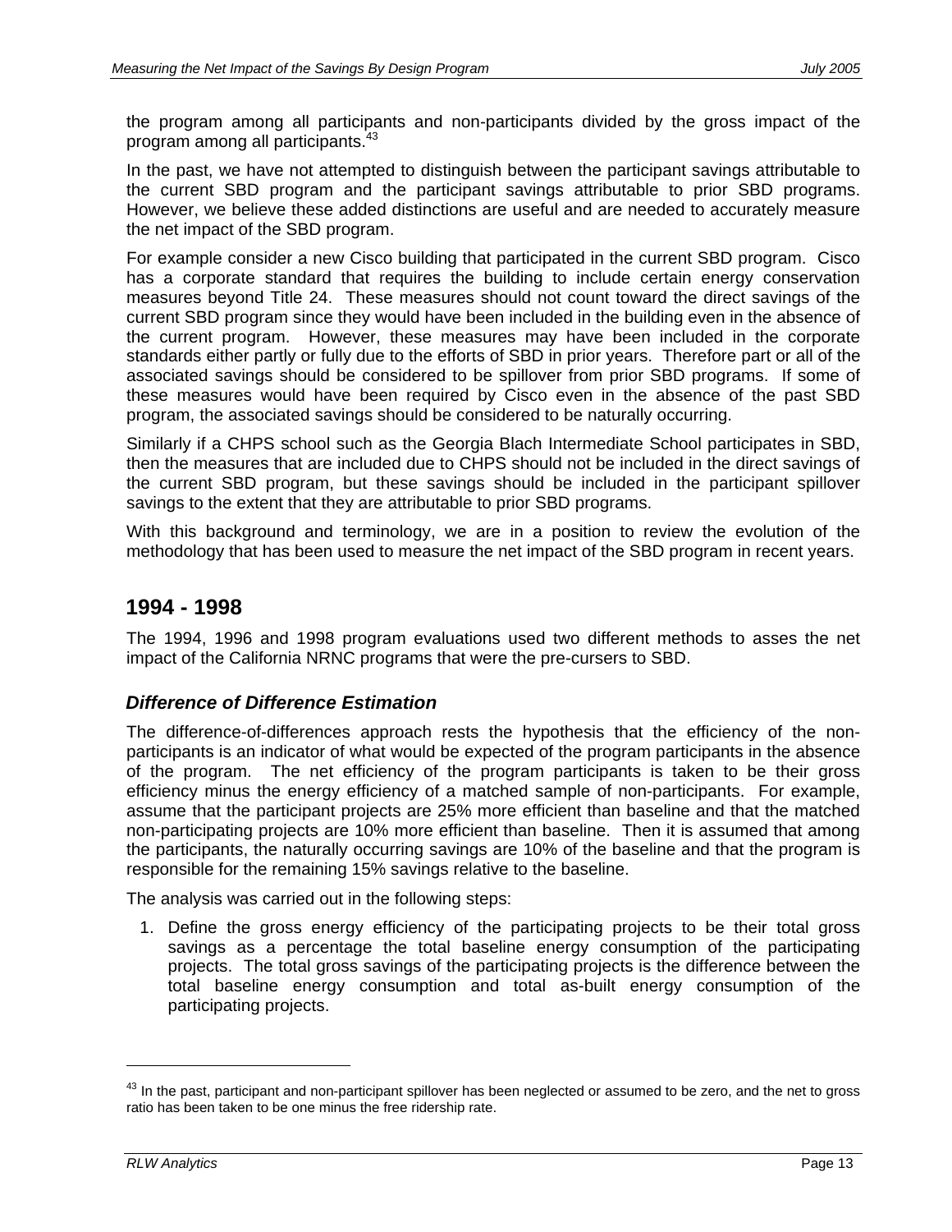the program among all participants and non-participants divided by the gross impact of the program among all participants.[43]

In the past, we have not attempted to distinguish between the participant savings attributable to the current SBD program and the participant savings attributable to prior SBD programs. However, we believe these added distinctions are useful and are needed to accurately measure the net impact of the SBD program.

For example consider a new Cisco building that participated in the current SBD program. Cisco has a corporate standard that requires the building to include certain energy conservation measures beyond Title 24. These measures should not count toward the direct savings of the current SBD program since they would have been included in the building even in the absence of the current program. However, these measures may have been included in the corporate standards either partly or fully due to the efforts of SBD in prior years. Therefore part or all of the associated savings should be considered to be spillover from prior SBD programs. If some of these measures would have been required by Cisco even in the absence of the past SBD program, the associated savings should be considered to be naturally occurring.

Similarly if a CHPS school such as the Georgia Blach Intermediate School participates in SBD, then the measures that are included due to CHPS should not be included in the direct savings of the current SBD program, but these savings should be included in the participant spillover savings to the extent that they are attributable to prior SBD programs.

With this background and terminology, we are in a position to review the evolution of the methodology that has been used to measure the net impact of the SBD program in recent years.

## 1994 - 1998

The 1994, 1996 and 1998 program evaluations used two different methods to asses the net impact of the California NRNC programs that were the pre-cursers to SBD.

### *Difference of Difference Estimation*

The difference-of-differences approach rests the hypothesis that the efficiency of the non-participants is an indicator of what would be expected of the program participants in the absence of the program. The net efficiency of the program participants is taken to be their gross efficiency minus the energy efficiency of a matched sample of non-participants. For example, assume that the participant projects are 25% more efficient than baseline and that the matched non-participating projects are 10% more efficient than baseline. Then it is assumed that among the participants, the naturally occurring savings are 10% of the baseline and that the program is responsible for the remaining 15% savings relative to the baseline.

The analysis was carried out in the following steps:

1. Define the gross energy efficiency of the participating projects to be their total gross savings as a percentage the total baseline energy consumption of the participating projects. The total gross savings of the participating projects is the difference between the total baseline energy consumption and total as-built energy consumption of the participating projects.

[43] In the past, participant and non-participant spillover has been neglected or assumed to be zero, and the net to gross ratio has been taken to be one minus the free ridership rate.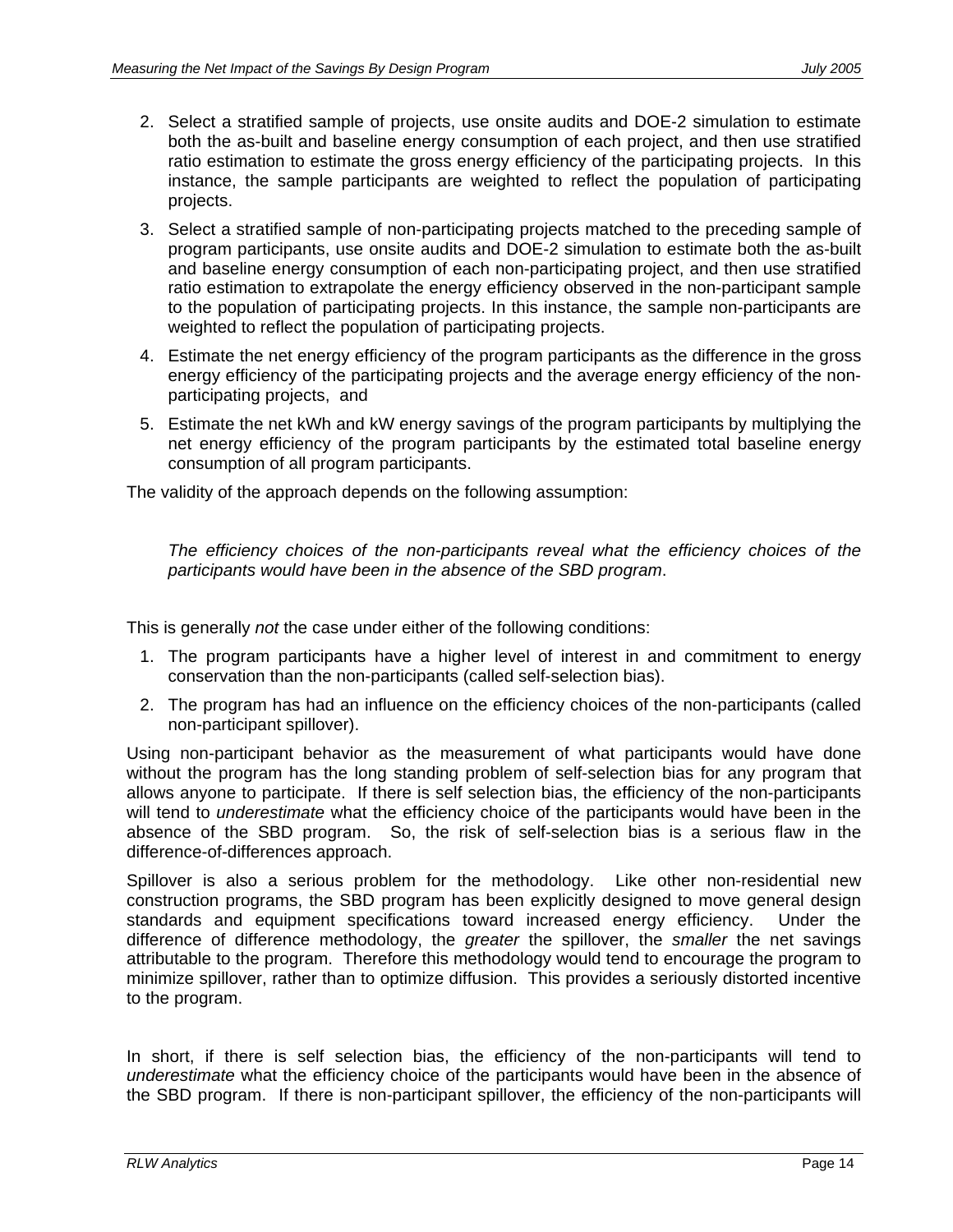2. Select a stratified sample of projects, use onsite audits and DOE-2 simulation to estimate both the as-built and baseline energy consumption of each project, and then use stratified ratio estimation to estimate the gross energy efficiency of the participating projects. In this instance, the sample participants are weighted to reflect the population of participating projects.
3. Select a stratified sample of non-participating projects matched to the preceding sample of program participants, use onsite audits and DOE-2 simulation to estimate both the as-built and baseline energy consumption of each non-participating project, and then use stratified ratio estimation to extrapolate the energy efficiency observed in the non-participant sample to the population of participating projects. In this instance, the sample non-participants are weighted to reflect the population of participating projects.
4. Estimate the net energy efficiency of the program participants as the difference in the gross energy efficiency of the participating projects and the average energy efficiency of the non-participating projects, and
5. Estimate the net kWh and kW energy savings of the program participants by multiplying the net energy efficiency of the program participants by the estimated total baseline energy consumption of all program participants.

The validity of the approach depends on the following assumption:

> *The efficiency choices of the non-participants reveal what the efficiency choices of the participants would have been in the absence of the SBD program*.

This is generally *not* the case under either of the following conditions:

1. The program participants have a higher level of interest in and commitment to energy conservation than the non-participants (called self-selection bias).
2. The program has had an influence on the efficiency choices of the non-participants (called non-participant spillover).

Using non-participant behavior as the measurement of what participants would have done without the program has the long standing problem of self-selection bias for any program that allows anyone to participate. If there is self selection bias, the efficiency of the non-participants will tend to *underestimate* what the efficiency choice of the participants would have been in the absence of the SBD program. So, the risk of self-selection bias is a serious flaw in the difference-of-differences approach.

Spillover is also a serious problem for the methodology. Like other non-residential new construction programs, the SBD program has been explicitly designed to move general design standards and equipment specifications toward increased energy efficiency. Under the difference of difference methodology, the *greater* the spillover, the *smaller* the net savings attributable to the program. Therefore this methodology would tend to encourage the program to minimize spillover, rather than to optimize diffusion. This provides a seriously distorted incentive to the program.

In short, if there is self selection bias, the efficiency of the non-participants will tend to *underestimate* what the efficiency choice of the participants would have been in the absence of the SBD program. If there is non-participant spillover, the efficiency of the non-participants will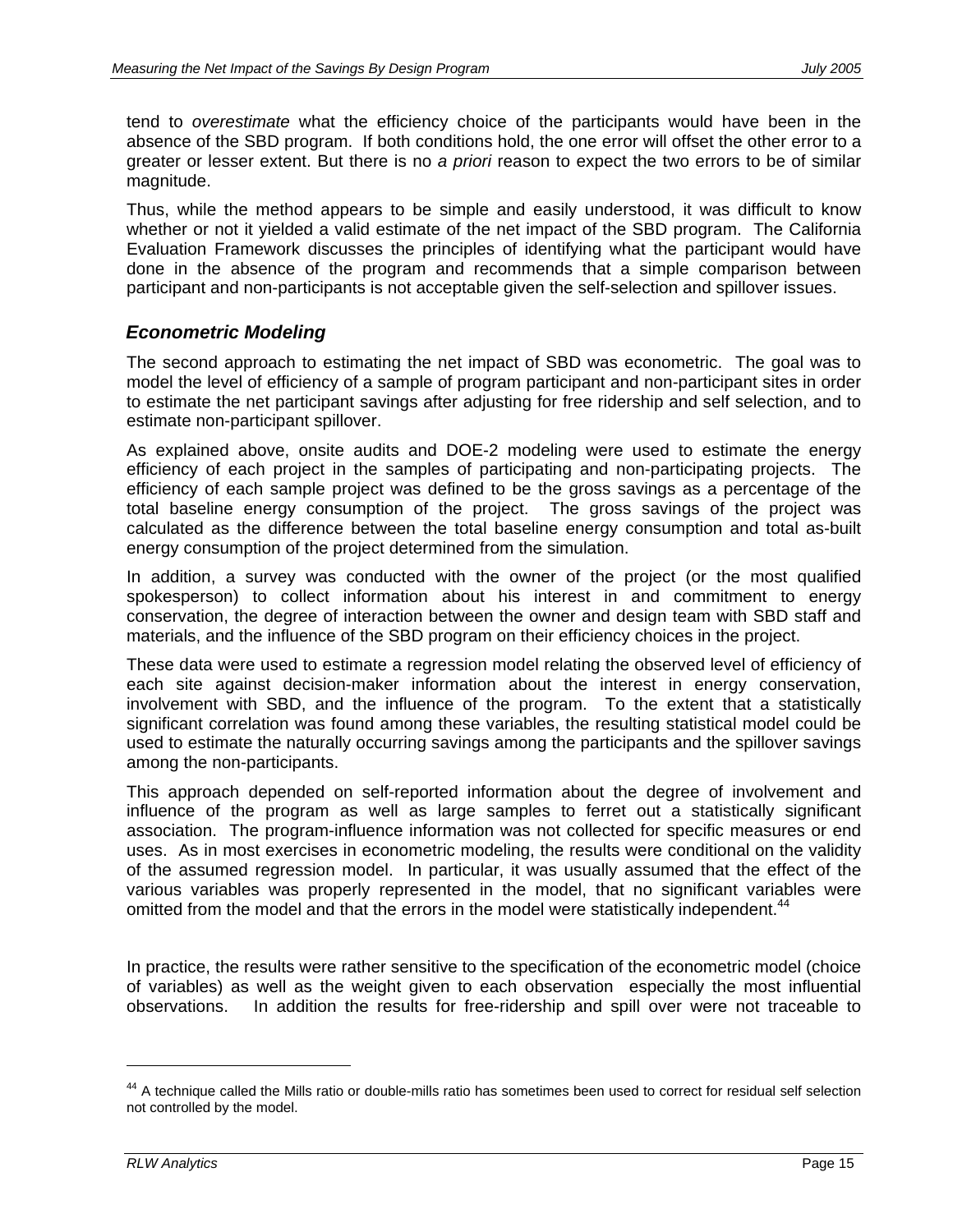tend to *overestimate* what the efficiency choice of the participants would have been in the absence of the SBD program. If both conditions hold, the one error will offset the other error to a greater or lesser extent. But there is no *a priori* reason to expect the two errors to be of similar magnitude.

Thus, while the method appears to be simple and easily understood, it was difficult to know whether or not it yielded a valid estimate of the net impact of the SBD program. The California Evaluation Framework discusses the principles of identifying what the participant would have done in the absence of the program and recommends that a simple comparison between participant and non-participants is not acceptable given the self-selection and spillover issues.

### *Econometric Modeling*

The second approach to estimating the net impact of SBD was econometric. The goal was to model the level of efficiency of a sample of program participant and non-participant sites in order to estimate the net participant savings after adjusting for free ridership and self selection, and to estimate non-participant spillover.

As explained above, onsite audits and DOE-2 modeling were used to estimate the energy efficiency of each project in the samples of participating and non-participating projects. The efficiency of each sample project was defined to be the gross savings as a percentage of the total baseline energy consumption of the project. The gross savings of the project was calculated as the difference between the total baseline energy consumption and total as-built energy consumption of the project determined from the simulation.

In addition, a survey was conducted with the owner of the project (or the most qualified spokesperson) to collect information about his interest in and commitment to energy conservation, the degree of interaction between the owner and design team with SBD staff and materials, and the influence of the SBD program on their efficiency choices in the project.

These data were used to estimate a regression model relating the observed level of efficiency of each site against decision-maker information about the interest in energy conservation, involvement with SBD, and the influence of the program. To the extent that a statistically significant correlation was found among these variables, the resulting statistical model could be used to estimate the naturally occurring savings among the participants and the spillover savings among the non-participants.

This approach depended on self-reported information about the degree of involvement and influence of the program as well as large samples to ferret out a statistically significant association. The program-influence information was not collected for specific measures or end uses. As in most exercises in econometric modeling, the results were conditional on the validity of the assumed regression model. In particular, it was usually assumed that the effect of the various variables was properly represented in the model, that no significant variables were omitted from the model and that the errors in the model were statistically independent.[44]

In practice, the results were rather sensitive to the specification of the econometric model (choice of variables) as well as the weight given to each observation especially the most influential observations. In addition the results for free-ridership and spill over were not traceable to

[44] A technique called the Mills ratio or double-mills ratio has sometimes been used to correct for residual self selection not controlled by the model.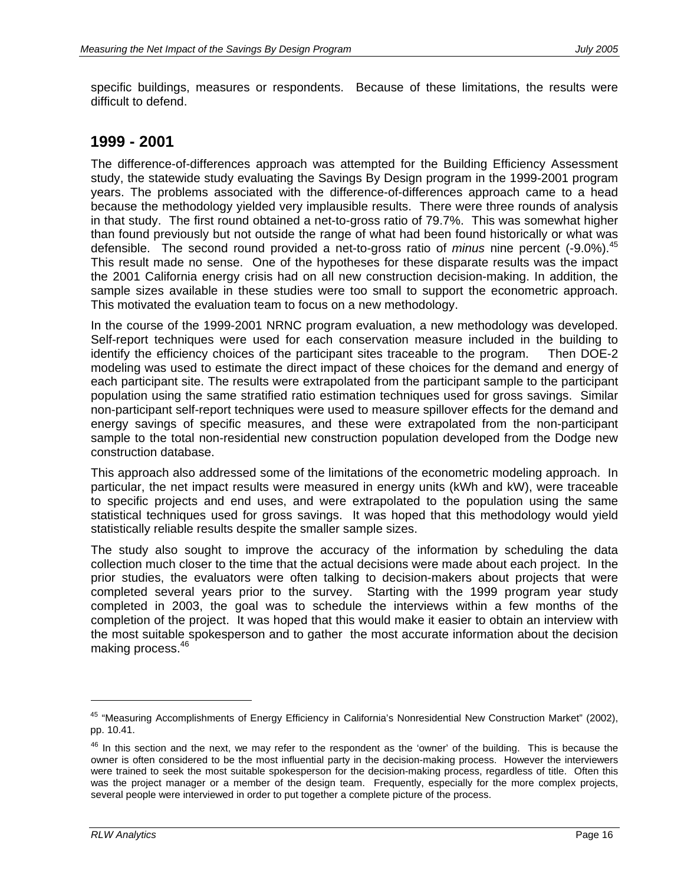specific buildings, measures or respondents. Because of these limitations, the results were difficult to defend.

## 1999 - 2001

The difference-of-differences approach was attempted for the Building Efficiency Assessment study, the statewide study evaluating the Savings By Design program in the 1999-2001 program years. The problems associated with the difference-of-differences approach came to a head because the methodology yielded very implausible results. There were three rounds of analysis in that study. The first round obtained a net-to-gross ratio of 79.7%. This was somewhat higher than found previously but not outside the range of what had been found historically or what was defensible. The second round provided a net-to-gross ratio of *minus* nine percent (-9.0%).[45] This result made no sense. One of the hypotheses for these disparate results was the impact the 2001 California energy crisis had on all new construction decision-making. In addition, the sample sizes available in these studies were too small to support the econometric approach. This motivated the evaluation team to focus on a new methodology.

In the course of the 1999-2001 NRNC program evaluation, a new methodology was developed. Self-report techniques were used for each conservation measure included in the building to identify the efficiency choices of the participant sites traceable to the program. Then DOE-2 modeling was used to estimate the direct impact of these choices for the demand and energy of each participant site. The results were extrapolated from the participant sample to the participant population using the same stratified ratio estimation techniques used for gross savings. Similar non-participant self-report techniques were used to measure spillover effects for the demand and energy savings of specific measures, and these were extrapolated from the non-participant sample to the total non-residential new construction population developed from the Dodge new construction database.

This approach also addressed some of the limitations of the econometric modeling approach. In particular, the net impact results were measured in energy units (kWh and kW), were traceable to specific projects and end uses, and were extrapolated to the population using the same statistical techniques used for gross savings. It was hoped that this methodology would yield statistically reliable results despite the smaller sample sizes.

The study also sought to improve the accuracy of the information by scheduling the data collection much closer to the time that the actual decisions were made about each project. In the prior studies, the evaluators were often talking to decision-makers about projects that were completed several years prior to the survey. Starting with the 1999 program year study completed in 2003, the goal was to schedule the interviews within a few months of the completion of the project. It was hoped that this would make it easier to obtain an interview with the most suitable spokesperson and to gather the most accurate information about the decision making process.[46]

---

[45] "Measuring Accomplishments of Energy Efficiency in California's Nonresidential New Construction Market" (2002), pp. 10.41.

[46] In this section and the next, we may refer to the respondent as the 'owner' of the building. This is because the owner is often considered to be the most influential party in the decision-making process. However the interviewers were trained to seek the most suitable spokesperson for the decision-making process, regardless of title. Often this was the project manager or a member of the design team. Frequently, especially for the more complex projects, several people were interviewed in order to put together a complete picture of the process.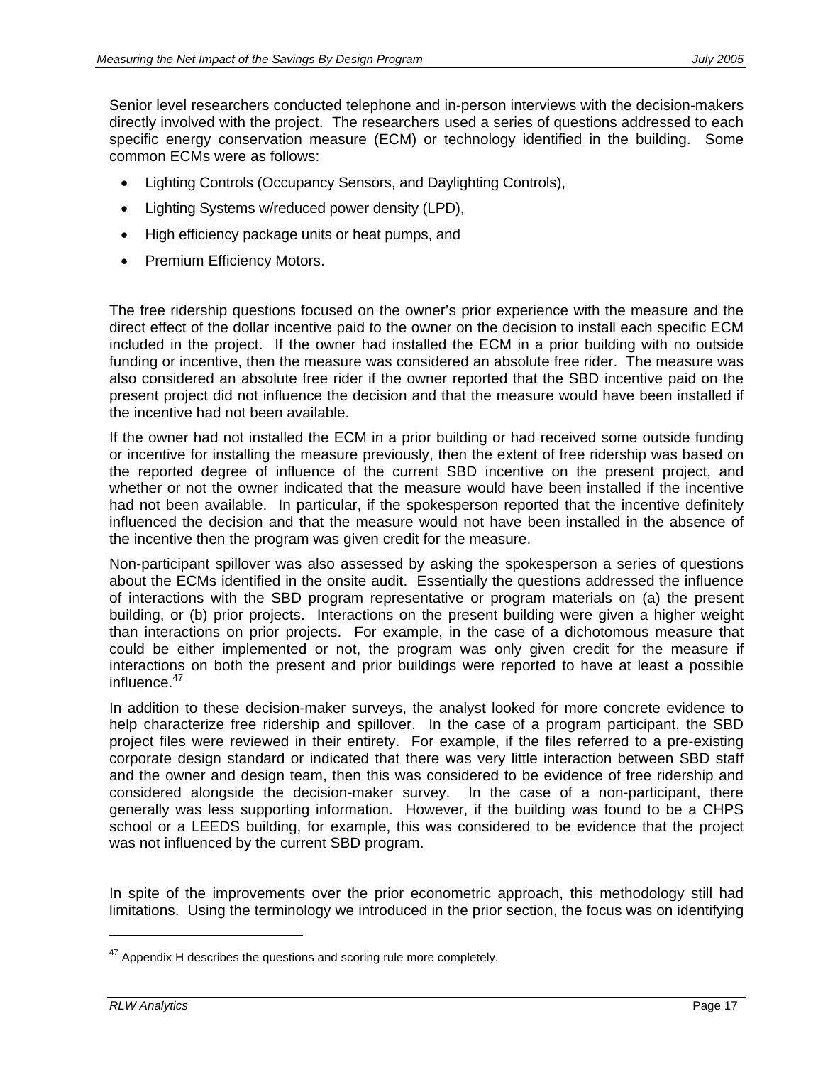Senior level researchers conducted telephone and in-person interviews with the decision-makers directly involved with the project. The researchers used a series of questions addressed to each specific energy conservation measure (ECM) or technology identified in the building. Some common ECMs were as follows:

- Lighting Controls (Occupancy Sensors, and Daylighting Controls),
- Lighting Systems w/reduced power density (LPD),
- High efficiency package units or heat pumps, and
- Premium Efficiency Motors.

The free ridership questions focused on the owner's prior experience with the measure and the direct effect of the dollar incentive paid to the owner on the decision to install each specific ECM included in the project. If the owner had installed the ECM in a prior building with no outside funding or incentive, then the measure was considered an absolute free rider. The measure was also considered an absolute free rider if the owner reported that the SBD incentive paid on the present project did not influence the decision and that the measure would have been installed if the incentive had not been available.

If the owner had not installed the ECM in a prior building or had received some outside funding or incentive for installing the measure previously, then the extent of free ridership was based on the reported degree of influence of the current SBD incentive on the present project, and whether or not the owner indicated that the measure would have been installed if the incentive had not been available. In particular, if the spokesperson reported that the incentive definitely influenced the decision and that the measure would not have been installed in the absence of the incentive then the program was given credit for the measure.

Non-participant spillover was also assessed by asking the spokesperson a series of questions about the ECMs identified in the onsite audit. Essentially the questions addressed the influence of interactions with the SBD program representative or program materials on (a) the present building, or (b) prior projects. Interactions on the present building were given a higher weight than interactions on prior projects. For example, in the case of a dichotomous measure that could be either implemented or not, the program was only given credit for the measure if interactions on both the present and prior buildings were reported to have at least a possible influence.[47]

In addition to these decision-maker surveys, the analyst looked for more concrete evidence to help characterize free ridership and spillover. In the case of a program participant, the SBD project files were reviewed in their entirety. For example, if the files referred to a pre-existing corporate design standard or indicated that there was very little interaction between SBD staff and the owner and design team, then this was considered to be evidence of free ridership and considered alongside the decision-maker survey. In the case of a non-participant, there generally was less supporting information. However, if the building was found to be a CHPS school or a LEEDS building, for example, this was considered to be evidence that the project was not influenced by the current SBD program.

In spite of the improvements over the prior econometric approach, this methodology still had limitations. Using the terminology we introduced in the prior section, the focus was on identifying

---

[47] Appendix H describes the questions and scoring rule more completely.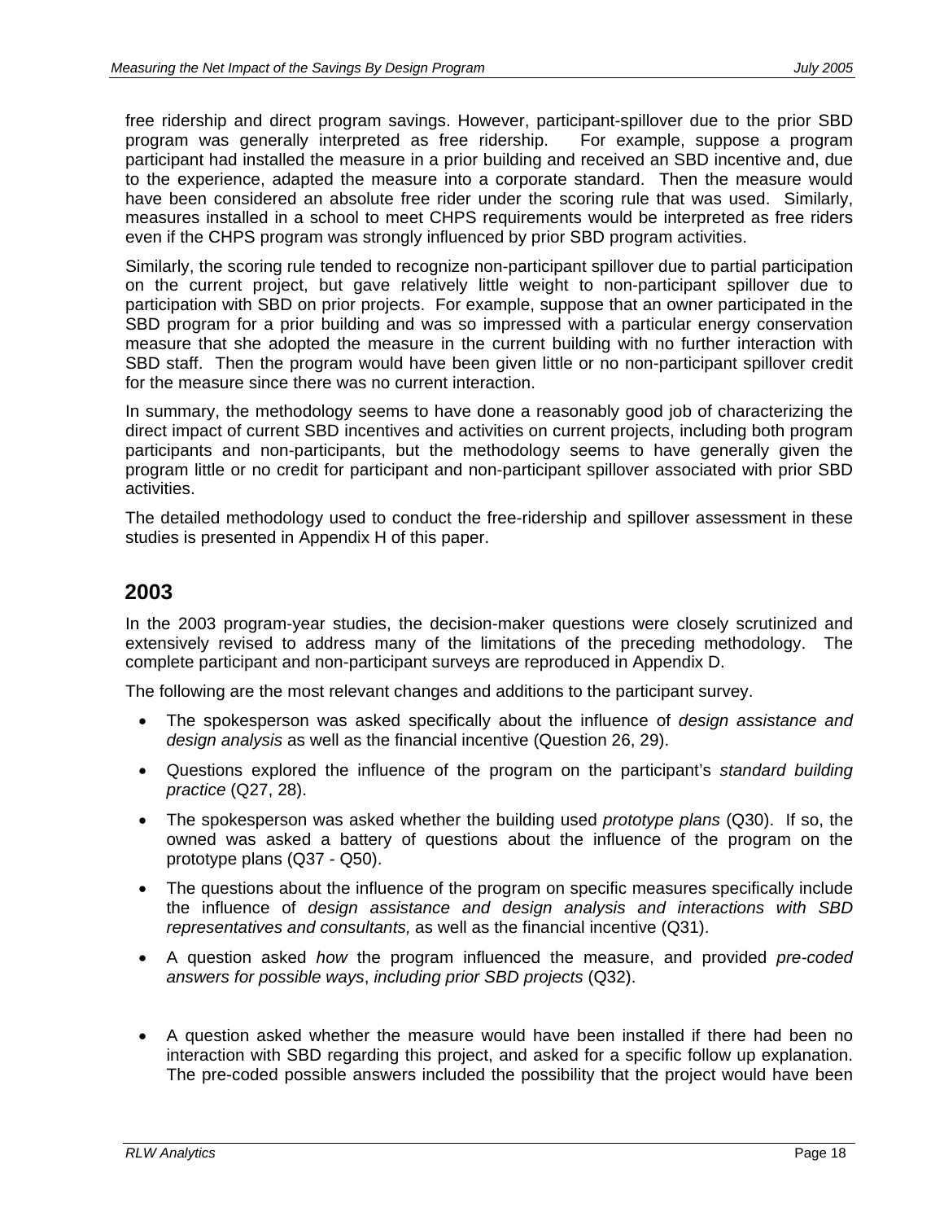free ridership and direct program savings. However, participant-spillover due to the prior SBD program was generally interpreted as free ridership.  For example, suppose a program participant had installed the measure in a prior building and received an SBD incentive and, due to the experience, adapted the measure into a corporate standard.  Then the measure would have been considered an absolute free rider under the scoring rule that was used.  Similarly, measures installed in a school to meet CHPS requirements would be interpreted as free riders even if the CHPS program was strongly influenced by prior SBD program activities.

Similarly, the scoring rule tended to recognize non-participant spillover due to partial participation on the current project, but gave relatively little weight to non-participant spillover due to participation with SBD on prior projects.  For example, suppose that an owner participated in the SBD program for a prior building and was so impressed with a particular energy conservation measure that she adopted the measure in the current building with no further interaction with SBD staff.  Then the program would have been given little or no non-participant spillover credit for the measure since there was no current interaction.

In summary, the methodology seems to have done a reasonably good job of characterizing the direct impact of current SBD incentives and activities on current projects, including both program participants and non-participants, but the methodology seems to have generally given the program little or no credit for participant and non-participant spillover associated with prior SBD activities.

The detailed methodology used to conduct the free-ridership and spillover assessment in these studies is presented in Appendix H of this paper.

## 2003

In the 2003 program-year studies, the decision-maker questions were closely scrutinized and extensively revised to address many of the limitations of the preceding methodology.  The complete participant and non-participant surveys are reproduced in Appendix D.

The following are the most relevant changes and additions to the participant survey.

- The spokesperson was asked specifically about the influence of *design assistance and design analysis* as well as the financial incentive (Question 26, 29).
- Questions explored the influence of the program on the participant's *standard building practice* (Q27, 28).
- The spokesperson was asked whether the building used *prototype plans* (Q30).  If so, the owned was asked a battery of questions about the influence of the program on the prototype plans (Q37 - Q50).
- The questions about the influence of the program on specific measures specifically include the influence of *design assistance and design analysis and interactions with SBD representatives and consultants,* as well as the financial incentive (Q31).
- A question asked *how* the program influenced the measure, and provided *pre-coded answers for possible ways*, *including prior SBD projects* (Q32).
- A question asked whether the measure would have been installed if there had been no interaction with SBD regarding this project, and asked for a specific follow up explanation. The pre-coded possible answers included the possibility that the project would have been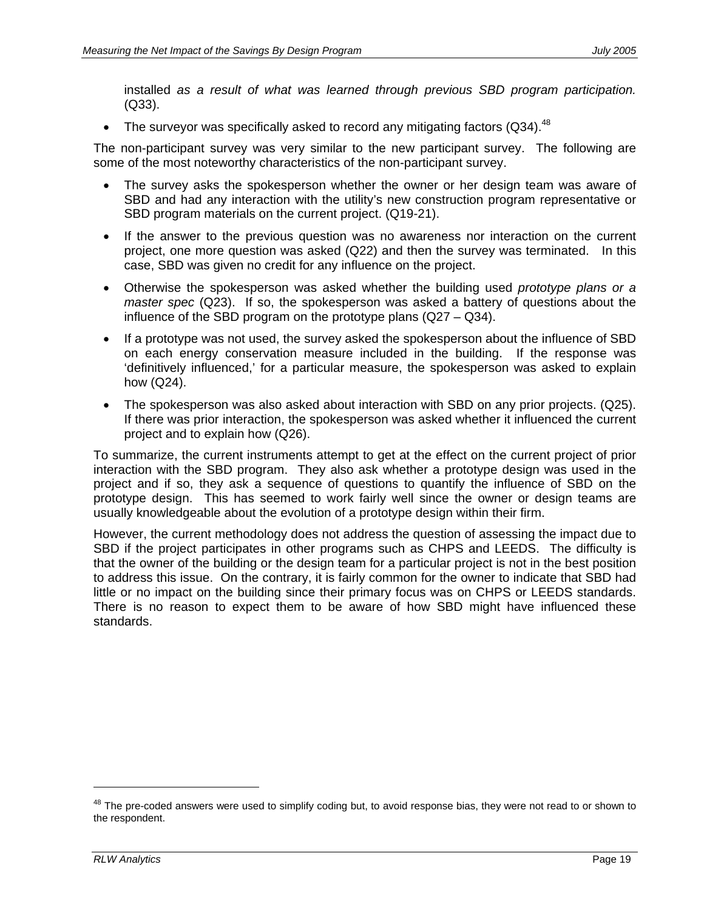installed *as a result of what was learned through previous SBD program participation.* (Q33).

- The surveyor was specifically asked to record any mitigating factors (Q34).[48]

The non-participant survey was very similar to the new participant survey. The following are some of the most noteworthy characteristics of the non-participant survey.

- The survey asks the spokesperson whether the owner or her design team was aware of SBD and had any interaction with the utility's new construction program representative or SBD program materials on the current project. (Q19-21).
- If the answer to the previous question was no awareness nor interaction on the current project, one more question was asked (Q22) and then the survey was terminated. In this case, SBD was given no credit for any influence on the project.
- Otherwise the spokesperson was asked whether the building used *prototype plans or a master spec* (Q23). If so, the spokesperson was asked a battery of questions about the influence of the SBD program on the prototype plans (Q27 – Q34).
- If a prototype was not used, the survey asked the spokesperson about the influence of SBD on each energy conservation measure included in the building. If the response was 'definitively influenced,' for a particular measure, the spokesperson was asked to explain how (Q24).
- The spokesperson was also asked about interaction with SBD on any prior projects. (Q25). If there was prior interaction, the spokesperson was asked whether it influenced the current project and to explain how (Q26).

To summarize, the current instruments attempt to get at the effect on the current project of prior interaction with the SBD program. They also ask whether a prototype design was used in the project and if so, they ask a sequence of questions to quantify the influence of SBD on the prototype design. This has seemed to work fairly well since the owner or design teams are usually knowledgeable about the evolution of a prototype design within their firm.

However, the current methodology does not address the question of assessing the impact due to SBD if the project participates in other programs such as CHPS and LEEDS. The difficulty is that the owner of the building or the design team for a particular project is not in the best position to address this issue. On the contrary, it is fairly common for the owner to indicate that SBD had little or no impact on the building since their primary focus was on CHPS or LEEDS standards. There is no reason to expect them to be aware of how SBD might have influenced these standards.

[48] The pre-coded answers were used to simplify coding but, to avoid response bias, they were not read to or shown to the respondent.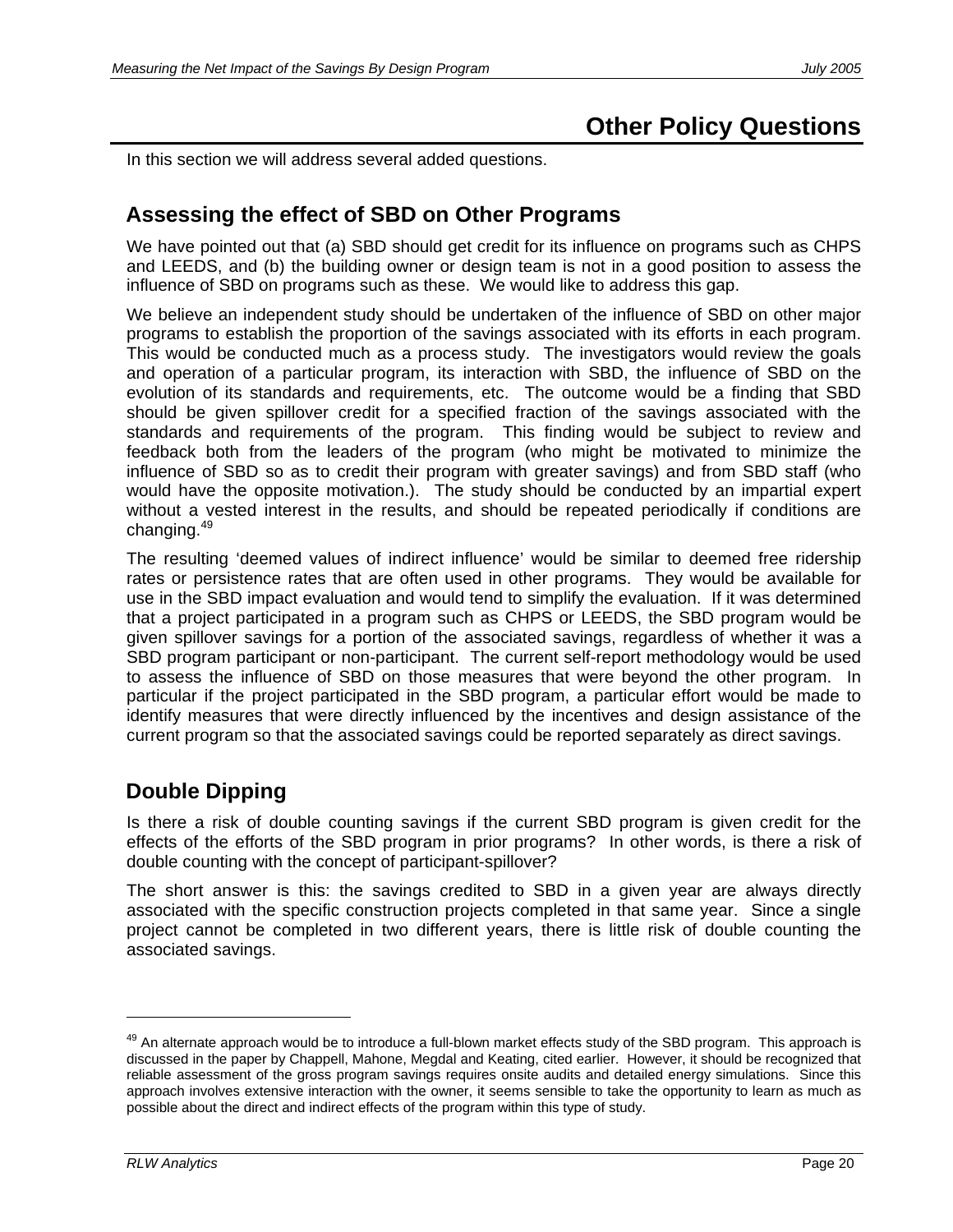# Other Policy Questions

In this section we will address several added questions.

## Assessing the effect of SBD on Other Programs

We have pointed out that (a) SBD should get credit for its influence on programs such as CHPS and LEEDS, and (b) the building owner or design team is not in a good position to assess the influence of SBD on programs such as these. We would like to address this gap.

We believe an independent study should be undertaken of the influence of SBD on other major programs to establish the proportion of the savings associated with its efforts in each program. This would be conducted much as a process study. The investigators would review the goals and operation of a particular program, its interaction with SBD, the influence of SBD on the evolution of its standards and requirements, etc. The outcome would be a finding that SBD should be given spillover credit for a specified fraction of the savings associated with the standards and requirements of the program. This finding would be subject to review and feedback both from the leaders of the program (who might be motivated to minimize the influence of SBD so as to credit their program with greater savings) and from SBD staff (who would have the opposite motivation.). The study should be conducted by an impartial expert without a vested interest in the results, and should be repeated periodically if conditions are changing.[49]

The resulting 'deemed values of indirect influence' would be similar to deemed free ridership rates or persistence rates that are often used in other programs. They would be available for use in the SBD impact evaluation and would tend to simplify the evaluation. If it was determined that a project participated in a program such as CHPS or LEEDS, the SBD program would be given spillover savings for a portion of the associated savings, regardless of whether it was a SBD program participant or non-participant. The current self-report methodology would be used to assess the influence of SBD on those measures that were beyond the other program. In particular if the project participated in the SBD program, a particular effort would be made to identify measures that were directly influenced by the incentives and design assistance of the current program so that the associated savings could be reported separately as direct savings.

## Double Dipping

Is there a risk of double counting savings if the current SBD program is given credit for the effects of the efforts of the SBD program in prior programs? In other words, is there a risk of double counting with the concept of participant-spillover?

The short answer is this: the savings credited to SBD in a given year are always directly associated with the specific construction projects completed in that same year. Since a single project cannot be completed in two different years, there is little risk of double counting the associated savings.

---

[49] An alternate approach would be to introduce a full-blown market effects study of the SBD program. This approach is discussed in the paper by Chappell, Mahone, Megdal and Keating, cited earlier. However, it should be recognized that reliable assessment of the gross program savings requires onsite audits and detailed energy simulations. Since this approach involves extensive interaction with the owner, it seems sensible to take the opportunity to learn as much as possible about the direct and indirect effects of the program within this type of study.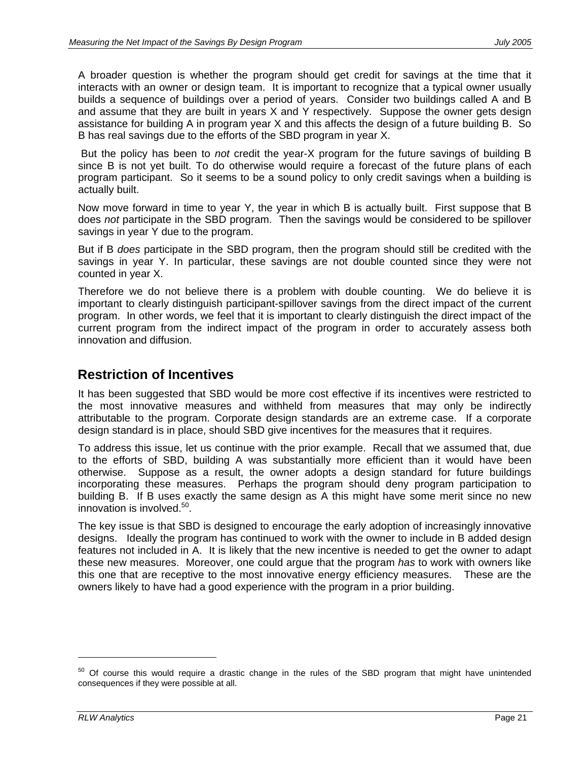A broader question is whether the program should get credit for savings at the time that it interacts with an owner or design team. It is important to recognize that a typical owner usually builds a sequence of buildings over a period of years. Consider two buildings called A and B and assume that they are built in years X and Y respectively. Suppose the owner gets design assistance for building A in program year X and this affects the design of a future building B. So B has real savings due to the efforts of the SBD program in year X.

But the policy has been to *not* credit the year-X program for the future savings of building B since B is not yet built. To do otherwise would require a forecast of the future plans of each program participant. So it seems to be a sound policy to only credit savings when a building is actually built.

Now move forward in time to year Y, the year in which B is actually built. First suppose that B does *not* participate in the SBD program. Then the savings would be considered to be spillover savings in year Y due to the program.

But if B *does* participate in the SBD program, then the program should still be credited with the savings in year Y. In particular, these savings are not double counted since they were not counted in year X.

Therefore we do not believe there is a problem with double counting. We do believe it is important to clearly distinguish participant-spillover savings from the direct impact of the current program. In other words, we feel that it is important to clearly distinguish the direct impact of the current program from the indirect impact of the program in order to accurately assess both innovation and diffusion.

## Restriction of Incentives

It has been suggested that SBD would be more cost effective if its incentives were restricted to the most innovative measures and withheld from measures that may only be indirectly attributable to the program. Corporate design standards are an extreme case. If a corporate design standard is in place, should SBD give incentives for the measures that it requires.

To address this issue, let us continue with the prior example. Recall that we assumed that, due to the efforts of SBD, building A was substantially more efficient than it would have been otherwise. Suppose as a result, the owner adopts a design standard for future buildings incorporating these measures. Perhaps the program should deny program participation to building B. If B uses exactly the same design as A this might have some merit since no new innovation is involved.[50].

The key issue is that SBD is designed to encourage the early adoption of increasingly innovative designs. Ideally the program has continued to work with the owner to include in B added design features not included in A. It is likely that the new incentive is needed to get the owner to adapt these new measures. Moreover, one could argue that the program *has* to work with owners like this one that are receptive to the most innovative energy efficiency measures. These are the owners likely to have had a good experience with the program in a prior building.

[50] Of course this would require a drastic change in the rules of the SBD program that might have unintended consequences if they were possible at all.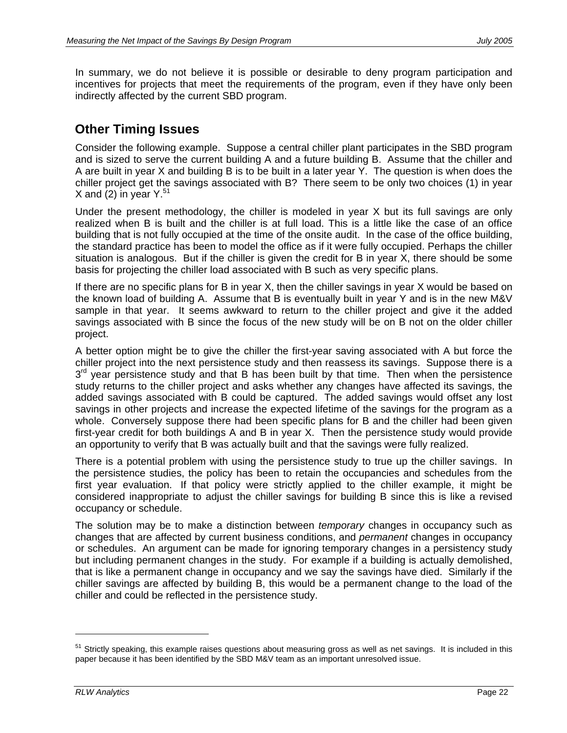In summary, we do not believe it is possible or desirable to deny program participation and incentives for projects that meet the requirements of the program, even if they have only been indirectly affected by the current SBD program.

## Other Timing Issues

Consider the following example. Suppose a central chiller plant participates in the SBD program and is sized to serve the current building A and a future building B. Assume that the chiller and A are built in year X and building B is to be built in a later year Y. The question is when does the chiller project get the savings associated with B? There seem to be only two choices (1) in year X and (2) in year Y.[51]

Under the present methodology, the chiller is modeled in year X but its full savings are only realized when B is built and the chiller is at full load. This is a little like the case of an office building that is not fully occupied at the time of the onsite audit. In the case of the office building, the standard practice has been to model the office as if it were fully occupied. Perhaps the chiller situation is analogous. But if the chiller is given the credit for B in year X, there should be some basis for projecting the chiller load associated with B such as very specific plans.

If there are no specific plans for B in year X, then the chiller savings in year X would be based on the known load of building A. Assume that B is eventually built in year Y and is in the new M&V sample in that year. It seems awkward to return to the chiller project and give it the added savings associated with B since the focus of the new study will be on B not on the older chiller project.

A better option might be to give the chiller the first-year saving associated with A but force the chiller project into the next persistence study and then reassess its savings. Suppose there is a 3rd year persistence study and that B has been built by that time. Then when the persistence study returns to the chiller project and asks whether any changes have affected its savings, the added savings associated with B could be captured. The added savings would offset any lost savings in other projects and increase the expected lifetime of the savings for the program as a whole. Conversely suppose there had been specific plans for B and the chiller had been given first-year credit for both buildings A and B in year X. Then the persistence study would provide an opportunity to verify that B was actually built and that the savings were fully realized.

There is a potential problem with using the persistence study to true up the chiller savings. In the persistence studies, the policy has been to retain the occupancies and schedules from the first year evaluation. If that policy were strictly applied to the chiller example, it might be considered inappropriate to adjust the chiller savings for building B since this is like a revised occupancy or schedule.

The solution may be to make a distinction between *temporary* changes in occupancy such as changes that are affected by current business conditions, and *permanent* changes in occupancy or schedules. An argument can be made for ignoring temporary changes in a persistency study but including permanent changes in the study. For example if a building is actually demolished, that is like a permanent change in occupancy and we say the savings have died. Similarly if the chiller savings are affected by building B, this would be a permanent change to the load of the chiller and could be reflected in the persistence study.

---

[51] Strictly speaking, this example raises questions about measuring gross as well as net savings. It is included in this paper because it has been identified by the SBD M&V team as an important unresolved issue.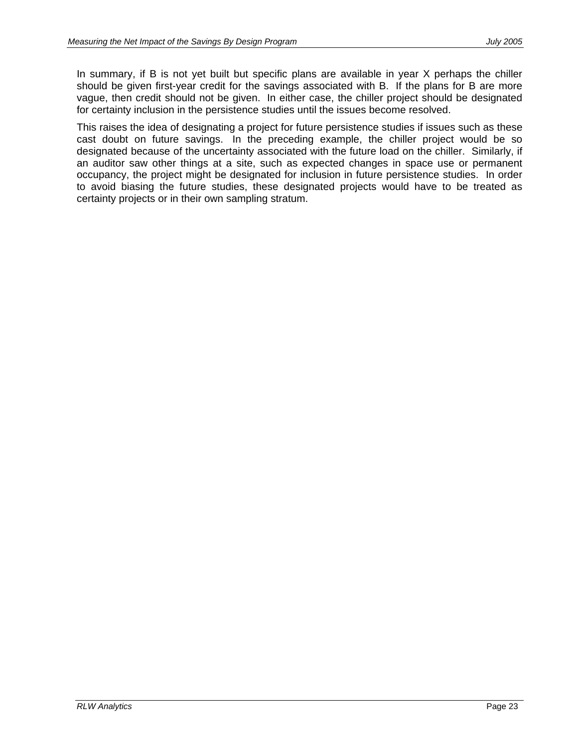In summary, if B is not yet built but specific plans are available in year X perhaps the chiller should be given first-year credit for the savings associated with B. If the plans for B are more vague, then credit should not be given. In either case, the chiller project should be designated for certainty inclusion in the persistence studies until the issues become resolved.

This raises the idea of designating a project for future persistence studies if issues such as these cast doubt on future savings. In the preceding example, the chiller project would be so designated because of the uncertainty associated with the future load on the chiller. Similarly, if an auditor saw other things at a site, such as expected changes in space use or permanent occupancy, the project might be designated for inclusion in future persistence studies. In order to avoid biasing the future studies, these designated projects would have to be treated as certainty projects or in their own sampling stratum.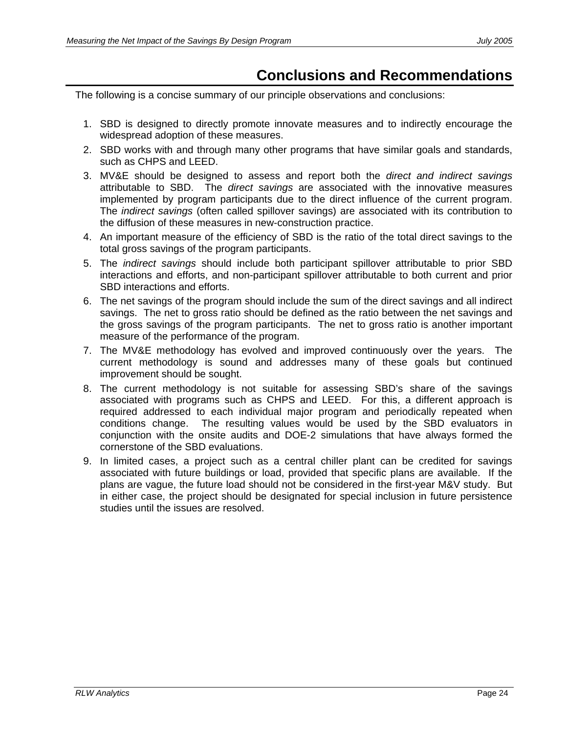# Conclusions and Recommendations

The following is a concise summary of our principle observations and conclusions:

1. SBD is designed to directly promote innovate measures and to indirectly encourage the widespread adoption of these measures.
2. SBD works with and through many other programs that have similar goals and standards, such as CHPS and LEED.
3. MV&E should be designed to assess and report both the *direct and indirect savings* attributable to SBD. The *direct savings* are associated with the innovative measures implemented by program participants due to the direct influence of the current program. The *indirect savings* (often called spillover savings) are associated with its contribution to the diffusion of these measures in new-construction practice.
4. An important measure of the efficiency of SBD is the ratio of the total direct savings to the total gross savings of the program participants.
5. The *indirect savings* should include both participant spillover attributable to prior SBD interactions and efforts, and non-participant spillover attributable to both current and prior SBD interactions and efforts.
6. The net savings of the program should include the sum of the direct savings and all indirect savings. The net to gross ratio should be defined as the ratio between the net savings and the gross savings of the program participants. The net to gross ratio is another important measure of the performance of the program.
7. The MV&E methodology has evolved and improved continuously over the years. The current methodology is sound and addresses many of these goals but continued improvement should be sought.
8. The current methodology is not suitable for assessing SBD's share of the savings associated with programs such as CHPS and LEED. For this, a different approach is required addressed to each individual major program and periodically repeated when conditions change. The resulting values would be used by the SBD evaluators in conjunction with the onsite audits and DOE-2 simulations that have always formed the cornerstone of the SBD evaluations.
9. In limited cases, a project such as a central chiller plant can be credited for savings associated with future buildings or load, provided that specific plans are available. If the plans are vague, the future load should not be considered in the first-year M&V study. But in either case, the project should be designated for special inclusion in future persistence studies until the issues are resolved.